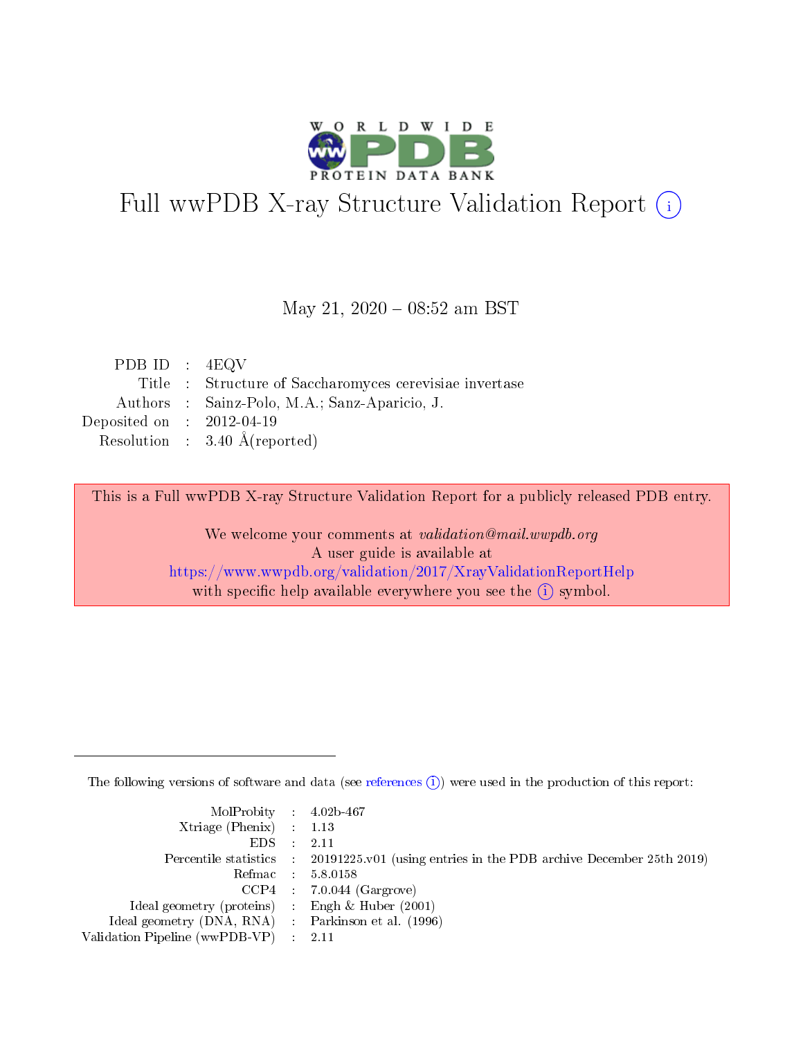# Full wwPDB X-ray Structure Validation Report

May 21, 2020 – 08:52 am BST

| | | |
|---|---|---|
| PDB ID | : | 4EQV |
| Title | : | Structure of Saccharomyces cerevisiae invertase |
| Authors | : | Sainz-Polo, M.A.; Sanz-Aparicio, J. |
| Deposited on | : | 2012-04-19 |
| Resolution | : | 3.40 Å(reported) |

This is a Full wwPDB X-ray Structure Validation Report for a publicly released PDB entry.

We welcome your comments at *validation@mail.wwpdb.org*
A user guide is available at
https://www.wwpdb.org/validation/2017/XrayValidationReportHelp
with specific help available everywhere you see the (i) symbol.

The following versions of software and data (see references (i)) were used in the production of this report:

| | | |
|---|---|---|
| MolProbity | : | 4.02b-467 |
| Xtriage (Phenix) | : | 1.13 |
| EDS | : | 2.11 |
| Percentile statistics | : | 20191225.v01 (using entries in the PDB archive December 25th 2019) |
| Refmac | : | 5.8.0158 |
| CCP4 | : | 7.0.044 (Gargrove) |
| Ideal geometry (proteins) | : | Engh & Huber (2001) |
| Ideal geometry (DNA, RNA) | : | Parkinson et al. (1996) |
| Validation Pipeline (wwPDB-VP) | : | 2.11 |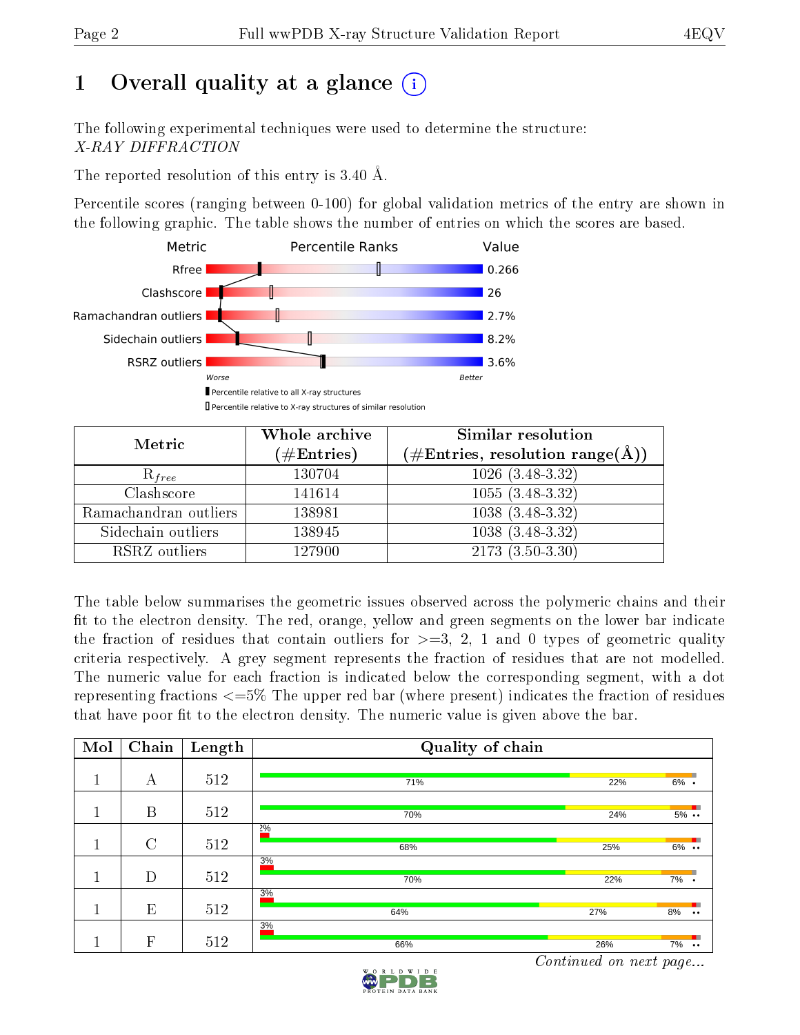# 1 Overall quality at a glance

The following experimental techniques were used to determine the structure:
*X-RAY DIFFRACTION*

The reported resolution of this entry is 3.40 Å.

Percentile scores (ranging between 0-100) for global validation metrics of the entry are shown in the following graphic. The table shows the number of entries on which the scores are based.

| Metric | Value |
|---|---|
| Rfree | 0.266 |
| Clashscore | 26 |
| Ramachandran outliers | 2.7% |
| Sidechain outliers | 8.2% |
| RSRZ outliers | 3.6% |

| Metric | Whole archive (#Entries) | Similar resolution (#Entries, resolution range(Å)) |
|---|---|---|
| $R_{free}$ | 130704 | 1026 (3.48-3.32) |
| Clashscore | 141614 | 1055 (3.48-3.32) |
| Ramachandran outliers | 138981 | 1038 (3.48-3.32) |
| Sidechain outliers | 138945 | 1038 (3.48-3.32) |
| RSRZ outliers | 127900 | 2173 (3.50-3.30) |

The table below summarises the geometric issues observed across the polymeric chains and their fit to the electron density. The red, orange, yellow and green segments on the lower bar indicate the fraction of residues that contain outliers for >=3, 2, 1 and 0 types of geometric quality criteria respectively. A grey segment represents the fraction of residues that are not modelled. The numeric value for each fraction is indicated below the corresponding segment, with a dot representing fractions <=5% The upper red bar (where present) indicates the fraction of residues that have poor fit to the electron density. The numeric value is given above the bar.

| Mol | Chain | Length | Quality of chain |
|---|---|---|---|
| 1 | A | 512 | 71%, 22%, 6% • |
| 1 | B | 512 | 70%, 24%, 5% •• |
| 1 | C | 512 | 2%; 68%, 25%, 6% •• |
| 1 | D | 512 | 3%; 70%, 22%, 7% • |
| 1 | E | 512 | 3%; 64%, 27%, 8% •• |
| 1 | F | 512 | 3%; 66%, 26%, 7% •• |

*Continued on next page...*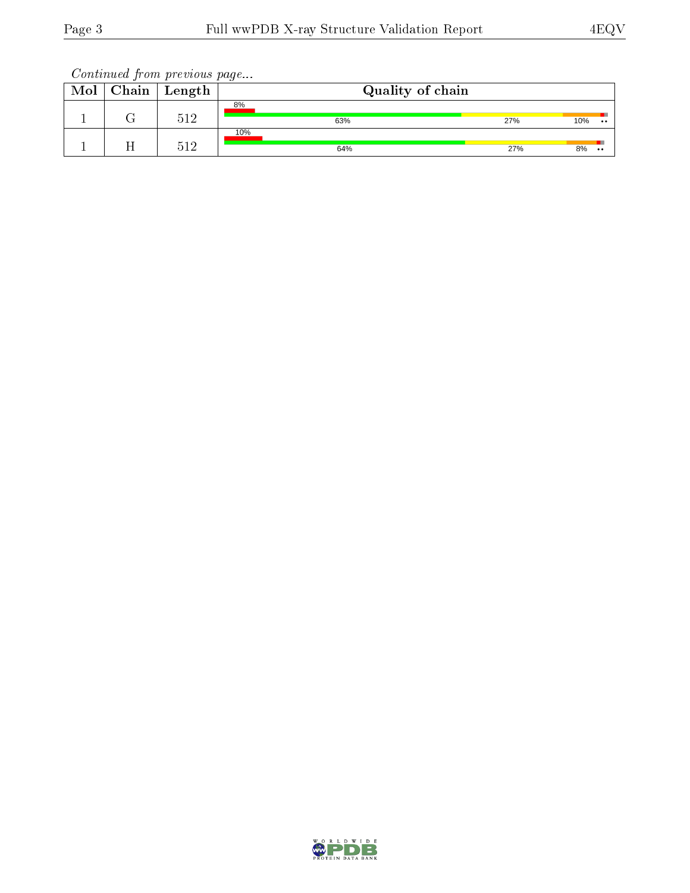*Continued from previous page...*

| Mol | Chain | Length | Quality of chain |
|---|---|---|---|
| 1 | G | 512 | 8% / 63% / 27% / 10% •• |
| 1 | H | 512 | 10% / 64% / 27% / 8% •• |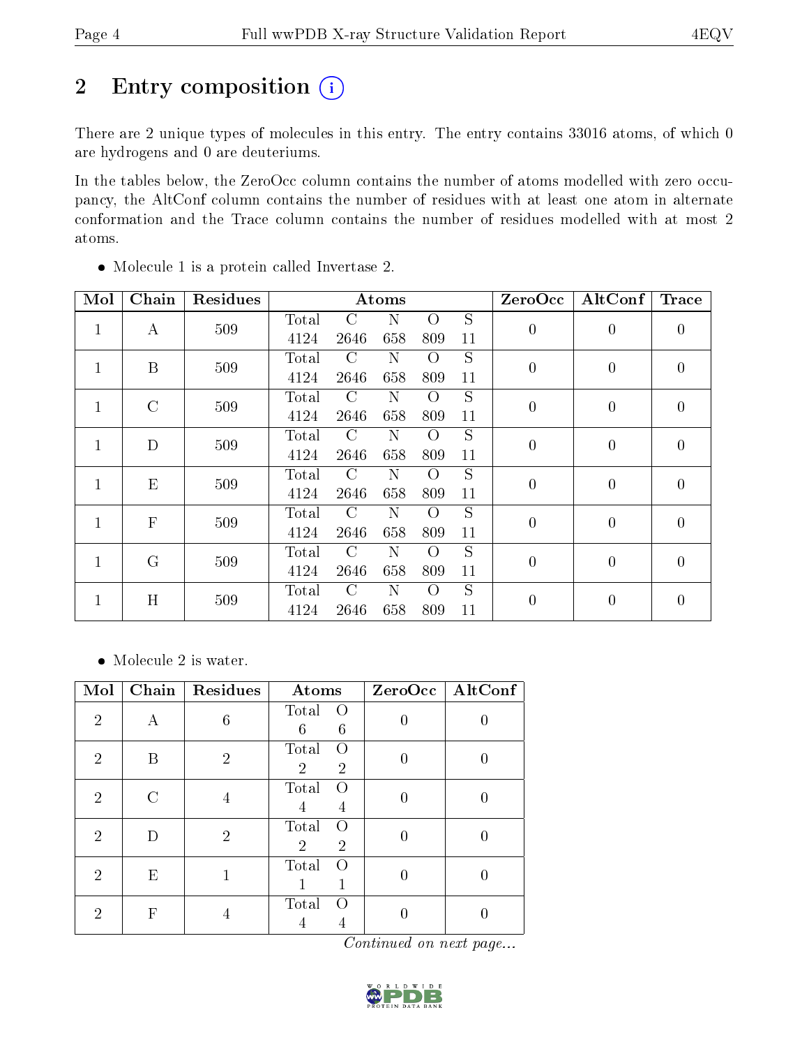# 2 Entry composition

There are 2 unique types of molecules in this entry. The entry contains 33016 atoms, of which 0 are hydrogens and 0 are deuteriums.

In the tables below, the ZeroOcc column contains the number of atoms modelled with zero occupancy, the AltConf column contains the number of residues with at least one atom in alternate conformation and the Trace column contains the number of residues modelled with at most 2 atoms.

- Molecule 1 is a protein called Invertase 2.

| Mol | Chain | Residues | Atoms | | | | | ZeroOcc | AltConf | Trace |
|---|---|---|---|---|---|---|---|---|---|---|
| 1 | A | 509 | Total 4124 | C 2646 | N 658 | O 809 | S 11 | 0 | 0 | 0 |
| 1 | B | 509 | Total 4124 | C 2646 | N 658 | O 809 | S 11 | 0 | 0 | 0 |
| 1 | C | 509 | Total 4124 | C 2646 | N 658 | O 809 | S 11 | 0 | 0 | 0 |
| 1 | D | 509 | Total 4124 | C 2646 | N 658 | O 809 | S 11 | 0 | 0 | 0 |
| 1 | E | 509 | Total 4124 | C 2646 | N 658 | O 809 | S 11 | 0 | 0 | 0 |
| 1 | F | 509 | Total 4124 | C 2646 | N 658 | O 809 | S 11 | 0 | 0 | 0 |
| 1 | G | 509 | Total 4124 | C 2646 | N 658 | O 809 | S 11 | 0 | 0 | 0 |
| 1 | H | 509 | Total 4124 | C 2646 | N 658 | O 809 | S 11 | 0 | 0 | 0 |

- Molecule 2 is water.

| Mol | Chain | Residues | Atoms | | ZeroOcc | AltConf |
|---|---|---|---|---|---|---|
| 2 | A | 6 | Total 6 | O 6 | 0 | 0 |
| 2 | B | 2 | Total 2 | O 2 | 0 | 0 |
| 2 | C | 4 | Total 4 | O 4 | 0 | 0 |
| 2 | D | 2 | Total 2 | O 2 | 0 | 0 |
| 2 | E | 1 | Total 1 | O 1 | 0 | 0 |
| 2 | F | 4 | Total 4 | O 4 | 0 | 0 |

*Continued on next page...*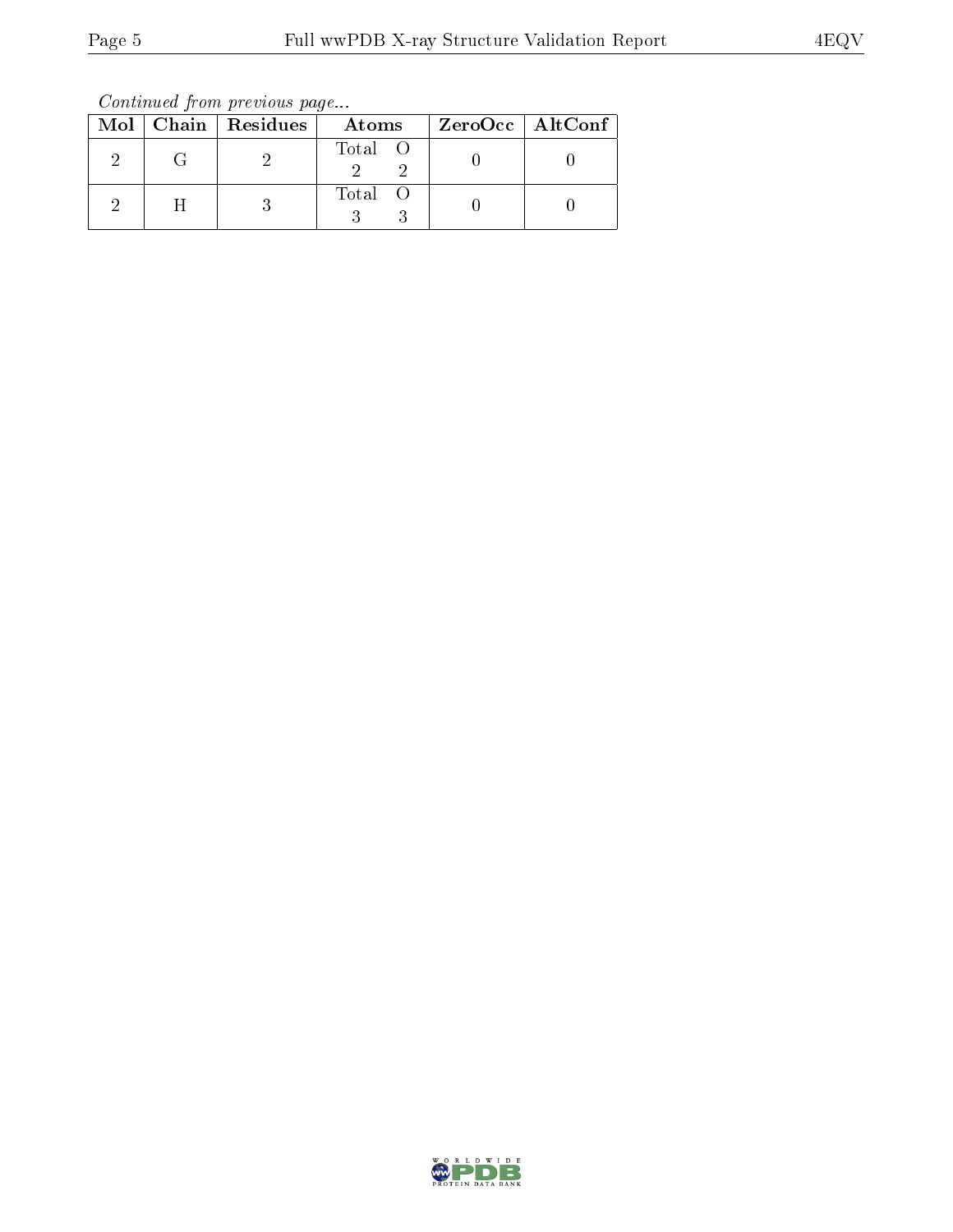*Continued from previous page...*

| Mol | Chain | Residues | Atoms | ZeroOcc | AltConf |
|---|---|---|---|---|---|
| 2 | G | 2 | Total O<br>2 2 | 0 | 0 |
| 2 | H | 3 | Total O<br>3 3 | 0 | 0 |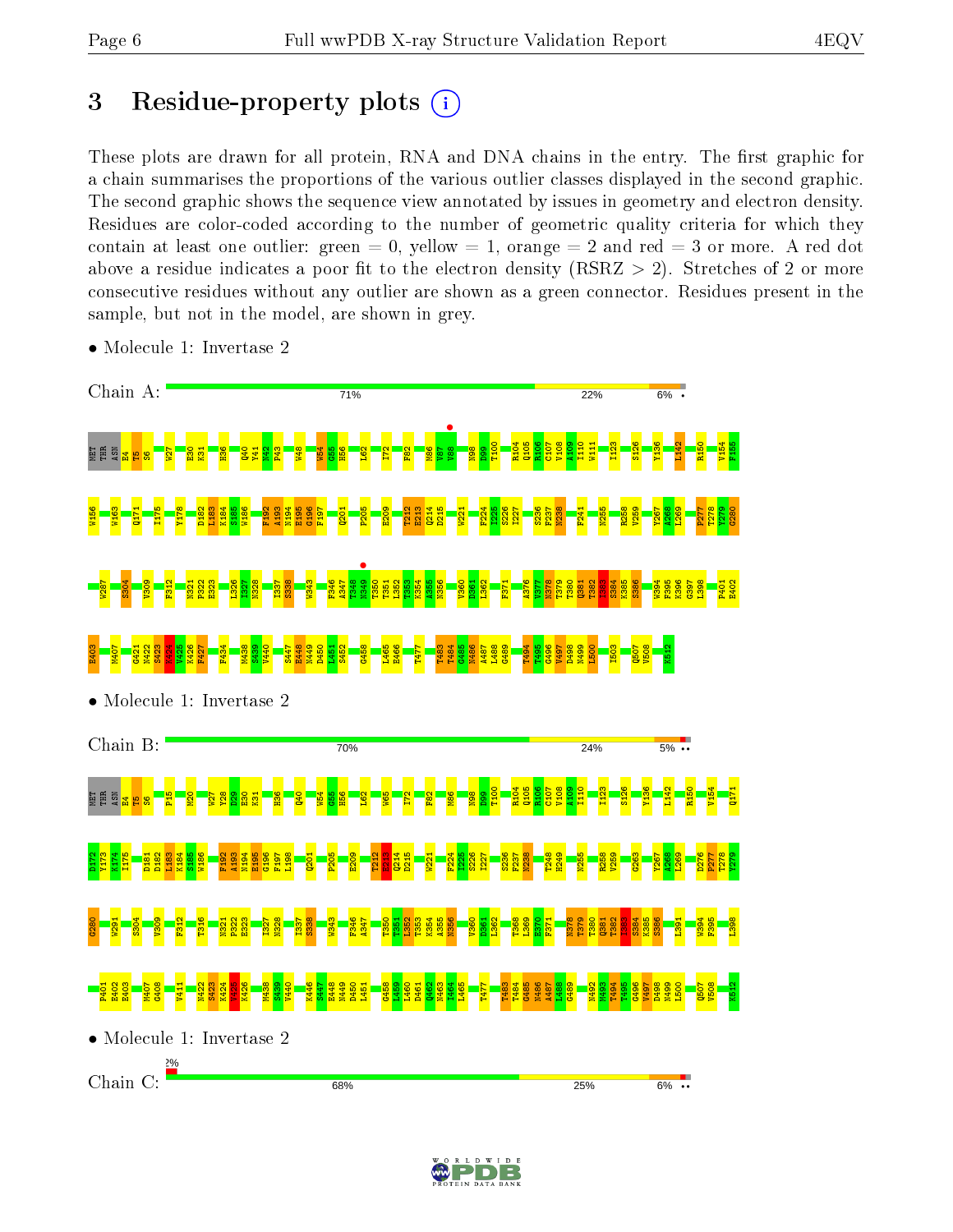# 3 Residue-property plots

These plots are drawn for all protein, RNA and DNA chains in the entry. The first graphic for a chain summarises the proportions of the various outlier classes displayed in the second graphic. The second graphic shows the sequence view annotated by issues in geometry and electron density. Residues are color-coded according to the number of geometric quality criteria for which they contain at least one outlier: green = 0, yellow = 1, orange = 2 and red = 3 or more. A red dot above a residue indicates a poor fit to the electron density (RSRZ > 2). Stretches of 2 or more consecutive residues without any outlier are shown as a green connector. Residues present in the sample, but not in the model, are shown in grey.

- Molecule 1: Invertase 2

Chain A: 71% | 22% | 6%

- Molecule 1: Invertase 2

Chain B: 70% | 24% | 5%

- Molecule 1: Invertase 2

Chain C: 2% | 68% | 25% | 6%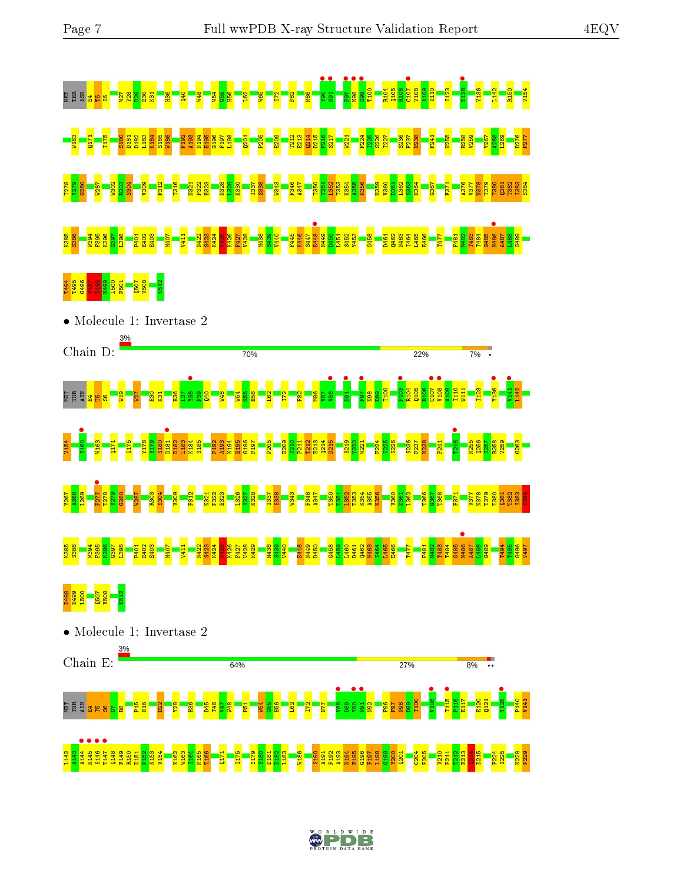MET THR ASN E4 T5 S6 W27 Y28 D29 E30 K31 H36 Q40 W48 W54 G55 H56 L62 W65 I72 F82 M86 V90 N91 F97 N98 D99 T100 R104 Q105 R106 C107 V108 A109 I110 I123 D128 Y136 L142 R150 V154

W163 Q171 I175 S180 D181 D182 L183 K184 S185 W186 F192 A193 N194 E195 G196 F197 L198 Q201 P205 E209 T212 E213 Q214 D215 P216 S217 W221 F224 I225 S226 I227 S236 F237 N238 F241 N255 R258 V259 Y267 A268 L269 D276 P277

T278 Y279 G280 W287 W302 R303 S304 V309 F312 T316 N321 P322 E323 N328 L329 K330 I337 S338 W343 F346 A347 T350 T351 I352 T353 K354 A355 N356 N359 V360 D361 L362 S363 N364 G367 F371 A376 V377 N378 T379 T380 Q381 T382 I383 S384

K385 S386 W394 F395 K396 G397 L398 P401 E402 E403 M407 V411 N422 S423 G424 K426 F427 V428 M438 S439 V440 F445 K446 S447 E448 N449 D450 L451 S452 Y453 G458 D461 Q462 N463 I464 L465 E466 T477 F481 M482 T483 T484 G485 N486 A487 I488 G489

T494 T495 G496 V497 D498 N499 L500 F501 Q507 V508 K512

- Molecule 1: Invertase 2

Chain D: 3% | 70% | 22% | 7% | •

MET THR ASN E4 T5 S6 W19 W27 E30 K31 H36 L37 Y38 F39 Q40 W48 W54 G55 H56 L62 I72 F82 M86 V87 V88 N91 F97 N98 D99 T100 P103 R104 Q105 R106 C107 V108 A109 I110 W111 I123 Y136 V141 L142

V154 S160 W163 Q171 I175 V178 S179 S180 D181 D182 L183 K184 S185 F192 A193 N194 E195 G196 F197 P205 E209 V210 P211 T212 E213 Q214 D215 S219 Y220 W221 F224 I225 S226 S236 F237 N238 F241 T248 N255 Q256 S257 R258 V259 G263

Y267 A268 L269 P277 T278 Y279 G280 W287 R303 S304 V309 F312 N321 P322 E323 L326 I327 N328 I337 S338 W343 F346 A347 T350 T351 I352 T353 K354 A355 N356 V360 D361 L362 T366 G367 T368 F371 V377 N378 T379 T380 Q381 T382 I383 S384

K385 S386 W394 F395 K396 G397 L398 P401 E402 E403 M407 V411 N422 S423 G424 K426 F427 V428 K429 M438 S439 V440 E448 N449 D450 G458 I459 L460 D461 Q462 N463 I464 L465 E466 T477 F481 M482 T483 T484 G485 N486 A487 I488 G489 T494 T495 G496 V497

D498 N499 L500 Q507 V508 K512

- Molecule 1: Invertase 2

Chain E: 3% | 64% | 27% | 8% | ••

MET THR ASN E4 T5 S6 D7 R8 P15 N16 D22 Y28 H36 D45 T46 V47 W48 P51 W54 G55 H56 L62 I72 N77 V88 V89 Y90 N91 N92 F96 F97 N98 D99 T100 V108 T115 P116 E117 E120 Q121 Y125 P140 V141

L142 A143 N145 S146 T147 Q148 F149 R150 D151 P152 K153 V154 K162 W163 I164 M165 T166 Q171 I175 S179 S180 D181 D182 L183 W186 S190 A191 F192 A193 N194 E195 G196 F197 L198 G199 Y200 Q201 C204 P205 V210 P211 T212 E213 Q214 D215 F224 I225 N228 P229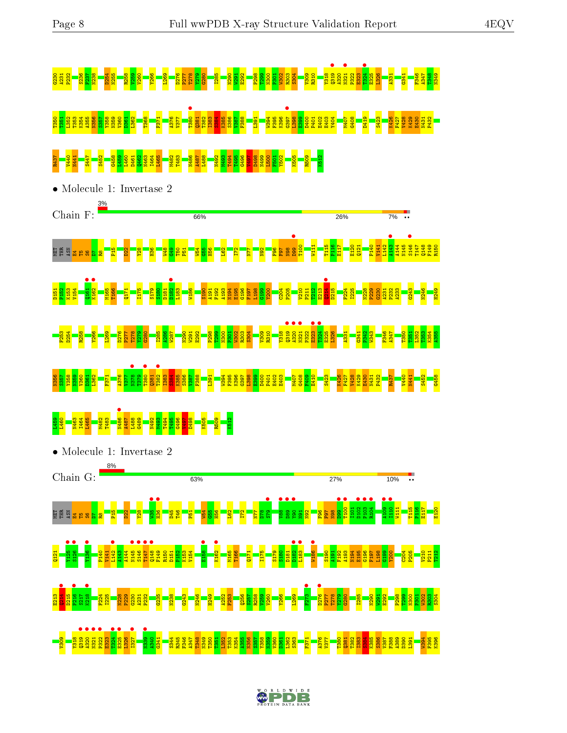G230 A231 P232 S236 P237 N238 D254 N255 R258 V259 V260 Y266 L269 D276 P277 T278 Y279 G280 I285 N290 W291 E292 P298 T299 N300 P301 W302 R303 S304 V309 R310 Y318 Q319 A320 N321 P322 E323 T324 E325 L326 A331 G341 F346 A347 T348 N349

T350 T351 L352 T353 K354 A355 N356 S357 Y358 N359 V360 D361 L362 T368 F371 A376 V377 T380 Q381 T382 L383 S384 K385 S386 V387 F388 L391 W394 F395 K396 G397 L398 E399 D400 P401 E402 E403 Y404 M407 G408 D419 S423 K426 F427 V428 K429 E430 N431 P432

R437 V440 N441 S447 S452 G458 L459 L460 D461 Q462 N463 I464 L465 M482 T483 N486 A487 L488 N492 M493 T494 T495 G496 V497 D498 N499 L500 P501 Y502 K505 R509 K512

• Molecule 1: Invertase 2

Chain F: 3% | 66% | 26% | 7% ••

MET THR ASN E4 T5 S6 D7 R8 P15 D22 Y28 H36 W48 G49 P51 W54 G55 H56 L62 I72 N77 N92 F96 F97 N98 D99 T100 W111 T115 P116 E117 E120 Q121 P140 V141 L142 A143 A144 N145 S146 T147 Q148 F149 R150

D151 P152 K153 V154 Q161 K162 M165 T166 Q171 I175 S179 S180 D181 D182 L183 W186 S190 A191 F192 A193 N194 E195 G196 F197 L198 G199 Y200 C204 P205 V210 P211 T212 E213 G214 D215 F224 I225 N228 P229 G230 A231 P232 A233 G243 N246 H249

F253 D254 R258 Y266 L269 D276 P277 T278 Y279 G280 I285 A286 W287 N290 W291 E292 P298 T299 N300 P301 W302 R303 S304 V309 R310 Y318 Q319 A320 N321 P322 E323 T324 E325 L326 A331 G341 P342 W343 F346 A347 T350 T351 L352 T353 K354 A355

N356 S357 Y358 N359 V360 D361 L362 F371 A376 V377 N378 T379 T380 Q381 T382 L383 S384 K385 S386 V387 F388 L391 W394 F395 K396 G397 L398 E399 D400 P401 E402 E403 M407 G408 F409 E410 S423 K426 F427 V428 K429 E430 N431 P432 R437 V440 N441 S452 G458

L459 L460 N463 I464 L465 M482 T483 N486 A487 L488 G489 N492 M493 T494 T495 G496 V497 D498 K505 R509 K512

• Molecule 1: Invertase 2

Chain G: 8% | 63% | 27% | 10% ••

MET THR ASN E4 T5 S6 D7 R8 P15 D22 Y28 W35 H36 D45 T46 P51 W54 G55 H56 L62 I72 N77 D78 S79 Y88 D89 Y90 H91 N92 F96 F97 N98 D99 T100 I101 D102 P103 R104 I109 I110 W111 T115 P116 E117 E120

Q121 Y125 S126 Y136 P140 V141 L142 A143 A144 N145 S146 T147 Q148 F149 R150 D151 P152 K153 V154 E158 K162 M165 T166 Q171 I175 S179 S180 D181 D182 L183 W186 S190 A191 F192 A193 N194 E195 G196 F197 L198 G199 Y200 C204 P205 V210 P211 T212

E213 G214 D215 P216 S217 K218 F224 I225 N228 P229 G230 A231 P232 G235 N238 G243 N246 H249 A252 F253 Q256 S257 R258 V259 V260 Y266 L269 F273 D276 P277 T278 Y279 G280 I285 N290 W291 E292 P298 T299 N300 P301 W302 R303 S304

V309 Y318 Q319 A320 N321 P322 E323 T324 E325 L326 I327 N339 A340 G341 S344 R345 F346 A347 T348 N349 T350 T351 L352 T353 K354 A355 N356 S357 Y358 N359 V360 D361 L362 S363 F371 A376 V377 T380 Q381 T382 L383 S384 K385 S386 V387 F388 K389 D390 L391 W394 F395 K396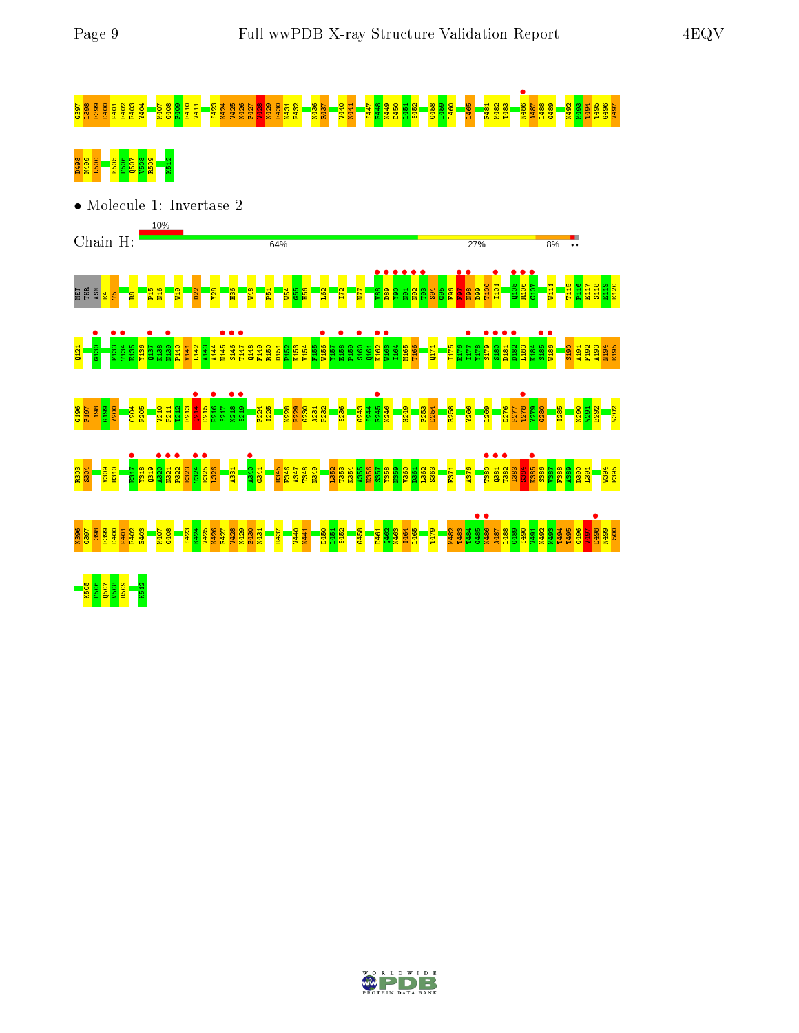G397 L398 E399 D400 P401 E402 E403 Y404 M407 G408 F409 E410 V411 S423 K424 V425 K426 F427 V428 K429 E430 N431 P432 N436 R437 V440 N441 S447 E448 N449 D450 L451 S452 G458 L459 L460 L465 F481 M482 T483 N486 A487 L488 G489 N492 M493 T494 T495 G496 V497

D498 N499 L500 K505 F506 Q507 V508 R509 K512

- Molecule 1: Invertase 2

Chain H: 10% | 64% | 27% | 8% | ••

MET THR ASN E4 T5 R8 P15 N16 W19 D22 Y28 H36 W48 P51 W54 G55 H56 L62 T72 N77 Y88 D89 Y90 W91 F92 T93 S94 G95 F96 F97 N98 D99 T100 I101 Q105 R106 C107 W111 T115 P116 E117 S118 E119 E120

Q121 G130 F133 T134 E135 Y136 Q137 K138 N139 P140 V141 L142 A143 A144 N145 S146 T147 Q148 F149 R150 D151 P152 K153 V154 F155 W156 Y157 E158 P159 S160 Q161 K162 W163 I164 M165 T166 Q171 I175 E176 I177 Y178 S179 S180 D181 D182 L183 K184 S185 W186 S190 A191 F192 A193 N194 E195

G196 F197 L198 G199 Y200 C204 P205 V210 P211 T212 E213 Q214 D215 P216 S217 K218 S219 F224 I225 N228 P229 G230 A231 P232 S236 G243 S244 F245 M246 H249 F253 D254 R258 Y266 L269 D276 P277 T278 Y279 G280 I285 N290 W291 E292 W302

R303 S304 V309 R310 E317 Y318 Q319 A320 N321 P322 E323 T324 E325 L326 A331 A340 G341 R345 F346 A347 T348 N349 L352 T353 K354 A355 N356 S357 T358 N359 V360 D361 L362 S363 F371 A376 T380 Q381 T382 I383 S384 K385 S386 V387 F388 A389 D390 L391 W394 F395

K396 G397 L398 E399 D400 P401 E402 E403 M407 G408 S423 K424 V425 K426 F427 V428 K429 E430 N431 R437 V440 N441 D450 L451 S452 G458 D461 Q462 N463 I464 L465 T479 M482 T483 T484 G485 N486 A487 L488 G489 S490 V491 N492 M493 T494 T495 G496 V497 D498 N499 L500

K505 F506 Q507 V508 R509 K512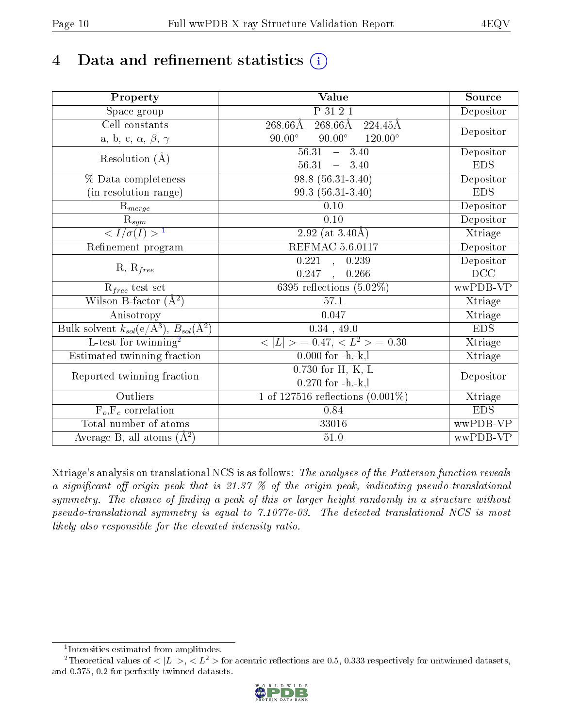# 4 Data and refinement statistics

| Property | Value | Source |
|---|---|---|
| Space group | P 31 2 1 | Depositor |
| Cell constants<br>a, b, c, $\alpha$, $\beta$, $\gamma$ | 268.66Å 268.66Å 224.45Å<br>90.00° 90.00° 120.00° | Depositor |
| Resolution (Å) | 56.31 – 3.40<br>56.31 – 3.40 | Depositor<br>EDS |
| % Data completeness<br>(in resolution range) | 98.8 (56.31-3.40)<br>99.3 (56.31-3.40) | Depositor<br>EDS |
| $R_{merge}$ | 0.10 | Depositor |
| $R_{sym}$ | 0.10 | Depositor |
| $< I/\sigma(I) >$ [1] | 2.92 (at 3.40Å) | Xtriage |
| Refinement program | REFMAC 5.6.0117 | Depositor |
| R, $R_{free}$ | 0.221 , 0.239<br>0.247 , 0.266 | Depositor<br>DCC |
| $R_{free}$ test set | 6395 reflections (5.02%) | wwPDB-VP |
| Wilson B-factor (Å$^2$) | 57.1 | Xtriage |
| Anisotropy | 0.047 | Xtriage |
| Bulk solvent $k_{sol}$(e/Å$^3$), $B_{sol}$(Å$^2$) | 0.34 , 49.0 | EDS |
| L-test for twinning[2] | $< \|L\| > = 0.47$, $< L^2 > = 0.30$ | Xtriage |
| Estimated twinning fraction | 0.000 for -h,-k,l | Xtriage |
| Reported twinning fraction | 0.730 for H, K, L<br>0.270 for -h,-k,l | Depositor |
| Outliers | 1 of 127516 reflections (0.001%) | Xtriage |
| $F_o$,$F_c$ correlation | 0.84 | EDS |
| Total number of atoms | 33016 | wwPDB-VP |
| Average B, all atoms (Å$^2$) | 51.0 | wwPDB-VP |

Xtriage's analysis on translational NCS is as follows: *The analyses of the Patterson function reveals a significant off-origin peak that is 21.37 % of the origin peak, indicating pseudo-translational symmetry. The chance of finding a peak of this or larger height randomly in a structure without pseudo-translational symmetry is equal to 7.1077e-03. The detected translational NCS is most likely also responsible for the elevated intensity ratio.*

[1] Intensities estimated from amplitudes.

[2] Theoretical values of $< |L| >$, $< L^2 >$ for acentric reflections are 0.5, 0.333 respectively for untwinned datasets, and 0.375, 0.2 for perfectly twinned datasets.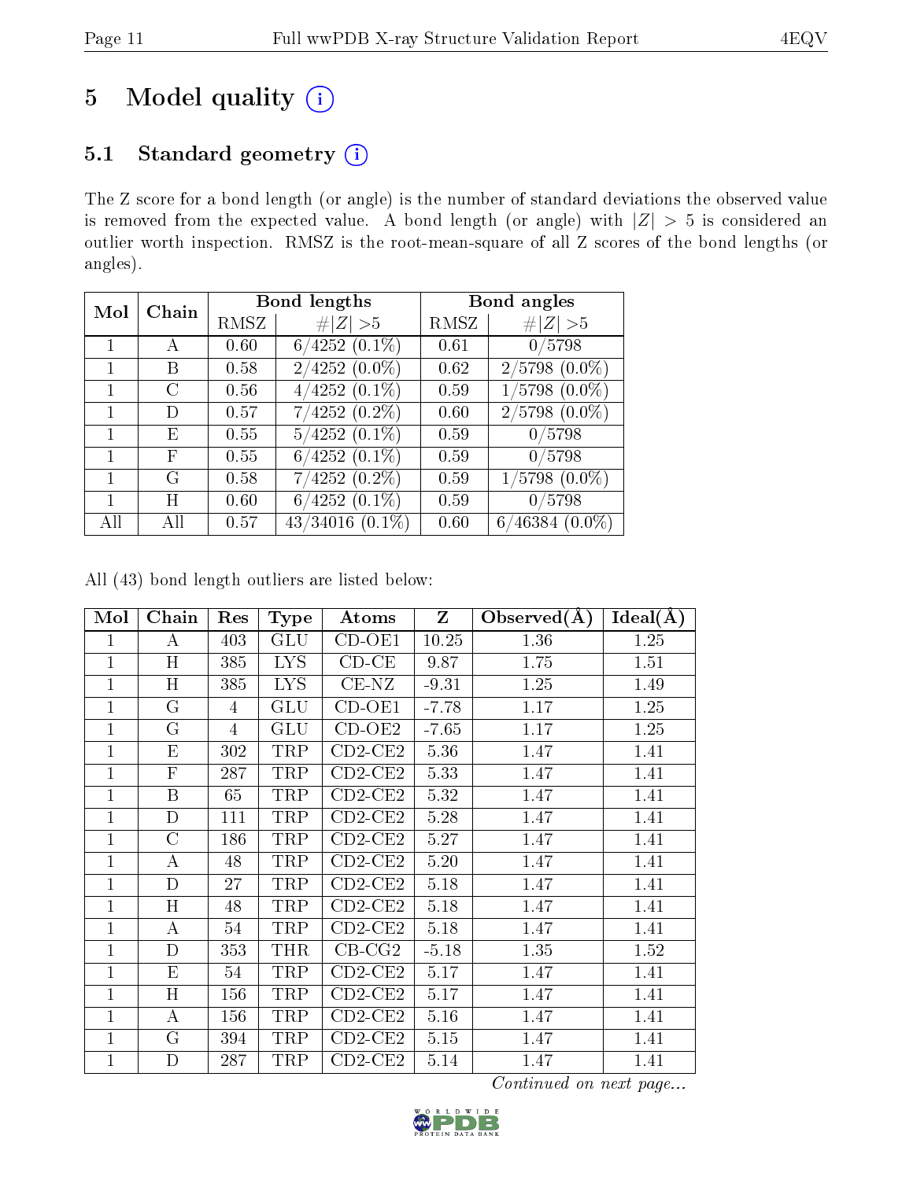# 5 Model quality

## 5.1 Standard geometry

The Z score for a bond length (or angle) is the number of standard deviations the observed value is removed from the expected value. A bond length (or angle) with $|Z| > 5$ is considered an outlier worth inspection. RMSZ is the root-mean-square of all Z scores of the bond lengths (or angles).

| Mol | Chain | Bond lengths | | Bond angles | |
|---|---|---|---|---|---|
| | | RMSZ | #\|Z\| >5 | RMSZ | #\|Z\| >5 |
| 1 | A | 0.60 | 6/4252 (0.1%) | 0.61 | 0/5798 |
| 1 | B | 0.58 | 2/4252 (0.0%) | 0.62 | 2/5798 (0.0%) |
| 1 | C | 0.56 | 4/4252 (0.1%) | 0.59 | 1/5798 (0.0%) |
| 1 | D | 0.57 | 7/4252 (0.2%) | 0.60 | 2/5798 (0.0%) |
| 1 | E | 0.55 | 5/4252 (0.1%) | 0.59 | 0/5798 |
| 1 | F | 0.55 | 6/4252 (0.1%) | 0.59 | 0/5798 |
| 1 | G | 0.58 | 7/4252 (0.2%) | 0.59 | 1/5798 (0.0%) |
| 1 | H | 0.60 | 6/4252 (0.1%) | 0.59 | 0/5798 |
| All | All | 0.57 | 43/34016 (0.1%) | 0.60 | 6/46384 (0.0%) |

All (43) bond length outliers are listed below:

| Mol | Chain | Res | Type | Atoms | Z | Observed(Å) | Ideal(Å) |
|---|---|---|---|---|---|---|---|
| 1 | A | 403 | GLU | CD-OE1 | 10.25 | 1.36 | 1.25 |
| 1 | H | 385 | LYS | CD-CE | 9.87 | 1.75 | 1.51 |
| 1 | H | 385 | LYS | CE-NZ | -9.31 | 1.25 | 1.49 |
| 1 | G | 4 | GLU | CD-OE1 | -7.78 | 1.17 | 1.25 |
| 1 | G | 4 | GLU | CD-OE2 | -7.65 | 1.17 | 1.25 |
| 1 | E | 302 | TRP | CD2-CE2 | 5.36 | 1.47 | 1.41 |
| 1 | F | 287 | TRP | CD2-CE2 | 5.33 | 1.47 | 1.41 |
| 1 | B | 65 | TRP | CD2-CE2 | 5.32 | 1.47 | 1.41 |
| 1 | D | 111 | TRP | CD2-CE2 | 5.28 | 1.47 | 1.41 |
| 1 | C | 186 | TRP | CD2-CE2 | 5.27 | 1.47 | 1.41 |
| 1 | A | 48 | TRP | CD2-CE2 | 5.20 | 1.47 | 1.41 |
| 1 | D | 27 | TRP | CD2-CE2 | 5.18 | 1.47 | 1.41 |
| 1 | H | 48 | TRP | CD2-CE2 | 5.18 | 1.47 | 1.41 |
| 1 | A | 54 | TRP | CD2-CE2 | 5.18 | 1.47 | 1.41 |
| 1 | D | 353 | THR | CB-CG2 | -5.18 | 1.35 | 1.52 |
| 1 | E | 54 | TRP | CD2-CE2 | 5.17 | 1.47 | 1.41 |
| 1 | H | 156 | TRP | CD2-CE2 | 5.17 | 1.47 | 1.41 |
| 1 | A | 156 | TRP | CD2-CE2 | 5.16 | 1.47 | 1.41 |
| 1 | G | 394 | TRP | CD2-CE2 | 5.15 | 1.47 | 1.41 |
| 1 | D | 287 | TRP | CD2-CE2 | 5.14 | 1.47 | 1.41 |

*Continued on next page...*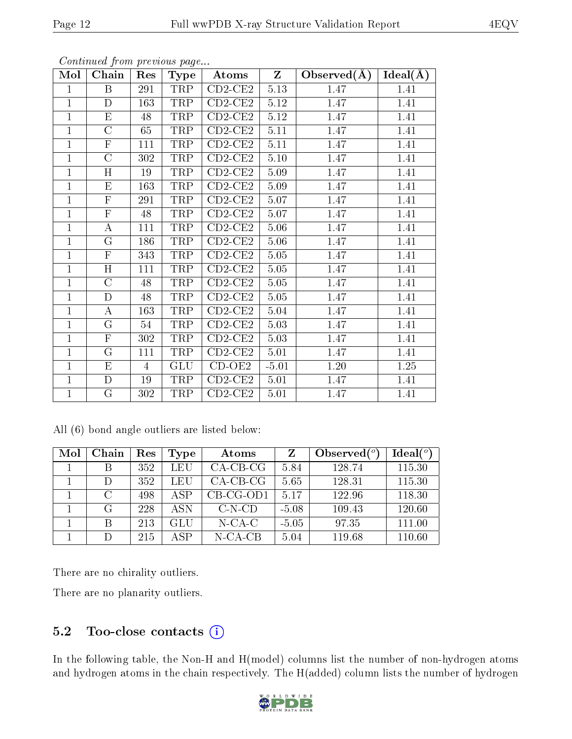*Continued from previous page...*

| Mol | Chain | Res | Type | Atoms | Z | Observed(Å) | Ideal(Å) |
|---|---|---|---|---|---|---|---|
| 1 | B | 291 | TRP | CD2-CE2 | 5.13 | 1.47 | 1.41 |
| 1 | D | 163 | TRP | CD2-CE2 | 5.12 | 1.47 | 1.41 |
| 1 | E | 48 | TRP | CD2-CE2 | 5.12 | 1.47 | 1.41 |
| 1 | C | 65 | TRP | CD2-CE2 | 5.11 | 1.47 | 1.41 |
| 1 | F | 111 | TRP | CD2-CE2 | 5.11 | 1.47 | 1.41 |
| 1 | C | 302 | TRP | CD2-CE2 | 5.10 | 1.47 | 1.41 |
| 1 | H | 19 | TRP | CD2-CE2 | 5.09 | 1.47 | 1.41 |
| 1 | E | 163 | TRP | CD2-CE2 | 5.09 | 1.47 | 1.41 |
| 1 | F | 291 | TRP | CD2-CE2 | 5.07 | 1.47 | 1.41 |
| 1 | F | 48 | TRP | CD2-CE2 | 5.07 | 1.47 | 1.41 |
| 1 | A | 111 | TRP | CD2-CE2 | 5.06 | 1.47 | 1.41 |
| 1 | G | 186 | TRP | CD2-CE2 | 5.06 | 1.47 | 1.41 |
| 1 | F | 343 | TRP | CD2-CE2 | 5.05 | 1.47 | 1.41 |
| 1 | H | 111 | TRP | CD2-CE2 | 5.05 | 1.47 | 1.41 |
| 1 | C | 48 | TRP | CD2-CE2 | 5.05 | 1.47 | 1.41 |
| 1 | D | 48 | TRP | CD2-CE2 | 5.05 | 1.47 | 1.41 |
| 1 | A | 163 | TRP | CD2-CE2 | 5.04 | 1.47 | 1.41 |
| 1 | G | 54 | TRP | CD2-CE2 | 5.03 | 1.47 | 1.41 |
| 1 | F | 302 | TRP | CD2-CE2 | 5.03 | 1.47 | 1.41 |
| 1 | G | 111 | TRP | CD2-CE2 | 5.01 | 1.47 | 1.41 |
| 1 | E | 4 | GLU | CD-OE2 | -5.01 | 1.20 | 1.25 |
| 1 | D | 19 | TRP | CD2-CE2 | 5.01 | 1.47 | 1.41 |
| 1 | G | 302 | TRP | CD2-CE2 | 5.01 | 1.47 | 1.41 |

All (6) bond angle outliers are listed below:

| Mol | Chain | Res | Type | Atoms | Z | Observed($^o$) | Ideal($^o$) |
|---|---|---|---|---|---|---|---|
| 1 | B | 352 | LEU | CA-CB-CG | 5.84 | 128.74 | 115.30 |
| 1 | D | 352 | LEU | CA-CB-CG | 5.65 | 128.31 | 115.30 |
| 1 | C | 498 | ASP | CB-CG-OD1 | 5.17 | 122.96 | 118.30 |
| 1 | G | 228 | ASN | C-N-CD | -5.08 | 109.43 | 120.60 |
| 1 | B | 213 | GLU | N-CA-C | -5.05 | 97.35 | 111.00 |
| 1 | D | 215 | ASP | N-CA-CB | 5.04 | 119.68 | 110.60 |

There are no chirality outliers.

There are no planarity outliers.

## 5.2 Too-close contacts (i)

In the following table, the Non-H and H(model) columns list the number of non-hydrogen atoms and hydrogen atoms in the chain respectively. The H(added) column lists the number of hydrogen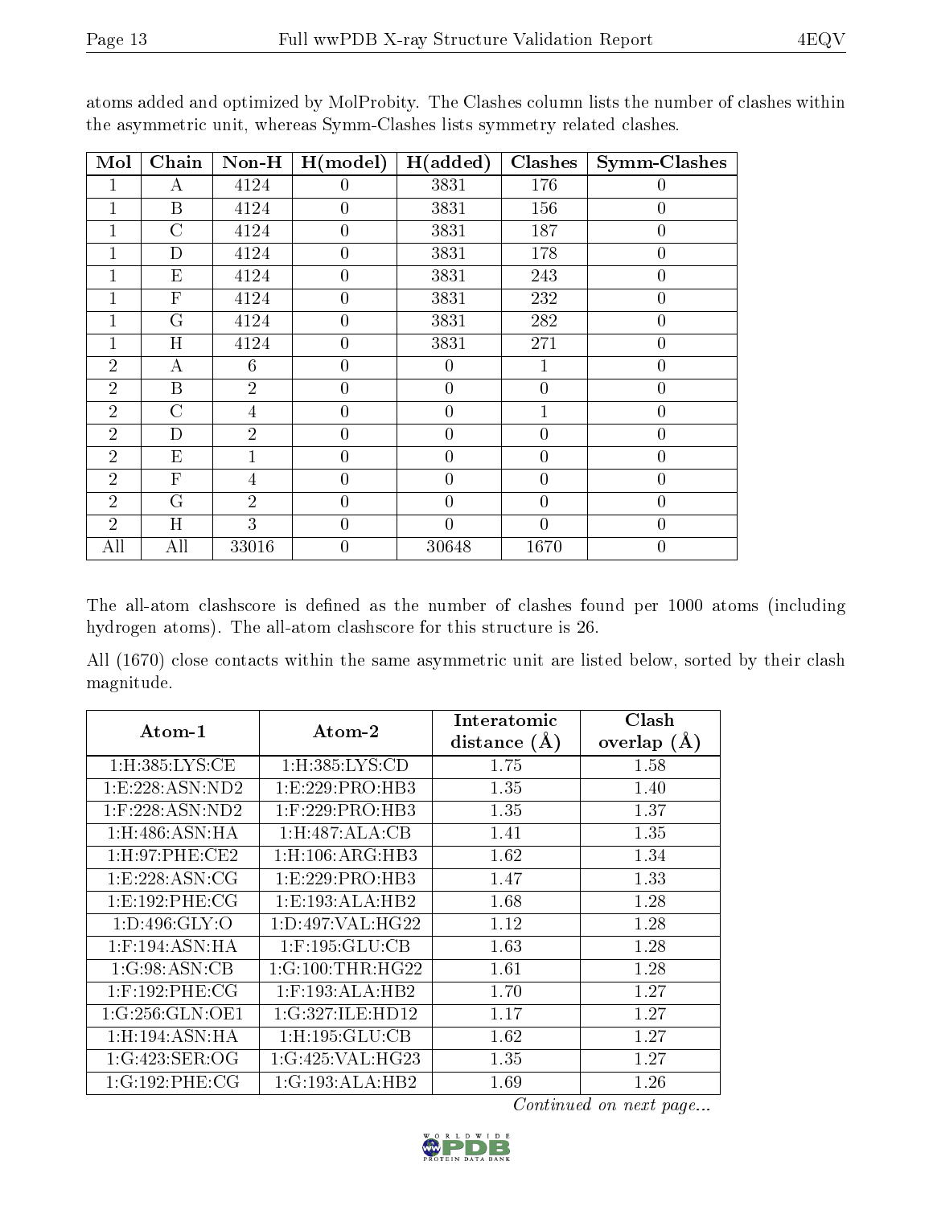atoms added and optimized by MolProbity. The Clashes column lists the number of clashes within the asymmetric unit, whereas Symm-Clashes lists symmetry related clashes.

| Mol | Chain | Non-H | H(model) | H(added) | Clashes | Symm-Clashes |
|---|---|---|---|---|---|---|
| 1 | A | 4124 | 0 | 3831 | 176 | 0 |
| 1 | B | 4124 | 0 | 3831 | 156 | 0 |
| 1 | C | 4124 | 0 | 3831 | 187 | 0 |
| 1 | D | 4124 | 0 | 3831 | 178 | 0 |
| 1 | E | 4124 | 0 | 3831 | 243 | 0 |
| 1 | F | 4124 | 0 | 3831 | 232 | 0 |
| 1 | G | 4124 | 0 | 3831 | 282 | 0 |
| 1 | H | 4124 | 0 | 3831 | 271 | 0 |
| 2 | A | 6 | 0 | 0 | 1 | 0 |
| 2 | B | 2 | 0 | 0 | 0 | 0 |
| 2 | C | 4 | 0 | 0 | 1 | 0 |
| 2 | D | 2 | 0 | 0 | 0 | 0 |
| 2 | E | 1 | 0 | 0 | 0 | 0 |
| 2 | F | 4 | 0 | 0 | 0 | 0 |
| 2 | G | 2 | 0 | 0 | 0 | 0 |
| 2 | H | 3 | 0 | 0 | 0 | 0 |
| All | All | 33016 | 0 | 30648 | 1670 | 0 |

The all-atom clashscore is defined as the number of clashes found per 1000 atoms (including hydrogen atoms). The all-atom clashscore for this structure is 26.

All (1670) close contacts within the same asymmetric unit are listed below, sorted by their clash magnitude.

| Atom-1 | Atom-2 | Interatomic distance (Å) | Clash overlap (Å) |
|---|---|---|---|
| 1:H:385:LYS:CE | 1:H:385:LYS:CD | 1.75 | 1.58 |
| 1:E:228:ASN:ND2 | 1:E:229:PRO:HB3 | 1.35 | 1.40 |
| 1:F:228:ASN:ND2 | 1:F:229:PRO:HB3 | 1.35 | 1.37 |
| 1:H:486:ASN:HA | 1:H:487:ALA:CB | 1.41 | 1.35 |
| 1:H:97:PHE:CE2 | 1:H:106:ARG:HB3 | 1.62 | 1.34 |
| 1:E:228:ASN:CG | 1:E:229:PRO:HB3 | 1.47 | 1.33 |
| 1:E:192:PHE:CG | 1:E:193:ALA:HB2 | 1.68 | 1.28 |
| 1:D:496:GLY:O | 1:D:497:VAL:HG22 | 1.12 | 1.28 |
| 1:F:194:ASN:HA | 1:F:195:GLU:CB | 1.63 | 1.28 |
| 1:G:98:ASN:CB | 1:G:100:THR:HG22 | 1.61 | 1.28 |
| 1:F:192:PHE:CG | 1:F:193:ALA:HB2 | 1.70 | 1.27 |
| 1:G:256:GLN:OE1 | 1:G:327:ILE:HD12 | 1.17 | 1.27 |
| 1:H:194:ASN:HA | 1:H:195:GLU:CB | 1.62 | 1.27 |
| 1:G:423:SER:OG | 1:G:425:VAL:HG23 | 1.35 | 1.27 |
| 1:G:192:PHE:CG | 1:G:193:ALA:HB2 | 1.69 | 1.26 |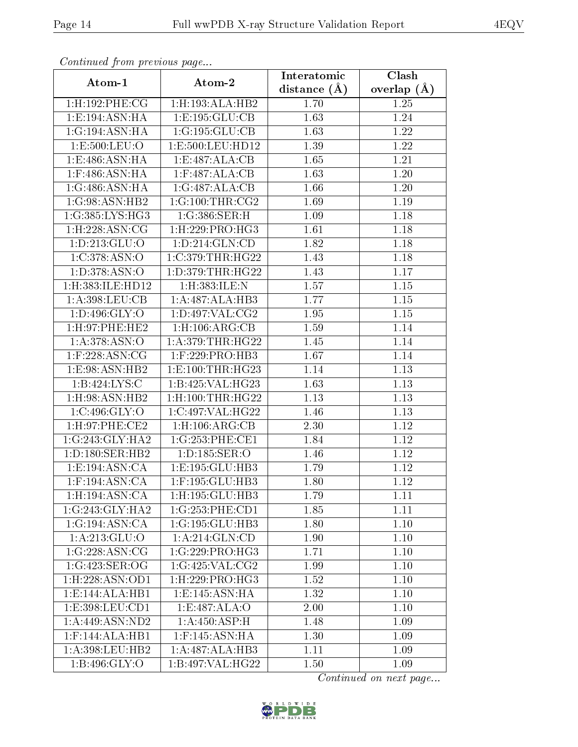*Continued from previous page...*

| Atom-1 | Atom-2 | Interatomic distance (Å) | Clash overlap (Å) |
|---|---|---|---|
| 1:H:192:PHE:CG | 1:H:193:ALA:HB2 | 1.70 | 1.25 |
| 1:E:194:ASN:HA | 1:E:195:GLU:CB | 1.63 | 1.24 |
| 1:G:194:ASN:HA | 1:G:195:GLU:CB | 1.63 | 1.22 |
| 1:E:500:LEU:O | 1:E:500:LEU:HD12 | 1.39 | 1.22 |
| 1:E:486:ASN:HA | 1:E:487:ALA:CB | 1.65 | 1.21 |
| 1:F:486:ASN:HA | 1:F:487:ALA:CB | 1.63 | 1.20 |
| 1:G:486:ASN:HA | 1:G:487:ALA:CB | 1.66 | 1.20 |
| 1:G:98:ASN:HB2 | 1:G:100:THR:CG2 | 1.69 | 1.19 |
| 1:G:385:LYS:HG3 | 1:G:386:SER:H | 1.09 | 1.18 |
| 1:H:228:ASN:CG | 1:H:229:PRO:HG3 | 1.61 | 1.18 |
| 1:D:213:GLU:O | 1:D:214:GLN:CD | 1.82 | 1.18 |
| 1:C:378:ASN:O | 1:C:379:THR:HG22 | 1.43 | 1.18 |
| 1:D:378:ASN:O | 1:D:379:THR:HG22 | 1.43 | 1.17 |
| 1:H:383:ILE:HD12 | 1:H:383:ILE:N | 1.57 | 1.15 |
| 1:A:398:LEU:CB | 1:A:487:ALA:HB3 | 1.77 | 1.15 |
| 1:D:496:GLY:O | 1:D:497:VAL:CG2 | 1.95 | 1.15 |
| 1:H:97:PHE:HE2 | 1:H:106:ARG:CB | 1.59 | 1.14 |
| 1:A:378:ASN:O | 1:A:379:THR:HG22 | 1.45 | 1.14 |
| 1:F:228:ASN:CG | 1:F:229:PRO:HB3 | 1.67 | 1.14 |
| 1:E:98:ASN:HB2 | 1:E:100:THR:HG23 | 1.14 | 1.13 |
| 1:B:424:LYS:C | 1:B:425:VAL:HG23 | 1.63 | 1.13 |
| 1:H:98:ASN:HB2 | 1:H:100:THR:HG22 | 1.13 | 1.13 |
| 1:C:496:GLY:O | 1:C:497:VAL:HG22 | 1.46 | 1.13 |
| 1:H:97:PHE:CE2 | 1:H:106:ARG:CB | 2.30 | 1.12 |
| 1:G:243:GLY:HA2 | 1:G:253:PHE:CE1 | 1.84 | 1.12 |
| 1:D:180:SER:HB2 | 1:D:185:SER:O | 1.46 | 1.12 |
| 1:E:194:ASN:CA | 1:E:195:GLU:HB3 | 1.79 | 1.12 |
| 1:F:194:ASN:CA | 1:F:195:GLU:HB3 | 1.80 | 1.12 |
| 1:H:194:ASN:CA | 1:H:195:GLU:HB3 | 1.79 | 1.11 |
| 1:G:243:GLY:HA2 | 1:G:253:PHE:CD1 | 1.85 | 1.11 |
| 1:G:194:ASN:CA | 1:G:195:GLU:HB3 | 1.80 | 1.10 |
| 1:A:213:GLU:O | 1:A:214:GLN:CD | 1.90 | 1.10 |
| 1:G:228:ASN:CG | 1:G:229:PRO:HG3 | 1.71 | 1.10 |
| 1:G:423:SER:OG | 1:G:425:VAL:CG2 | 1.99 | 1.10 |
| 1:H:228:ASN:OD1 | 1:H:229:PRO:HG3 | 1.52 | 1.10 |
| 1:E:144:ALA:HB1 | 1:E:145:ASN:HA | 1.32 | 1.10 |
| 1:E:398:LEU:CD1 | 1:E:487:ALA:O | 2.00 | 1.10 |
| 1:A:449:ASN:ND2 | 1:A:450:ASP:H | 1.48 | 1.09 |
| 1:F:144:ALA:HB1 | 1:F:145:ASN:HA | 1.30 | 1.09 |
| 1:A:398:LEU:HB2 | 1:A:487:ALA:HB3 | 1.11 | 1.09 |
| 1:B:496:GLY:O | 1:B:497:VAL:HG22 | 1.50 | 1.09 |

*Continued on next page...*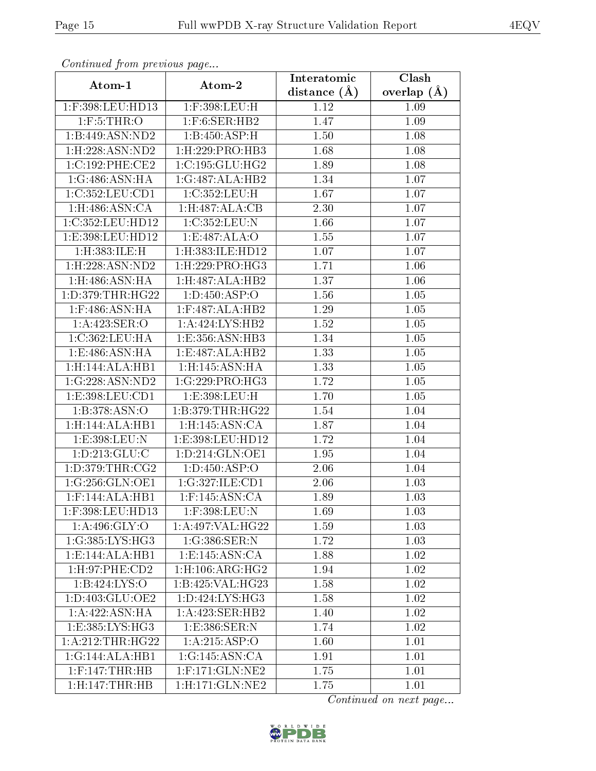*Continued from previous page...*

| Atom-1 | Atom-2 | Interatomic distance (Å) | Clash overlap (Å) |
| --- | --- | --- | --- |
| 1:F:398:LEU:HD13 | 1:F:398:LEU:H | 1.12 | 1.09 |
| 1:F:5:THR:O | 1:F:6:SER:HB2 | 1.47 | 1.09 |
| 1:B:449:ASN:ND2 | 1:B:450:ASP:H | 1.50 | 1.08 |
| 1:H:228:ASN:ND2 | 1:H:229:PRO:HB3 | 1.68 | 1.08 |
| 1:C:192:PHE:CE2 | 1:C:195:GLU:HG2 | 1.89 | 1.08 |
| 1:G:486:ASN:HA | 1:G:487:ALA:HB2 | 1.34 | 1.07 |
| 1:C:352:LEU:CD1 | 1:C:352:LEU:H | 1.67 | 1.07 |
| 1:H:486:ASN:CA | 1:H:487:ALA:CB | 2.30 | 1.07 |
| 1:C:352:LEU:HD12 | 1:C:352:LEU:N | 1.66 | 1.07 |
| 1:E:398:LEU:HD12 | 1:E:487:ALA:O | 1.55 | 1.07 |
| 1:H:383:ILE:H | 1:H:383:ILE:HD12 | 1.07 | 1.07 |
| 1:H:228:ASN:ND2 | 1:H:229:PRO:HG3 | 1.71 | 1.06 |
| 1:H:486:ASN:HA | 1:H:487:ALA:HB2 | 1.37 | 1.06 |
| 1:D:379:THR:HG22 | 1:D:450:ASP:O | 1.56 | 1.05 |
| 1:F:486:ASN:HA | 1:F:487:ALA:HB2 | 1.29 | 1.05 |
| 1:A:423:SER:O | 1:A:424:LYS:HB2 | 1.52 | 1.05 |
| 1:C:362:LEU:HA | 1:E:356:ASN:HB3 | 1.34 | 1.05 |
| 1:E:486:ASN:HA | 1:E:487:ALA:HB2 | 1.33 | 1.05 |
| 1:H:144:ALA:HB1 | 1:H:145:ASN:HA | 1.33 | 1.05 |
| 1:G:228:ASN:ND2 | 1:G:229:PRO:HG3 | 1.72 | 1.05 |
| 1:E:398:LEU:CD1 | 1:E:398:LEU:H | 1.70 | 1.05 |
| 1:B:378:ASN:O | 1:B:379:THR:HG22 | 1.54 | 1.04 |
| 1:H:144:ALA:HB1 | 1:H:145:ASN:CA | 1.87 | 1.04 |
| 1:E:398:LEU:N | 1:E:398:LEU:HD12 | 1.72 | 1.04 |
| 1:D:213:GLU:C | 1:D:214:GLN:OE1 | 1.95 | 1.04 |
| 1:D:379:THR:CG2 | 1:D:450:ASP:O | 2.06 | 1.04 |
| 1:G:256:GLN:OE1 | 1:G:327:ILE:CD1 | 2.06 | 1.03 |
| 1:F:144:ALA:HB1 | 1:F:145:ASN:CA | 1.89 | 1.03 |
| 1:F:398:LEU:HD13 | 1:F:398:LEU:N | 1.69 | 1.03 |
| 1:A:496:GLY:O | 1:A:497:VAL:HG22 | 1.59 | 1.03 |
| 1:G:385:LYS:HG3 | 1:G:386:SER:N | 1.72 | 1.03 |
| 1:E:144:ALA:HB1 | 1:E:145:ASN:CA | 1.88 | 1.02 |
| 1:H:97:PHE:CD2 | 1:H:106:ARG:HG2 | 1.94 | 1.02 |
| 1:B:424:LYS:O | 1:B:425:VAL:HG23 | 1.58 | 1.02 |
| 1:D:403:GLU:OE2 | 1:D:424:LYS:HG3 | 1.58 | 1.02 |
| 1:A:422:ASN:HA | 1:A:423:SER:HB2 | 1.40 | 1.02 |
| 1:E:385:LYS:HG3 | 1:E:386:SER:N | 1.74 | 1.02 |
| 1:A:212:THR:HG22 | 1:A:215:ASP:O | 1.60 | 1.01 |
| 1:G:144:ALA:HB1 | 1:G:145:ASN:CA | 1.91 | 1.01 |
| 1:F:147:THR:HB | 1:F:171:GLN:NE2 | 1.75 | 1.01 |
| 1:H:147:THR:HB | 1:H:171:GLN:NE2 | 1.75 | 1.01 |

*Continued on next page...*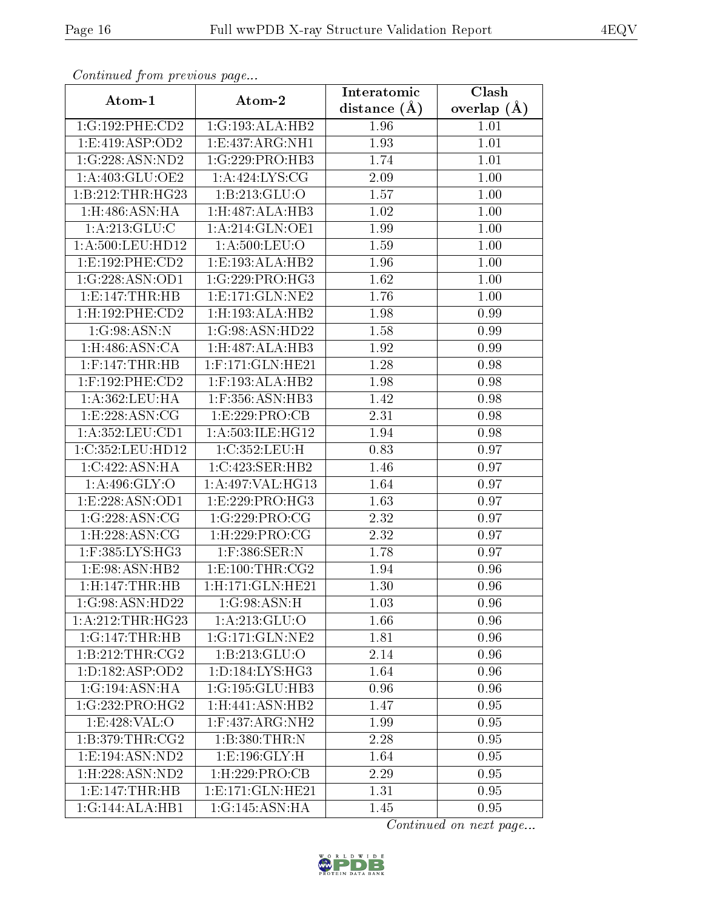*Continued from previous page...*

| Atom-1 | Atom-2 | Interatomic distance (Å) | Clash overlap (Å) |
| --- | --- | --- | --- |
| 1:G:192:PHE:CD2 | 1:G:193:ALA:HB2 | 1.96 | 1.01 |
| 1:E:419:ASP:OD2 | 1:E:437:ARG:NH1 | 1.93 | 1.01 |
| 1:G:228:ASN:ND2 | 1:G:229:PRO:HB3 | 1.74 | 1.01 |
| 1:A:403:GLU:OE2 | 1:A:424:LYS:CG | 2.09 | 1.00 |
| 1:B:212:THR:HG23 | 1:B:213:GLU:O | 1.57 | 1.00 |
| 1:H:486:ASN:HA | 1:H:487:ALA:HB3 | 1.02 | 1.00 |
| 1:A:213:GLU:C | 1:A:214:GLN:OE1 | 1.99 | 1.00 |
| 1:A:500:LEU:HD12 | 1:A:500:LEU:O | 1.59 | 1.00 |
| 1:E:192:PHE:CD2 | 1:E:193:ALA:HB2 | 1.96 | 1.00 |
| 1:G:228:ASN:OD1 | 1:G:229:PRO:HG3 | 1.62 | 1.00 |
| 1:E:147:THR:HB | 1:E:171:GLN:NE2 | 1.76 | 1.00 |
| 1:H:192:PHE:CD2 | 1:H:193:ALA:HB2 | 1.98 | 0.99 |
| 1:G:98:ASN:N | 1:G:98:ASN:HD22 | 1.58 | 0.99 |
| 1:H:486:ASN:CA | 1:H:487:ALA:HB3 | 1.92 | 0.99 |
| 1:F:147:THR:HB | 1:F:171:GLN:HE21 | 1.28 | 0.98 |
| 1:F:192:PHE:CD2 | 1:F:193:ALA:HB2 | 1.98 | 0.98 |
| 1:A:362:LEU:HA | 1:F:356:ASN:HB3 | 1.42 | 0.98 |
| 1:E:228:ASN:CG | 1:E:229:PRO:CB | 2.31 | 0.98 |
| 1:A:352:LEU:CD1 | 1:A:503:ILE:HG12 | 1.94 | 0.98 |
| 1:C:352:LEU:HD12 | 1:C:352:LEU:H | 0.83 | 0.97 |
| 1:C:422:ASN:HA | 1:C:423:SER:HB2 | 1.46 | 0.97 |
| 1:A:496:GLY:O | 1:A:497:VAL:HG13 | 1.64 | 0.97 |
| 1:E:228:ASN:OD1 | 1:E:229:PRO:HG3 | 1.63 | 0.97 |
| 1:G:228:ASN:CG | 1:G:229:PRO:CG | 2.32 | 0.97 |
| 1:H:228:ASN:CG | 1:H:229:PRO:CG | 2.32 | 0.97 |
| 1:F:385:LYS:HG3 | 1:F:386:SER:N | 1.78 | 0.97 |
| 1:E:98:ASN:HB2 | 1:E:100:THR:CG2 | 1.94 | 0.96 |
| 1:H:147:THR:HB | 1:H:171:GLN:HE21 | 1.30 | 0.96 |
| 1:G:98:ASN:HD22 | 1:G:98:ASN:H | 1.03 | 0.96 |
| 1:A:212:THR:HG23 | 1:A:213:GLU:O | 1.66 | 0.96 |
| 1:G:147:THR:HB | 1:G:171:GLN:NE2 | 1.81 | 0.96 |
| 1:B:212:THR:CG2 | 1:B:213:GLU:O | 2.14 | 0.96 |
| 1:D:182:ASP:OD2 | 1:D:184:LYS:HG3 | 1.64 | 0.96 |
| 1:G:194:ASN:HA | 1:G:195:GLU:HB3 | 0.96 | 0.96 |
| 1:G:232:PRO:HG2 | 1:H:441:ASN:HB2 | 1.47 | 0.95 |
| 1:E:428:VAL:O | 1:F:437:ARG:NH2 | 1.99 | 0.95 |
| 1:B:379:THR:CG2 | 1:B:380:THR:N | 2.28 | 0.95 |
| 1:E:194:ASN:ND2 | 1:E:196:GLY:H | 1.64 | 0.95 |
| 1:H:228:ASN:ND2 | 1:H:229:PRO:CB | 2.29 | 0.95 |
| 1:E:147:THR:HB | 1:E:171:GLN:HE21 | 1.31 | 0.95 |
| 1:G:144:ALA:HB1 | 1:G:145:ASN:HA | 1.45 | 0.95 |

*Continued on next page...*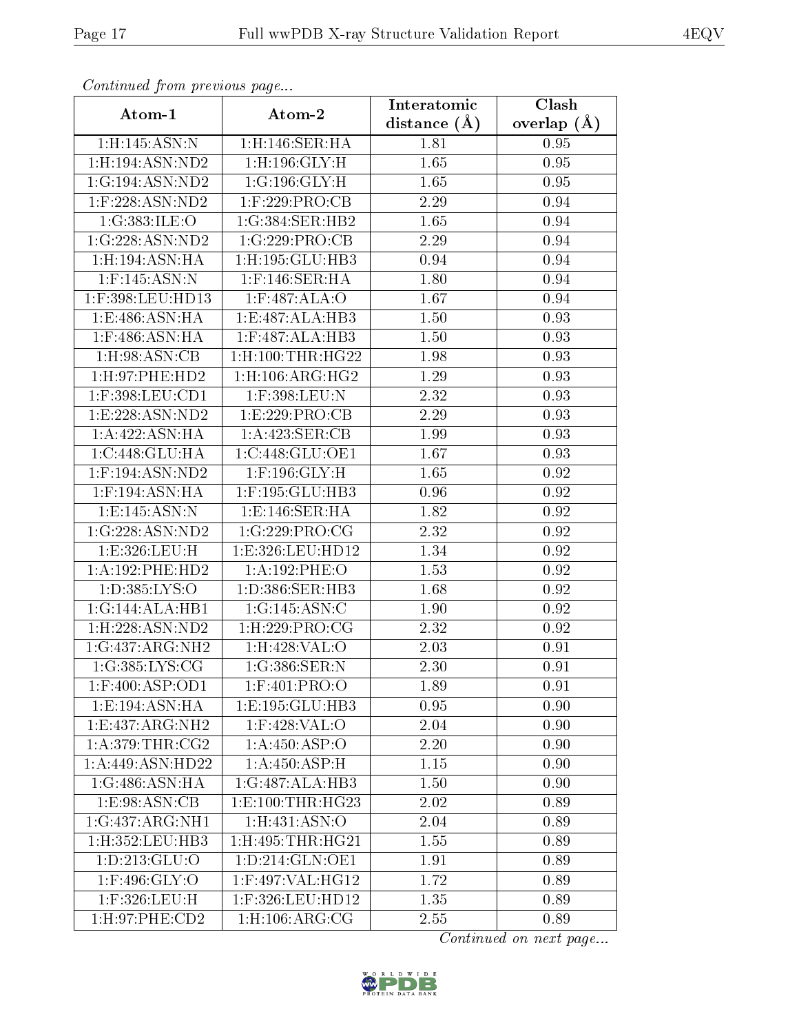*Continued from previous page...*

| Atom-1 | Atom-2 | Interatomic distance (Å) | Clash overlap (Å) |
|---|---|---|---|
| 1:H:145:ASN:N | 1:H:146:SER:HA | 1.81 | 0.95 |
| 1:H:194:ASN:ND2 | 1:H:196:GLY:H | 1.65 | 0.95 |
| 1:G:194:ASN:ND2 | 1:G:196:GLY:H | 1.65 | 0.95 |
| 1:F:228:ASN:ND2 | 1:F:229:PRO:CB | 2.29 | 0.94 |
| 1:G:383:ILE:O | 1:G:384:SER:HB2 | 1.65 | 0.94 |
| 1:G:228:ASN:ND2 | 1:G:229:PRO:CB | 2.29 | 0.94 |
| 1:H:194:ASN:HA | 1:H:195:GLU:HB3 | 0.94 | 0.94 |
| 1:F:145:ASN:N | 1:F:146:SER:HA | 1.80 | 0.94 |
| 1:F:398:LEU:HD13 | 1:F:487:ALA:O | 1.67 | 0.94 |
| 1:E:486:ASN:HA | 1:E:487:ALA:HB3 | 1.50 | 0.93 |
| 1:F:486:ASN:HA | 1:F:487:ALA:HB3 | 1.50 | 0.93 |
| 1:H:98:ASN:CB | 1:H:100:THR:HG22 | 1.98 | 0.93 |
| 1:H:97:PHE:HD2 | 1:H:106:ARG:HG2 | 1.29 | 0.93 |
| 1:F:398:LEU:CD1 | 1:F:398:LEU:N | 2.32 | 0.93 |
| 1:E:228:ASN:ND2 | 1:E:229:PRO:CB | 2.29 | 0.93 |
| 1:A:422:ASN:HA | 1:A:423:SER:CB | 1.99 | 0.93 |
| 1:C:448:GLU:HA | 1:C:448:GLU:OE1 | 1.67 | 0.93 |
| 1:F:194:ASN:ND2 | 1:F:196:GLY:H | 1.65 | 0.92 |
| 1:F:194:ASN:HA | 1:F:195:GLU:HB3 | 0.96 | 0.92 |
| 1:E:145:ASN:N | 1:E:146:SER:HA | 1.82 | 0.92 |
| 1:G:228:ASN:ND2 | 1:G:229:PRO:CG | 2.32 | 0.92 |
| 1:E:326:LEU:H | 1:E:326:LEU:HD12 | 1.34 | 0.92 |
| 1:A:192:PHE:HD2 | 1:A:192:PHE:O | 1.53 | 0.92 |
| 1:D:385:LYS:O | 1:D:386:SER:HB3 | 1.68 | 0.92 |
| 1:G:144:ALA:HB1 | 1:G:145:ASN:C | 1.90 | 0.92 |
| 1:H:228:ASN:ND2 | 1:H:229:PRO:CG | 2.32 | 0.92 |
| 1:G:437:ARG:NH2 | 1:H:428:VAL:O | 2.03 | 0.91 |
| 1:G:385:LYS:CG | 1:G:386:SER:N | 2.30 | 0.91 |
| 1:F:400:ASP:OD1 | 1:F:401:PRO:O | 1.89 | 0.91 |
| 1:E:194:ASN:HA | 1:E:195:GLU:HB3 | 0.95 | 0.90 |
| 1:E:437:ARG:NH2 | 1:F:428:VAL:O | 2.04 | 0.90 |
| 1:A:379:THR:CG2 | 1:A:450:ASP:O | 2.20 | 0.90 |
| 1:A:449:ASN:HD22 | 1:A:450:ASP:H | 1.15 | 0.90 |
| 1:G:486:ASN:HA | 1:G:487:ALA:HB3 | 1.50 | 0.90 |
| 1:E:98:ASN:CB | 1:E:100:THR:HG23 | 2.02 | 0.89 |
| 1:G:437:ARG:NH1 | 1:H:431:ASN:O | 2.04 | 0.89 |
| 1:H:352:LEU:HB3 | 1:H:495:THR:HG21 | 1.55 | 0.89 |
| 1:D:213:GLU:O | 1:D:214:GLN:OE1 | 1.91 | 0.89 |
| 1:F:496:GLY:O | 1:F:497:VAL:HG12 | 1.72 | 0.89 |
| 1:F:326:LEU:H | 1:F:326:LEU:HD12 | 1.35 | 0.89 |
| 1:H:97:PHE:CD2 | 1:H:106:ARG:CG | 2.55 | 0.89 |

*Continued on next page...*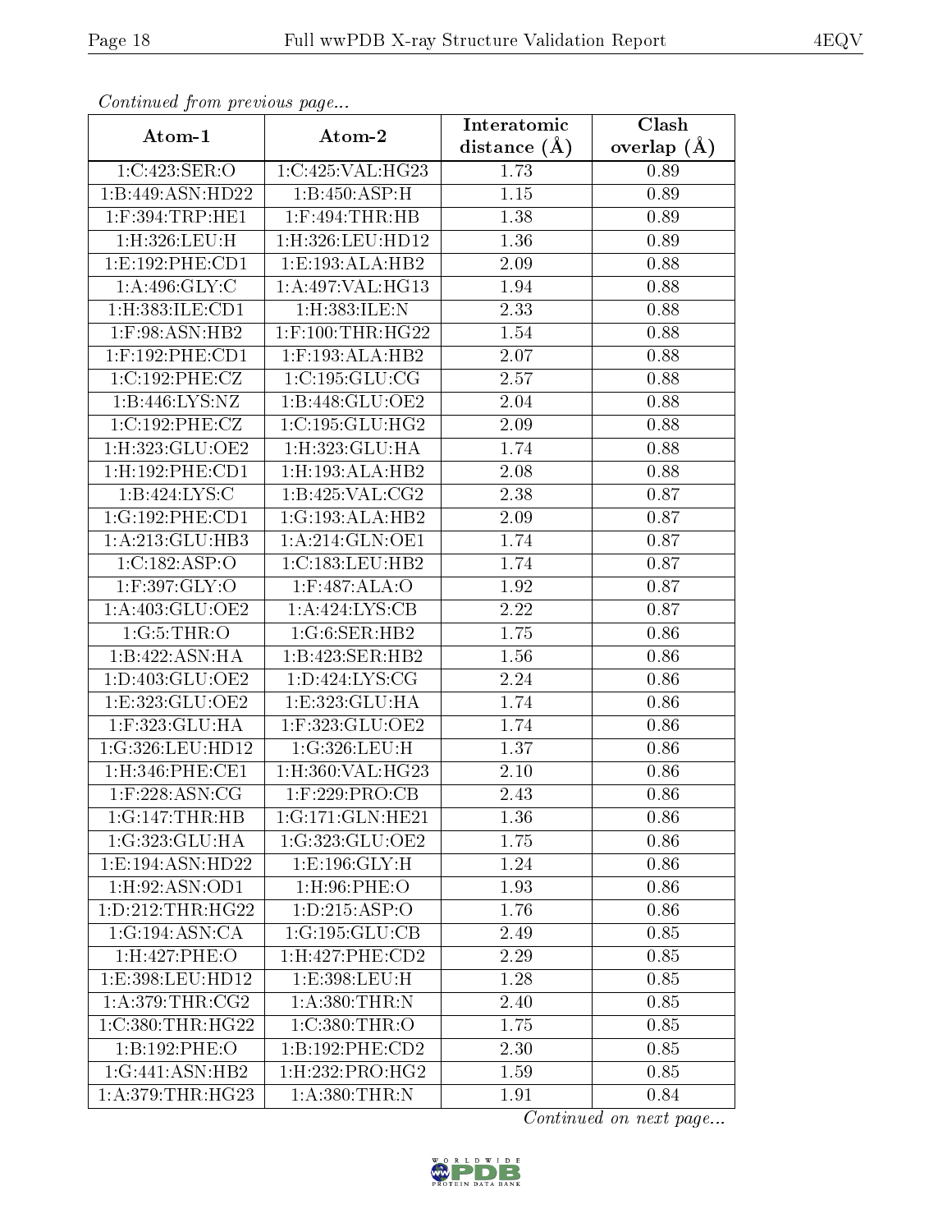*Continued from previous page...*

| Atom-1 | Atom-2 | Interatomic distance (Å) | Clash overlap (Å) |
| --- | --- | --- | --- |
| 1:C:423:SER:O | 1:C:425:VAL:HG23 | 1.73 | 0.89 |
| 1:B:449:ASN:HD22 | 1:B:450:ASP:H | 1.15 | 0.89 |
| 1:F:394:TRP:HE1 | 1:F:494:THR:HB | 1.38 | 0.89 |
| 1:H:326:LEU:H | 1:H:326:LEU:HD12 | 1.36 | 0.89 |
| 1:E:192:PHE:CD1 | 1:E:193:ALA:HB2 | 2.09 | 0.88 |
| 1:A:496:GLY:C | 1:A:497:VAL:HG13 | 1.94 | 0.88 |
| 1:H:383:ILE:CD1 | 1:H:383:ILE:N | 2.33 | 0.88 |
| 1:F:98:ASN:HB2 | 1:F:100:THR:HG22 | 1.54 | 0.88 |
| 1:F:192:PHE:CD1 | 1:F:193:ALA:HB2 | 2.07 | 0.88 |
| 1:C:192:PHE:CZ | 1:C:195:GLU:CG | 2.57 | 0.88 |
| 1:B:446:LYS:NZ | 1:B:448:GLU:OE2 | 2.04 | 0.88 |
| 1:C:192:PHE:CZ | 1:C:195:GLU:HG2 | 2.09 | 0.88 |
| 1:H:323:GLU:OE2 | 1:H:323:GLU:HA | 1.74 | 0.88 |
| 1:H:192:PHE:CD1 | 1:H:193:ALA:HB2 | 2.08 | 0.88 |
| 1:B:424:LYS:C | 1:B:425:VAL:CG2 | 2.38 | 0.87 |
| 1:G:192:PHE:CD1 | 1:G:193:ALA:HB2 | 2.09 | 0.87 |
| 1:A:213:GLU:HB3 | 1:A:214:GLN:OE1 | 1.74 | 0.87 |
| 1:C:182:ASP:O | 1:C:183:LEU:HB2 | 1.74 | 0.87 |
| 1:F:397:GLY:O | 1:F:487:ALA:O | 1.92 | 0.87 |
| 1:A:403:GLU:OE2 | 1:A:424:LYS:CB | 2.22 | 0.87 |
| 1:G:5:THR:O | 1:G:6:SER:HB2 | 1.75 | 0.86 |
| 1:B:422:ASN:HA | 1:B:423:SER:HB2 | 1.56 | 0.86 |
| 1:D:403:GLU:OE2 | 1:D:424:LYS:CG | 2.24 | 0.86 |
| 1:E:323:GLU:OE2 | 1:E:323:GLU:HA | 1.74 | 0.86 |
| 1:F:323:GLU:HA | 1:F:323:GLU:OE2 | 1.74 | 0.86 |
| 1:G:326:LEU:HD12 | 1:G:326:LEU:H | 1.37 | 0.86 |
| 1:H:346:PHE:CE1 | 1:H:360:VAL:HG23 | 2.10 | 0.86 |
| 1:F:228:ASN:CG | 1:F:229:PRO:CB | 2.43 | 0.86 |
| 1:G:147:THR:HB | 1:G:171:GLN:HE21 | 1.36 | 0.86 |
| 1:G:323:GLU:HA | 1:G:323:GLU:OE2 | 1.75 | 0.86 |
| 1:E:194:ASN:HD22 | 1:E:196:GLY:H | 1.24 | 0.86 |
| 1:H:92:ASN:OD1 | 1:H:96:PHE:O | 1.93 | 0.86 |
| 1:D:212:THR:HG22 | 1:D:215:ASP:O | 1.76 | 0.86 |
| 1:G:194:ASN:CA | 1:G:195:GLU:CB | 2.49 | 0.85 |
| 1:H:427:PHE:O | 1:H:427:PHE:CD2 | 2.29 | 0.85 |
| 1:E:398:LEU:HD12 | 1:E:398:LEU:H | 1.28 | 0.85 |
| 1:A:379:THR:CG2 | 1:A:380:THR:N | 2.40 | 0.85 |
| 1:C:380:THR:HG22 | 1:C:380:THR:O | 1.75 | 0.85 |
| 1:B:192:PHE:O | 1:B:192:PHE:CD2 | 2.30 | 0.85 |
| 1:G:441:ASN:HB2 | 1:H:232:PRO:HG2 | 1.59 | 0.85 |
| 1:A:379:THR:HG23 | 1:A:380:THR:N | 1.91 | 0.84 |

*Continued on next page...*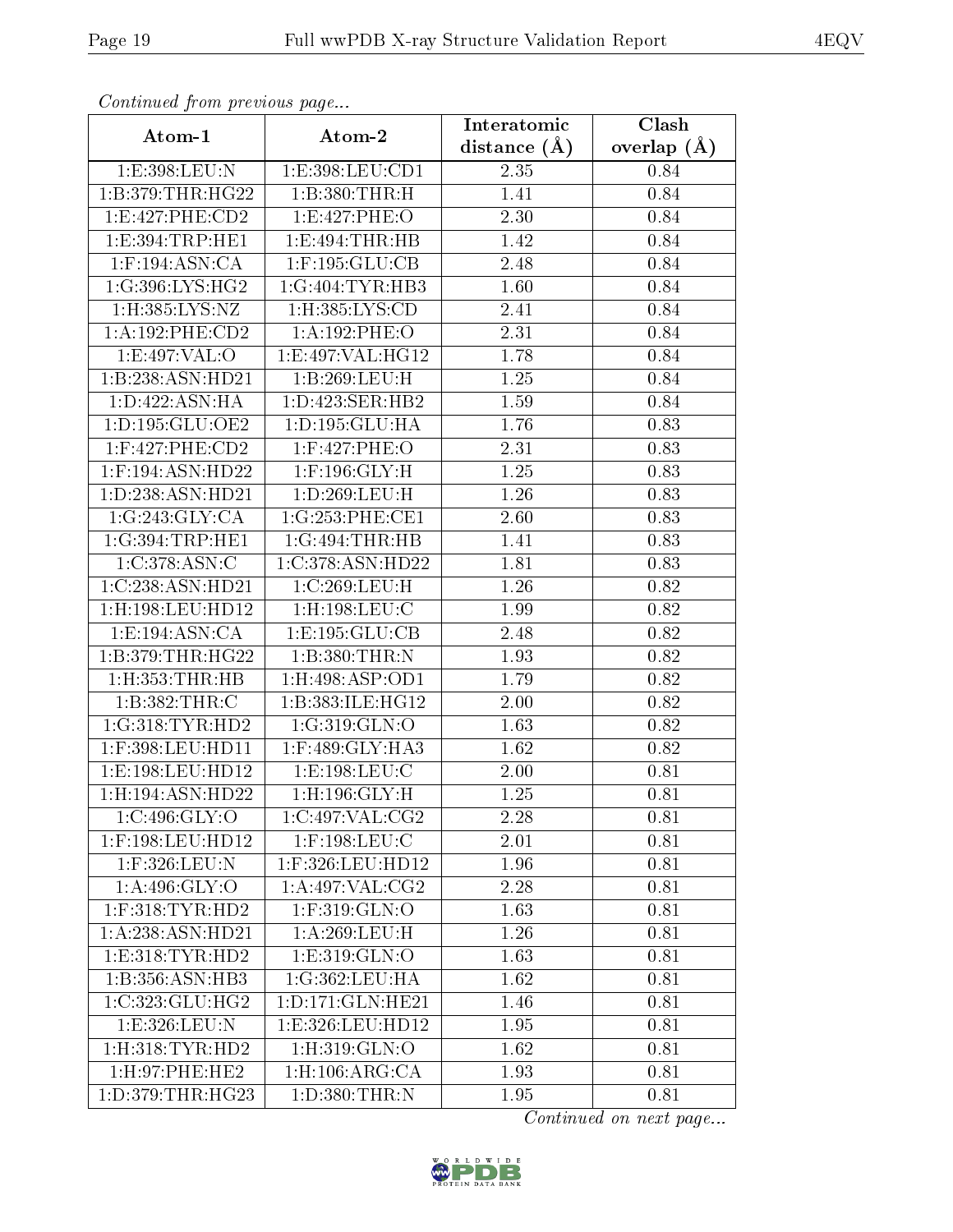*Continued from previous page...*

| Atom-1 | Atom-2 | Interatomic distance (Å) | Clash overlap (Å) |
|---|---|---|---|
| 1:E:398:LEU:N | 1:E:398:LEU:CD1 | 2.35 | 0.84 |
| 1:B:379:THR:HG22 | 1:B:380:THR:H | 1.41 | 0.84 |
| 1:E:427:PHE:CD2 | 1:E:427:PHE:O | 2.30 | 0.84 |
| 1:E:394:TRP:HE1 | 1:E:494:THR:HB | 1.42 | 0.84 |
| 1:F:194:ASN:CA | 1:F:195:GLU:CB | 2.48 | 0.84 |
| 1:G:396:LYS:HG2 | 1:G:404:TYR:HB3 | 1.60 | 0.84 |
| 1:H:385:LYS:NZ | 1:H:385:LYS:CD | 2.41 | 0.84 |
| 1:A:192:PHE:CD2 | 1:A:192:PHE:O | 2.31 | 0.84 |
| 1:E:497:VAL:O | 1:E:497:VAL:HG12 | 1.78 | 0.84 |
| 1:B:238:ASN:HD21 | 1:B:269:LEU:H | 1.25 | 0.84 |
| 1:D:422:ASN:HA | 1:D:423:SER:HB2 | 1.59 | 0.84 |
| 1:D:195:GLU:OE2 | 1:D:195:GLU:HA | 1.76 | 0.83 |
| 1:F:427:PHE:CD2 | 1:F:427:PHE:O | 2.31 | 0.83 |
| 1:F:194:ASN:HD22 | 1:F:196:GLY:H | 1.25 | 0.83 |
| 1:D:238:ASN:HD21 | 1:D:269:LEU:H | 1.26 | 0.83 |
| 1:G:243:GLY:CA | 1:G:253:PHE:CE1 | 2.60 | 0.83 |
| 1:G:394:TRP:HE1 | 1:G:494:THR:HB | 1.41 | 0.83 |
| 1:C:378:ASN:C | 1:C:378:ASN:HD22 | 1.81 | 0.83 |
| 1:C:238:ASN:HD21 | 1:C:269:LEU:H | 1.26 | 0.82 |
| 1:H:198:LEU:HD12 | 1:H:198:LEU:C | 1.99 | 0.82 |
| 1:E:194:ASN:CA | 1:E:195:GLU:CB | 2.48 | 0.82 |
| 1:B:379:THR:HG22 | 1:B:380:THR:N | 1.93 | 0.82 |
| 1:H:353:THR:HB | 1:H:498:ASP:OD1 | 1.79 | 0.82 |
| 1:B:382:THR:C | 1:B:383:ILE:HG12 | 2.00 | 0.82 |
| 1:G:318:TYR:HD2 | 1:G:319:GLN:O | 1.63 | 0.82 |
| 1:F:398:LEU:HD11 | 1:F:489:GLY:HA3 | 1.62 | 0.82 |
| 1:E:198:LEU:HD12 | 1:E:198:LEU:C | 2.00 | 0.81 |
| 1:H:194:ASN:HD22 | 1:H:196:GLY:H | 1.25 | 0.81 |
| 1:C:496:GLY:O | 1:C:497:VAL:CG2 | 2.28 | 0.81 |
| 1:F:198:LEU:HD12 | 1:F:198:LEU:C | 2.01 | 0.81 |
| 1:F:326:LEU:N | 1:F:326:LEU:HD12 | 1.96 | 0.81 |
| 1:A:496:GLY:O | 1:A:497:VAL:CG2 | 2.28 | 0.81 |
| 1:F:318:TYR:HD2 | 1:F:319:GLN:O | 1.63 | 0.81 |
| 1:A:238:ASN:HD21 | 1:A:269:LEU:H | 1.26 | 0.81 |
| 1:E:318:TYR:HD2 | 1:E:319:GLN:O | 1.63 | 0.81 |
| 1:B:356:ASN:HB3 | 1:G:362:LEU:HA | 1.62 | 0.81 |
| 1:C:323:GLU:HG2 | 1:D:171:GLN:HE21 | 1.46 | 0.81 |
| 1:E:326:LEU:N | 1:E:326:LEU:HD12 | 1.95 | 0.81 |
| 1:H:318:TYR:HD2 | 1:H:319:GLN:O | 1.62 | 0.81 |
| 1:H:97:PHE:HE2 | 1:H:106:ARG:CA | 1.93 | 0.81 |
| 1:D:379:THR:HG23 | 1:D:380:THR:N | 1.95 | 0.81 |

*Continued on next page...*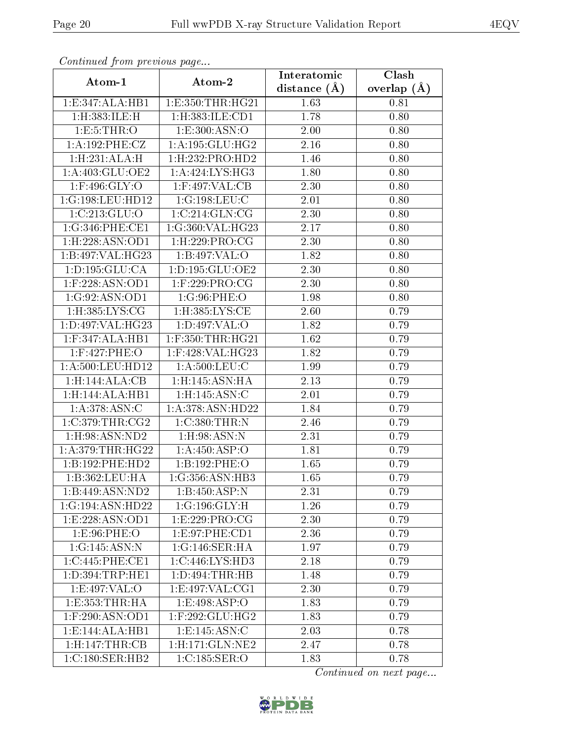*Continued from previous page...*

| Atom-1 | Atom-2 | Interatomic distance (Å) | Clash overlap (Å) |
|---|---|---|---|
| 1:E:347:ALA:HB1 | 1:E:350:THR:HG21 | 1.63 | 0.81 |
| 1:H:383:ILE:H | 1:H:383:ILE:CD1 | 1.78 | 0.80 |
| 1:E:5:THR:O | 1:E:300:ASN:O | 2.00 | 0.80 |
| 1:A:192:PHE:CZ | 1:A:195:GLU:HG2 | 2.16 | 0.80 |
| 1:H:231:ALA:H | 1:H:232:PRO:HD2 | 1.46 | 0.80 |
| 1:A:403:GLU:OE2 | 1:A:424:LYS:HG3 | 1.80 | 0.80 |
| 1:F:496:GLY:O | 1:F:497:VAL:CB | 2.30 | 0.80 |
| 1:G:198:LEU:HD12 | 1:G:198:LEU:C | 2.01 | 0.80 |
| 1:C:213:GLU:O | 1:C:214:GLN:CG | 2.30 | 0.80 |
| 1:G:346:PHE:CE1 | 1:G:360:VAL:HG23 | 2.17 | 0.80 |
| 1:H:228:ASN:OD1 | 1:H:229:PRO:CG | 2.30 | 0.80 |
| 1:B:497:VAL:HG23 | 1:B:497:VAL:O | 1.82 | 0.80 |
| 1:D:195:GLU:CA | 1:D:195:GLU:OE2 | 2.30 | 0.80 |
| 1:F:228:ASN:OD1 | 1:F:229:PRO:CG | 2.30 | 0.80 |
| 1:G:92:ASN:OD1 | 1:G:96:PHE:O | 1.98 | 0.80 |
| 1:H:385:LYS:CG | 1:H:385:LYS:CE | 2.60 | 0.79 |
| 1:D:497:VAL:HG23 | 1:D:497:VAL:O | 1.82 | 0.79 |
| 1:F:347:ALA:HB1 | 1:F:350:THR:HG21 | 1.62 | 0.79 |
| 1:F:427:PHE:O | 1:F:428:VAL:HG23 | 1.82 | 0.79 |
| 1:A:500:LEU:HD12 | 1:A:500:LEU:C | 1.99 | 0.79 |
| 1:H:144:ALA:CB | 1:H:145:ASN:HA | 2.13 | 0.79 |
| 1:H:144:ALA:HB1 | 1:H:145:ASN:C | 2.01 | 0.79 |
| 1:A:378:ASN:C | 1:A:378:ASN:HD22 | 1.84 | 0.79 |
| 1:C:379:THR:CG2 | 1:C:380:THR:N | 2.46 | 0.79 |
| 1:H:98:ASN:ND2 | 1:H:98:ASN:N | 2.31 | 0.79 |
| 1:A:379:THR:HG22 | 1:A:450:ASP:O | 1.81 | 0.79 |
| 1:B:192:PHE:HD2 | 1:B:192:PHE:O | 1.65 | 0.79 |
| 1:B:362:LEU:HA | 1:G:356:ASN:HB3 | 1.65 | 0.79 |
| 1:B:449:ASN:ND2 | 1:B:450:ASP:N | 2.31 | 0.79 |
| 1:G:194:ASN:HD22 | 1:G:196:GLY:H | 1.26 | 0.79 |
| 1:E:228:ASN:OD1 | 1:E:229:PRO:CG | 2.30 | 0.79 |
| 1:E:96:PHE:O | 1:E:97:PHE:CD1 | 2.36 | 0.79 |
| 1:G:145:ASN:N | 1:G:146:SER:HA | 1.97 | 0.79 |
| 1:C:445:PHE:CE1 | 1:C:446:LYS:HD3 | 2.18 | 0.79 |
| 1:D:394:TRP:HE1 | 1:D:494:THR:HB | 1.48 | 0.79 |
| 1:E:497:VAL:O | 1:E:497:VAL:CG1 | 2.30 | 0.79 |
| 1:E:353:THR:HA | 1:E:498:ASP:O | 1.83 | 0.79 |
| 1:F:290:ASN:OD1 | 1:F:292:GLU:HG2 | 1.83 | 0.79 |
| 1:E:144:ALA:HB1 | 1:E:145:ASN:C | 2.03 | 0.78 |
| 1:H:147:THR:CB | 1:H:171:GLN:NE2 | 2.47 | 0.78 |
| 1:C:180:SER:HB2 | 1:C:185:SER:O | 1.83 | 0.78 |

*Continued on next page...*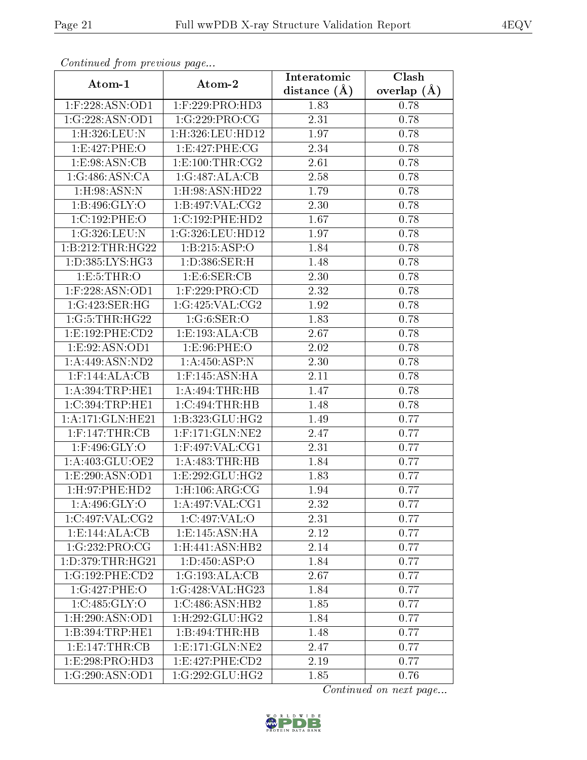*Continued from previous page...*

| Atom-1 | Atom-2 | Interatomic distance (Å) | Clash overlap (Å) |
|---|---|---|---|
| 1:F:228:ASN:OD1 | 1:F:229:PRO:HD3 | 1.83 | 0.78 |
| 1:G:228:ASN:OD1 | 1:G:229:PRO:CG | 2.31 | 0.78 |
| 1:H:326:LEU:N | 1:H:326:LEU:HD12 | 1.97 | 0.78 |
| 1:E:427:PHE:O | 1:E:427:PHE:CG | 2.34 | 0.78 |
| 1:E:98:ASN:CB | 1:E:100:THR:CG2 | 2.61 | 0.78 |
| 1:G:486:ASN:CA | 1:G:487:ALA:CB | 2.58 | 0.78 |
| 1:H:98:ASN:N | 1:H:98:ASN:HD22 | 1.79 | 0.78 |
| 1:B:496:GLY:O | 1:B:497:VAL:CG2 | 2.30 | 0.78 |
| 1:C:192:PHE:O | 1:C:192:PHE:HD2 | 1.67 | 0.78 |
| 1:G:326:LEU:N | 1:G:326:LEU:HD12 | 1.97 | 0.78 |
| 1:B:212:THR:HG22 | 1:B:215:ASP:O | 1.84 | 0.78 |
| 1:D:385:LYS:HG3 | 1:D:386:SER:H | 1.48 | 0.78 |
| 1:E:5:THR:O | 1:E:6:SER:CB | 2.30 | 0.78 |
| 1:F:228:ASN:OD1 | 1:F:229:PRO:CD | 2.32 | 0.78 |
| 1:G:423:SER:HG | 1:G:425:VAL:CG2 | 1.92 | 0.78 |
| 1:G:5:THR:HG22 | 1:G:6:SER:O | 1.83 | 0.78 |
| 1:E:192:PHE:CD2 | 1:E:193:ALA:CB | 2.67 | 0.78 |
| 1:E:92:ASN:OD1 | 1:E:96:PHE:O | 2.02 | 0.78 |
| 1:A:449:ASN:ND2 | 1:A:450:ASP:N | 2.30 | 0.78 |
| 1:F:144:ALA:CB | 1:F:145:ASN:HA | 2.11 | 0.78 |
| 1:A:394:TRP:HE1 | 1:A:494:THR:HB | 1.47 | 0.78 |
| 1:C:394:TRP:HE1 | 1:C:494:THR:HB | 1.48 | 0.78 |
| 1:A:171:GLN:HE21 | 1:B:323:GLU:HG2 | 1.49 | 0.77 |
| 1:F:147:THR:CB | 1:F:171:GLN:NE2 | 2.47 | 0.77 |
| 1:F:496:GLY:O | 1:F:497:VAL:CG1 | 2.31 | 0.77 |
| 1:A:403:GLU:OE2 | 1:A:483:THR:HB | 1.84 | 0.77 |
| 1:E:290:ASN:OD1 | 1:E:292:GLU:HG2 | 1.83 | 0.77 |
| 1:H:97:PHE:HD2 | 1:H:106:ARG:CG | 1.94 | 0.77 |
| 1:A:496:GLY:O | 1:A:497:VAL:CG1 | 2.32 | 0.77 |
| 1:C:497:VAL:CG2 | 1:C:497:VAL:O | 2.31 | 0.77 |
| 1:E:144:ALA:CB | 1:E:145:ASN:HA | 2.12 | 0.77 |
| 1:G:232:PRO:CG | 1:H:441:ASN:HB2 | 2.14 | 0.77 |
| 1:D:379:THR:HG21 | 1:D:450:ASP:O | 1.84 | 0.77 |
| 1:G:192:PHE:CD2 | 1:G:193:ALA:CB | 2.67 | 0.77 |
| 1:G:427:PHE:O | 1:G:428:VAL:HG23 | 1.84 | 0.77 |
| 1:C:485:GLY:O | 1:C:486:ASN:HB2 | 1.85 | 0.77 |
| 1:H:290:ASN:OD1 | 1:H:292:GLU:HG2 | 1.84 | 0.77 |
| 1:B:394:TRP:HE1 | 1:B:494:THR:HB | 1.48 | 0.77 |
| 1:E:147:THR:CB | 1:E:171:GLN:NE2 | 2.47 | 0.77 |
| 1:E:298:PRO:HD3 | 1:E:427:PHE:CD2 | 2.19 | 0.77 |
| 1:G:290:ASN:OD1 | 1:G:292:GLU:HG2 | 1.85 | 0.76 |

*Continued on next page...*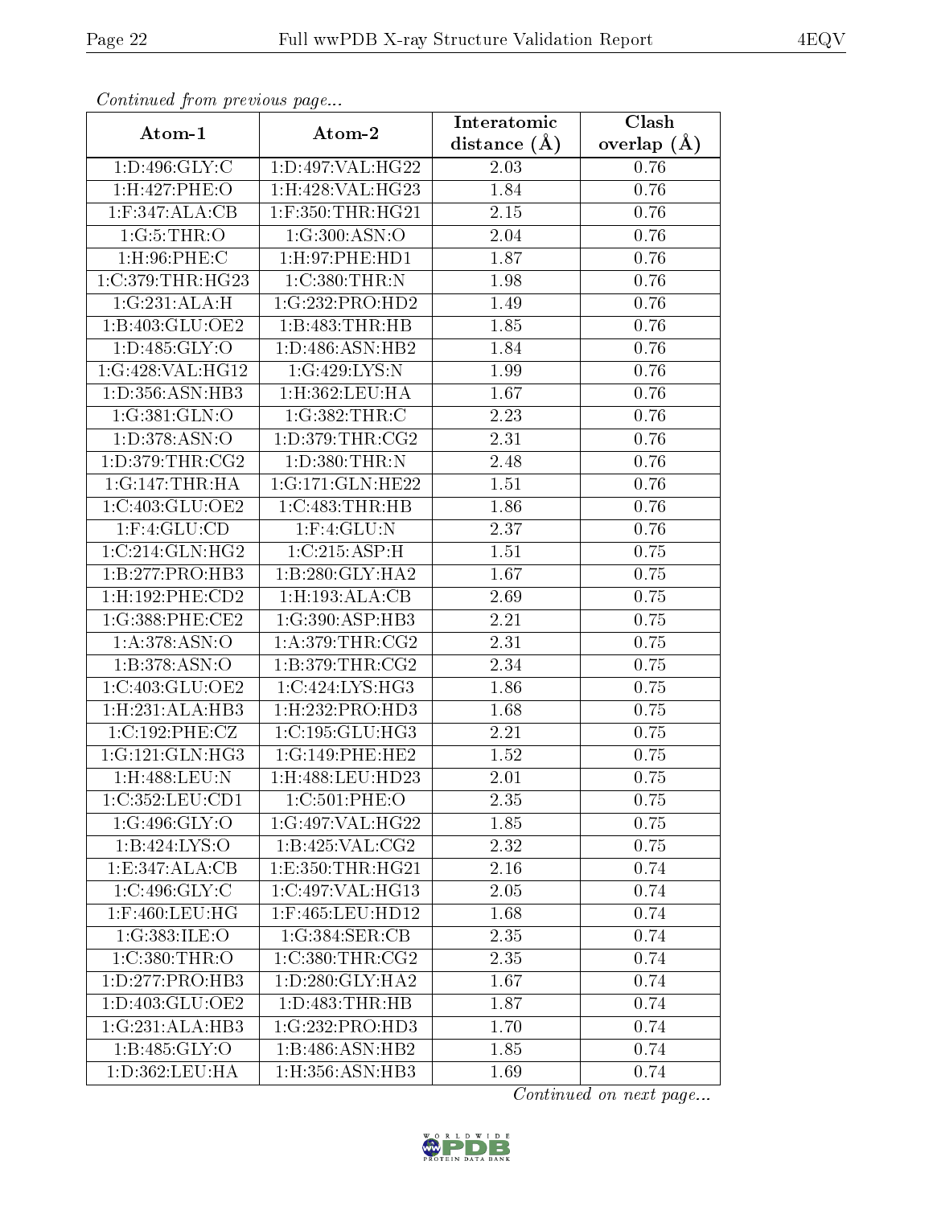*Continued from previous page...*

| Atom-1 | Atom-2 | Interatomic distance (Å) | Clash overlap (Å) |
| --- | --- | --- | --- |
| 1:D:496:GLY:C | 1:D:497:VAL:HG22 | 2.03 | 0.76 |
| 1:H:427:PHE:O | 1:H:428:VAL:HG23 | 1.84 | 0.76 |
| 1:F:347:ALA:CB | 1:F:350:THR:HG21 | 2.15 | 0.76 |
| 1:G:5:THR:O | 1:G:300:ASN:O | 2.04 | 0.76 |
| 1:H:96:PHE:C | 1:H:97:PHE:HD1 | 1.87 | 0.76 |
| 1:C:379:THR:HG23 | 1:C:380:THR:N | 1.98 | 0.76 |
| 1:G:231:ALA:H | 1:G:232:PRO:HD2 | 1.49 | 0.76 |
| 1:B:403:GLU:OE2 | 1:B:483:THR:HB | 1.85 | 0.76 |
| 1:D:485:GLY:O | 1:D:486:ASN:HB2 | 1.84 | 0.76 |
| 1:G:428:VAL:HG12 | 1:G:429:LYS:N | 1.99 | 0.76 |
| 1:D:356:ASN:HB3 | 1:H:362:LEU:HA | 1.67 | 0.76 |
| 1:G:381:GLN:O | 1:G:382:THR:C | 2.23 | 0.76 |
| 1:D:378:ASN:O | 1:D:379:THR:CG2 | 2.31 | 0.76 |
| 1:D:379:THR:CG2 | 1:D:380:THR:N | 2.48 | 0.76 |
| 1:G:147:THR:HA | 1:G:171:GLN:HE22 | 1.51 | 0.76 |
| 1:C:403:GLU:OE2 | 1:C:483:THR:HB | 1.86 | 0.76 |
| 1:F:4:GLU:CD | 1:F:4:GLU:N | 2.37 | 0.76 |
| 1:C:214:GLN:HG2 | 1:C:215:ASP:H | 1.51 | 0.75 |
| 1:B:277:PRO:HB3 | 1:B:280:GLY:HA2 | 1.67 | 0.75 |
| 1:H:192:PHE:CD2 | 1:H:193:ALA:CB | 2.69 | 0.75 |
| 1:G:388:PHE:CE2 | 1:G:390:ASP:HB3 | 2.21 | 0.75 |
| 1:A:378:ASN:O | 1:A:379:THR:CG2 | 2.31 | 0.75 |
| 1:B:378:ASN:O | 1:B:379:THR:CG2 | 2.34 | 0.75 |
| 1:C:403:GLU:OE2 | 1:C:424:LYS:HG3 | 1.86 | 0.75 |
| 1:H:231:ALA:HB3 | 1:H:232:PRO:HD3 | 1.68 | 0.75 |
| 1:C:192:PHE:CZ | 1:C:195:GLU:HG3 | 2.21 | 0.75 |
| 1:G:121:GLN:HG3 | 1:G:149:PHE:HE2 | 1.52 | 0.75 |
| 1:H:488:LEU:N | 1:H:488:LEU:HD23 | 2.01 | 0.75 |
| 1:C:352:LEU:CD1 | 1:C:501:PHE:O | 2.35 | 0.75 |
| 1:G:496:GLY:O | 1:G:497:VAL:HG22 | 1.85 | 0.75 |
| 1:B:424:LYS:O | 1:B:425:VAL:CG2 | 2.32 | 0.75 |
| 1:E:347:ALA:CB | 1:E:350:THR:HG21 | 2.16 | 0.74 |
| 1:C:496:GLY:C | 1:C:497:VAL:HG13 | 2.05 | 0.74 |
| 1:F:460:LEU:HG | 1:F:465:LEU:HD12 | 1.68 | 0.74 |
| 1:G:383:ILE:O | 1:G:384:SER:CB | 2.35 | 0.74 |
| 1:C:380:THR:O | 1:C:380:THR:CG2 | 2.35 | 0.74 |
| 1:D:277:PRO:HB3 | 1:D:280:GLY:HA2 | 1.67 | 0.74 |
| 1:D:403:GLU:OE2 | 1:D:483:THR:HB | 1.87 | 0.74 |
| 1:G:231:ALA:HB3 | 1:G:232:PRO:HD3 | 1.70 | 0.74 |
| 1:B:485:GLY:O | 1:B:486:ASN:HB2 | 1.85 | 0.74 |
| 1:D:362:LEU:HA | 1:H:356:ASN:HB3 | 1.69 | 0.74 |

*Continued on next page...*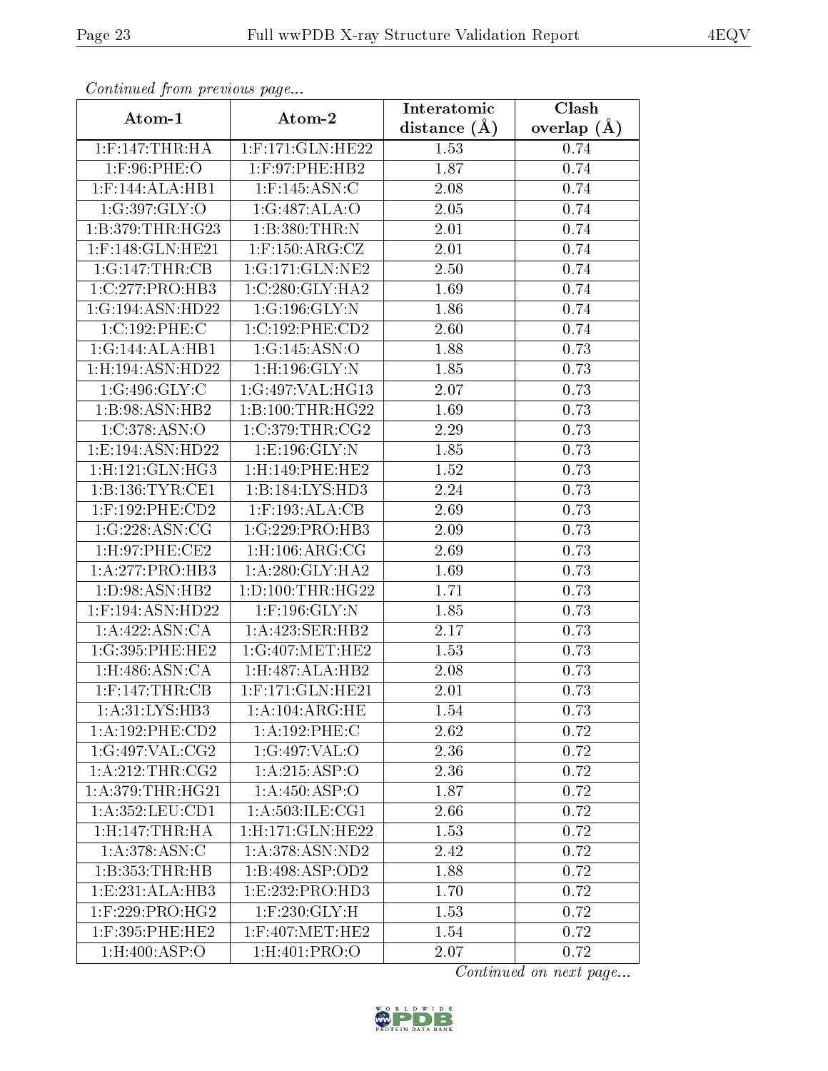*Continued from previous page...*

| Atom-1 | Atom-2 | Interatomic distance (Å) | Clash overlap (Å) |
| --- | --- | --- | --- |
| 1:F:147:THR:HA | 1:F:171:GLN:HE22 | 1.53 | 0.74 |
| 1:F:96:PHE:O | 1:F:97:PHE:HB2 | 1.87 | 0.74 |
| 1:F:144:ALA:HB1 | 1:F:145:ASN:C | 2.08 | 0.74 |
| 1:G:397:GLY:O | 1:G:487:ALA:O | 2.05 | 0.74 |
| 1:B:379:THR:HG23 | 1:B:380:THR:N | 2.01 | 0.74 |
| 1:F:148:GLN:HE21 | 1:F:150:ARG:CZ | 2.01 | 0.74 |
| 1:G:147:THR:CB | 1:G:171:GLN:NE2 | 2.50 | 0.74 |
| 1:C:277:PRO:HB3 | 1:C:280:GLY:HA2 | 1.69 | 0.74 |
| 1:G:194:ASN:HD22 | 1:G:196:GLY:N | 1.86 | 0.74 |
| 1:C:192:PHE:C | 1:C:192:PHE:CD2 | 2.60 | 0.74 |
| 1:G:144:ALA:HB1 | 1:G:145:ASN:O | 1.88 | 0.73 |
| 1:H:194:ASN:HD22 | 1:H:196:GLY:N | 1.85 | 0.73 |
| 1:G:496:GLY:C | 1:G:497:VAL:HG13 | 2.07 | 0.73 |
| 1:B:98:ASN:HB2 | 1:B:100:THR:HG22 | 1.69 | 0.73 |
| 1:C:378:ASN:O | 1:C:379:THR:CG2 | 2.29 | 0.73 |
| 1:E:194:ASN:HD22 | 1:E:196:GLY:N | 1.85 | 0.73 |
| 1:H:121:GLN:HG3 | 1:H:149:PHE:HE2 | 1.52 | 0.73 |
| 1:B:136:TYR:CE1 | 1:B:184:LYS:HD3 | 2.24 | 0.73 |
| 1:F:192:PHE:CD2 | 1:F:193:ALA:CB | 2.69 | 0.73 |
| 1:G:228:ASN:CG | 1:G:229:PRO:HB3 | 2.09 | 0.73 |
| 1:H:97:PHE:CE2 | 1:H:106:ARG:CG | 2.69 | 0.73 |
| 1:A:277:PRO:HB3 | 1:A:280:GLY:HA2 | 1.69 | 0.73 |
| 1:D:98:ASN:HB2 | 1:D:100:THR:HG22 | 1.71 | 0.73 |
| 1:F:194:ASN:HD22 | 1:F:196:GLY:N | 1.85 | 0.73 |
| 1:A:422:ASN:CA | 1:A:423:SER:HB2 | 2.17 | 0.73 |
| 1:G:395:PHE:HE2 | 1:G:407:MET:HE2 | 1.53 | 0.73 |
| 1:H:486:ASN:CA | 1:H:487:ALA:HB2 | 2.08 | 0.73 |
| 1:F:147:THR:CB | 1:F:171:GLN:HE21 | 2.01 | 0.73 |
| 1:A:31:LYS:HB3 | 1:A:104:ARG:HE | 1.54 | 0.73 |
| 1:A:192:PHE:CD2 | 1:A:192:PHE:C | 2.62 | 0.72 |
| 1:G:497:VAL:CG2 | 1:G:497:VAL:O | 2.36 | 0.72 |
| 1:A:212:THR:CG2 | 1:A:215:ASP:O | 2.36 | 0.72 |
| 1:A:379:THR:HG21 | 1:A:450:ASP:O | 1.87 | 0.72 |
| 1:A:352:LEU:CD1 | 1:A:503:ILE:CG1 | 2.66 | 0.72 |
| 1:H:147:THR:HA | 1:H:171:GLN:HE22 | 1.53 | 0.72 |
| 1:A:378:ASN:C | 1:A:378:ASN:ND2 | 2.42 | 0.72 |
| 1:B:353:THR:HB | 1:B:498:ASP:OD2 | 1.88 | 0.72 |
| 1:E:231:ALA:HB3 | 1:E:232:PRO:HD3 | 1.70 | 0.72 |
| 1:F:229:PRO:HG2 | 1:F:230:GLY:H | 1.53 | 0.72 |
| 1:F:395:PHE:HE2 | 1:F:407:MET:HE2 | 1.54 | 0.72 |
| 1:H:400:ASP:O | 1:H:401:PRO:O | 2.07 | 0.72 |

*Continued on next page...*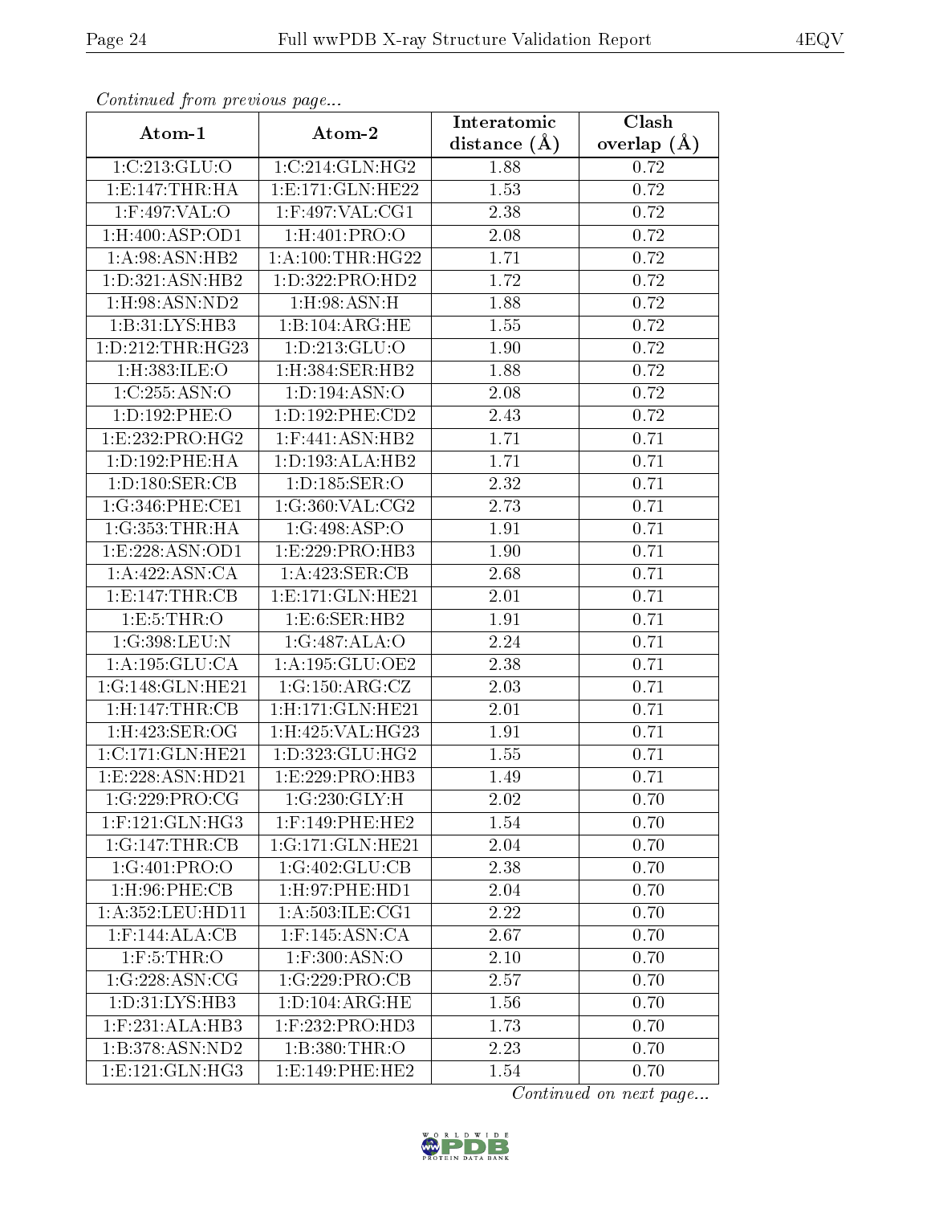*Continued from previous page...*

| Atom-1 | Atom-2 | Interatomic distance (Å) | Clash overlap (Å) |
|---|---|---|---|
| 1:C:213:GLU:O | 1:C:214:GLN:HG2 | 1.88 | 0.72 |
| 1:E:147:THR:HA | 1:E:171:GLN:HE22 | 1.53 | 0.72 |
| 1:F:497:VAL:O | 1:F:497:VAL:CG1 | 2.38 | 0.72 |
| 1:H:400:ASP:OD1 | 1:H:401:PRO:O | 2.08 | 0.72 |
| 1:A:98:ASN:HB2 | 1:A:100:THR:HG22 | 1.71 | 0.72 |
| 1:D:321:ASN:HB2 | 1:D:322:PRO:HD2 | 1.72 | 0.72 |
| 1:H:98:ASN:ND2 | 1:H:98:ASN:H | 1.88 | 0.72 |
| 1:B:31:LYS:HB3 | 1:B:104:ARG:HE | 1.55 | 0.72 |
| 1:D:212:THR:HG23 | 1:D:213:GLU:O | 1.90 | 0.72 |
| 1:H:383:ILE:O | 1:H:384:SER:HB2 | 1.88 | 0.72 |
| 1:C:255:ASN:O | 1:D:194:ASN:O | 2.08 | 0.72 |
| 1:D:192:PHE:O | 1:D:192:PHE:CD2 | 2.43 | 0.72 |
| 1:E:232:PRO:HG2 | 1:F:441:ASN:HB2 | 1.71 | 0.71 |
| 1:D:192:PHE:HA | 1:D:193:ALA:HB2 | 1.71 | 0.71 |
| 1:D:180:SER:CB | 1:D:185:SER:O | 2.32 | 0.71 |
| 1:G:346:PHE:CE1 | 1:G:360:VAL:CG2 | 2.73 | 0.71 |
| 1:G:353:THR:HA | 1:G:498:ASP:O | 1.91 | 0.71 |
| 1:E:228:ASN:OD1 | 1:E:229:PRO:HB3 | 1.90 | 0.71 |
| 1:A:422:ASN:CA | 1:A:423:SER:CB | 2.68 | 0.71 |
| 1:E:147:THR:CB | 1:E:171:GLN:HE21 | 2.01 | 0.71 |
| 1:E:5:THR:O | 1:E:6:SER:HB2 | 1.91 | 0.71 |
| 1:G:398:LEU:N | 1:G:487:ALA:O | 2.24 | 0.71 |
| 1:A:195:GLU:CA | 1:A:195:GLU:OE2 | 2.38 | 0.71 |
| 1:G:148:GLN:HE21 | 1:G:150:ARG:CZ | 2.03 | 0.71 |
| 1:H:147:THR:CB | 1:H:171:GLN:HE21 | 2.01 | 0.71 |
| 1:H:423:SER:OG | 1:H:425:VAL:HG23 | 1.91 | 0.71 |
| 1:C:171:GLN:HE21 | 1:D:323:GLU:HG2 | 1.55 | 0.71 |
| 1:E:228:ASN:HD21 | 1:E:229:PRO:HB3 | 1.49 | 0.71 |
| 1:G:229:PRO:CG | 1:G:230:GLY:H | 2.02 | 0.70 |
| 1:F:121:GLN:HG3 | 1:F:149:PHE:HE2 | 1.54 | 0.70 |
| 1:G:147:THR:CB | 1:G:171:GLN:HE21 | 2.04 | 0.70 |
| 1:G:401:PRO:O | 1:G:402:GLU:CB | 2.38 | 0.70 |
| 1:H:96:PHE:CB | 1:H:97:PHE:HD1 | 2.04 | 0.70 |
| 1:A:352:LEU:HD11 | 1:A:503:ILE:CG1 | 2.22 | 0.70 |
| 1:F:144:ALA:CB | 1:F:145:ASN:CA | 2.67 | 0.70 |
| 1:F:5:THR:O | 1:F:300:ASN:O | 2.10 | 0.70 |
| 1:G:228:ASN:CG | 1:G:229:PRO:CB | 2.57 | 0.70 |
| 1:D:31:LYS:HB3 | 1:D:104:ARG:HE | 1.56 | 0.70 |
| 1:F:231:ALA:HB3 | 1:F:232:PRO:HD3 | 1.73 | 0.70 |
| 1:B:378:ASN:ND2 | 1:B:380:THR:O | 2.23 | 0.70 |
| 1:E:121:GLN:HG3 | 1:E:149:PHE:HE2 | 1.54 | 0.70 |

*Continued on next page...*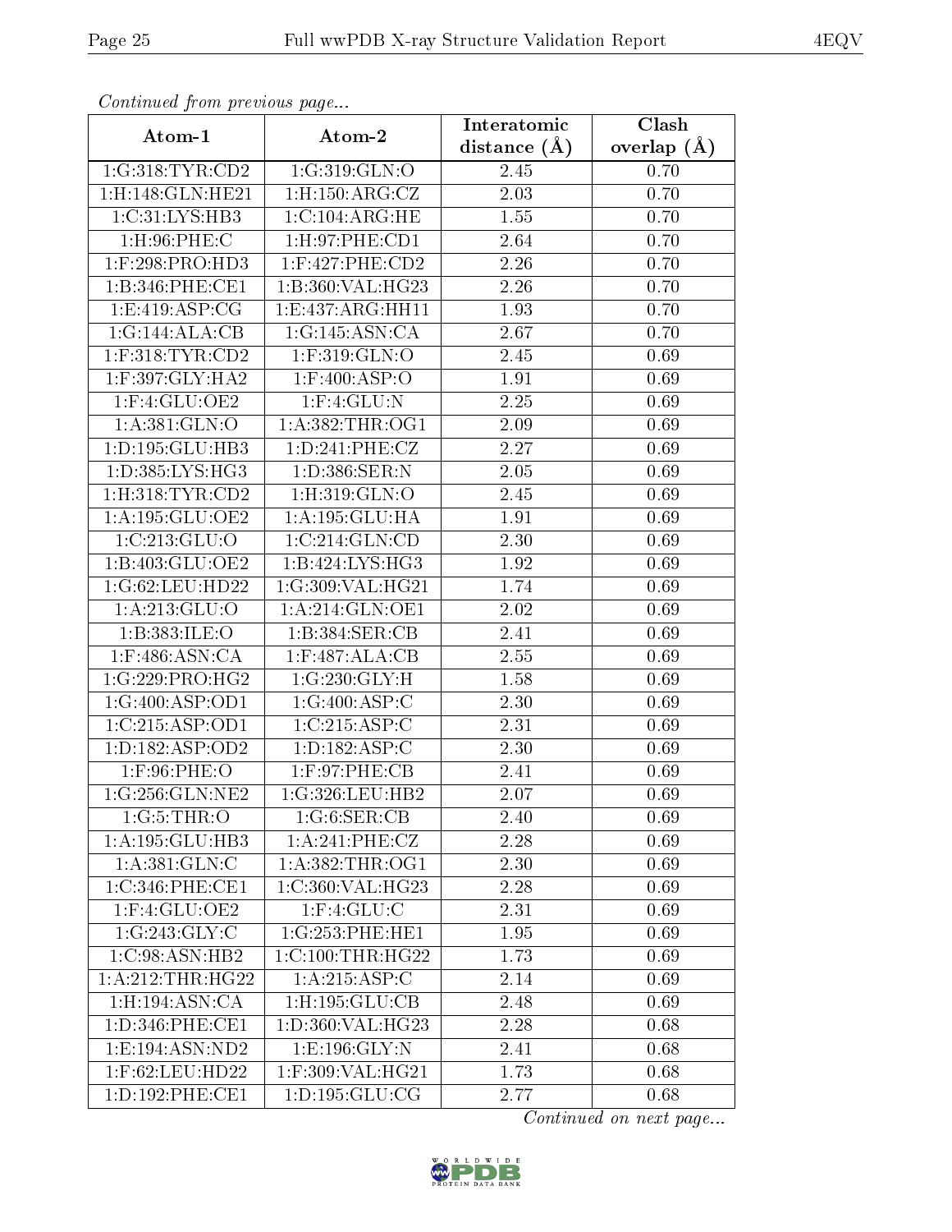*Continued from previous page...*

| Atom-1 | Atom-2 | Interatomic distance (Å) | Clash overlap (Å) |
| --- | --- | --- | --- |
| 1:G:318:TYR:CD2 | 1:G:319:GLN:O | 2.45 | 0.70 |
| 1:H:148:GLN:HE21 | 1:H:150:ARG:CZ | 2.03 | 0.70 |
| 1:C:31:LYS:HB3 | 1:C:104:ARG:HE | 1.55 | 0.70 |
| 1:H:96:PHE:C | 1:H:97:PHE:CD1 | 2.64 | 0.70 |
| 1:F:298:PRO:HD3 | 1:F:427:PHE:CD2 | 2.26 | 0.70 |
| 1:B:346:PHE:CE1 | 1:B:360:VAL:HG23 | 2.26 | 0.70 |
| 1:E:419:ASP:CG | 1:E:437:ARG:HH11 | 1.93 | 0.70 |
| 1:G:144:ALA:CB | 1:G:145:ASN:CA | 2.67 | 0.70 |
| 1:F:318:TYR:CD2 | 1:F:319:GLN:O | 2.45 | 0.69 |
| 1:F:397:GLY:HA2 | 1:F:400:ASP:O | 1.91 | 0.69 |
| 1:F:4:GLU:OE2 | 1:F:4:GLU:N | 2.25 | 0.69 |
| 1:A:381:GLN:O | 1:A:382:THR:OG1 | 2.09 | 0.69 |
| 1:D:195:GLU:HB3 | 1:D:241:PHE:CZ | 2.27 | 0.69 |
| 1:D:385:LYS:HG3 | 1:D:386:SER:N | 2.05 | 0.69 |
| 1:H:318:TYR:CD2 | 1:H:319:GLN:O | 2.45 | 0.69 |
| 1:A:195:GLU:OE2 | 1:A:195:GLU:HA | 1.91 | 0.69 |
| 1:C:213:GLU:O | 1:C:214:GLN:CD | 2.30 | 0.69 |
| 1:B:403:GLU:OE2 | 1:B:424:LYS:HG3 | 1.92 | 0.69 |
| 1:G:62:LEU:HD22 | 1:G:309:VAL:HG21 | 1.74 | 0.69 |
| 1:A:213:GLU:O | 1:A:214:GLN:OE1 | 2.02 | 0.69 |
| 1:B:383:ILE:O | 1:B:384:SER:CB | 2.41 | 0.69 |
| 1:F:486:ASN:CA | 1:F:487:ALA:CB | 2.55 | 0.69 |
| 1:G:229:PRO:HG2 | 1:G:230:GLY:H | 1.58 | 0.69 |
| 1:G:400:ASP:OD1 | 1:G:400:ASP:C | 2.30 | 0.69 |
| 1:C:215:ASP:OD1 | 1:C:215:ASP:C | 2.31 | 0.69 |
| 1:D:182:ASP:OD2 | 1:D:182:ASP:C | 2.30 | 0.69 |
| 1:F:96:PHE:O | 1:F:97:PHE:CB | 2.41 | 0.69 |
| 1:G:256:GLN:NE2 | 1:G:326:LEU:HB2 | 2.07 | 0.69 |
| 1:G:5:THR:O | 1:G:6:SER:CB | 2.40 | 0.69 |
| 1:A:195:GLU:HB3 | 1:A:241:PHE:CZ | 2.28 | 0.69 |
| 1:A:381:GLN:C | 1:A:382:THR:OG1 | 2.30 | 0.69 |
| 1:C:346:PHE:CE1 | 1:C:360:VAL:HG23 | 2.28 | 0.69 |
| 1:F:4:GLU:OE2 | 1:F:4:GLU:C | 2.31 | 0.69 |
| 1:G:243:GLY:C | 1:G:253:PHE:HE1 | 1.95 | 0.69 |
| 1:C:98:ASN:HB2 | 1:C:100:THR:HG22 | 1.73 | 0.69 |
| 1:A:212:THR:HG22 | 1:A:215:ASP:C | 2.14 | 0.69 |
| 1:H:194:ASN:CA | 1:H:195:GLU:CB | 2.48 | 0.69 |
| 1:D:346:PHE:CE1 | 1:D:360:VAL:HG23 | 2.28 | 0.68 |
| 1:E:194:ASN:ND2 | 1:E:196:GLY:N | 2.41 | 0.68 |
| 1:F:62:LEU:HD22 | 1:F:309:VAL:HG21 | 1.73 | 0.68 |
| 1:D:192:PHE:CE1 | 1:D:195:GLU:CG | 2.77 | 0.68 |

*Continued on next page...*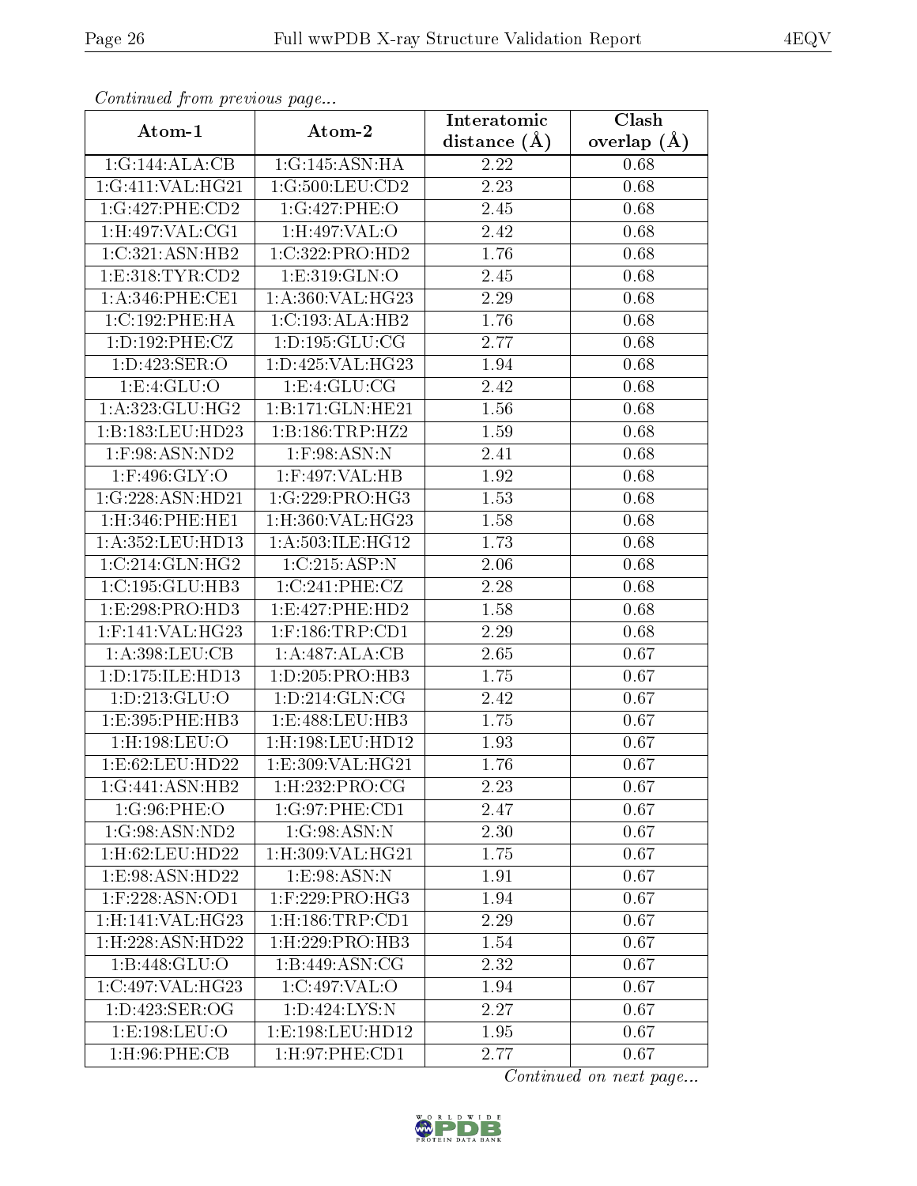*Continued from previous page...*

| Atom-1 | Atom-2 | Interatomic distance (Å) | Clash overlap (Å) |
| --- | --- | --- | --- |
| 1:G:144:ALA:CB | 1:G:145:ASN:HA | 2.22 | 0.68 |
| 1:G:411:VAL:HG21 | 1:G:500:LEU:CD2 | 2.23 | 0.68 |
| 1:G:427:PHE:CD2 | 1:G:427:PHE:O | 2.45 | 0.68 |
| 1:H:497:VAL:CG1 | 1:H:497:VAL:O | 2.42 | 0.68 |
| 1:C:321:ASN:HB2 | 1:C:322:PRO:HD2 | 1.76 | 0.68 |
| 1:E:318:TYR:CD2 | 1:E:319:GLN:O | 2.45 | 0.68 |
| 1:A:346:PHE:CE1 | 1:A:360:VAL:HG23 | 2.29 | 0.68 |
| 1:C:192:PHE:HA | 1:C:193:ALA:HB2 | 1.76 | 0.68 |
| 1:D:192:PHE:CZ | 1:D:195:GLU:CG | 2.77 | 0.68 |
| 1:D:423:SER:O | 1:D:425:VAL:HG23 | 1.94 | 0.68 |
| 1:E:4:GLU:O | 1:E:4:GLU:CG | 2.42 | 0.68 |
| 1:A:323:GLU:HG2 | 1:B:171:GLN:HE21 | 1.56 | 0.68 |
| 1:B:183:LEU:HD23 | 1:B:186:TRP:HZ2 | 1.59 | 0.68 |
| 1:F:98:ASN:ND2 | 1:F:98:ASN:N | 2.41 | 0.68 |
| 1:F:496:GLY:O | 1:F:497:VAL:HB | 1.92 | 0.68 |
| 1:G:228:ASN:HD21 | 1:G:229:PRO:HG3 | 1.53 | 0.68 |
| 1:H:346:PHE:HE1 | 1:H:360:VAL:HG23 | 1.58 | 0.68 |
| 1:A:352:LEU:HD13 | 1:A:503:ILE:HG12 | 1.73 | 0.68 |
| 1:C:214:GLN:HG2 | 1:C:215:ASP:N | 2.06 | 0.68 |
| 1:C:195:GLU:HB3 | 1:C:241:PHE:CZ | 2.28 | 0.68 |
| 1:E:298:PRO:HD3 | 1:E:427:PHE:HD2 | 1.58 | 0.68 |
| 1:F:141:VAL:HG23 | 1:F:186:TRP:CD1 | 2.29 | 0.68 |
| 1:A:398:LEU:CB | 1:A:487:ALA:CB | 2.65 | 0.67 |
| 1:D:175:ILE:HD13 | 1:D:205:PRO:HB3 | 1.75 | 0.67 |
| 1:D:213:GLU:O | 1:D:214:GLN:CG | 2.42 | 0.67 |
| 1:E:395:PHE:HB3 | 1:E:488:LEU:HB3 | 1.75 | 0.67 |
| 1:H:198:LEU:O | 1:H:198:LEU:HD12 | 1.93 | 0.67 |
| 1:E:62:LEU:HD22 | 1:E:309:VAL:HG21 | 1.76 | 0.67 |
| 1:G:441:ASN:HB2 | 1:H:232:PRO:CG | 2.23 | 0.67 |
| 1:G:96:PHE:O | 1:G:97:PHE:CD1 | 2.47 | 0.67 |
| 1:G:98:ASN:ND2 | 1:G:98:ASN:N | 2.30 | 0.67 |
| 1:H:62:LEU:HD22 | 1:H:309:VAL:HG21 | 1.75 | 0.67 |
| 1:E:98:ASN:HD22 | 1:E:98:ASN:N | 1.91 | 0.67 |
| 1:F:228:ASN:OD1 | 1:F:229:PRO:HG3 | 1.94 | 0.67 |
| 1:H:141:VAL:HG23 | 1:H:186:TRP:CD1 | 2.29 | 0.67 |
| 1:H:228:ASN:HD22 | 1:H:229:PRO:HB3 | 1.54 | 0.67 |
| 1:B:448:GLU:O | 1:B:449:ASN:CG | 2.32 | 0.67 |
| 1:C:497:VAL:HG23 | 1:C:497:VAL:O | 1.94 | 0.67 |
| 1:D:423:SER:OG | 1:D:424:LYS:N | 2.27 | 0.67 |
| 1:E:198:LEU:O | 1:E:198:LEU:HD12 | 1.95 | 0.67 |
| 1:H:96:PHE:CB | 1:H:97:PHE:CD1 | 2.77 | 0.67 |

*Continued on next page...*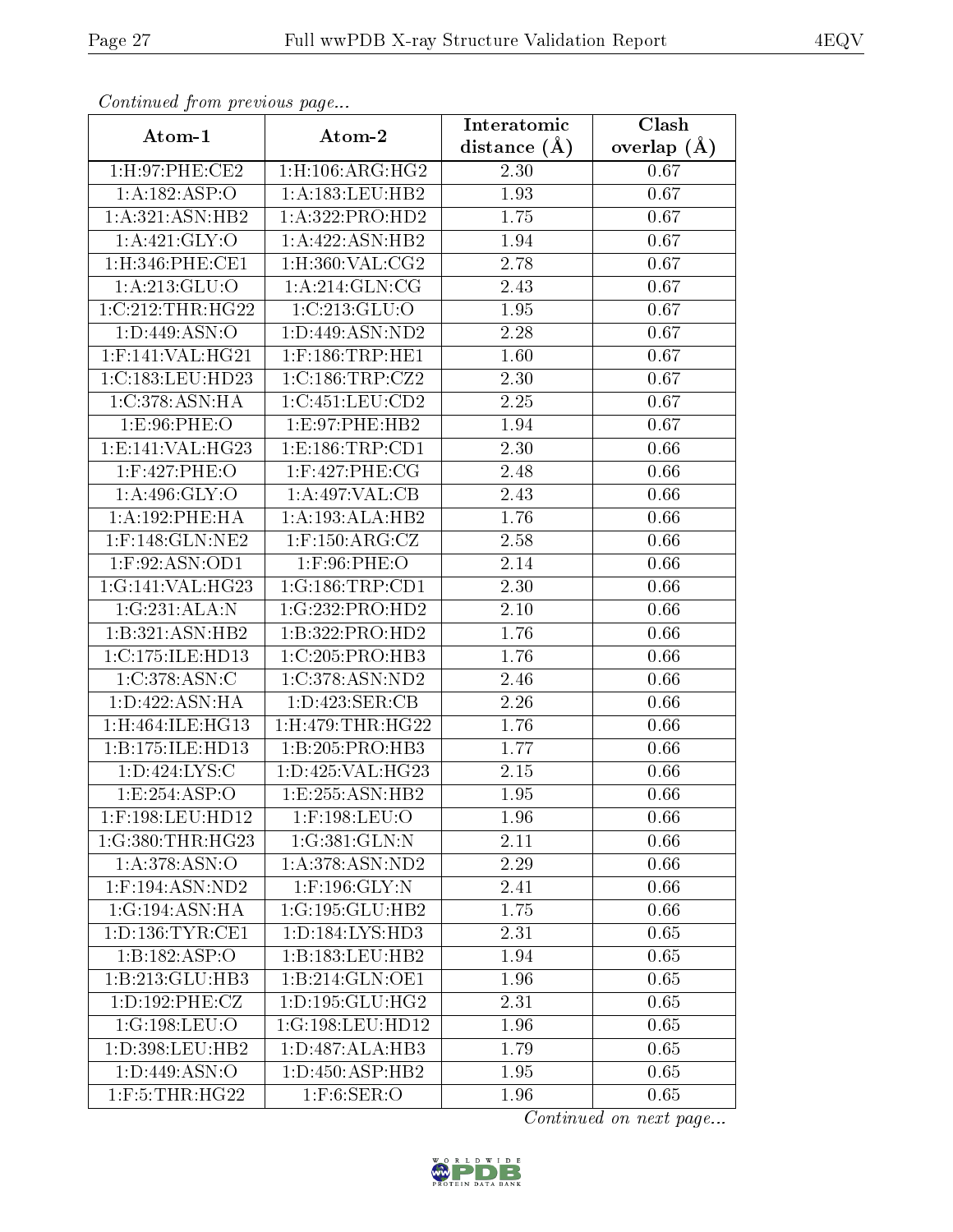*Continued from previous page...*

| Atom-1 | Atom-2 | Interatomic distance (Å) | Clash overlap (Å) |
|---|---|---|---|
| 1:H:97:PHE:CE2 | 1:H:106:ARG:HG2 | 2.30 | 0.67 |
| 1:A:182:ASP:O | 1:A:183:LEU:HB2 | 1.93 | 0.67 |
| 1:A:321:ASN:HB2 | 1:A:322:PRO:HD2 | 1.75 | 0.67 |
| 1:A:421:GLY:O | 1:A:422:ASN:HB2 | 1.94 | 0.67 |
| 1:H:346:PHE:CE1 | 1:H:360:VAL:CG2 | 2.78 | 0.67 |
| 1:A:213:GLU:O | 1:A:214:GLN:CG | 2.43 | 0.67 |
| 1:C:212:THR:HG22 | 1:C:213:GLU:O | 1.95 | 0.67 |
| 1:D:449:ASN:O | 1:D:449:ASN:ND2 | 2.28 | 0.67 |
| 1:F:141:VAL:HG21 | 1:F:186:TRP:HE1 | 1.60 | 0.67 |
| 1:C:183:LEU:HD23 | 1:C:186:TRP:CZ2 | 2.30 | 0.67 |
| 1:C:378:ASN:HA | 1:C:451:LEU:CD2 | 2.25 | 0.67 |
| 1:E:96:PHE:O | 1:E:97:PHE:HB2 | 1.94 | 0.67 |
| 1:E:141:VAL:HG23 | 1:E:186:TRP:CD1 | 2.30 | 0.66 |
| 1:F:427:PHE:O | 1:F:427:PHE:CG | 2.48 | 0.66 |
| 1:A:496:GLY:O | 1:A:497:VAL:CB | 2.43 | 0.66 |
| 1:A:192:PHE:HA | 1:A:193:ALA:HB2 | 1.76 | 0.66 |
| 1:F:148:GLN:NE2 | 1:F:150:ARG:CZ | 2.58 | 0.66 |
| 1:F:92:ASN:OD1 | 1:F:96:PHE:O | 2.14 | 0.66 |
| 1:G:141:VAL:HG23 | 1:G:186:TRP:CD1 | 2.30 | 0.66 |
| 1:G:231:ALA:N | 1:G:232:PRO:HD2 | 2.10 | 0.66 |
| 1:B:321:ASN:HB2 | 1:B:322:PRO:HD2 | 1.76 | 0.66 |
| 1:C:175:ILE:HD13 | 1:C:205:PRO:HB3 | 1.76 | 0.66 |
| 1:C:378:ASN:C | 1:C:378:ASN:ND2 | 2.46 | 0.66 |
| 1:D:422:ASN:HA | 1:D:423:SER:CB | 2.26 | 0.66 |
| 1:H:464:ILE:HG13 | 1:H:479:THR:HG22 | 1.76 | 0.66 |
| 1:B:175:ILE:HD13 | 1:B:205:PRO:HB3 | 1.77 | 0.66 |
| 1:D:424:LYS:C | 1:D:425:VAL:HG23 | 2.15 | 0.66 |
| 1:E:254:ASP:O | 1:E:255:ASN:HB2 | 1.95 | 0.66 |
| 1:F:198:LEU:HD12 | 1:F:198:LEU:O | 1.96 | 0.66 |
| 1:G:380:THR:HG23 | 1:G:381:GLN:N | 2.11 | 0.66 |
| 1:A:378:ASN:O | 1:A:378:ASN:ND2 | 2.29 | 0.66 |
| 1:F:194:ASN:ND2 | 1:F:196:GLY:N | 2.41 | 0.66 |
| 1:G:194:ASN:HA | 1:G:195:GLU:HB2 | 1.75 | 0.66 |
| 1:D:136:TYR:CE1 | 1:D:184:LYS:HD3 | 2.31 | 0.65 |
| 1:B:182:ASP:O | 1:B:183:LEU:HB2 | 1.94 | 0.65 |
| 1:B:213:GLU:HB3 | 1:B:214:GLN:OE1 | 1.96 | 0.65 |
| 1:D:192:PHE:CZ | 1:D:195:GLU:HG2 | 2.31 | 0.65 |
| 1:G:198:LEU:O | 1:G:198:LEU:HD12 | 1.96 | 0.65 |
| 1:D:398:LEU:HB2 | 1:D:487:ALA:HB3 | 1.79 | 0.65 |
| 1:D:449:ASN:O | 1:D:450:ASP:HB2 | 1.95 | 0.65 |
| 1:F:5:THR:HG22 | 1:F:6:SER:O | 1.96 | 0.65 |

*Continued on next page...*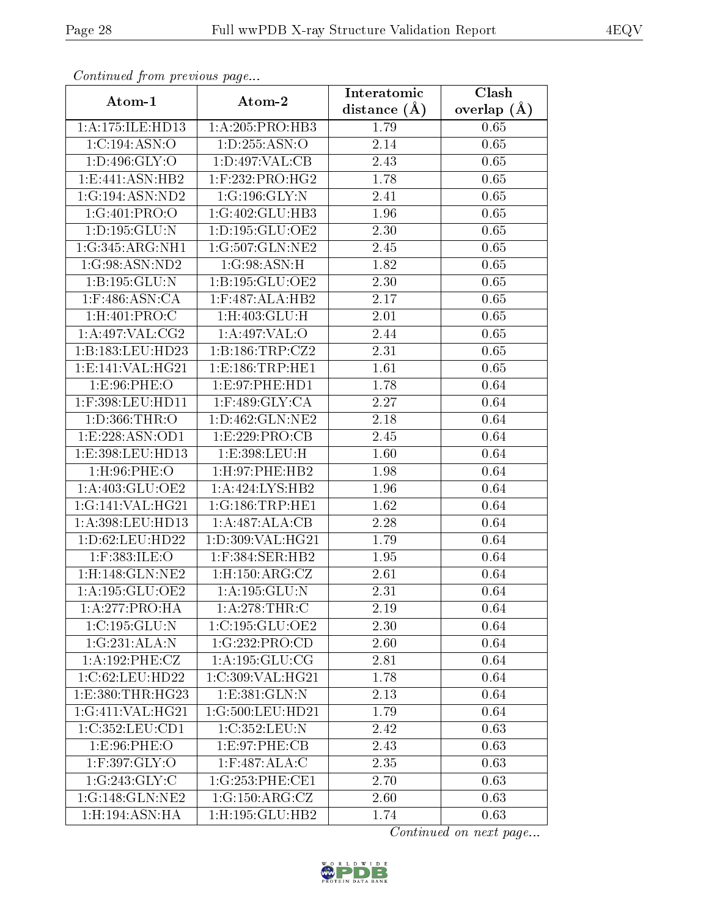*Continued from previous page...*

| Atom-1 | Atom-2 | Interatomic distance (Å) | Clash overlap (Å) |
|---|---|---|---|
| 1:A:175:ILE:HD13 | 1:A:205:PRO:HB3 | 1.79 | 0.65 |
| 1:C:194:ASN:O | 1:D:255:ASN:O | 2.14 | 0.65 |
| 1:D:496:GLY:O | 1:D:497:VAL:CB | 2.43 | 0.65 |
| 1:E:441:ASN:HB2 | 1:F:232:PRO:HG2 | 1.78 | 0.65 |
| 1:G:194:ASN:ND2 | 1:G:196:GLY:N | 2.41 | 0.65 |
| 1:G:401:PRO:O | 1:G:402:GLU:HB3 | 1.96 | 0.65 |
| 1:D:195:GLU:N | 1:D:195:GLU:OE2 | 2.30 | 0.65 |
| 1:G:345:ARG:NH1 | 1:G:507:GLN:NE2 | 2.45 | 0.65 |
| 1:G:98:ASN:ND2 | 1:G:98:ASN:H | 1.82 | 0.65 |
| 1:B:195:GLU:N | 1:B:195:GLU:OE2 | 2.30 | 0.65 |
| 1:F:486:ASN:CA | 1:F:487:ALA:HB2 | 2.17 | 0.65 |
| 1:H:401:PRO:C | 1:H:403:GLU:H | 2.01 | 0.65 |
| 1:A:497:VAL:CG2 | 1:A:497:VAL:O | 2.44 | 0.65 |
| 1:B:183:LEU:HD23 | 1:B:186:TRP:CZ2 | 2.31 | 0.65 |
| 1:E:141:VAL:HG21 | 1:E:186:TRP:HE1 | 1.61 | 0.65 |
| 1:E:96:PHE:O | 1:E:97:PHE:HD1 | 1.78 | 0.64 |
| 1:F:398:LEU:HD11 | 1:F:489:GLY:CA | 2.27 | 0.64 |
| 1:D:366:THR:O | 1:D:462:GLN:NE2 | 2.18 | 0.64 |
| 1:E:228:ASN:OD1 | 1:E:229:PRO:CB | 2.45 | 0.64 |
| 1:E:398:LEU:HD13 | 1:E:398:LEU:H | 1.60 | 0.64 |
| 1:H:96:PHE:O | 1:H:97:PHE:HB2 | 1.98 | 0.64 |
| 1:A:403:GLU:OE2 | 1:A:424:LYS:HB2 | 1.96 | 0.64 |
| 1:G:141:VAL:HG21 | 1:G:186:TRP:HE1 | 1.62 | 0.64 |
| 1:A:398:LEU:HD13 | 1:A:487:ALA:CB | 2.28 | 0.64 |
| 1:D:62:LEU:HD22 | 1:D:309:VAL:HG21 | 1.79 | 0.64 |
| 1:F:383:ILE:O | 1:F:384:SER:HB2 | 1.95 | 0.64 |
| 1:H:148:GLN:NE2 | 1:H:150:ARG:CZ | 2.61 | 0.64 |
| 1:A:195:GLU:OE2 | 1:A:195:GLU:N | 2.31 | 0.64 |
| 1:A:277:PRO:HA | 1:A:278:THR:C | 2.19 | 0.64 |
| 1:C:195:GLU:N | 1:C:195:GLU:OE2 | 2.30 | 0.64 |
| 1:G:231:ALA:N | 1:G:232:PRO:CD | 2.60 | 0.64 |
| 1:A:192:PHE:CZ | 1:A:195:GLU:CG | 2.81 | 0.64 |
| 1:C:62:LEU:HD22 | 1:C:309:VAL:HG21 | 1.78 | 0.64 |
| 1:E:380:THR:HG23 | 1:E:381:GLN:N | 2.13 | 0.64 |
| 1:G:411:VAL:HG21 | 1:G:500:LEU:HD21 | 1.79 | 0.64 |
| 1:C:352:LEU:CD1 | 1:C:352:LEU:N | 2.42 | 0.63 |
| 1:E:96:PHE:O | 1:E:97:PHE:CB | 2.43 | 0.63 |
| 1:F:397:GLY:O | 1:F:487:ALA:C | 2.35 | 0.63 |
| 1:G:243:GLY:C | 1:G:253:PHE:CE1 | 2.70 | 0.63 |
| 1:G:148:GLN:NE2 | 1:G:150:ARG:CZ | 2.60 | 0.63 |
| 1:H:194:ASN:HA | 1:H:195:GLU:HB2 | 1.74 | 0.63 |

*Continued on next page...*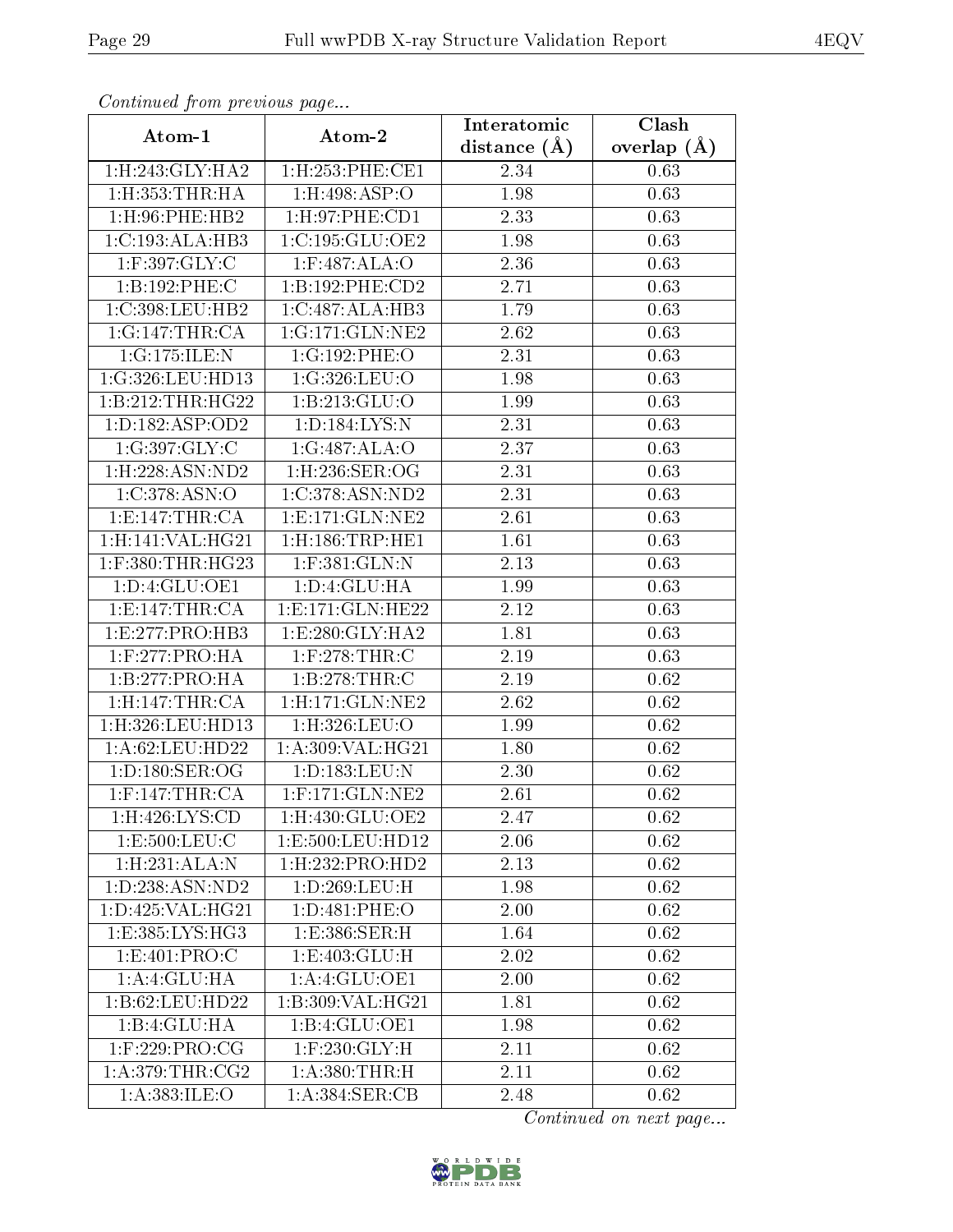*Continued from previous page...*

| Atom-1 | Atom-2 | Interatomic distance (Å) | Clash overlap (Å) |
|---|---|---|---|
| 1:H:243:GLY:HA2 | 1:H:253:PHE:CE1 | 2.34 | 0.63 |
| 1:H:353:THR:HA | 1:H:498:ASP:O | 1.98 | 0.63 |
| 1:H:96:PHE:HB2 | 1:H:97:PHE:CD1 | 2.33 | 0.63 |
| 1:C:193:ALA:HB3 | 1:C:195:GLU:OE2 | 1.98 | 0.63 |
| 1:F:397:GLY:C | 1:F:487:ALA:O | 2.36 | 0.63 |
| 1:B:192:PHE:C | 1:B:192:PHE:CD2 | 2.71 | 0.63 |
| 1:C:398:LEU:HB2 | 1:C:487:ALA:HB3 | 1.79 | 0.63 |
| 1:G:147:THR:CA | 1:G:171:GLN:NE2 | 2.62 | 0.63 |
| 1:G:175:ILE:N | 1:G:192:PHE:O | 2.31 | 0.63 |
| 1:G:326:LEU:HD13 | 1:G:326:LEU:O | 1.98 | 0.63 |
| 1:B:212:THR:HG22 | 1:B:213:GLU:O | 1.99 | 0.63 |
| 1:D:182:ASP:OD2 | 1:D:184:LYS:N | 2.31 | 0.63 |
| 1:G:397:GLY:C | 1:G:487:ALA:O | 2.37 | 0.63 |
| 1:H:228:ASN:ND2 | 1:H:236:SER:OG | 2.31 | 0.63 |
| 1:C:378:ASN:O | 1:C:378:ASN:ND2 | 2.31 | 0.63 |
| 1:E:147:THR:CA | 1:E:171:GLN:NE2 | 2.61 | 0.63 |
| 1:H:141:VAL:HG21 | 1:H:186:TRP:HE1 | 1.61 | 0.63 |
| 1:F:380:THR:HG23 | 1:F:381:GLN:N | 2.13 | 0.63 |
| 1:D:4:GLU:OE1 | 1:D:4:GLU:HA | 1.99 | 0.63 |
| 1:E:147:THR:CA | 1:E:171:GLN:HE22 | 2.12 | 0.63 |
| 1:E:277:PRO:HB3 | 1:E:280:GLY:HA2 | 1.81 | 0.63 |
| 1:F:277:PRO:HA | 1:F:278:THR:C | 2.19 | 0.63 |
| 1:B:277:PRO:HA | 1:B:278:THR:C | 2.19 | 0.62 |
| 1:H:147:THR:CA | 1:H:171:GLN:NE2 | 2.62 | 0.62 |
| 1:H:326:LEU:HD13 | 1:H:326:LEU:O | 1.99 | 0.62 |
| 1:A:62:LEU:HD22 | 1:A:309:VAL:HG21 | 1.80 | 0.62 |
| 1:D:180:SER:OG | 1:D:183:LEU:N | 2.30 | 0.62 |
| 1:F:147:THR:CA | 1:F:171:GLN:NE2 | 2.61 | 0.62 |
| 1:H:426:LYS:CD | 1:H:430:GLU:OE2 | 2.47 | 0.62 |
| 1:E:500:LEU:C | 1:E:500:LEU:HD12 | 2.06 | 0.62 |
| 1:H:231:ALA:N | 1:H:232:PRO:HD2 | 2.13 | 0.62 |
| 1:D:238:ASN:ND2 | 1:D:269:LEU:H | 1.98 | 0.62 |
| 1:D:425:VAL:HG21 | 1:D:481:PHE:O | 2.00 | 0.62 |
| 1:E:385:LYS:HG3 | 1:E:386:SER:H | 1.64 | 0.62 |
| 1:E:401:PRO:C | 1:E:403:GLU:H | 2.02 | 0.62 |
| 1:A:4:GLU:HA | 1:A:4:GLU:OE1 | 2.00 | 0.62 |
| 1:B:62:LEU:HD22 | 1:B:309:VAL:HG21 | 1.81 | 0.62 |
| 1:B:4:GLU:HA | 1:B:4:GLU:OE1 | 1.98 | 0.62 |
| 1:F:229:PRO:CG | 1:F:230:GLY:H | 2.11 | 0.62 |
| 1:A:379:THR:CG2 | 1:A:380:THR:H | 2.11 | 0.62 |
| 1:A:383:ILE:O | 1:A:384:SER:CB | 2.48 | 0.62 |

*Continued on next page...*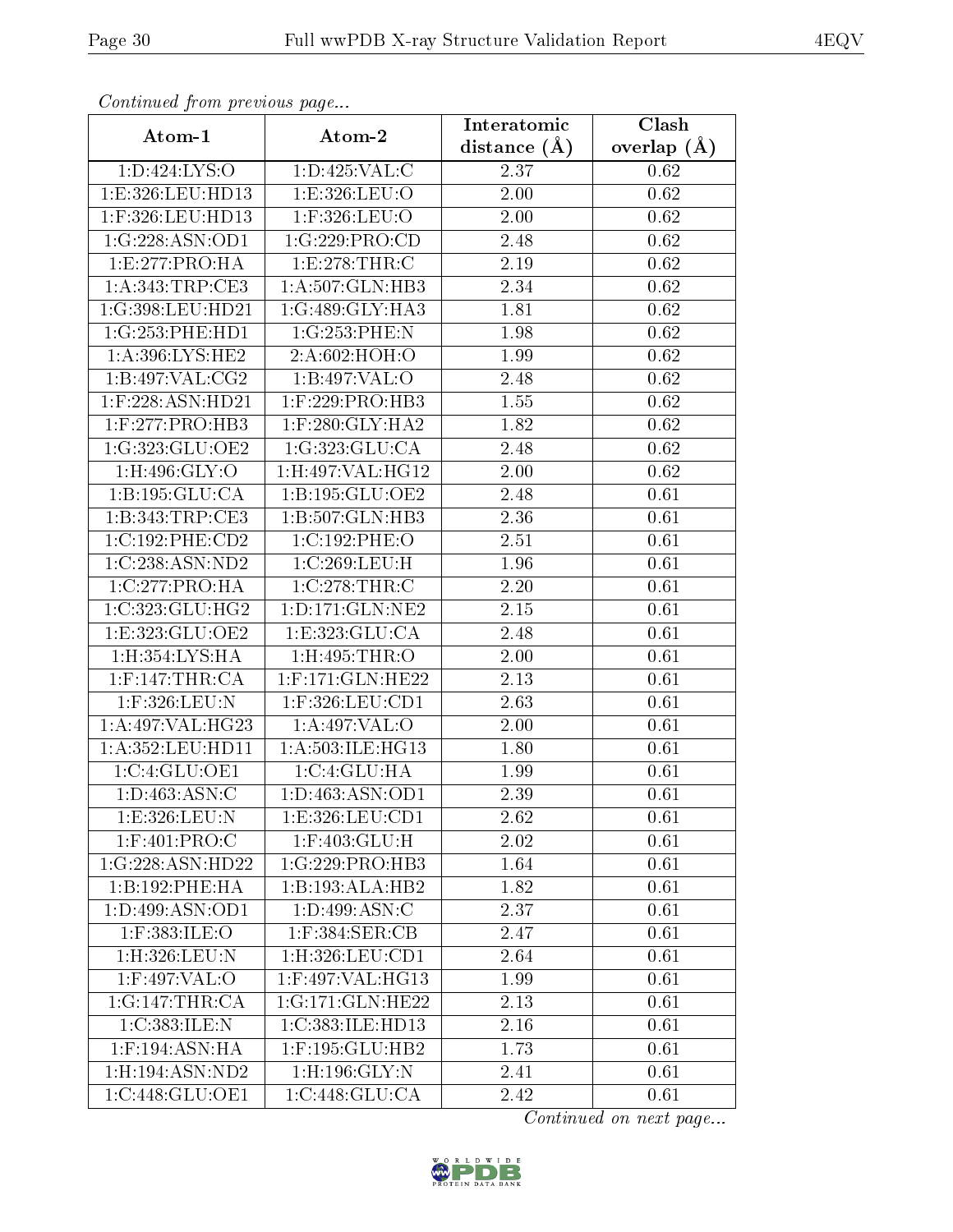*Continued from previous page...*

| Atom-1 | Atom-2 | Interatomic distance (Å) | Clash overlap (Å) |
|---|---|---|---|
| 1:D:424:LYS:O | 1:D:425:VAL:C | 2.37 | 0.62 |
| 1:E:326:LEU:HD13 | 1:E:326:LEU:O | 2.00 | 0.62 |
| 1:F:326:LEU:HD13 | 1:F:326:LEU:O | 2.00 | 0.62 |
| 1:G:228:ASN:OD1 | 1:G:229:PRO:CD | 2.48 | 0.62 |
| 1:E:277:PRO:HA | 1:E:278:THR:C | 2.19 | 0.62 |
| 1:A:343:TRP:CE3 | 1:A:507:GLN:HB3 | 2.34 | 0.62 |
| 1:G:398:LEU:HD21 | 1:G:489:GLY:HA3 | 1.81 | 0.62 |
| 1:G:253:PHE:HD1 | 1:G:253:PHE:N | 1.98 | 0.62 |
| 1:A:396:LYS:HE2 | 2:A:602:HOH:O | 1.99 | 0.62 |
| 1:B:497:VAL:CG2 | 1:B:497:VAL:O | 2.48 | 0.62 |
| 1:F:228:ASN:HD21 | 1:F:229:PRO:HB3 | 1.55 | 0.62 |
| 1:F:277:PRO:HB3 | 1:F:280:GLY:HA2 | 1.82 | 0.62 |
| 1:G:323:GLU:OE2 | 1:G:323:GLU:CA | 2.48 | 0.62 |
| 1:H:496:GLY:O | 1:H:497:VAL:HG12 | 2.00 | 0.62 |
| 1:B:195:GLU:CA | 1:B:195:GLU:OE2 | 2.48 | 0.61 |
| 1:B:343:TRP:CE3 | 1:B:507:GLN:HB3 | 2.36 | 0.61 |
| 1:C:192:PHE:CD2 | 1:C:192:PHE:O | 2.51 | 0.61 |
| 1:C:238:ASN:ND2 | 1:C:269:LEU:H | 1.96 | 0.61 |
| 1:C:277:PRO:HA | 1:C:278:THR:C | 2.20 | 0.61 |
| 1:C:323:GLU:HG2 | 1:D:171:GLN:NE2 | 2.15 | 0.61 |
| 1:E:323:GLU:OE2 | 1:E:323:GLU:CA | 2.48 | 0.61 |
| 1:H:354:LYS:HA | 1:H:495:THR:O | 2.00 | 0.61 |
| 1:F:147:THR:CA | 1:F:171:GLN:HE22 | 2.13 | 0.61 |
| 1:F:326:LEU:N | 1:F:326:LEU:CD1 | 2.63 | 0.61 |
| 1:A:497:VAL:HG23 | 1:A:497:VAL:O | 2.00 | 0.61 |
| 1:A:352:LEU:HD11 | 1:A:503:ILE:HG13 | 1.80 | 0.61 |
| 1:C:4:GLU:OE1 | 1:C:4:GLU:HA | 1.99 | 0.61 |
| 1:D:463:ASN:C | 1:D:463:ASN:OD1 | 2.39 | 0.61 |
| 1:E:326:LEU:N | 1:E:326:LEU:CD1 | 2.62 | 0.61 |
| 1:F:401:PRO:C | 1:F:403:GLU:H | 2.02 | 0.61 |
| 1:G:228:ASN:HD22 | 1:G:229:PRO:HB3 | 1.64 | 0.61 |
| 1:B:192:PHE:HA | 1:B:193:ALA:HB2 | 1.82 | 0.61 |
| 1:D:499:ASN:OD1 | 1:D:499:ASN:C | 2.37 | 0.61 |
| 1:F:383:ILE:O | 1:F:384:SER:CB | 2.47 | 0.61 |
| 1:H:326:LEU:N | 1:H:326:LEU:CD1 | 2.64 | 0.61 |
| 1:F:497:VAL:O | 1:F:497:VAL:HG13 | 1.99 | 0.61 |
| 1:G:147:THR:CA | 1:G:171:GLN:HE22 | 2.13 | 0.61 |
| 1:C:383:ILE:N | 1:C:383:ILE:HD13 | 2.16 | 0.61 |
| 1:F:194:ASN:HA | 1:F:195:GLU:HB2 | 1.73 | 0.61 |
| 1:H:194:ASN:ND2 | 1:H:196:GLY:N | 2.41 | 0.61 |
| 1:C:448:GLU:OE1 | 1:C:448:GLU:CA | 2.42 | 0.61 |

*Continued on next page...*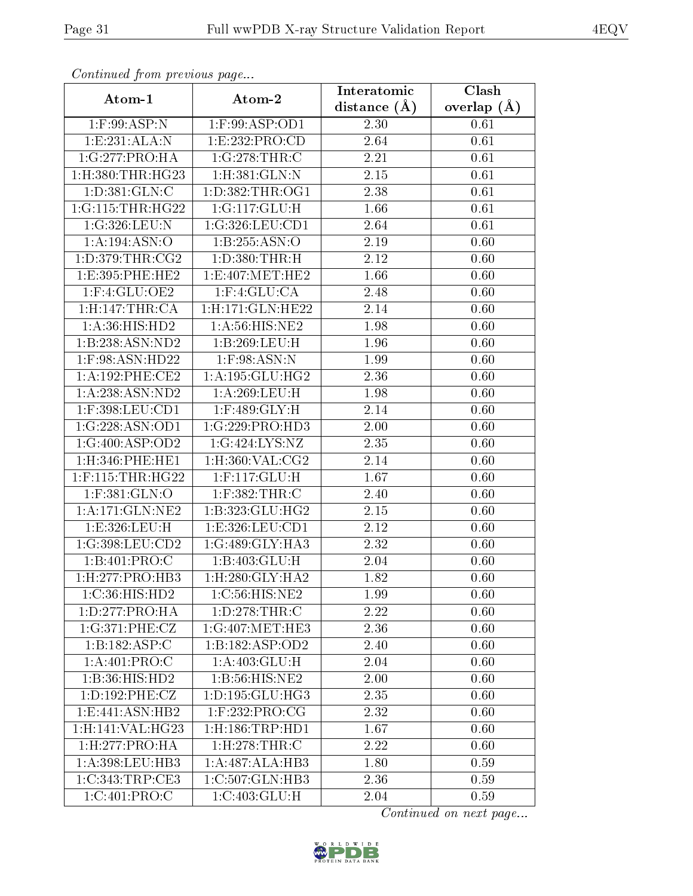*Continued from previous page...*

| Atom-1 | Atom-2 | Interatomic distance (Å) | Clash overlap (Å) |
|---|---|---|---|
| 1:F:99:ASP:N | 1:F:99:ASP:OD1 | 2.30 | 0.61 |
| 1:E:231:ALA:N | 1:E:232:PRO:CD | 2.64 | 0.61 |
| 1:G:277:PRO:HA | 1:G:278:THR:C | 2.21 | 0.61 |
| 1:H:380:THR:HG23 | 1:H:381:GLN:N | 2.15 | 0.61 |
| 1:D:381:GLN:C | 1:D:382:THR:OG1 | 2.38 | 0.61 |
| 1:G:115:THR:HG22 | 1:G:117:GLU:H | 1.66 | 0.61 |
| 1:G:326:LEU:N | 1:G:326:LEU:CD1 | 2.64 | 0.61 |
| 1:A:194:ASN:O | 1:B:255:ASN:O | 2.19 | 0.60 |
| 1:D:379:THR:CG2 | 1:D:380:THR:H | 2.12 | 0.60 |
| 1:E:395:PHE:HE2 | 1:E:407:MET:HE2 | 1.66 | 0.60 |
| 1:F:4:GLU:OE2 | 1:F:4:GLU:CA | 2.48 | 0.60 |
| 1:H:147:THR:CA | 1:H:171:GLN:HE22 | 2.14 | 0.60 |
| 1:A:36:HIS:HD2 | 1:A:56:HIS:NE2 | 1.98 | 0.60 |
| 1:B:238:ASN:ND2 | 1:B:269:LEU:H | 1.96 | 0.60 |
| 1:F:98:ASN:HD22 | 1:F:98:ASN:N | 1.99 | 0.60 |
| 1:A:192:PHE:CE2 | 1:A:195:GLU:HG2 | 2.36 | 0.60 |
| 1:A:238:ASN:ND2 | 1:A:269:LEU:H | 1.98 | 0.60 |
| 1:F:398:LEU:CD1 | 1:F:489:GLY:H | 2.14 | 0.60 |
| 1:G:228:ASN:OD1 | 1:G:229:PRO:HD3 | 2.00 | 0.60 |
| 1:G:400:ASP:OD2 | 1:G:424:LYS:NZ | 2.35 | 0.60 |
| 1:H:346:PHE:HE1 | 1:H:360:VAL:CG2 | 2.14 | 0.60 |
| 1:F:115:THR:HG22 | 1:F:117:GLU:H | 1.67 | 0.60 |
| 1:F:381:GLN:O | 1:F:382:THR:C | 2.40 | 0.60 |
| 1:A:171:GLN:NE2 | 1:B:323:GLU:HG2 | 2.15 | 0.60 |
| 1:E:326:LEU:H | 1:E:326:LEU:CD1 | 2.12 | 0.60 |
| 1:G:398:LEU:CD2 | 1:G:489:GLY:HA3 | 2.32 | 0.60 |
| 1:B:401:PRO:C | 1:B:403:GLU:H | 2.04 | 0.60 |
| 1:H:277:PRO:HB3 | 1:H:280:GLY:HA2 | 1.82 | 0.60 |
| 1:C:36:HIS:HD2 | 1:C:56:HIS:NE2 | 1.99 | 0.60 |
| 1:D:277:PRO:HA | 1:D:278:THR:C | 2.22 | 0.60 |
| 1:G:371:PHE:CZ | 1:G:407:MET:HE3 | 2.36 | 0.60 |
| 1:B:182:ASP:C | 1:B:182:ASP:OD2 | 2.40 | 0.60 |
| 1:A:401:PRO:C | 1:A:403:GLU:H | 2.04 | 0.60 |
| 1:B:36:HIS:HD2 | 1:B:56:HIS:NE2 | 2.00 | 0.60 |
| 1:D:192:PHE:CZ | 1:D:195:GLU:HG3 | 2.35 | 0.60 |
| 1:E:441:ASN:HB2 | 1:F:232:PRO:CG | 2.32 | 0.60 |
| 1:H:141:VAL:HG23 | 1:H:186:TRP:HD1 | 1.67 | 0.60 |
| 1:H:277:PRO:HA | 1:H:278:THR:C | 2.22 | 0.60 |
| 1:A:398:LEU:HB3 | 1:A:487:ALA:HB3 | 1.80 | 0.59 |
| 1:C:343:TRP:CE3 | 1:C:507:GLN:HB3 | 2.36 | 0.59 |
| 1:C:401:PRO:C | 1:C:403:GLU:H | 2.04 | 0.59 |

*Continued on next page...*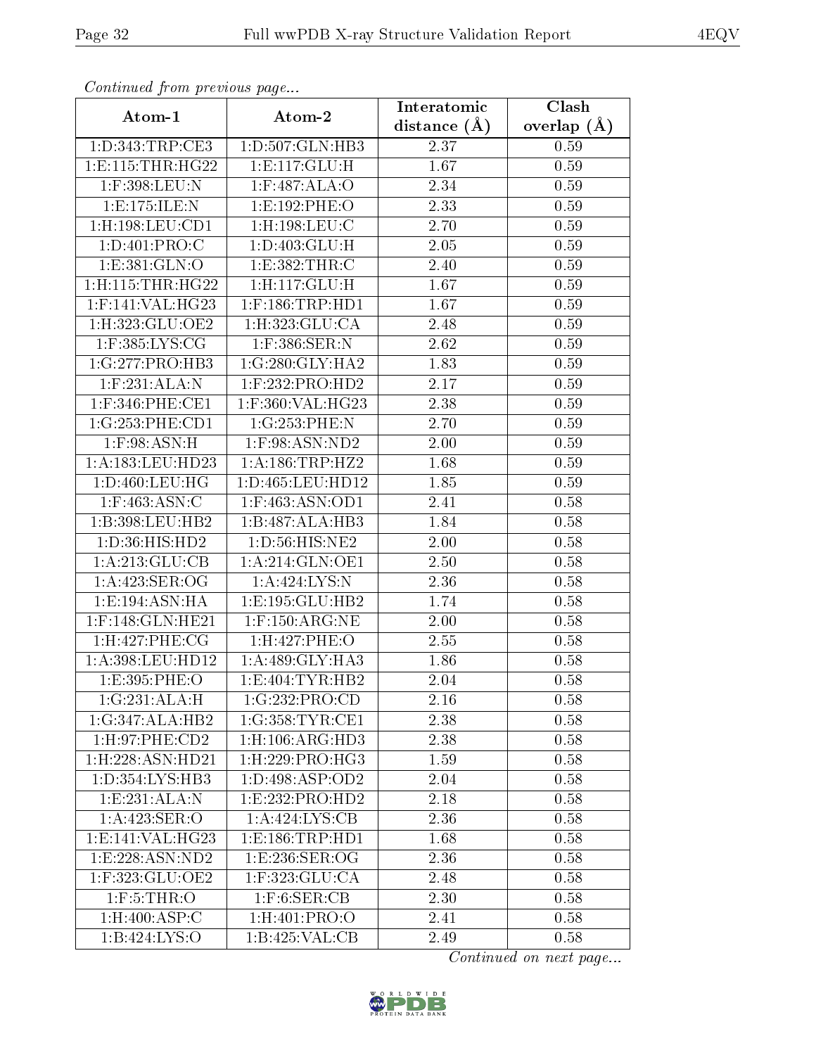*Continued from previous page...*

| Atom-1 | Atom-2 | Interatomic distance (Å) | Clash overlap (Å) |
|---|---|---|---|
| 1:D:343:TRP:CE3 | 1:D:507:GLN:HB3 | 2.37 | 0.59 |
| 1:E:115:THR:HG22 | 1:E:117:GLU:H | 1.67 | 0.59 |
| 1:F:398:LEU:N | 1:F:487:ALA:O | 2.34 | 0.59 |
| 1:E:175:ILE:N | 1:E:192:PHE:O | 2.33 | 0.59 |
| 1:H:198:LEU:CD1 | 1:H:198:LEU:C | 2.70 | 0.59 |
| 1:D:401:PRO:C | 1:D:403:GLU:H | 2.05 | 0.59 |
| 1:E:381:GLN:O | 1:E:382:THR:C | 2.40 | 0.59 |
| 1:H:115:THR:HG22 | 1:H:117:GLU:H | 1.67 | 0.59 |
| 1:F:141:VAL:HG23 | 1:F:186:TRP:HD1 | 1.67 | 0.59 |
| 1:H:323:GLU:OE2 | 1:H:323:GLU:CA | 2.48 | 0.59 |
| 1:F:385:LYS:CG | 1:F:386:SER:N | 2.62 | 0.59 |
| 1:G:277:PRO:HB3 | 1:G:280:GLY:HA2 | 1.83 | 0.59 |
| 1:F:231:ALA:N | 1:F:232:PRO:HD2 | 2.17 | 0.59 |
| 1:F:346:PHE:CE1 | 1:F:360:VAL:HG23 | 2.38 | 0.59 |
| 1:G:253:PHE:CD1 | 1:G:253:PHE:N | 2.70 | 0.59 |
| 1:F:98:ASN:H | 1:F:98:ASN:ND2 | 2.00 | 0.59 |
| 1:A:183:LEU:HD23 | 1:A:186:TRP:HZ2 | 1.68 | 0.59 |
| 1:D:460:LEU:HG | 1:D:465:LEU:HD12 | 1.85 | 0.59 |
| 1:F:463:ASN:C | 1:F:463:ASN:OD1 | 2.41 | 0.58 |
| 1:B:398:LEU:HB2 | 1:B:487:ALA:HB3 | 1.84 | 0.58 |
| 1:D:36:HIS:HD2 | 1:D:56:HIS:NE2 | 2.00 | 0.58 |
| 1:A:213:GLU:CB | 1:A:214:GLN:OE1 | 2.50 | 0.58 |
| 1:A:423:SER:OG | 1:A:424:LYS:N | 2.36 | 0.58 |
| 1:E:194:ASN:HA | 1:E:195:GLU:HB2 | 1.74 | 0.58 |
| 1:F:148:GLN:HE21 | 1:F:150:ARG:NE | 2.00 | 0.58 |
| 1:H:427:PHE:CG | 1:H:427:PHE:O | 2.55 | 0.58 |
| 1:A:398:LEU:HD12 | 1:A:489:GLY:HA3 | 1.86 | 0.58 |
| 1:E:395:PHE:O | 1:E:404:TYR:HB2 | 2.04 | 0.58 |
| 1:G:231:ALA:H | 1:G:232:PRO:CD | 2.16 | 0.58 |
| 1:G:347:ALA:HB2 | 1:G:358:TYR:CE1 | 2.38 | 0.58 |
| 1:H:97:PHE:CD2 | 1:H:106:ARG:HD3 | 2.38 | 0.58 |
| 1:H:228:ASN:HD21 | 1:H:229:PRO:HG3 | 1.59 | 0.58 |
| 1:D:354:LYS:HB3 | 1:D:498:ASP:OD2 | 2.04 | 0.58 |
| 1:E:231:ALA:N | 1:E:232:PRO:HD2 | 2.18 | 0.58 |
| 1:A:423:SER:O | 1:A:424:LYS:CB | 2.36 | 0.58 |
| 1:E:141:VAL:HG23 | 1:E:186:TRP:HD1 | 1.68 | 0.58 |
| 1:E:228:ASN:ND2 | 1:E:236:SER:OG | 2.36 | 0.58 |
| 1:F:323:GLU:OE2 | 1:F:323:GLU:CA | 2.48 | 0.58 |
| 1:F:5:THR:O | 1:F:6:SER:CB | 2.30 | 0.58 |
| 1:H:400:ASP:C | 1:H:401:PRO:O | 2.41 | 0.58 |
| 1:B:424:LYS:O | 1:B:425:VAL:CB | 2.49 | 0.58 |

*Continued on next page...*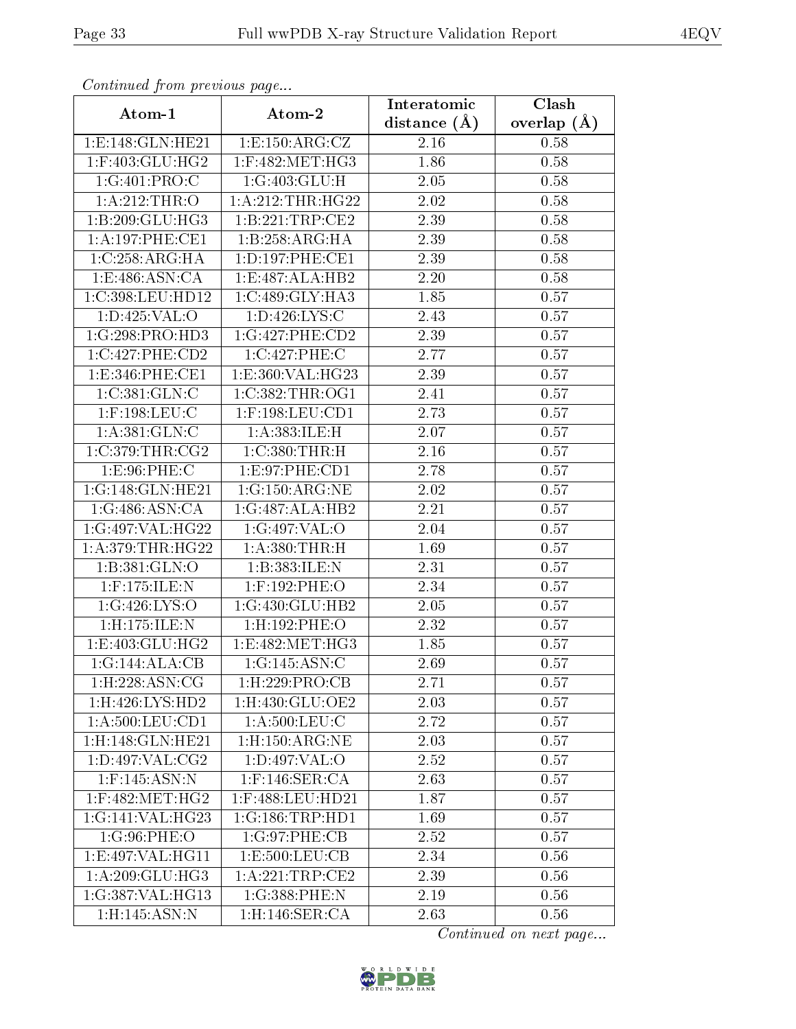*Continued from previous page...*

| Atom-1 | Atom-2 | Interatomic distance (Å) | Clash overlap (Å) |
|---|---|---|---|
| 1:E:148:GLN:HE21 | 1:E:150:ARG:CZ | 2.16 | 0.58 |
| 1:F:403:GLU:HG2 | 1:F:482:MET:HG3 | 1.86 | 0.58 |
| 1:G:401:PRO:C | 1:G:403:GLU:H | 2.05 | 0.58 |
| 1:A:212:THR:O | 1:A:212:THR:HG22 | 2.02 | 0.58 |
| 1:B:209:GLU:HG3 | 1:B:221:TRP:CE2 | 2.39 | 0.58 |
| 1:A:197:PHE:CE1 | 1:B:258:ARG:HA | 2.39 | 0.58 |
| 1:C:258:ARG:HA | 1:D:197:PHE:CE1 | 2.39 | 0.58 |
| 1:E:486:ASN:CA | 1:E:487:ALA:HB2 | 2.20 | 0.58 |
| 1:C:398:LEU:HD12 | 1:C:489:GLY:HA3 | 1.85 | 0.57 |
| 1:D:425:VAL:O | 1:D:426:LYS:C | 2.43 | 0.57 |
| 1:G:298:PRO:HD3 | 1:G:427:PHE:CD2 | 2.39 | 0.57 |
| 1:C:427:PHE:CD2 | 1:C:427:PHE:C | 2.77 | 0.57 |
| 1:E:346:PHE:CE1 | 1:E:360:VAL:HG23 | 2.39 | 0.57 |
| 1:C:381:GLN:C | 1:C:382:THR:OG1 | 2.41 | 0.57 |
| 1:F:198:LEU:C | 1:F:198:LEU:CD1 | 2.73 | 0.57 |
| 1:A:381:GLN:C | 1:A:383:ILE:H | 2.07 | 0.57 |
| 1:C:379:THR:CG2 | 1:C:380:THR:H | 2.16 | 0.57 |
| 1:E:96:PHE:C | 1:E:97:PHE:CD1 | 2.78 | 0.57 |
| 1:G:148:GLN:HE21 | 1:G:150:ARG:NE | 2.02 | 0.57 |
| 1:G:486:ASN:CA | 1:G:487:ALA:HB2 | 2.21 | 0.57 |
| 1:G:497:VAL:HG22 | 1:G:497:VAL:O | 2.04 | 0.57 |
| 1:A:379:THR:HG22 | 1:A:380:THR:H | 1.69 | 0.57 |
| 1:B:381:GLN:O | 1:B:383:ILE:N | 2.31 | 0.57 |
| 1:F:175:ILE:N | 1:F:192:PHE:O | 2.34 | 0.57 |
| 1:G:426:LYS:O | 1:G:430:GLU:HB2 | 2.05 | 0.57 |
| 1:H:175:ILE:N | 1:H:192:PHE:O | 2.32 | 0.57 |
| 1:E:403:GLU:HG2 | 1:E:482:MET:HG3 | 1.85 | 0.57 |
| 1:G:144:ALA:CB | 1:G:145:ASN:C | 2.69 | 0.57 |
| 1:H:228:ASN:CG | 1:H:229:PRO:CB | 2.71 | 0.57 |
| 1:H:426:LYS:HD2 | 1:H:430:GLU:OE2 | 2.03 | 0.57 |
| 1:A:500:LEU:CD1 | 1:A:500:LEU:C | 2.72 | 0.57 |
| 1:H:148:GLN:HE21 | 1:H:150:ARG:NE | 2.03 | 0.57 |
| 1:D:497:VAL:CG2 | 1:D:497:VAL:O | 2.52 | 0.57 |
| 1:F:145:ASN:N | 1:F:146:SER:CA | 2.63 | 0.57 |
| 1:F:482:MET:HG2 | 1:F:488:LEU:HD21 | 1.87 | 0.57 |
| 1:G:141:VAL:HG23 | 1:G:186:TRP:HD1 | 1.69 | 0.57 |
| 1:G:96:PHE:O | 1:G:97:PHE:CB | 2.52 | 0.57 |
| 1:E:497:VAL:HG11 | 1:E:500:LEU:CB | 2.34 | 0.56 |
| 1:A:209:GLU:HG3 | 1:A:221:TRP:CE2 | 2.39 | 0.56 |
| 1:G:387:VAL:HG13 | 1:G:388:PHE:N | 2.19 | 0.56 |
| 1:H:145:ASN:N | 1:H:146:SER:CA | 2.63 | 0.56 |

*Continued on next page...*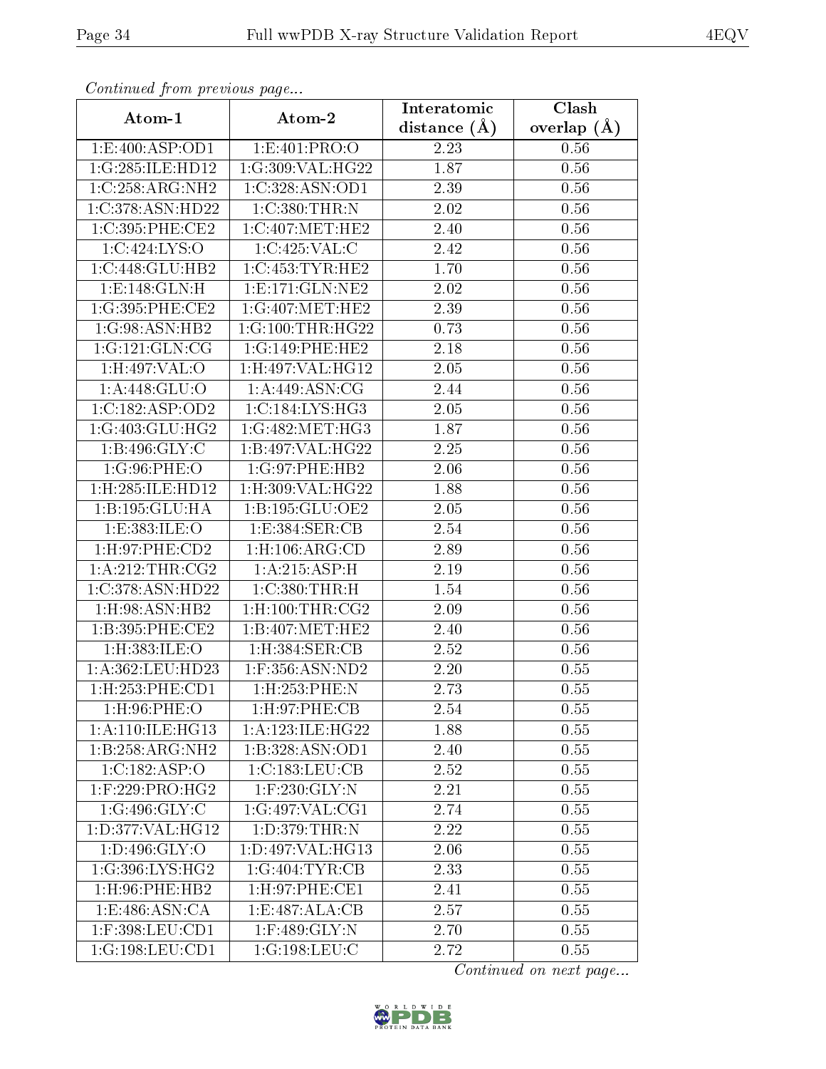*Continued from previous page...*

| Atom-1 | Atom-2 | Interatomic distance (Å) | Clash overlap (Å) |
| --- | --- | --- | --- |
| 1:E:400:ASP:OD1 | 1:E:401:PRO:O | 2.23 | 0.56 |
| 1:G:285:ILE:HD12 | 1:G:309:VAL:HG22 | 1.87 | 0.56 |
| 1:C:258:ARG:NH2 | 1:C:328:ASN:OD1 | 2.39 | 0.56 |
| 1:C:378:ASN:HD22 | 1:C:380:THR:N | 2.02 | 0.56 |
| 1:C:395:PHE:CE2 | 1:C:407:MET:HE2 | 2.40 | 0.56 |
| 1:C:424:LYS:O | 1:C:425:VAL:C | 2.42 | 0.56 |
| 1:C:448:GLU:HB2 | 1:C:453:TYR:HE2 | 1.70 | 0.56 |
| 1:E:148:GLN:H | 1:E:171:GLN:NE2 | 2.02 | 0.56 |
| 1:G:395:PHE:CE2 | 1:G:407:MET:HE2 | 2.39 | 0.56 |
| 1:G:98:ASN:HB2 | 1:G:100:THR:HG22 | 0.73 | 0.56 |
| 1:G:121:GLN:CG | 1:G:149:PHE:HE2 | 2.18 | 0.56 |
| 1:H:497:VAL:O | 1:H:497:VAL:HG12 | 2.05 | 0.56 |
| 1:A:448:GLU:O | 1:A:449:ASN:CG | 2.44 | 0.56 |
| 1:C:182:ASP:OD2 | 1:C:184:LYS:HG3 | 2.05 | 0.56 |
| 1:G:403:GLU:HG2 | 1:G:482:MET:HG3 | 1.87 | 0.56 |
| 1:B:496:GLY:C | 1:B:497:VAL:HG22 | 2.25 | 0.56 |
| 1:G:96:PHE:O | 1:G:97:PHE:HB2 | 2.06 | 0.56 |
| 1:H:285:ILE:HD12 | 1:H:309:VAL:HG22 | 1.88 | 0.56 |
| 1:B:195:GLU:HA | 1:B:195:GLU:OE2 | 2.05 | 0.56 |
| 1:E:383:ILE:O | 1:E:384:SER:CB | 2.54 | 0.56 |
| 1:H:97:PHE:CD2 | 1:H:106:ARG:CD | 2.89 | 0.56 |
| 1:A:212:THR:CG2 | 1:A:215:ASP:H | 2.19 | 0.56 |
| 1:C:378:ASN:HD22 | 1:C:380:THR:H | 1.54 | 0.56 |
| 1:H:98:ASN:HB2 | 1:H:100:THR:CG2 | 2.09 | 0.56 |
| 1:B:395:PHE:CE2 | 1:B:407:MET:HE2 | 2.40 | 0.56 |
| 1:H:383:ILE:O | 1:H:384:SER:CB | 2.52 | 0.56 |
| 1:A:362:LEU:HD23 | 1:F:356:ASN:ND2 | 2.20 | 0.55 |
| 1:H:253:PHE:CD1 | 1:H:253:PHE:N | 2.73 | 0.55 |
| 1:H:96:PHE:O | 1:H:97:PHE:CB | 2.54 | 0.55 |
| 1:A:110:ILE:HG13 | 1:A:123:ILE:HG22 | 1.88 | 0.55 |
| 1:B:258:ARG:NH2 | 1:B:328:ASN:OD1 | 2.40 | 0.55 |
| 1:C:182:ASP:O | 1:C:183:LEU:CB | 2.52 | 0.55 |
| 1:F:229:PRO:HG2 | 1:F:230:GLY:N | 2.21 | 0.55 |
| 1:G:496:GLY:C | 1:G:497:VAL:CG1 | 2.74 | 0.55 |
| 1:D:377:VAL:HG12 | 1:D:379:THR:N | 2.22 | 0.55 |
| 1:D:496:GLY:O | 1:D:497:VAL:HG13 | 2.06 | 0.55 |
| 1:G:396:LYS:HG2 | 1:G:404:TYR:CB | 2.33 | 0.55 |
| 1:H:96:PHE:HB2 | 1:H:97:PHE:CE1 | 2.41 | 0.55 |
| 1:E:486:ASN:CA | 1:E:487:ALA:CB | 2.57 | 0.55 |
| 1:F:398:LEU:CD1 | 1:F:489:GLY:N | 2.70 | 0.55 |
| 1:G:198:LEU:CD1 | 1:G:198:LEU:C | 2.72 | 0.55 |

*Continued on next page...*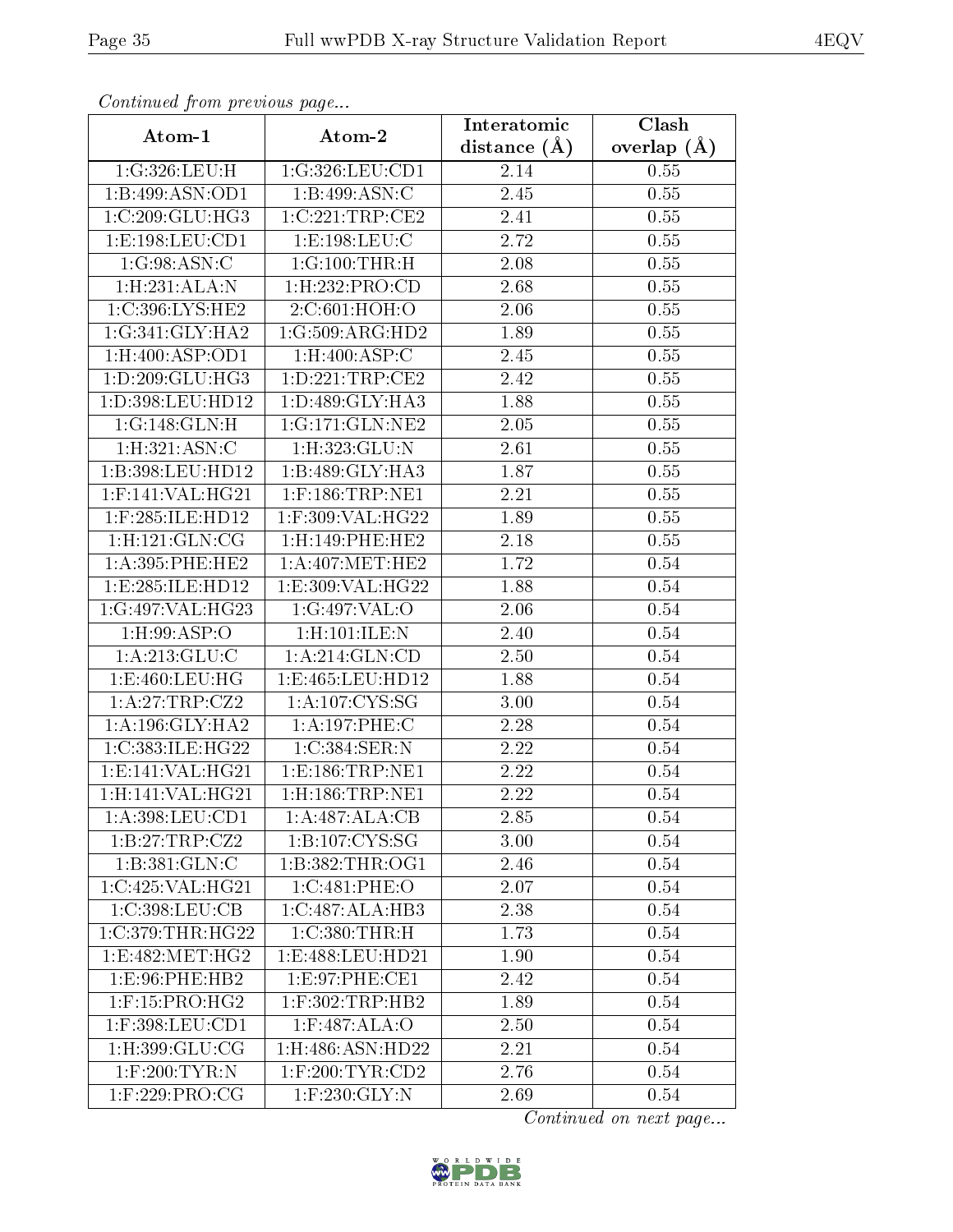*Continued from previous page...*

| Atom-1 | Atom-2 | Interatomic distance (Å) | Clash overlap (Å) |
| --- | --- | --- | --- |
| 1:G:326:LEU:H | 1:G:326:LEU:CD1 | 2.14 | 0.55 |
| 1:B:499:ASN:OD1 | 1:B:499:ASN:C | 2.45 | 0.55 |
| 1:C:209:GLU:HG3 | 1:C:221:TRP:CE2 | 2.41 | 0.55 |
| 1:E:198:LEU:CD1 | 1:E:198:LEU:C | 2.72 | 0.55 |
| 1:G:98:ASN:C | 1:G:100:THR:H | 2.08 | 0.55 |
| 1:H:231:ALA:N | 1:H:232:PRO:CD | 2.68 | 0.55 |
| 1:C:396:LYS:HE2 | 2:C:601:HOH:O | 2.06 | 0.55 |
| 1:G:341:GLY:HA2 | 1:G:509:ARG:HD2 | 1.89 | 0.55 |
| 1:H:400:ASP:OD1 | 1:H:400:ASP:C | 2.45 | 0.55 |
| 1:D:209:GLU:HG3 | 1:D:221:TRP:CE2 | 2.42 | 0.55 |
| 1:D:398:LEU:HD12 | 1:D:489:GLY:HA3 | 1.88 | 0.55 |
| 1:G:148:GLN:H | 1:G:171:GLN:NE2 | 2.05 | 0.55 |
| 1:H:321:ASN:C | 1:H:323:GLU:N | 2.61 | 0.55 |
| 1:B:398:LEU:HD12 | 1:B:489:GLY:HA3 | 1.87 | 0.55 |
| 1:F:141:VAL:HG21 | 1:F:186:TRP:NE1 | 2.21 | 0.55 |
| 1:F:285:ILE:HD12 | 1:F:309:VAL:HG22 | 1.89 | 0.55 |
| 1:H:121:GLN:CG | 1:H:149:PHE:HE2 | 2.18 | 0.55 |
| 1:A:395:PHE:HE2 | 1:A:407:MET:HE2 | 1.72 | 0.54 |
| 1:E:285:ILE:HD12 | 1:E:309:VAL:HG22 | 1.88 | 0.54 |
| 1:G:497:VAL:HG23 | 1:G:497:VAL:O | 2.06 | 0.54 |
| 1:H:99:ASP:O | 1:H:101:ILE:N | 2.40 | 0.54 |
| 1:A:213:GLU:C | 1:A:214:GLN:CD | 2.50 | 0.54 |
| 1:E:460:LEU:HG | 1:E:465:LEU:HD12 | 1.88 | 0.54 |
| 1:A:27:TRP:CZ2 | 1:A:107:CYS:SG | 3.00 | 0.54 |
| 1:A:196:GLY:HA2 | 1:A:197:PHE:C | 2.28 | 0.54 |
| 1:C:383:ILE:HG22 | 1:C:384:SER:N | 2.22 | 0.54 |
| 1:E:141:VAL:HG21 | 1:E:186:TRP:NE1 | 2.22 | 0.54 |
| 1:H:141:VAL:HG21 | 1:H:186:TRP:NE1 | 2.22 | 0.54 |
| 1:A:398:LEU:CD1 | 1:A:487:ALA:CB | 2.85 | 0.54 |
| 1:B:27:TRP:CZ2 | 1:B:107:CYS:SG | 3.00 | 0.54 |
| 1:B:381:GLN:C | 1:B:382:THR:OG1 | 2.46 | 0.54 |
| 1:C:425:VAL:HG21 | 1:C:481:PHE:O | 2.07 | 0.54 |
| 1:C:398:LEU:CB | 1:C:487:ALA:HB3 | 2.38 | 0.54 |
| 1:C:379:THR:HG22 | 1:C:380:THR:H | 1.73 | 0.54 |
| 1:E:482:MET:HG2 | 1:E:488:LEU:HD21 | 1.90 | 0.54 |
| 1:E:96:PHE:HB2 | 1:E:97:PHE:CE1 | 2.42 | 0.54 |
| 1:F:15:PRO:HG2 | 1:F:302:TRP:HB2 | 1.89 | 0.54 |
| 1:F:398:LEU:CD1 | 1:F:487:ALA:O | 2.50 | 0.54 |
| 1:H:399:GLU:CG | 1:H:486:ASN:HD22 | 2.21 | 0.54 |
| 1:F:200:TYR:N | 1:F:200:TYR:CD2 | 2.76 | 0.54 |
| 1:F:229:PRO:CG | 1:F:230:GLY:N | 2.69 | 0.54 |

*Continued on next page...*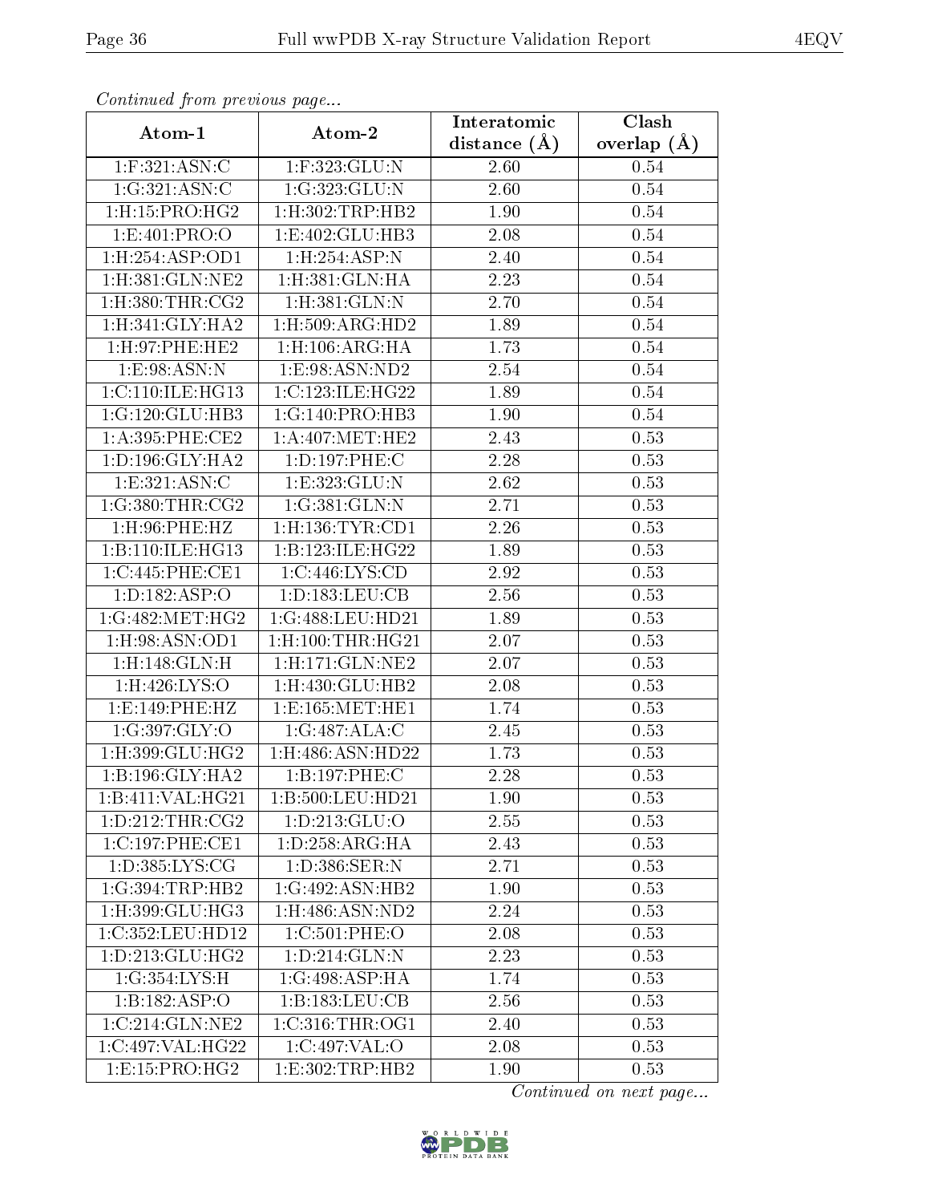*Continued from previous page...*

| Atom-1 | Atom-2 | Interatomic distance (Å) | Clash overlap (Å) |
|---|---|---|---|
| 1:F:321:ASN:C | 1:F:323:GLU:N | 2.60 | 0.54 |
| 1:G:321:ASN:C | 1:G:323:GLU:N | 2.60 | 0.54 |
| 1:H:15:PRO:HG2 | 1:H:302:TRP:HB2 | 1.90 | 0.54 |
| 1:E:401:PRO:O | 1:E:402:GLU:HB3 | 2.08 | 0.54 |
| 1:H:254:ASP:OD1 | 1:H:254:ASP:N | 2.40 | 0.54 |
| 1:H:381:GLN:NE2 | 1:H:381:GLN:HA | 2.23 | 0.54 |
| 1:H:380:THR:CG2 | 1:H:381:GLN:N | 2.70 | 0.54 |
| 1:H:341:GLY:HA2 | 1:H:509:ARG:HD2 | 1.89 | 0.54 |
| 1:H:97:PHE:HE2 | 1:H:106:ARG:HA | 1.73 | 0.54 |
| 1:E:98:ASN:N | 1:E:98:ASN:ND2 | 2.54 | 0.54 |
| 1:C:110:ILE:HG13 | 1:C:123:ILE:HG22 | 1.89 | 0.54 |
| 1:G:120:GLU:HB3 | 1:G:140:PRO:HB3 | 1.90 | 0.54 |
| 1:A:395:PHE:CE2 | 1:A:407:MET:HE2 | 2.43 | 0.53 |
| 1:D:196:GLY:HA2 | 1:D:197:PHE:C | 2.28 | 0.53 |
| 1:E:321:ASN:C | 1:E:323:GLU:N | 2.62 | 0.53 |
| 1:G:380:THR:CG2 | 1:G:381:GLN:N | 2.71 | 0.53 |
| 1:H:96:PHE:HZ | 1:H:136:TYR:CD1 | 2.26 | 0.53 |
| 1:B:110:ILE:HG13 | 1:B:123:ILE:HG22 | 1.89 | 0.53 |
| 1:C:445:PHE:CE1 | 1:C:446:LYS:CD | 2.92 | 0.53 |
| 1:D:182:ASP:O | 1:D:183:LEU:CB | 2.56 | 0.53 |
| 1:G:482:MET:HG2 | 1:G:488:LEU:HD21 | 1.89 | 0.53 |
| 1:H:98:ASN:OD1 | 1:H:100:THR:HG21 | 2.07 | 0.53 |
| 1:H:148:GLN:H | 1:H:171:GLN:NE2 | 2.07 | 0.53 |
| 1:H:426:LYS:O | 1:H:430:GLU:HB2 | 2.08 | 0.53 |
| 1:E:149:PHE:HZ | 1:E:165:MET:HE1 | 1.74 | 0.53 |
| 1:G:397:GLY:O | 1:G:487:ALA:C | 2.45 | 0.53 |
| 1:H:399:GLU:HG2 | 1:H:486:ASN:HD22 | 1.73 | 0.53 |
| 1:B:196:GLY:HA2 | 1:B:197:PHE:C | 2.28 | 0.53 |
| 1:B:411:VAL:HG21 | 1:B:500:LEU:HD21 | 1.90 | 0.53 |
| 1:D:212:THR:CG2 | 1:D:213:GLU:O | 2.55 | 0.53 |
| 1:C:197:PHE:CE1 | 1:D:258:ARG:HA | 2.43 | 0.53 |
| 1:D:385:LYS:CG | 1:D:386:SER:N | 2.71 | 0.53 |
| 1:G:394:TRP:HB2 | 1:G:492:ASN:HB2 | 1.90 | 0.53 |
| 1:H:399:GLU:HG3 | 1:H:486:ASN:ND2 | 2.24 | 0.53 |
| 1:C:352:LEU:HD12 | 1:C:501:PHE:O | 2.08 | 0.53 |
| 1:D:213:GLU:HG2 | 1:D:214:GLN:N | 2.23 | 0.53 |
| 1:G:354:LYS:H | 1:G:498:ASP:HA | 1.74 | 0.53 |
| 1:B:182:ASP:O | 1:B:183:LEU:CB | 2.56 | 0.53 |
| 1:C:214:GLN:NE2 | 1:C:316:THR:OG1 | 2.40 | 0.53 |
| 1:C:497:VAL:HG22 | 1:C:497:VAL:O | 2.08 | 0.53 |
| 1:E:15:PRO:HG2 | 1:E:302:TRP:HB2 | 1.90 | 0.53 |

*Continued on next page...*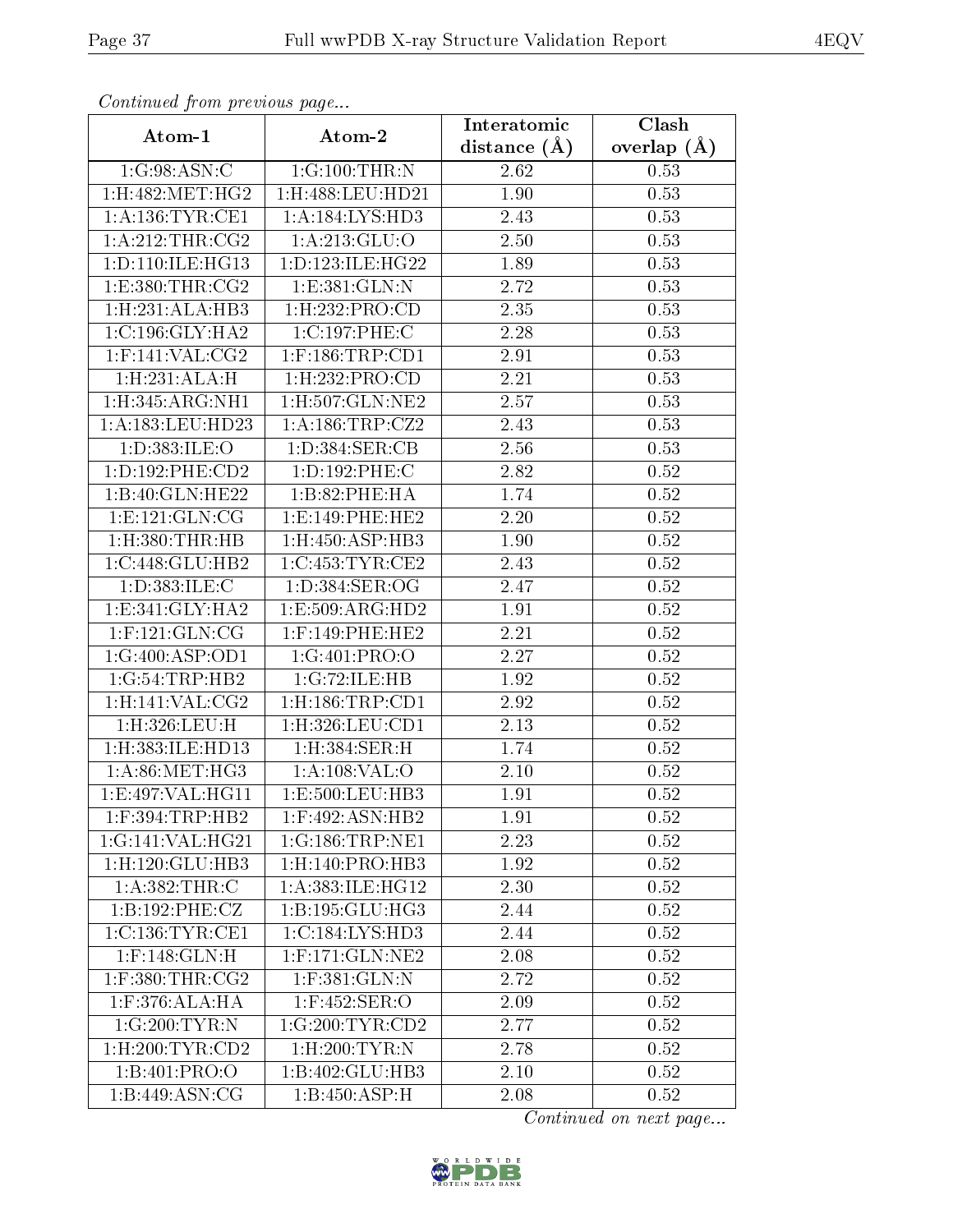*Continued from previous page...*

| Atom-1 | Atom-2 | Interatomic distance (Å) | Clash overlap (Å) |
|---|---|---|---|
| 1:G:98:ASN:C | 1:G:100:THR:N | 2.62 | 0.53 |
| 1:H:482:MET:HG2 | 1:H:488:LEU:HD21 | 1.90 | 0.53 |
| 1:A:136:TYR:CE1 | 1:A:184:LYS:HD3 | 2.43 | 0.53 |
| 1:A:212:THR:CG2 | 1:A:213:GLU:O | 2.50 | 0.53 |
| 1:D:110:ILE:HG13 | 1:D:123:ILE:HG22 | 1.89 | 0.53 |
| 1:E:380:THR:CG2 | 1:E:381:GLN:N | 2.72 | 0.53 |
| 1:H:231:ALA:HB3 | 1:H:232:PRO:CD | 2.35 | 0.53 |
| 1:C:196:GLY:HA2 | 1:C:197:PHE:C | 2.28 | 0.53 |
| 1:F:141:VAL:CG2 | 1:F:186:TRP:CD1 | 2.91 | 0.53 |
| 1:H:231:ALA:H | 1:H:232:PRO:CD | 2.21 | 0.53 |
| 1:H:345:ARG:NH1 | 1:H:507:GLN:NE2 | 2.57 | 0.53 |
| 1:A:183:LEU:HD23 | 1:A:186:TRP:CZ2 | 2.43 | 0.53 |
| 1:D:383:ILE:O | 1:D:384:SER:CB | 2.56 | 0.53 |
| 1:D:192:PHE:CD2 | 1:D:192:PHE:C | 2.82 | 0.52 |
| 1:B:40:GLN:HE22 | 1:B:82:PHE:HA | 1.74 | 0.52 |
| 1:E:121:GLN:CG | 1:E:149:PHE:HE2 | 2.20 | 0.52 |
| 1:H:380:THR:HB | 1:H:450:ASP:HB3 | 1.90 | 0.52 |
| 1:C:448:GLU:HB2 | 1:C:453:TYR:CE2 | 2.43 | 0.52 |
| 1:D:383:ILE:C | 1:D:384:SER:OG | 2.47 | 0.52 |
| 1:E:341:GLY:HA2 | 1:E:509:ARG:HD2 | 1.91 | 0.52 |
| 1:F:121:GLN:CG | 1:F:149:PHE:HE2 | 2.21 | 0.52 |
| 1:G:400:ASP:OD1 | 1:G:401:PRO:O | 2.27 | 0.52 |
| 1:G:54:TRP:HB2 | 1:G:72:ILE:HB | 1.92 | 0.52 |
| 1:H:141:VAL:CG2 | 1:H:186:TRP:CD1 | 2.92 | 0.52 |
| 1:H:326:LEU:H | 1:H:326:LEU:CD1 | 2.13 | 0.52 |
| 1:H:383:ILE:HD13 | 1:H:384:SER:H | 1.74 | 0.52 |
| 1:A:86:MET:HG3 | 1:A:108:VAL:O | 2.10 | 0.52 |
| 1:E:497:VAL:HG11 | 1:E:500:LEU:HB3 | 1.91 | 0.52 |
| 1:F:394:TRP:HB2 | 1:F:492:ASN:HB2 | 1.91 | 0.52 |
| 1:G:141:VAL:HG21 | 1:G:186:TRP:NE1 | 2.23 | 0.52 |
| 1:H:120:GLU:HB3 | 1:H:140:PRO:HB3 | 1.92 | 0.52 |
| 1:A:382:THR:C | 1:A:383:ILE:HG12 | 2.30 | 0.52 |
| 1:B:192:PHE:CZ | 1:B:195:GLU:HG3 | 2.44 | 0.52 |
| 1:C:136:TYR:CE1 | 1:C:184:LYS:HD3 | 2.44 | 0.52 |
| 1:F:148:GLN:H | 1:F:171:GLN:NE2 | 2.08 | 0.52 |
| 1:F:380:THR:CG2 | 1:F:381:GLN:N | 2.72 | 0.52 |
| 1:F:376:ALA:HA | 1:F:452:SER:O | 2.09 | 0.52 |
| 1:G:200:TYR:N | 1:G:200:TYR:CD2 | 2.77 | 0.52 |
| 1:H:200:TYR:CD2 | 1:H:200:TYR:N | 2.78 | 0.52 |
| 1:B:401:PRO:O | 1:B:402:GLU:HB3 | 2.10 | 0.52 |
| 1:B:449:ASN:CG | 1:B:450:ASP:H | 2.08 | 0.52 |

*Continued on next page...*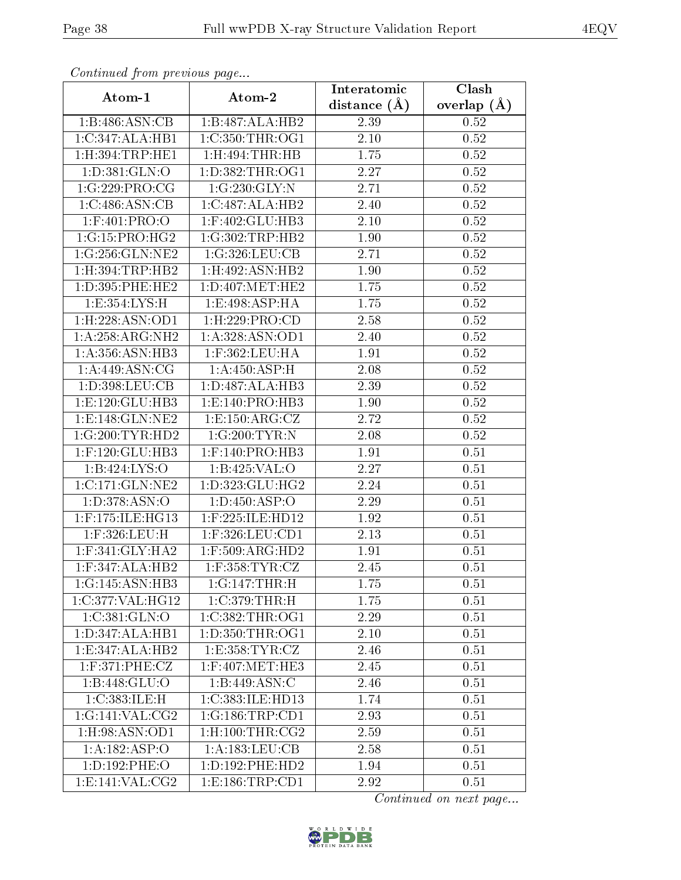*Continued from previous page...*

| Atom-1 | Atom-2 | Interatomic distance (Å) | Clash overlap (Å) |
|---|---|---|---|
| 1:B:486:ASN:CB | 1:B:487:ALA:HB2 | 2.39 | 0.52 |
| 1:C:347:ALA:HB1 | 1:C:350:THR:OG1 | 2.10 | 0.52 |
| 1:H:394:TRP:HE1 | 1:H:494:THR:HB | 1.75 | 0.52 |
| 1:D:381:GLN:O | 1:D:382:THR:OG1 | 2.27 | 0.52 |
| 1:G:229:PRO:CG | 1:G:230:GLY:N | 2.71 | 0.52 |
| 1:C:486:ASN:CB | 1:C:487:ALA:HB2 | 2.40 | 0.52 |
| 1:F:401:PRO:O | 1:F:402:GLU:HB3 | 2.10 | 0.52 |
| 1:G:15:PRO:HG2 | 1:G:302:TRP:HB2 | 1.90 | 0.52 |
| 1:G:256:GLN:NE2 | 1:G:326:LEU:CB | 2.71 | 0.52 |
| 1:H:394:TRP:HB2 | 1:H:492:ASN:HB2 | 1.90 | 0.52 |
| 1:D:395:PHE:HE2 | 1:D:407:MET:HE2 | 1.75 | 0.52 |
| 1:E:354:LYS:H | 1:E:498:ASP:HA | 1.75 | 0.52 |
| 1:H:228:ASN:OD1 | 1:H:229:PRO:CD | 2.58 | 0.52 |
| 1:A:258:ARG:NH2 | 1:A:328:ASN:OD1 | 2.40 | 0.52 |
| 1:A:356:ASN:HB3 | 1:F:362:LEU:HA | 1.91 | 0.52 |
| 1:A:449:ASN:CG | 1:A:450:ASP:H | 2.08 | 0.52 |
| 1:D:398:LEU:CB | 1:D:487:ALA:HB3 | 2.39 | 0.52 |
| 1:E:120:GLU:HB3 | 1:E:140:PRO:HB3 | 1.90 | 0.52 |
| 1:E:148:GLN:NE2 | 1:E:150:ARG:CZ | 2.72 | 0.52 |
| 1:G:200:TYR:HD2 | 1:G:200:TYR:N | 2.08 | 0.52 |
| 1:F:120:GLU:HB3 | 1:F:140:PRO:HB3 | 1.91 | 0.51 |
| 1:B:424:LYS:O | 1:B:425:VAL:O | 2.27 | 0.51 |
| 1:C:171:GLN:NE2 | 1:D:323:GLU:HG2 | 2.24 | 0.51 |
| 1:D:378:ASN:O | 1:D:450:ASP:O | 2.29 | 0.51 |
| 1:F:175:ILE:HG13 | 1:F:225:ILE:HD12 | 1.92 | 0.51 |
| 1:F:326:LEU:H | 1:F:326:LEU:CD1 | 2.13 | 0.51 |
| 1:F:341:GLY:HA2 | 1:F:509:ARG:HD2 | 1.91 | 0.51 |
| 1:F:347:ALA:HB2 | 1:F:358:TYR:CZ | 2.45 | 0.51 |
| 1:G:145:ASN:HB3 | 1:G:147:THR:H | 1.75 | 0.51 |
| 1:C:377:VAL:HG12 | 1:C:379:THR:H | 1.75 | 0.51 |
| 1:C:381:GLN:O | 1:C:382:THR:OG1 | 2.29 | 0.51 |
| 1:D:347:ALA:HB1 | 1:D:350:THR:OG1 | 2.10 | 0.51 |
| 1:E:347:ALA:HB2 | 1:E:358:TYR:CZ | 2.46 | 0.51 |
| 1:F:371:PHE:CZ | 1:F:407:MET:HE3 | 2.45 | 0.51 |
| 1:B:448:GLU:O | 1:B:449:ASN:C | 2.46 | 0.51 |
| 1:C:383:ILE:H | 1:C:383:ILE:HD13 | 1.74 | 0.51 |
| 1:G:141:VAL:CG2 | 1:G:186:TRP:CD1 | 2.93 | 0.51 |
| 1:H:98:ASN:OD1 | 1:H:100:THR:CG2 | 2.59 | 0.51 |
| 1:A:182:ASP:O | 1:A:183:LEU:CB | 2.58 | 0.51 |
| 1:D:192:PHE:O | 1:D:192:PHE:HD2 | 1.94 | 0.51 |
| 1:E:141:VAL:CG2 | 1:E:186:TRP:CD1 | 2.92 | 0.51 |

*Continued on next page...*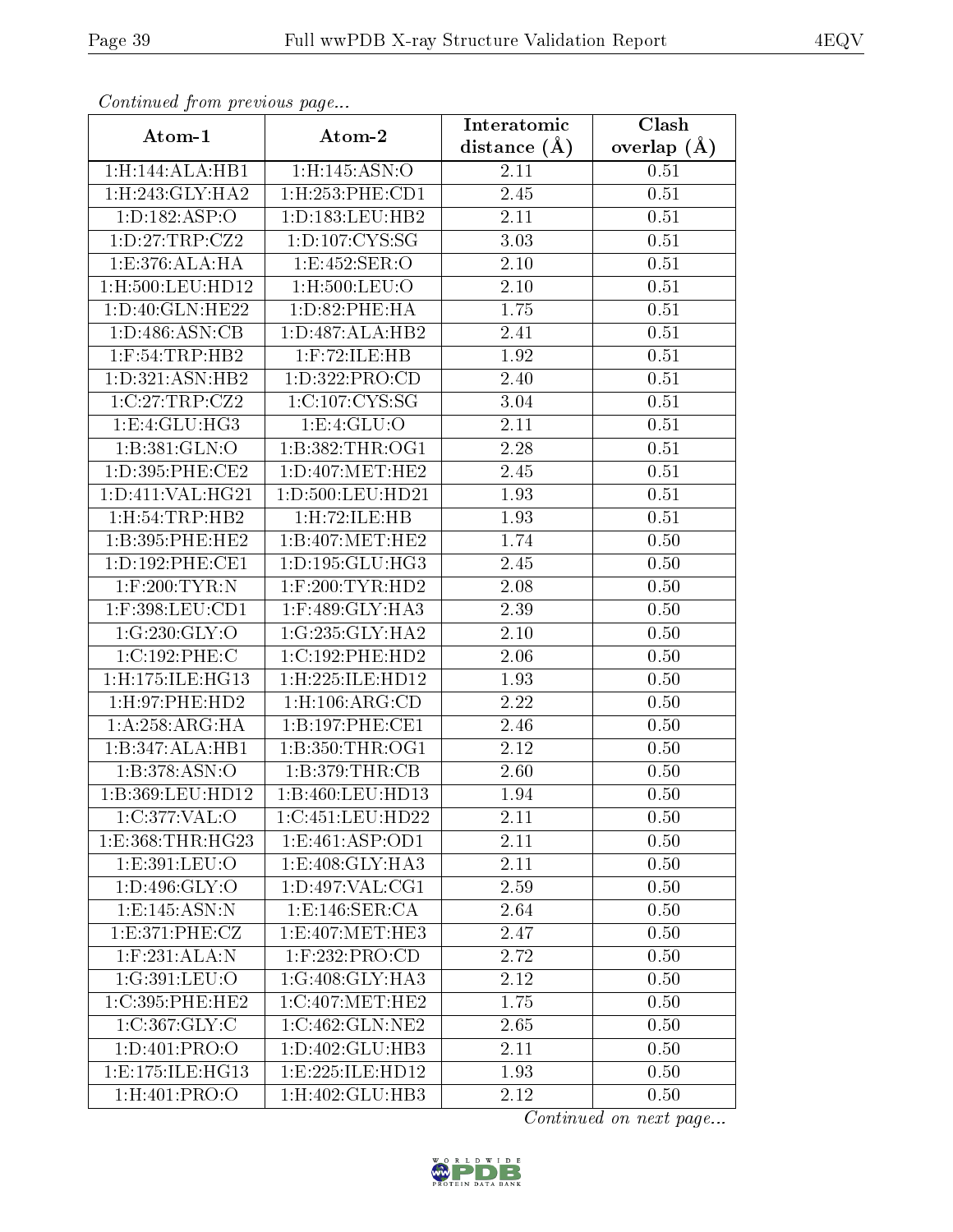*Continued from previous page...*

| Atom-1 | Atom-2 | Interatomic distance (Å) | Clash overlap (Å) |
|---|---|---|---|
| 1:H:144:ALA:HB1 | 1:H:145:ASN:O | 2.11 | 0.51 |
| 1:H:243:GLY:HA2 | 1:H:253:PHE:CD1 | 2.45 | 0.51 |
| 1:D:182:ASP:O | 1:D:183:LEU:HB2 | 2.11 | 0.51 |
| 1:D:27:TRP:CZ2 | 1:D:107:CYS:SG | 3.03 | 0.51 |
| 1:E:376:ALA:HA | 1:E:452:SER:O | 2.10 | 0.51 |
| 1:H:500:LEU:HD12 | 1:H:500:LEU:O | 2.10 | 0.51 |
| 1:D:40:GLN:HE22 | 1:D:82:PHE:HA | 1.75 | 0.51 |
| 1:D:486:ASN:CB | 1:D:487:ALA:HB2 | 2.41 | 0.51 |
| 1:F:54:TRP:HB2 | 1:F:72:ILE:HB | 1.92 | 0.51 |
| 1:D:321:ASN:HB2 | 1:D:322:PRO:CD | 2.40 | 0.51 |
| 1:C:27:TRP:CZ2 | 1:C:107:CYS:SG | 3.04 | 0.51 |
| 1:E:4:GLU:HG3 | 1:E:4:GLU:O | 2.11 | 0.51 |
| 1:B:381:GLN:O | 1:B:382:THR:OG1 | 2.28 | 0.51 |
| 1:D:395:PHE:CE2 | 1:D:407:MET:HE2 | 2.45 | 0.51 |
| 1:D:411:VAL:HG21 | 1:D:500:LEU:HD21 | 1.93 | 0.51 |
| 1:H:54:TRP:HB2 | 1:H:72:ILE:HB | 1.93 | 0.51 |
| 1:B:395:PHE:HE2 | 1:B:407:MET:HE2 | 1.74 | 0.50 |
| 1:D:192:PHE:CE1 | 1:D:195:GLU:HG3 | 2.45 | 0.50 |
| 1:F:200:TYR:N | 1:F:200:TYR:HD2 | 2.08 | 0.50 |
| 1:F:398:LEU:CD1 | 1:F:489:GLY:HA3 | 2.39 | 0.50 |
| 1:G:230:GLY:O | 1:G:235:GLY:HA2 | 2.10 | 0.50 |
| 1:C:192:PHE:C | 1:C:192:PHE:HD2 | 2.06 | 0.50 |
| 1:H:175:ILE:HG13 | 1:H:225:ILE:HD12 | 1.93 | 0.50 |
| 1:H:97:PHE:HD2 | 1:H:106:ARG:CD | 2.22 | 0.50 |
| 1:A:258:ARG:HA | 1:B:197:PHE:CE1 | 2.46 | 0.50 |
| 1:B:347:ALA:HB1 | 1:B:350:THR:OG1 | 2.12 | 0.50 |
| 1:B:378:ASN:O | 1:B:379:THR:CB | 2.60 | 0.50 |
| 1:B:369:LEU:HD12 | 1:B:460:LEU:HD13 | 1.94 | 0.50 |
| 1:C:377:VAL:O | 1:C:451:LEU:HD22 | 2.11 | 0.50 |
| 1:E:368:THR:HG23 | 1:E:461:ASP:OD1 | 2.11 | 0.50 |
| 1:E:391:LEU:O | 1:E:408:GLY:HA3 | 2.11 | 0.50 |
| 1:D:496:GLY:O | 1:D:497:VAL:CG1 | 2.59 | 0.50 |
| 1:E:145:ASN:N | 1:E:146:SER:CA | 2.64 | 0.50 |
| 1:E:371:PHE:CZ | 1:E:407:MET:HE3 | 2.47 | 0.50 |
| 1:F:231:ALA:N | 1:F:232:PRO:CD | 2.72 | 0.50 |
| 1:G:391:LEU:O | 1:G:408:GLY:HA3 | 2.12 | 0.50 |
| 1:C:395:PHE:HE2 | 1:C:407:MET:HE2 | 1.75 | 0.50 |
| 1:C:367:GLY:C | 1:C:462:GLN:NE2 | 2.65 | 0.50 |
| 1:D:401:PRO:O | 1:D:402:GLU:HB3 | 2.11 | 0.50 |
| 1:E:175:ILE:HG13 | 1:E:225:ILE:HD12 | 1.93 | 0.50 |
| 1:H:401:PRO:O | 1:H:402:GLU:HB3 | 2.12 | 0.50 |

*Continued on next page...*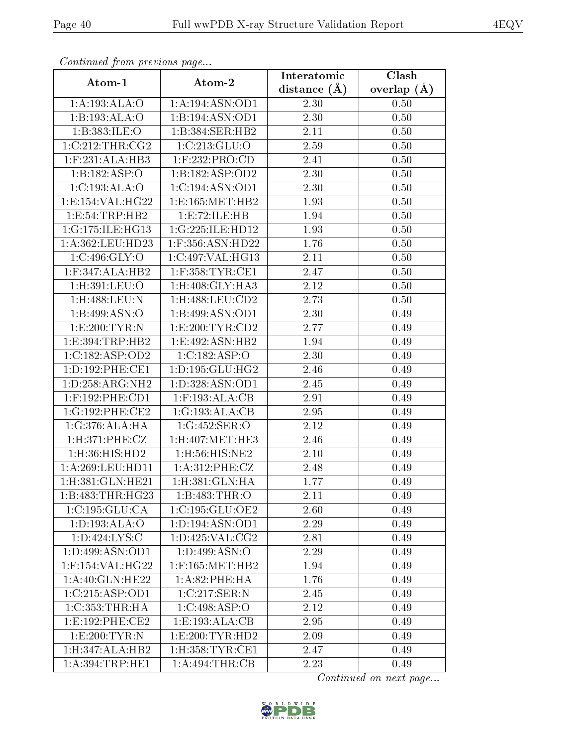*Continued from previous page...*

| Atom-1 | Atom-2 | Interatomic distance (Å) | Clash overlap (Å) |
|---|---|---|---|
| 1:A:193:ALA:O | 1:A:194:ASN:OD1 | 2.30 | 0.50 |
| 1:B:193:ALA:O | 1:B:194:ASN:OD1 | 2.30 | 0.50 |
| 1:B:383:ILE:O | 1:B:384:SER:HB2 | 2.11 | 0.50 |
| 1:C:212:THR:CG2 | 1:C:213:GLU:O | 2.59 | 0.50 |
| 1:F:231:ALA:HB3 | 1:F:232:PRO:CD | 2.41 | 0.50 |
| 1:B:182:ASP:O | 1:B:182:ASP:OD2 | 2.30 | 0.50 |
| 1:C:193:ALA:O | 1:C:194:ASN:OD1 | 2.30 | 0.50 |
| 1:E:154:VAL:HG22 | 1:E:165:MET:HB2 | 1.93 | 0.50 |
| 1:E:54:TRP:HB2 | 1:E:72:ILE:HB | 1.94 | 0.50 |
| 1:G:175:ILE:HG13 | 1:G:225:ILE:HD12 | 1.93 | 0.50 |
| 1:A:362:LEU:HD23 | 1:F:356:ASN:HD22 | 1.76 | 0.50 |
| 1:C:496:GLY:O | 1:C:497:VAL:HG13 | 2.11 | 0.50 |
| 1:F:347:ALA:HB2 | 1:F:358:TYR:CE1 | 2.47 | 0.50 |
| 1:H:391:LEU:O | 1:H:408:GLY:HA3 | 2.12 | 0.50 |
| 1:H:488:LEU:N | 1:H:488:LEU:CD2 | 2.73 | 0.50 |
| 1:B:499:ASN:O | 1:B:499:ASN:OD1 | 2.30 | 0.49 |
| 1:E:200:TYR:N | 1:E:200:TYR:CD2 | 2.77 | 0.49 |
| 1:E:394:TRP:HB2 | 1:E:492:ASN:HB2 | 1.94 | 0.49 |
| 1:C:182:ASP:OD2 | 1:C:182:ASP:O | 2.30 | 0.49 |
| 1:D:192:PHE:CE1 | 1:D:195:GLU:HG2 | 2.46 | 0.49 |
| 1:D:258:ARG:NH2 | 1:D:328:ASN:OD1 | 2.45 | 0.49 |
| 1:F:192:PHE:CD1 | 1:F:193:ALA:CB | 2.91 | 0.49 |
| 1:G:192:PHE:CE2 | 1:G:193:ALA:CB | 2.95 | 0.49 |
| 1:G:376:ALA:HA | 1:G:452:SER:O | 2.12 | 0.49 |
| 1:H:371:PHE:CZ | 1:H:407:MET:HE3 | 2.46 | 0.49 |
| 1:H:36:HIS:HD2 | 1:H:56:HIS:NE2 | 2.10 | 0.49 |
| 1:A:269:LEU:HD11 | 1:A:312:PHE:CZ | 2.48 | 0.49 |
| 1:H:381:GLN:HE21 | 1:H:381:GLN:HA | 1.77 | 0.49 |
| 1:B:483:THR:HG23 | 1:B:483:THR:O | 2.11 | 0.49 |
| 1:C:195:GLU:CA | 1:C:195:GLU:OE2 | 2.60 | 0.49 |
| 1:D:193:ALA:O | 1:D:194:ASN:OD1 | 2.29 | 0.49 |
| 1:D:424:LYS:C | 1:D:425:VAL:CG2 | 2.81 | 0.49 |
| 1:D:499:ASN:OD1 | 1:D:499:ASN:O | 2.29 | 0.49 |
| 1:F:154:VAL:HG22 | 1:F:165:MET:HB2 | 1.94 | 0.49 |
| 1:A:40:GLN:HE22 | 1:A:82:PHE:HA | 1.76 | 0.49 |
| 1:C:215:ASP:OD1 | 1:C:217:SER:N | 2.45 | 0.49 |
| 1:C:353:THR:HA | 1:C:498:ASP:O | 2.12 | 0.49 |
| 1:E:192:PHE:CE2 | 1:E:193:ALA:CB | 2.95 | 0.49 |
| 1:E:200:TYR:N | 1:E:200:TYR:HD2 | 2.09 | 0.49 |
| 1:H:347:ALA:HB2 | 1:H:358:TYR:CE1 | 2.47 | 0.49 |
| 1:A:394:TRP:HE1 | 1:A:494:THR:CB | 2.23 | 0.49 |

*Continued on next page...*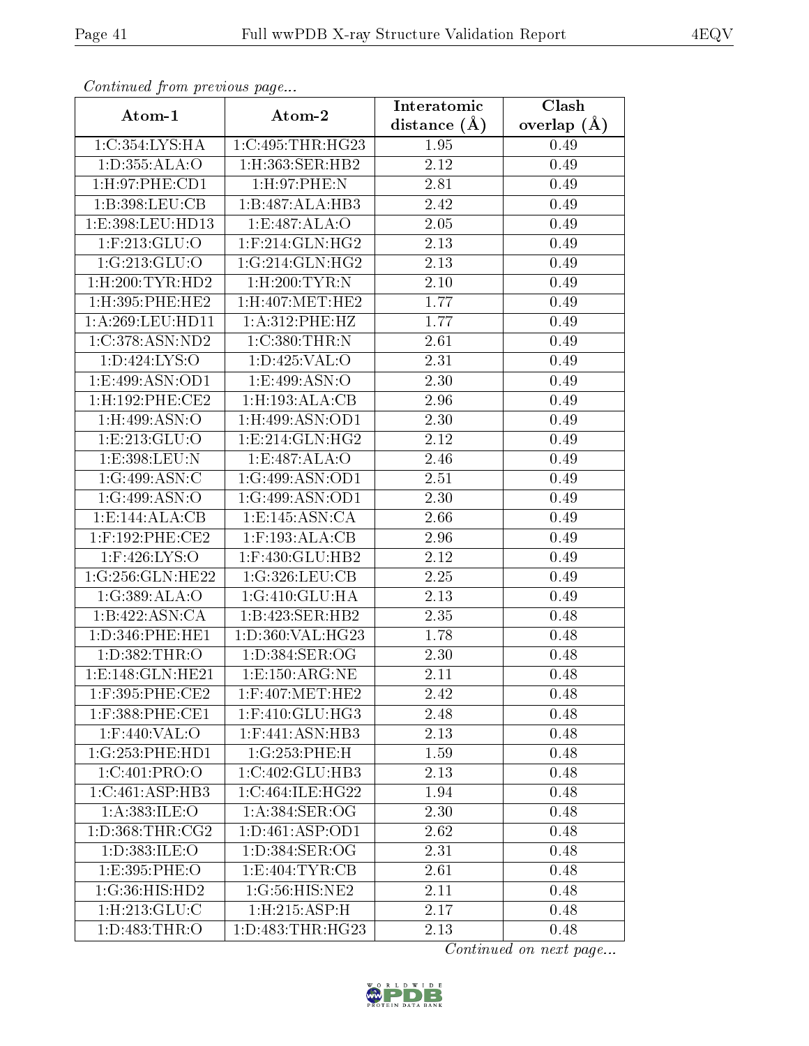*Continued from previous page...*

| Atom-1 | Atom-2 | Interatomic distance (Å) | Clash overlap (Å) |
| --- | --- | --- | --- |
| 1:C:354:LYS:HA | 1:C:495:THR:HG23 | 1.95 | 0.49 |
| 1:D:355:ALA:O | 1:H:363:SER:HB2 | 2.12 | 0.49 |
| 1:H:97:PHE:CD1 | 1:H:97:PHE:N | 2.81 | 0.49 |
| 1:B:398:LEU:CB | 1:B:487:ALA:HB3 | 2.42 | 0.49 |
| 1:E:398:LEU:HD13 | 1:E:487:ALA:O | 2.05 | 0.49 |
| 1:F:213:GLU:O | 1:F:214:GLN:HG2 | 2.13 | 0.49 |
| 1:G:213:GLU:O | 1:G:214:GLN:HG2 | 2.13 | 0.49 |
| 1:H:200:TYR:HD2 | 1:H:200:TYR:N | 2.10 | 0.49 |
| 1:H:395:PHE:HE2 | 1:H:407:MET:HE2 | 1.77 | 0.49 |
| 1:A:269:LEU:HD11 | 1:A:312:PHE:HZ | 1.77 | 0.49 |
| 1:C:378:ASN:ND2 | 1:C:380:THR:N | 2.61 | 0.49 |
| 1:D:424:LYS:O | 1:D:425:VAL:O | 2.31 | 0.49 |
| 1:E:499:ASN:OD1 | 1:E:499:ASN:O | 2.30 | 0.49 |
| 1:H:192:PHE:CE2 | 1:H:193:ALA:CB | 2.96 | 0.49 |
| 1:H:499:ASN:O | 1:H:499:ASN:OD1 | 2.30 | 0.49 |
| 1:E:213:GLU:O | 1:E:214:GLN:HG2 | 2.12 | 0.49 |
| 1:E:398:LEU:N | 1:E:487:ALA:O | 2.46 | 0.49 |
| 1:G:499:ASN:C | 1:G:499:ASN:OD1 | 2.51 | 0.49 |
| 1:G:499:ASN:O | 1:G:499:ASN:OD1 | 2.30 | 0.49 |
| 1:E:144:ALA:CB | 1:E:145:ASN:CA | 2.66 | 0.49 |
| 1:F:192:PHE:CE2 | 1:F:193:ALA:CB | 2.96 | 0.49 |
| 1:F:426:LYS:O | 1:F:430:GLU:HB2 | 2.12 | 0.49 |
| 1:G:256:GLN:HE22 | 1:G:326:LEU:CB | 2.25 | 0.49 |
| 1:G:389:ALA:O | 1:G:410:GLU:HA | 2.13 | 0.49 |
| 1:B:422:ASN:CA | 1:B:423:SER:HB2 | 2.35 | 0.48 |
| 1:D:346:PHE:HE1 | 1:D:360:VAL:HG23 | 1.78 | 0.48 |
| 1:D:382:THR:O | 1:D:384:SER:OG | 2.30 | 0.48 |
| 1:E:148:GLN:HE21 | 1:E:150:ARG:NE | 2.11 | 0.48 |
| 1:F:395:PHE:CE2 | 1:F:407:MET:HE2 | 2.42 | 0.48 |
| 1:F:388:PHE:CE1 | 1:F:410:GLU:HG3 | 2.48 | 0.48 |
| 1:F:440:VAL:O | 1:F:441:ASN:HB3 | 2.13 | 0.48 |
| 1:G:253:PHE:HD1 | 1:G:253:PHE:H | 1.59 | 0.48 |
| 1:C:401:PRO:O | 1:C:402:GLU:HB3 | 2.13 | 0.48 |
| 1:C:461:ASP:HB3 | 1:C:464:ILE:HG22 | 1.94 | 0.48 |
| 1:A:383:ILE:O | 1:A:384:SER:OG | 2.30 | 0.48 |
| 1:D:368:THR:CG2 | 1:D:461:ASP:OD1 | 2.62 | 0.48 |
| 1:D:383:ILE:O | 1:D:384:SER:OG | 2.31 | 0.48 |
| 1:E:395:PHE:O | 1:E:404:TYR:CB | 2.61 | 0.48 |
| 1:G:36:HIS:HD2 | 1:G:56:HIS:NE2 | 2.11 | 0.48 |
| 1:H:213:GLU:C | 1:H:215:ASP:H | 2.17 | 0.48 |
| 1:D:483:THR:O | 1:D:483:THR:HG23 | 2.13 | 0.48 |

*Continued on next page...*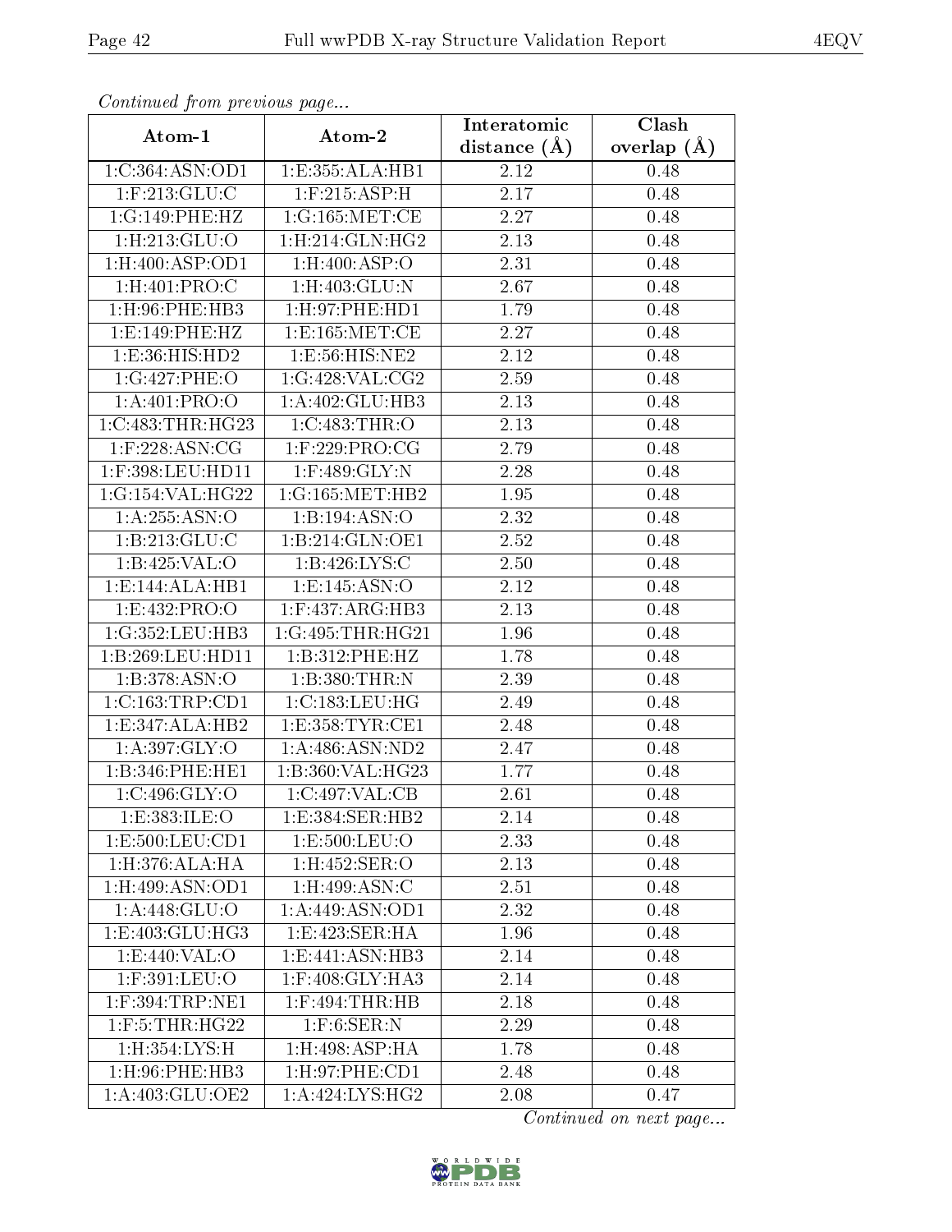*Continued from previous page...*

| Atom-1 | Atom-2 | Interatomic distance (Å) | Clash overlap (Å) |
|---|---|---|---|
| 1:C:364:ASN:OD1 | 1:E:355:ALA:HB1 | 2.12 | 0.48 |
| 1:F:213:GLU:C | 1:F:215:ASP:H | 2.17 | 0.48 |
| 1:G:149:PHE:HZ | 1:G:165:MET:CE | 2.27 | 0.48 |
| 1:H:213:GLU:O | 1:H:214:GLN:HG2 | 2.13 | 0.48 |
| 1:H:400:ASP:OD1 | 1:H:400:ASP:O | 2.31 | 0.48 |
| 1:H:401:PRO:C | 1:H:403:GLU:N | 2.67 | 0.48 |
| 1:H:96:PHE:HB3 | 1:H:97:PHE:HD1 | 1.79 | 0.48 |
| 1:E:149:PHE:HZ | 1:E:165:MET:CE | 2.27 | 0.48 |
| 1:E:36:HIS:HD2 | 1:E:56:HIS:NE2 | 2.12 | 0.48 |
| 1:G:427:PHE:O | 1:G:428:VAL:CG2 | 2.59 | 0.48 |
| 1:A:401:PRO:O | 1:A:402:GLU:HB3 | 2.13 | 0.48 |
| 1:C:483:THR:HG23 | 1:C:483:THR:O | 2.13 | 0.48 |
| 1:F:228:ASN:CG | 1:F:229:PRO:CG | 2.79 | 0.48 |
| 1:F:398:LEU:HD11 | 1:F:489:GLY:N | 2.28 | 0.48 |
| 1:G:154:VAL:HG22 | 1:G:165:MET:HB2 | 1.95 | 0.48 |
| 1:A:255:ASN:O | 1:B:194:ASN:O | 2.32 | 0.48 |
| 1:B:213:GLU:C | 1:B:214:GLN:OE1 | 2.52 | 0.48 |
| 1:B:425:VAL:O | 1:B:426:LYS:C | 2.50 | 0.48 |
| 1:E:144:ALA:HB1 | 1:E:145:ASN:O | 2.12 | 0.48 |
| 1:E:432:PRO:O | 1:F:437:ARG:HB3 | 2.13 | 0.48 |
| 1:G:352:LEU:HB3 | 1:G:495:THR:HG21 | 1.96 | 0.48 |
| 1:B:269:LEU:HD11 | 1:B:312:PHE:HZ | 1.78 | 0.48 |
| 1:B:378:ASN:O | 1:B:380:THR:N | 2.39 | 0.48 |
| 1:C:163:TRP:CD1 | 1:C:183:LEU:HG | 2.49 | 0.48 |
| 1:E:347:ALA:HB2 | 1:E:358:TYR:CE1 | 2.48 | 0.48 |
| 1:A:397:GLY:O | 1:A:486:ASN:ND2 | 2.47 | 0.48 |
| 1:B:346:PHE:HE1 | 1:B:360:VAL:HG23 | 1.77 | 0.48 |
| 1:C:496:GLY:O | 1:C:497:VAL:CB | 2.61 | 0.48 |
| 1:E:383:ILE:O | 1:E:384:SER:HB2 | 2.14 | 0.48 |
| 1:E:500:LEU:CD1 | 1:E:500:LEU:O | 2.33 | 0.48 |
| 1:H:376:ALA:HA | 1:H:452:SER:O | 2.13 | 0.48 |
| 1:H:499:ASN:OD1 | 1:H:499:ASN:C | 2.51 | 0.48 |
| 1:A:448:GLU:O | 1:A:449:ASN:OD1 | 2.32 | 0.48 |
| 1:E:403:GLU:HG3 | 1:E:423:SER:HA | 1.96 | 0.48 |
| 1:E:440:VAL:O | 1:E:441:ASN:HB3 | 2.14 | 0.48 |
| 1:F:391:LEU:O | 1:F:408:GLY:HA3 | 2.14 | 0.48 |
| 1:F:394:TRP:NE1 | 1:F:494:THR:HB | 2.18 | 0.48 |
| 1:F:5:THR:HG22 | 1:F:6:SER:N | 2.29 | 0.48 |
| 1:H:354:LYS:H | 1:H:498:ASP:HA | 1.78 | 0.48 |
| 1:H:96:PHE:HB3 | 1:H:97:PHE:CD1 | 2.48 | 0.48 |
| 1:A:403:GLU:OE2 | 1:A:424:LYS:HG2 | 2.08 | 0.47 |

*Continued on next page...*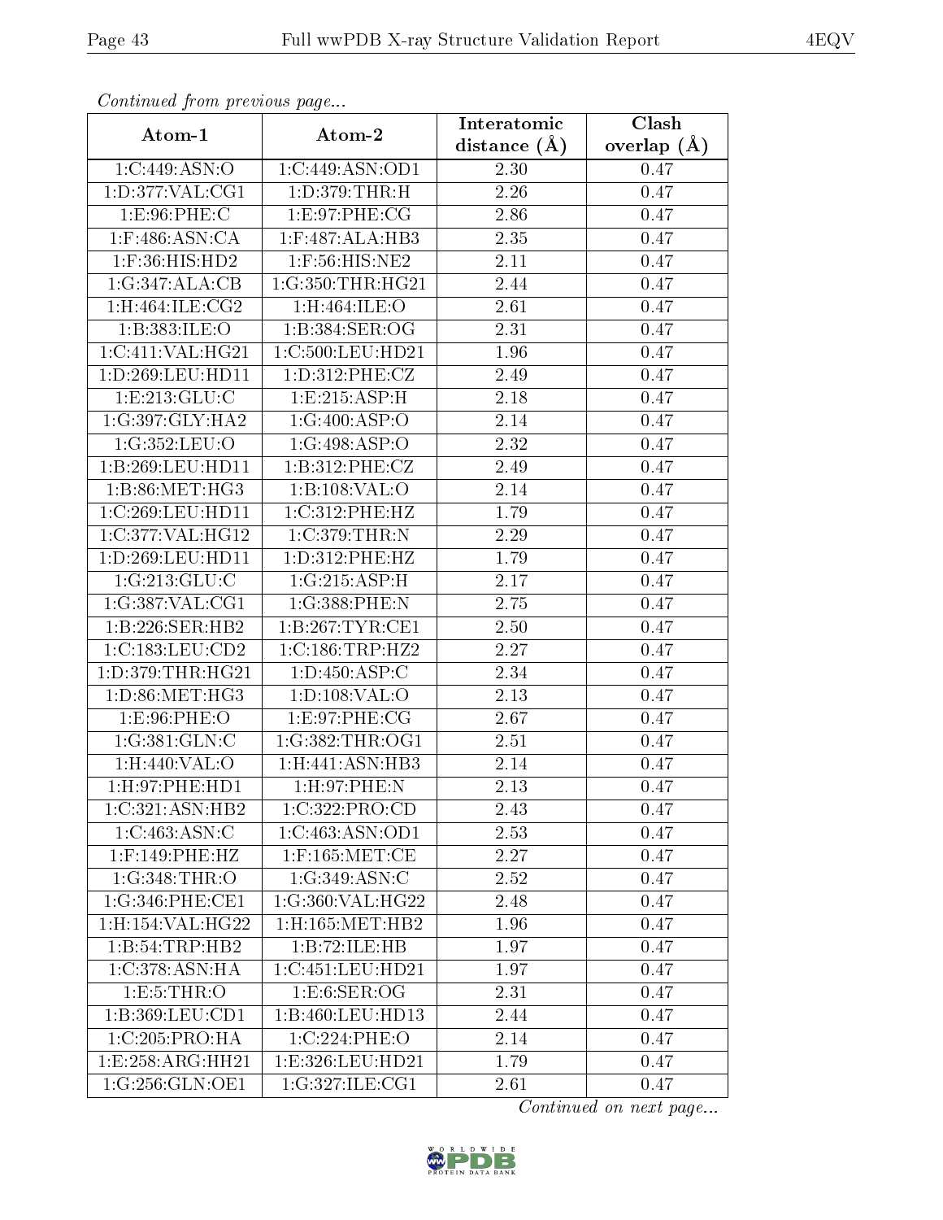*Continued from previous page...*

| Atom-1 | Atom-2 | Interatomic distance (Å) | Clash overlap (Å) |
| --- | --- | --- | --- |
| 1:C:449:ASN:O | 1:C:449:ASN:OD1 | 2.30 | 0.47 |
| 1:D:377:VAL:CG1 | 1:D:379:THR:H | 2.26 | 0.47 |
| 1:E:96:PHE:C | 1:E:97:PHE:CG | 2.86 | 0.47 |
| 1:F:486:ASN:CA | 1:F:487:ALA:HB3 | 2.35 | 0.47 |
| 1:F:36:HIS:HD2 | 1:F:56:HIS:NE2 | 2.11 | 0.47 |
| 1:G:347:ALA:CB | 1:G:350:THR:HG21 | 2.44 | 0.47 |
| 1:H:464:ILE:CG2 | 1:H:464:ILE:O | 2.61 | 0.47 |
| 1:B:383:ILE:O | 1:B:384:SER:OG | 2.31 | 0.47 |
| 1:C:411:VAL:HG21 | 1:C:500:LEU:HD21 | 1.96 | 0.47 |
| 1:D:269:LEU:HD11 | 1:D:312:PHE:CZ | 2.49 | 0.47 |
| 1:E:213:GLU:C | 1:E:215:ASP:H | 2.18 | 0.47 |
| 1:G:397:GLY:HA2 | 1:G:400:ASP:O | 2.14 | 0.47 |
| 1:G:352:LEU:O | 1:G:498:ASP:O | 2.32 | 0.47 |
| 1:B:269:LEU:HD11 | 1:B:312:PHE:CZ | 2.49 | 0.47 |
| 1:B:86:MET:HG3 | 1:B:108:VAL:O | 2.14 | 0.47 |
| 1:C:269:LEU:HD11 | 1:C:312:PHE:HZ | 1.79 | 0.47 |
| 1:C:377:VAL:HG12 | 1:C:379:THR:N | 2.29 | 0.47 |
| 1:D:269:LEU:HD11 | 1:D:312:PHE:HZ | 1.79 | 0.47 |
| 1:G:213:GLU:C | 1:G:215:ASP:H | 2.17 | 0.47 |
| 1:G:387:VAL:CG1 | 1:G:388:PHE:N | 2.75 | 0.47 |
| 1:B:226:SER:HB2 | 1:B:267:TYR:CE1 | 2.50 | 0.47 |
| 1:C:183:LEU:CD2 | 1:C:186:TRP:HZ2 | 2.27 | 0.47 |
| 1:D:379:THR:HG21 | 1:D:450:ASP:C | 2.34 | 0.47 |
| 1:D:86:MET:HG3 | 1:D:108:VAL:O | 2.13 | 0.47 |
| 1:E:96:PHE:O | 1:E:97:PHE:CG | 2.67 | 0.47 |
| 1:G:381:GLN:C | 1:G:382:THR:OG1 | 2.51 | 0.47 |
| 1:H:440:VAL:O | 1:H:441:ASN:HB3 | 2.14 | 0.47 |
| 1:H:97:PHE:HD1 | 1:H:97:PHE:N | 2.13 | 0.47 |
| 1:C:321:ASN:HB2 | 1:C:322:PRO:CD | 2.43 | 0.47 |
| 1:C:463:ASN:C | 1:C:463:ASN:OD1 | 2.53 | 0.47 |
| 1:F:149:PHE:HZ | 1:F:165:MET:CE | 2.27 | 0.47 |
| 1:G:348:THR:O | 1:G:349:ASN:C | 2.52 | 0.47 |
| 1:G:346:PHE:CE1 | 1:G:360:VAL:HG22 | 2.48 | 0.47 |
| 1:H:154:VAL:HG22 | 1:H:165:MET:HB2 | 1.96 | 0.47 |
| 1:B:54:TRP:HB2 | 1:B:72:ILE:HB | 1.97 | 0.47 |
| 1:C:378:ASN:HA | 1:C:451:LEU:HD21 | 1.97 | 0.47 |
| 1:E:5:THR:O | 1:E:6:SER:OG | 2.31 | 0.47 |
| 1:B:369:LEU:CD1 | 1:B:460:LEU:HD13 | 2.44 | 0.47 |
| 1:C:205:PRO:HA | 1:C:224:PHE:O | 2.14 | 0.47 |
| 1:E:258:ARG:HH21 | 1:E:326:LEU:HD21 | 1.79 | 0.47 |
| 1:G:256:GLN:OE1 | 1:G:327:ILE:CG1 | 2.61 | 0.47 |

*Continued on next page...*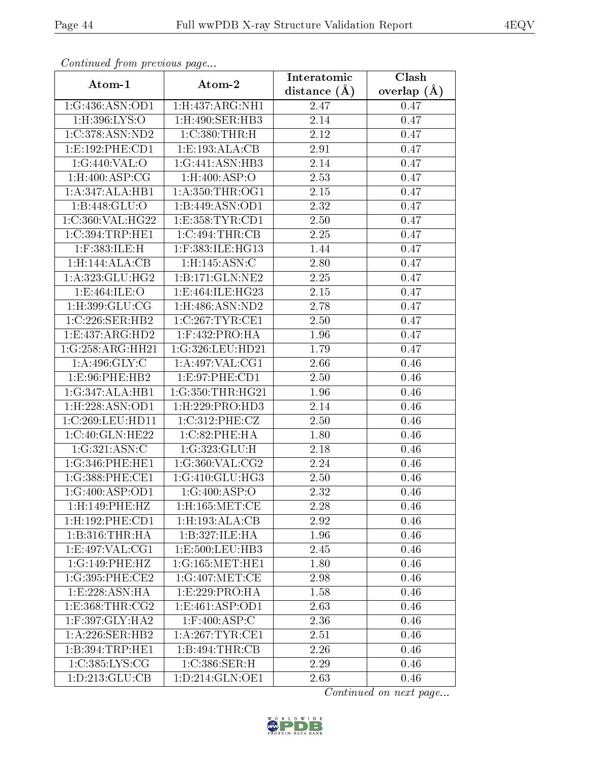*Continued from previous page...*

| Atom-1 | Atom-2 | Interatomic distance (Å) | Clash overlap (Å) |
|---|---|---|---|
| 1:G:436:ASN:OD1 | 1:H:437:ARG:NH1 | 2.47 | 0.47 |
| 1:H:396:LYS:O | 1:H:490:SER:HB3 | 2.14 | 0.47 |
| 1:C:378:ASN:ND2 | 1:C:380:THR:H | 2.12 | 0.47 |
| 1:E:192:PHE:CD1 | 1:E:193:ALA:CB | 2.91 | 0.47 |
| 1:G:440:VAL:O | 1:G:441:ASN:HB3 | 2.14 | 0.47 |
| 1:H:400:ASP:CG | 1:H:400:ASP:O | 2.53 | 0.47 |
| 1:A:347:ALA:HB1 | 1:A:350:THR:OG1 | 2.15 | 0.47 |
| 1:B:448:GLU:O | 1:B:449:ASN:OD1 | 2.32 | 0.47 |
| 1:C:360:VAL:HG22 | 1:E:358:TYR:CD1 | 2.50 | 0.47 |
| 1:C:394:TRP:HE1 | 1:C:494:THR:CB | 2.25 | 0.47 |
| 1:F:383:ILE:H | 1:F:383:ILE:HG13 | 1.44 | 0.47 |
| 1:H:144:ALA:CB | 1:H:145:ASN:C | 2.80 | 0.47 |
| 1:A:323:GLU:HG2 | 1:B:171:GLN:NE2 | 2.25 | 0.47 |
| 1:E:464:ILE:O | 1:E:464:ILE:HG23 | 2.15 | 0.47 |
| 1:H:399:GLU:CG | 1:H:486:ASN:ND2 | 2.78 | 0.47 |
| 1:C:226:SER:HB2 | 1:C:267:TYR:CE1 | 2.50 | 0.47 |
| 1:E:437:ARG:HD2 | 1:F:432:PRO:HA | 1.96 | 0.47 |
| 1:G:258:ARG:HH21 | 1:G:326:LEU:HD21 | 1.79 | 0.47 |
| 1:A:496:GLY:C | 1:A:497:VAL:CG1 | 2.66 | 0.46 |
| 1:E:96:PHE:HB2 | 1:E:97:PHE:CD1 | 2.50 | 0.46 |
| 1:G:347:ALA:HB1 | 1:G:350:THR:HG21 | 1.96 | 0.46 |
| 1:H:228:ASN:OD1 | 1:H:229:PRO:HD3 | 2.14 | 0.46 |
| 1:C:269:LEU:HD11 | 1:C:312:PHE:CZ | 2.50 | 0.46 |
| 1:C:40:GLN:HE22 | 1:C:82:PHE:HA | 1.80 | 0.46 |
| 1:G:321:ASN:C | 1:G:323:GLU:H | 2.18 | 0.46 |
| 1:G:346:PHE:HE1 | 1:G:360:VAL:CG2 | 2.24 | 0.46 |
| 1:G:388:PHE:CE1 | 1:G:410:GLU:HG3 | 2.50 | 0.46 |
| 1:G:400:ASP:OD1 | 1:G:400:ASP:O | 2.32 | 0.46 |
| 1:H:149:PHE:HZ | 1:H:165:MET:CE | 2.28 | 0.46 |
| 1:H:192:PHE:CD1 | 1:H:193:ALA:CB | 2.92 | 0.46 |
| 1:B:316:THR:HA | 1:B:327:ILE:HA | 1.96 | 0.46 |
| 1:E:497:VAL:CG1 | 1:E:500:LEU:HB3 | 2.45 | 0.46 |
| 1:G:149:PHE:HZ | 1:G:165:MET:HE1 | 1.80 | 0.46 |
| 1:G:395:PHE:CE2 | 1:G:407:MET:CE | 2.98 | 0.46 |
| 1:E:228:ASN:HA | 1:E:229:PRO:HA | 1.58 | 0.46 |
| 1:E:368:THR:CG2 | 1:E:461:ASP:OD1 | 2.63 | 0.46 |
| 1:F:397:GLY:HA2 | 1:F:400:ASP:C | 2.36 | 0.46 |
| 1:A:226:SER:HB2 | 1:A:267:TYR:CE1 | 2.51 | 0.46 |
| 1:B:394:TRP:HE1 | 1:B:494:THR:CB | 2.26 | 0.46 |
| 1:C:385:LYS:CG | 1:C:386:SER:H | 2.29 | 0.46 |
| 1:D:213:GLU:CB | 1:D:214:GLN:OE1 | 2.63 | 0.46 |

*Continued on next page...*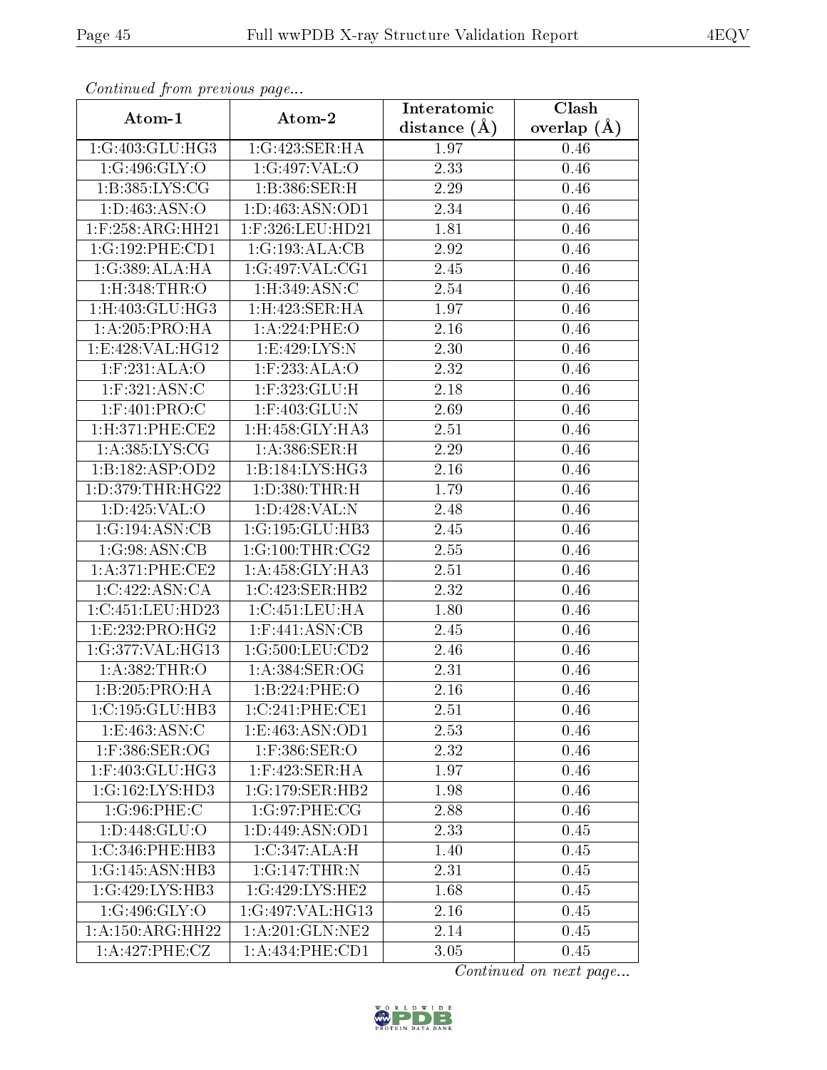*Continued from previous page...*

| Atom-1 | Atom-2 | Interatomic distance (Å) | Clash overlap (Å) |
|---|---|---|---|
| 1:G:403:GLU:HG3 | 1:G:423:SER:HA | 1.97 | 0.46 |
| 1:G:496:GLY:O | 1:G:497:VAL:O | 2.33 | 0.46 |
| 1:B:385:LYS:CG | 1:B:386:SER:H | 2.29 | 0.46 |
| 1:D:463:ASN:O | 1:D:463:ASN:OD1 | 2.34 | 0.46 |
| 1:F:258:ARG:HH21 | 1:F:326:LEU:HD21 | 1.81 | 0.46 |
| 1:G:192:PHE:CD1 | 1:G:193:ALA:CB | 2.92 | 0.46 |
| 1:G:389:ALA:HA | 1:G:497:VAL:CG1 | 2.45 | 0.46 |
| 1:H:348:THR:O | 1:H:349:ASN:C | 2.54 | 0.46 |
| 1:H:403:GLU:HG3 | 1:H:423:SER:HA | 1.97 | 0.46 |
| 1:A:205:PRO:HA | 1:A:224:PHE:O | 2.16 | 0.46 |
| 1:E:428:VAL:HG12 | 1:E:429:LYS:N | 2.30 | 0.46 |
| 1:F:231:ALA:O | 1:F:233:ALA:O | 2.32 | 0.46 |
| 1:F:321:ASN:C | 1:F:323:GLU:H | 2.18 | 0.46 |
| 1:F:401:PRO:C | 1:F:403:GLU:N | 2.69 | 0.46 |
| 1:H:371:PHE:CE2 | 1:H:458:GLY:HA3 | 2.51 | 0.46 |
| 1:A:385:LYS:CG | 1:A:386:SER:H | 2.29 | 0.46 |
| 1:B:182:ASP:OD2 | 1:B:184:LYS:HG3 | 2.16 | 0.46 |
| 1:D:379:THR:HG22 | 1:D:380:THR:H | 1.79 | 0.46 |
| 1:D:425:VAL:O | 1:D:428:VAL:N | 2.48 | 0.46 |
| 1:G:194:ASN:CB | 1:G:195:GLU:HB3 | 2.45 | 0.46 |
| 1:G:98:ASN:CB | 1:G:100:THR:CG2 | 2.55 | 0.46 |
| 1:A:371:PHE:CE2 | 1:A:458:GLY:HA3 | 2.51 | 0.46 |
| 1:C:422:ASN:CA | 1:C:423:SER:HB2 | 2.32 | 0.46 |
| 1:C:451:LEU:HD23 | 1:C:451:LEU:HA | 1.80 | 0.46 |
| 1:E:232:PRO:HG2 | 1:F:441:ASN:CB | 2.45 | 0.46 |
| 1:G:377:VAL:HG13 | 1:G:500:LEU:CD2 | 2.46 | 0.46 |
| 1:A:382:THR:O | 1:A:384:SER:OG | 2.31 | 0.46 |
| 1:B:205:PRO:HA | 1:B:224:PHE:O | 2.16 | 0.46 |
| 1:C:195:GLU:HB3 | 1:C:241:PHE:CE1 | 2.51 | 0.46 |
| 1:E:463:ASN:C | 1:E:463:ASN:OD1 | 2.53 | 0.46 |
| 1:F:386:SER:OG | 1:F:386:SER:O | 2.32 | 0.46 |
| 1:F:403:GLU:HG3 | 1:F:423:SER:HA | 1.97 | 0.46 |
| 1:G:162:LYS:HD3 | 1:G:179:SER:HB2 | 1.98 | 0.46 |
| 1:G:96:PHE:C | 1:G:97:PHE:CG | 2.88 | 0.46 |
| 1:D:448:GLU:O | 1:D:449:ASN:OD1 | 2.33 | 0.45 |
| 1:C:346:PHE:HB3 | 1:C:347:ALA:H | 1.40 | 0.45 |
| 1:G:145:ASN:HB3 | 1:G:147:THR:N | 2.31 | 0.45 |
| 1:G:429:LYS:HB3 | 1:G:429:LYS:HE2 | 1.68 | 0.45 |
| 1:G:496:GLY:O | 1:G:497:VAL:HG13 | 2.16 | 0.45 |
| 1:A:150:ARG:HH22 | 1:A:201:GLN:NE2 | 2.14 | 0.45 |
| 1:A:427:PHE:CZ | 1:A:434:PHE:CD1 | 3.05 | 0.45 |

*Continued on next page...*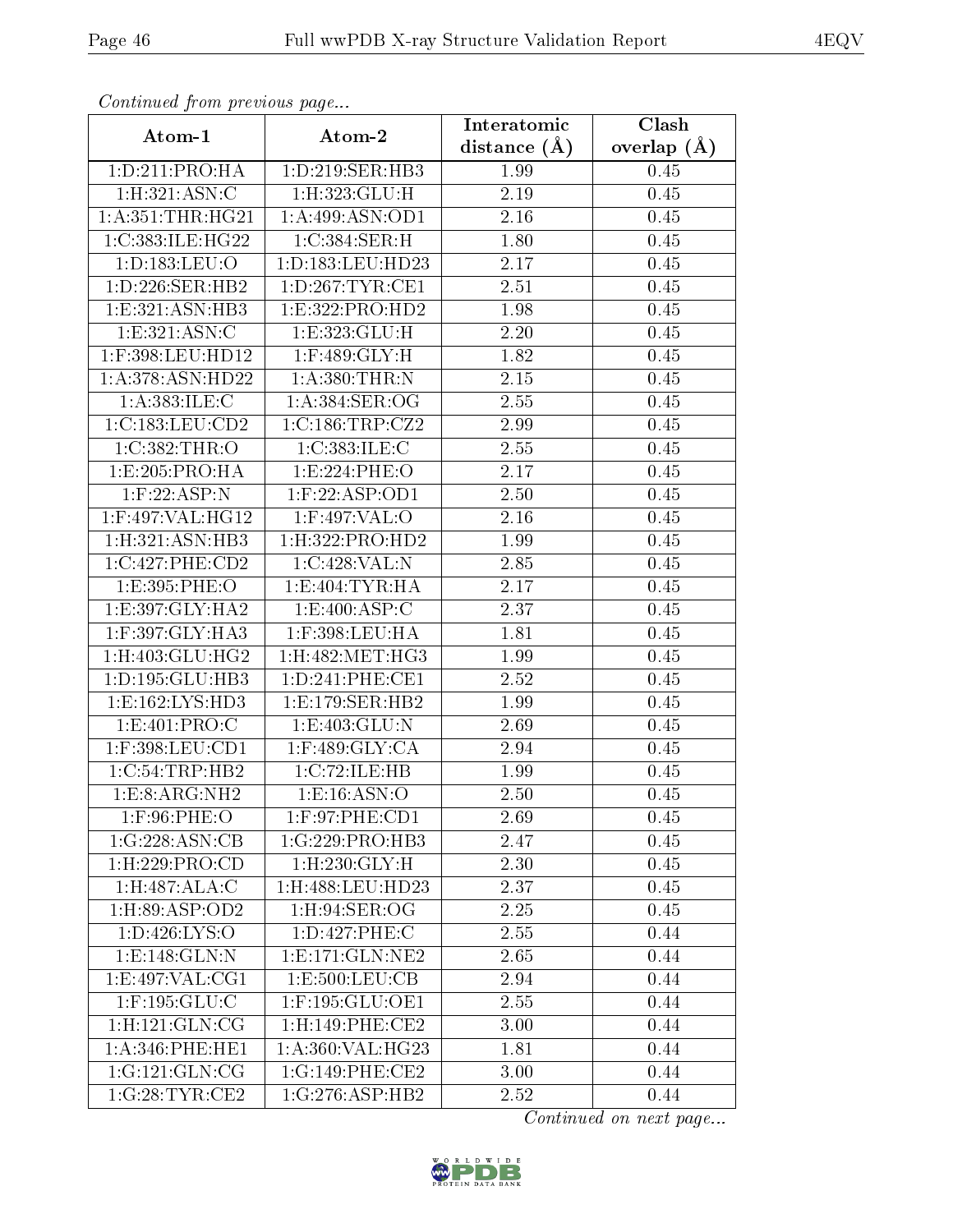*Continued from previous page...*

| Atom-1 | Atom-2 | Interatomic distance (Å) | Clash overlap (Å) |
| --- | --- | --- | --- |
| 1:D:211:PRO:HA | 1:D:219:SER:HB3 | 1.99 | 0.45 |
| 1:H:321:ASN:C | 1:H:323:GLU:H | 2.19 | 0.45 |
| 1:A:351:THR:HG21 | 1:A:499:ASN:OD1 | 2.16 | 0.45 |
| 1:C:383:ILE:HG22 | 1:C:384:SER:H | 1.80 | 0.45 |
| 1:D:183:LEU:O | 1:D:183:LEU:HD23 | 2.17 | 0.45 |
| 1:D:226:SER:HB2 | 1:D:267:TYR:CE1 | 2.51 | 0.45 |
| 1:E:321:ASN:HB3 | 1:E:322:PRO:HD2 | 1.98 | 0.45 |
| 1:E:321:ASN:C | 1:E:323:GLU:H | 2.20 | 0.45 |
| 1:F:398:LEU:HD12 | 1:F:489:GLY:H | 1.82 | 0.45 |
| 1:A:378:ASN:HD22 | 1:A:380:THR:N | 2.15 | 0.45 |
| 1:A:383:ILE:C | 1:A:384:SER:OG | 2.55 | 0.45 |
| 1:C:183:LEU:CD2 | 1:C:186:TRP:CZ2 | 2.99 | 0.45 |
| 1:C:382:THR:O | 1:C:383:ILE:C | 2.55 | 0.45 |
| 1:E:205:PRO:HA | 1:E:224:PHE:O | 2.17 | 0.45 |
| 1:F:22:ASP:N | 1:F:22:ASP:OD1 | 2.50 | 0.45 |
| 1:F:497:VAL:HG12 | 1:F:497:VAL:O | 2.16 | 0.45 |
| 1:H:321:ASN:HB3 | 1:H:322:PRO:HD2 | 1.99 | 0.45 |
| 1:C:427:PHE:CD2 | 1:C:428:VAL:N | 2.85 | 0.45 |
| 1:E:395:PHE:O | 1:E:404:TYR:HA | 2.17 | 0.45 |
| 1:E:397:GLY:HA2 | 1:E:400:ASP:C | 2.37 | 0.45 |
| 1:F:397:GLY:HA3 | 1:F:398:LEU:HA | 1.81 | 0.45 |
| 1:H:403:GLU:HG2 | 1:H:482:MET:HG3 | 1.99 | 0.45 |
| 1:D:195:GLU:HB3 | 1:D:241:PHE:CE1 | 2.52 | 0.45 |
| 1:E:162:LYS:HD3 | 1:E:179:SER:HB2 | 1.99 | 0.45 |
| 1:E:401:PRO:C | 1:E:403:GLU:N | 2.69 | 0.45 |
| 1:F:398:LEU:CD1 | 1:F:489:GLY:CA | 2.94 | 0.45 |
| 1:C:54:TRP:HB2 | 1:C:72:ILE:HB | 1.99 | 0.45 |
| 1:E:8:ARG:NH2 | 1:E:16:ASN:O | 2.50 | 0.45 |
| 1:F:96:PHE:O | 1:F:97:PHE:CD1 | 2.69 | 0.45 |
| 1:G:228:ASN:CB | 1:G:229:PRO:HB3 | 2.47 | 0.45 |
| 1:H:229:PRO:CD | 1:H:230:GLY:H | 2.30 | 0.45 |
| 1:H:487:ALA:C | 1:H:488:LEU:HD23 | 2.37 | 0.45 |
| 1:H:89:ASP:OD2 | 1:H:94:SER:OG | 2.25 | 0.45 |
| 1:D:426:LYS:O | 1:D:427:PHE:C | 2.55 | 0.44 |
| 1:E:148:GLN:N | 1:E:171:GLN:NE2 | 2.65 | 0.44 |
| 1:E:497:VAL:CG1 | 1:E:500:LEU:CB | 2.94 | 0.44 |
| 1:F:195:GLU:C | 1:F:195:GLU:OE1 | 2.55 | 0.44 |
| 1:H:121:GLN:CG | 1:H:149:PHE:CE2 | 3.00 | 0.44 |
| 1:A:346:PHE:HE1 | 1:A:360:VAL:HG23 | 1.81 | 0.44 |
| 1:G:121:GLN:CG | 1:G:149:PHE:CE2 | 3.00 | 0.44 |
| 1:G:28:TYR:CE2 | 1:G:276:ASP:HB2 | 2.52 | 0.44 |

*Continued on next page...*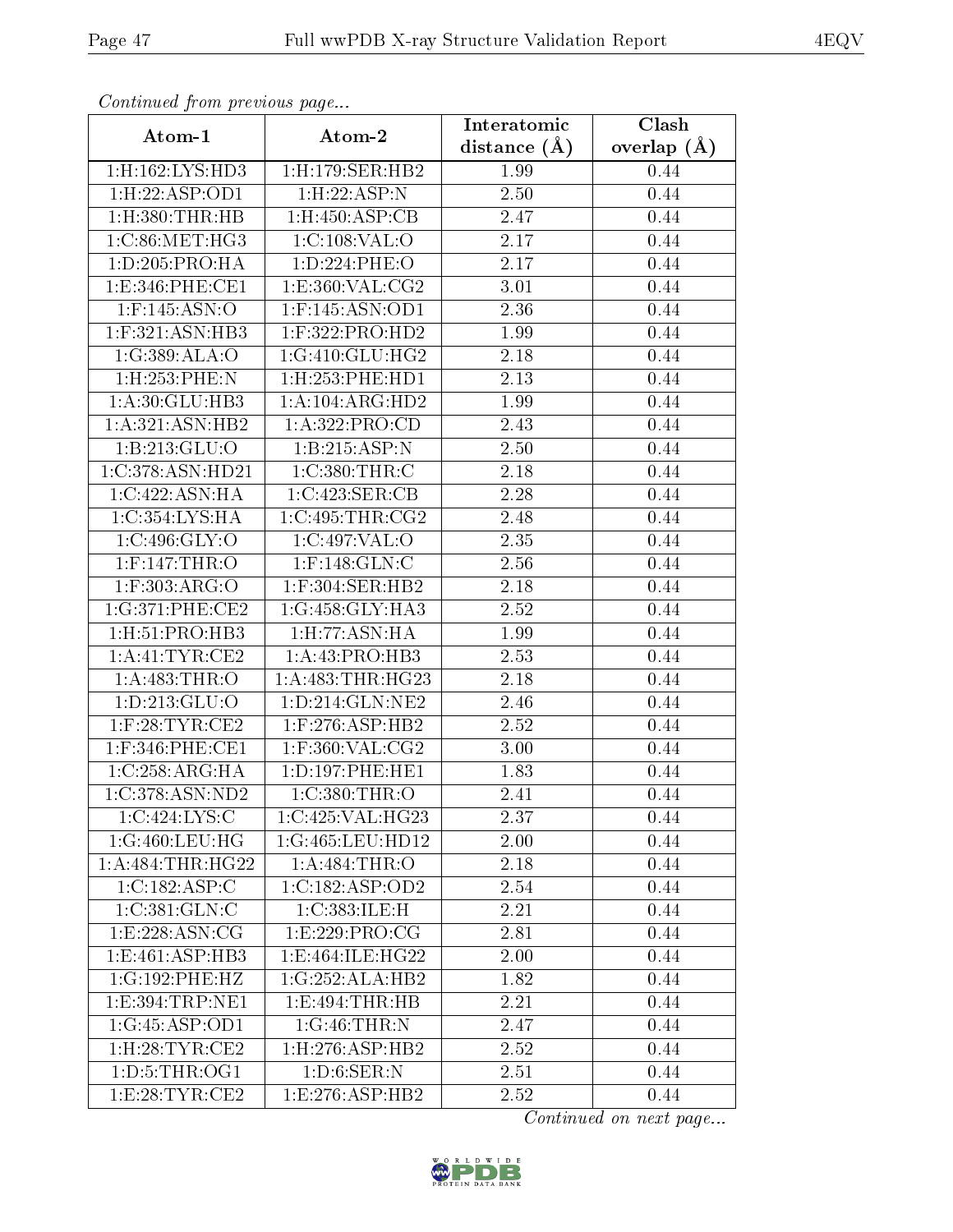*Continued from previous page...*

| Atom-1 | Atom-2 | Interatomic distance (Å) | Clash overlap (Å) |
|---|---|---|---|
| 1:H:162:LYS:HD3 | 1:H:179:SER:HB2 | 1.99 | 0.44 |
| 1:H:22:ASP:OD1 | 1:H:22:ASP:N | 2.50 | 0.44 |
| 1:H:380:THR:HB | 1:H:450:ASP:CB | 2.47 | 0.44 |
| 1:C:86:MET:HG3 | 1:C:108:VAL:O | 2.17 | 0.44 |
| 1:D:205:PRO:HA | 1:D:224:PHE:O | 2.17 | 0.44 |
| 1:E:346:PHE:CE1 | 1:E:360:VAL:CG2 | 3.01 | 0.44 |
| 1:F:145:ASN:O | 1:F:145:ASN:OD1 | 2.36 | 0.44 |
| 1:F:321:ASN:HB3 | 1:F:322:PRO:HD2 | 1.99 | 0.44 |
| 1:G:389:ALA:O | 1:G:410:GLU:HG2 | 2.18 | 0.44 |
| 1:H:253:PHE:N | 1:H:253:PHE:HD1 | 2.13 | 0.44 |
| 1:A:30:GLU:HB3 | 1:A:104:ARG:HD2 | 1.99 | 0.44 |
| 1:A:321:ASN:HB2 | 1:A:322:PRO:CD | 2.43 | 0.44 |
| 1:B:213:GLU:O | 1:B:215:ASP:N | 2.50 | 0.44 |
| 1:C:378:ASN:HD21 | 1:C:380:THR:C | 2.18 | 0.44 |
| 1:C:422:ASN:HA | 1:C:423:SER:CB | 2.28 | 0.44 |
| 1:C:354:LYS:HA | 1:C:495:THR:CG2 | 2.48 | 0.44 |
| 1:C:496:GLY:O | 1:C:497:VAL:O | 2.35 | 0.44 |
| 1:F:147:THR:O | 1:F:148:GLN:C | 2.56 | 0.44 |
| 1:F:303:ARG:O | 1:F:304:SER:HB2 | 2.18 | 0.44 |
| 1:G:371:PHE:CE2 | 1:G:458:GLY:HA3 | 2.52 | 0.44 |
| 1:H:51:PRO:HB3 | 1:H:77:ASN:HA | 1.99 | 0.44 |
| 1:A:41:TYR:CE2 | 1:A:43:PRO:HB3 | 2.53 | 0.44 |
| 1:A:483:THR:O | 1:A:483:THR:HG23 | 2.18 | 0.44 |
| 1:D:213:GLU:O | 1:D:214:GLN:NE2 | 2.46 | 0.44 |
| 1:F:28:TYR:CE2 | 1:F:276:ASP:HB2 | 2.52 | 0.44 |
| 1:F:346:PHE:CE1 | 1:F:360:VAL:CG2 | 3.00 | 0.44 |
| 1:C:258:ARG:HA | 1:D:197:PHE:HE1 | 1.83 | 0.44 |
| 1:C:378:ASN:ND2 | 1:C:380:THR:O | 2.41 | 0.44 |
| 1:C:424:LYS:C | 1:C:425:VAL:HG23 | 2.37 | 0.44 |
| 1:G:460:LEU:HG | 1:G:465:LEU:HD12 | 2.00 | 0.44 |
| 1:A:484:THR:HG22 | 1:A:484:THR:O | 2.18 | 0.44 |
| 1:C:182:ASP:C | 1:C:182:ASP:OD2 | 2.54 | 0.44 |
| 1:C:381:GLN:C | 1:C:383:ILE:H | 2.21 | 0.44 |
| 1:E:228:ASN:CG | 1:E:229:PRO:CG | 2.81 | 0.44 |
| 1:E:461:ASP:HB3 | 1:E:464:ILE:HG22 | 2.00 | 0.44 |
| 1:G:192:PHE:HZ | 1:G:252:ALA:HB2 | 1.82 | 0.44 |
| 1:E:394:TRP:NE1 | 1:E:494:THR:HB | 2.21 | 0.44 |
| 1:G:45:ASP:OD1 | 1:G:46:THR:N | 2.47 | 0.44 |
| 1:H:28:TYR:CE2 | 1:H:276:ASP:HB2 | 2.52 | 0.44 |
| 1:D:5:THR:OG1 | 1:D:6:SER:N | 2.51 | 0.44 |
| 1:E:28:TYR:CE2 | 1:E:276:ASP:HB2 | 2.52 | 0.44 |

*Continued on next page...*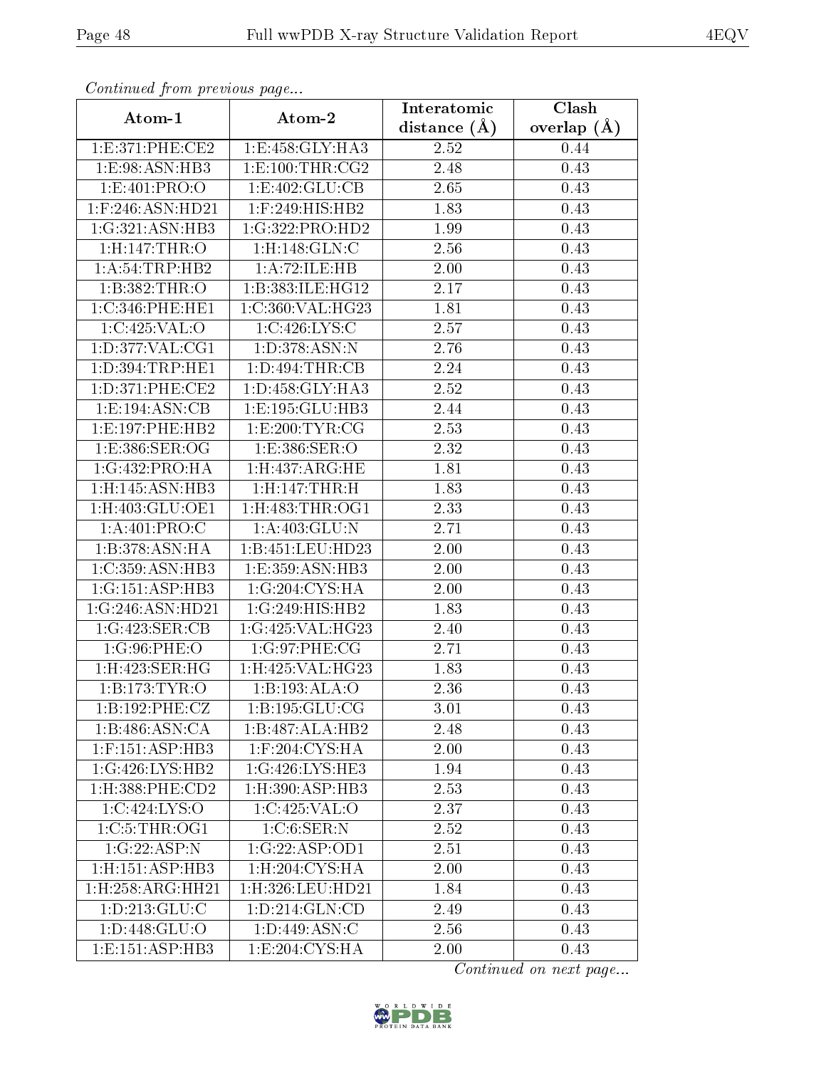*Continued from previous page...*

| Atom-1 | Atom-2 | Interatomic distance (Å) | Clash overlap (Å) |
|---|---|---|---|
| 1:E:371:PHE:CE2 | 1:E:458:GLY:HA3 | 2.52 | 0.44 |
| 1:E:98:ASN:HB3 | 1:E:100:THR:CG2 | 2.48 | 0.43 |
| 1:E:401:PRO:O | 1:E:402:GLU:CB | 2.65 | 0.43 |
| 1:F:246:ASN:HD21 | 1:F:249:HIS:HB2 | 1.83 | 0.43 |
| 1:G:321:ASN:HB3 | 1:G:322:PRO:HD2 | 1.99 | 0.43 |
| 1:H:147:THR:O | 1:H:148:GLN:C | 2.56 | 0.43 |
| 1:A:54:TRP:HB2 | 1:A:72:ILE:HB | 2.00 | 0.43 |
| 1:B:382:THR:O | 1:B:383:ILE:HG12 | 2.17 | 0.43 |
| 1:C:346:PHE:HE1 | 1:C:360:VAL:HG23 | 1.81 | 0.43 |
| 1:C:425:VAL:O | 1:C:426:LYS:C | 2.57 | 0.43 |
| 1:D:377:VAL:CG1 | 1:D:378:ASN:N | 2.76 | 0.43 |
| 1:D:394:TRP:HE1 | 1:D:494:THR:CB | 2.24 | 0.43 |
| 1:D:371:PHE:CE2 | 1:D:458:GLY:HA3 | 2.52 | 0.43 |
| 1:E:194:ASN:CB | 1:E:195:GLU:HB3 | 2.44 | 0.43 |
| 1:E:197:PHE:HB2 | 1:E:200:TYR:CG | 2.53 | 0.43 |
| 1:E:386:SER:OG | 1:E:386:SER:O | 2.32 | 0.43 |
| 1:G:432:PRO:HA | 1:H:437:ARG:HE | 1.81 | 0.43 |
| 1:H:145:ASN:HB3 | 1:H:147:THR:H | 1.83 | 0.43 |
| 1:H:403:GLU:OE1 | 1:H:483:THR:OG1 | 2.33 | 0.43 |
| 1:A:401:PRO:C | 1:A:403:GLU:N | 2.71 | 0.43 |
| 1:B:378:ASN:HA | 1:B:451:LEU:HD23 | 2.00 | 0.43 |
| 1:C:359:ASN:HB3 | 1:E:359:ASN:HB3 | 2.00 | 0.43 |
| 1:G:151:ASP:HB3 | 1:G:204:CYS:HA | 2.00 | 0.43 |
| 1:G:246:ASN:HD21 | 1:G:249:HIS:HB2 | 1.83 | 0.43 |
| 1:G:423:SER:CB | 1:G:425:VAL:HG23 | 2.40 | 0.43 |
| 1:G:96:PHE:O | 1:G:97:PHE:CG | 2.71 | 0.43 |
| 1:H:423:SER:HG | 1:H:425:VAL:HG23 | 1.83 | 0.43 |
| 1:B:173:TYR:O | 1:B:193:ALA:O | 2.36 | 0.43 |
| 1:B:192:PHE:CZ | 1:B:195:GLU:CG | 3.01 | 0.43 |
| 1:B:486:ASN:CA | 1:B:487:ALA:HB2 | 2.48 | 0.43 |
| 1:F:151:ASP:HB3 | 1:F:204:CYS:HA | 2.00 | 0.43 |
| 1:G:426:LYS:HB2 | 1:G:426:LYS:HE3 | 1.94 | 0.43 |
| 1:H:388:PHE:CD2 | 1:H:390:ASP:HB3 | 2.53 | 0.43 |
| 1:C:424:LYS:O | 1:C:425:VAL:O | 2.37 | 0.43 |
| 1:C:5:THR:OG1 | 1:C:6:SER:N | 2.52 | 0.43 |
| 1:G:22:ASP:N | 1:G:22:ASP:OD1 | 2.51 | 0.43 |
| 1:H:151:ASP:HB3 | 1:H:204:CYS:HA | 2.00 | 0.43 |
| 1:H:258:ARG:HH21 | 1:H:326:LEU:HD21 | 1.84 | 0.43 |
| 1:D:213:GLU:C | 1:D:214:GLN:CD | 2.49 | 0.43 |
| 1:D:448:GLU:O | 1:D:449:ASN:C | 2.56 | 0.43 |
| 1:E:151:ASP:HB3 | 1:E:204:CYS:HA | 2.00 | 0.43 |

*Continued on next page...*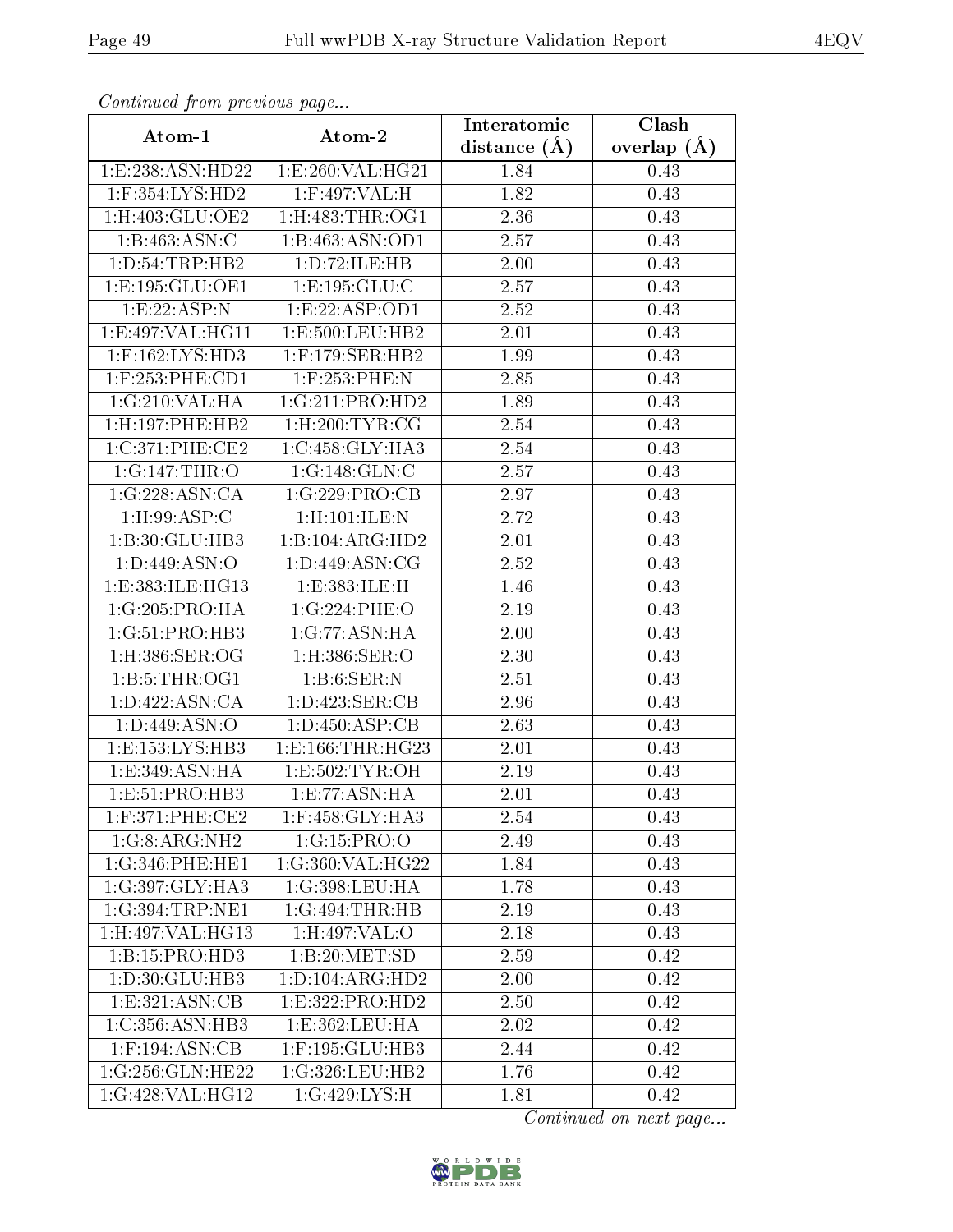*Continued from previous page...*

| Atom-1 | Atom-2 | Interatomic distance (Å) | Clash overlap (Å) |
|---|---|---|---|
| 1:E:238:ASN:HD22 | 1:E:260:VAL:HG21 | 1.84 | 0.43 |
| 1:F:354:LYS:HD2 | 1:F:497:VAL:H | 1.82 | 0.43 |
| 1:H:403:GLU:OE2 | 1:H:483:THR:OG1 | 2.36 | 0.43 |
| 1:B:463:ASN:C | 1:B:463:ASN:OD1 | 2.57 | 0.43 |
| 1:D:54:TRP:HB2 | 1:D:72:ILE:HB | 2.00 | 0.43 |
| 1:E:195:GLU:OE1 | 1:E:195:GLU:C | 2.57 | 0.43 |
| 1:E:22:ASP:N | 1:E:22:ASP:OD1 | 2.52 | 0.43 |
| 1:E:497:VAL:HG11 | 1:E:500:LEU:HB2 | 2.01 | 0.43 |
| 1:F:162:LYS:HD3 | 1:F:179:SER:HB2 | 1.99 | 0.43 |
| 1:F:253:PHE:CD1 | 1:F:253:PHE:N | 2.85 | 0.43 |
| 1:G:210:VAL:HA | 1:G:211:PRO:HD2 | 1.89 | 0.43 |
| 1:H:197:PHE:HB2 | 1:H:200:TYR:CG | 2.54 | 0.43 |
| 1:C:371:PHE:CE2 | 1:C:458:GLY:HA3 | 2.54 | 0.43 |
| 1:G:147:THR:O | 1:G:148:GLN:C | 2.57 | 0.43 |
| 1:G:228:ASN:CA | 1:G:229:PRO:CB | 2.97 | 0.43 |
| 1:H:99:ASP:C | 1:H:101:ILE:N | 2.72 | 0.43 |
| 1:B:30:GLU:HB3 | 1:B:104:ARG:HD2 | 2.01 | 0.43 |
| 1:D:449:ASN:O | 1:D:449:ASN:CG | 2.52 | 0.43 |
| 1:E:383:ILE:HG13 | 1:E:383:ILE:H | 1.46 | 0.43 |
| 1:G:205:PRO:HA | 1:G:224:PHE:O | 2.19 | 0.43 |
| 1:G:51:PRO:HB3 | 1:G:77:ASN:HA | 2.00 | 0.43 |
| 1:H:386:SER:OG | 1:H:386:SER:O | 2.30 | 0.43 |
| 1:B:5:THR:OG1 | 1:B:6:SER:N | 2.51 | 0.43 |
| 1:D:422:ASN:CA | 1:D:423:SER:CB | 2.96 | 0.43 |
| 1:D:449:ASN:O | 1:D:450:ASP:CB | 2.63 | 0.43 |
| 1:E:153:LYS:HB3 | 1:E:166:THR:HG23 | 2.01 | 0.43 |
| 1:E:349:ASN:HA | 1:E:502:TYR:OH | 2.19 | 0.43 |
| 1:E:51:PRO:HB3 | 1:E:77:ASN:HA | 2.01 | 0.43 |
| 1:F:371:PHE:CE2 | 1:F:458:GLY:HA3 | 2.54 | 0.43 |
| 1:G:8:ARG:NH2 | 1:G:15:PRO:O | 2.49 | 0.43 |
| 1:G:346:PHE:HE1 | 1:G:360:VAL:HG22 | 1.84 | 0.43 |
| 1:G:397:GLY:HA3 | 1:G:398:LEU:HA | 1.78 | 0.43 |
| 1:G:394:TRP:NE1 | 1:G:494:THR:HB | 2.19 | 0.43 |
| 1:H:497:VAL:HG13 | 1:H:497:VAL:O | 2.18 | 0.43 |
| 1:B:15:PRO:HD3 | 1:B:20:MET:SD | 2.59 | 0.42 |
| 1:D:30:GLU:HB3 | 1:D:104:ARG:HD2 | 2.00 | 0.42 |
| 1:E:321:ASN:CB | 1:E:322:PRO:HD2 | 2.50 | 0.42 |
| 1:C:356:ASN:HB3 | 1:E:362:LEU:HA | 2.02 | 0.42 |
| 1:F:194:ASN:CB | 1:F:195:GLU:HB3 | 2.44 | 0.42 |
| 1:G:256:GLN:HE22 | 1:G:326:LEU:HB2 | 1.76 | 0.42 |
| 1:G:428:VAL:HG12 | 1:G:429:LYS:H | 1.81 | 0.42 |

*Continued on next page...*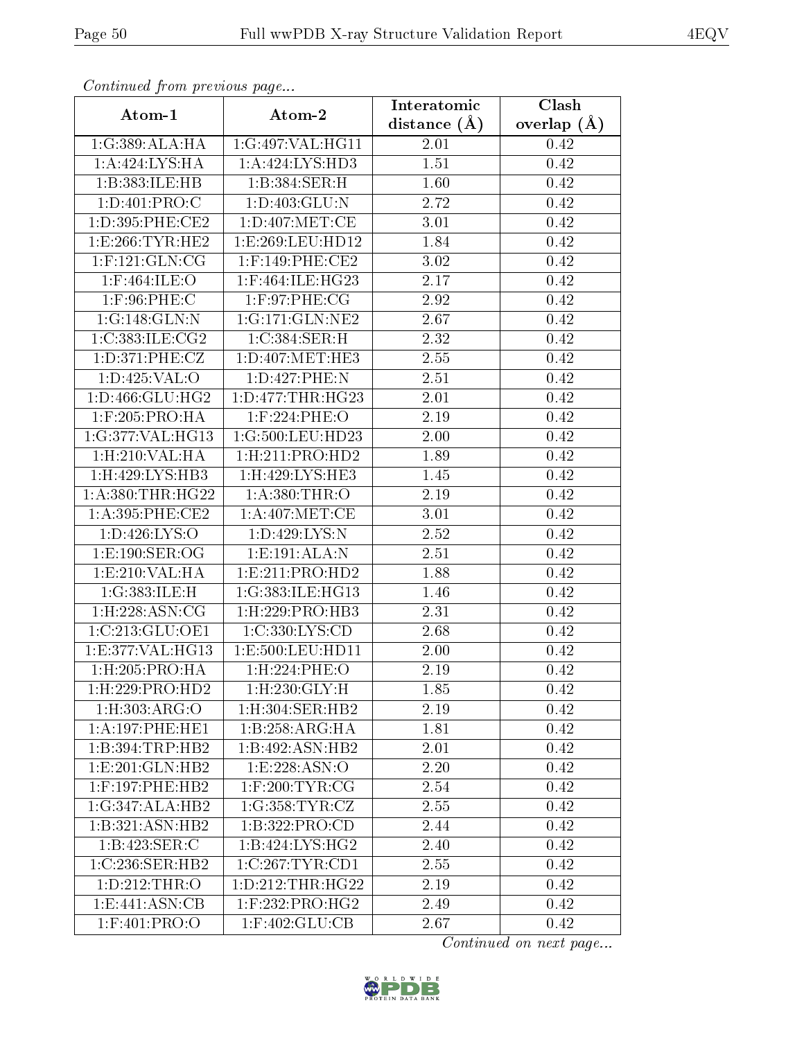*Continued from previous page...*

| Atom-1 | Atom-2 | Interatomic distance (Å) | Clash overlap (Å) |
|---|---|---|---|
| 1:G:389:ALA:HA | 1:G:497:VAL:HG11 | 2.01 | 0.42 |
| 1:A:424:LYS:HA | 1:A:424:LYS:HD3 | 1.51 | 0.42 |
| 1:B:383:ILE:HB | 1:B:384:SER:H | 1.60 | 0.42 |
| 1:D:401:PRO:C | 1:D:403:GLU:N | 2.72 | 0.42 |
| 1:D:395:PHE:CE2 | 1:D:407:MET:CE | 3.01 | 0.42 |
| 1:E:266:TYR:HE2 | 1:E:269:LEU:HD12 | 1.84 | 0.42 |
| 1:F:121:GLN:CG | 1:F:149:PHE:CE2 | 3.02 | 0.42 |
| 1:F:464:ILE:O | 1:F:464:ILE:HG23 | 2.17 | 0.42 |
| 1:F:96:PHE:C | 1:F:97:PHE:CG | 2.92 | 0.42 |
| 1:G:148:GLN:N | 1:G:171:GLN:NE2 | 2.67 | 0.42 |
| 1:C:383:ILE:CG2 | 1:C:384:SER:H | 2.32 | 0.42 |
| 1:D:371:PHE:CZ | 1:D:407:MET:HE3 | 2.55 | 0.42 |
| 1:D:425:VAL:O | 1:D:427:PHE:N | 2.51 | 0.42 |
| 1:D:466:GLU:HG2 | 1:D:477:THR:HG23 | 2.01 | 0.42 |
| 1:F:205:PRO:HA | 1:F:224:PHE:O | 2.19 | 0.42 |
| 1:G:377:VAL:HG13 | 1:G:500:LEU:HD23 | 2.00 | 0.42 |
| 1:H:210:VAL:HA | 1:H:211:PRO:HD2 | 1.89 | 0.42 |
| 1:H:429:LYS:HB3 | 1:H:429:LYS:HE3 | 1.45 | 0.42 |
| 1:A:380:THR:HG22 | 1:A:380:THR:O | 2.19 | 0.42 |
| 1:A:395:PHE:CE2 | 1:A:407:MET:CE | 3.01 | 0.42 |
| 1:D:426:LYS:O | 1:D:429:LYS:N | 2.52 | 0.42 |
| 1:E:190:SER:OG | 1:E:191:ALA:N | 2.51 | 0.42 |
| 1:E:210:VAL:HA | 1:E:211:PRO:HD2 | 1.88 | 0.42 |
| 1:G:383:ILE:H | 1:G:383:ILE:HG13 | 1.46 | 0.42 |
| 1:H:228:ASN:CG | 1:H:229:PRO:HB3 | 2.31 | 0.42 |
| 1:C:213:GLU:OE1 | 1:C:330:LYS:CD | 2.68 | 0.42 |
| 1:E:377:VAL:HG13 | 1:E:500:LEU:HD11 | 2.00 | 0.42 |
| 1:H:205:PRO:HA | 1:H:224:PHE:O | 2.19 | 0.42 |
| 1:H:229:PRO:HD2 | 1:H:230:GLY:H | 1.85 | 0.42 |
| 1:H:303:ARG:O | 1:H:304:SER:HB2 | 2.19 | 0.42 |
| 1:A:197:PHE:HE1 | 1:B:258:ARG:HA | 1.81 | 0.42 |
| 1:B:394:TRP:HB2 | 1:B:492:ASN:HB2 | 2.01 | 0.42 |
| 1:E:201:GLN:HB2 | 1:E:228:ASN:O | 2.20 | 0.42 |
| 1:F:197:PHE:HB2 | 1:F:200:TYR:CG | 2.54 | 0.42 |
| 1:G:347:ALA:HB2 | 1:G:358:TYR:CZ | 2.55 | 0.42 |
| 1:B:321:ASN:HB2 | 1:B:322:PRO:CD | 2.44 | 0.42 |
| 1:B:423:SER:C | 1:B:424:LYS:HG2 | 2.40 | 0.42 |
| 1:C:236:SER:HB2 | 1:C:267:TYR:CD1 | 2.55 | 0.42 |
| 1:D:212:THR:O | 1:D:212:THR:HG22 | 2.19 | 0.42 |
| 1:E:441:ASN:CB | 1:F:232:PRO:HG2 | 2.49 | 0.42 |
| 1:F:401:PRO:O | 1:F:402:GLU:CB | 2.67 | 0.42 |

*Continued on next page...*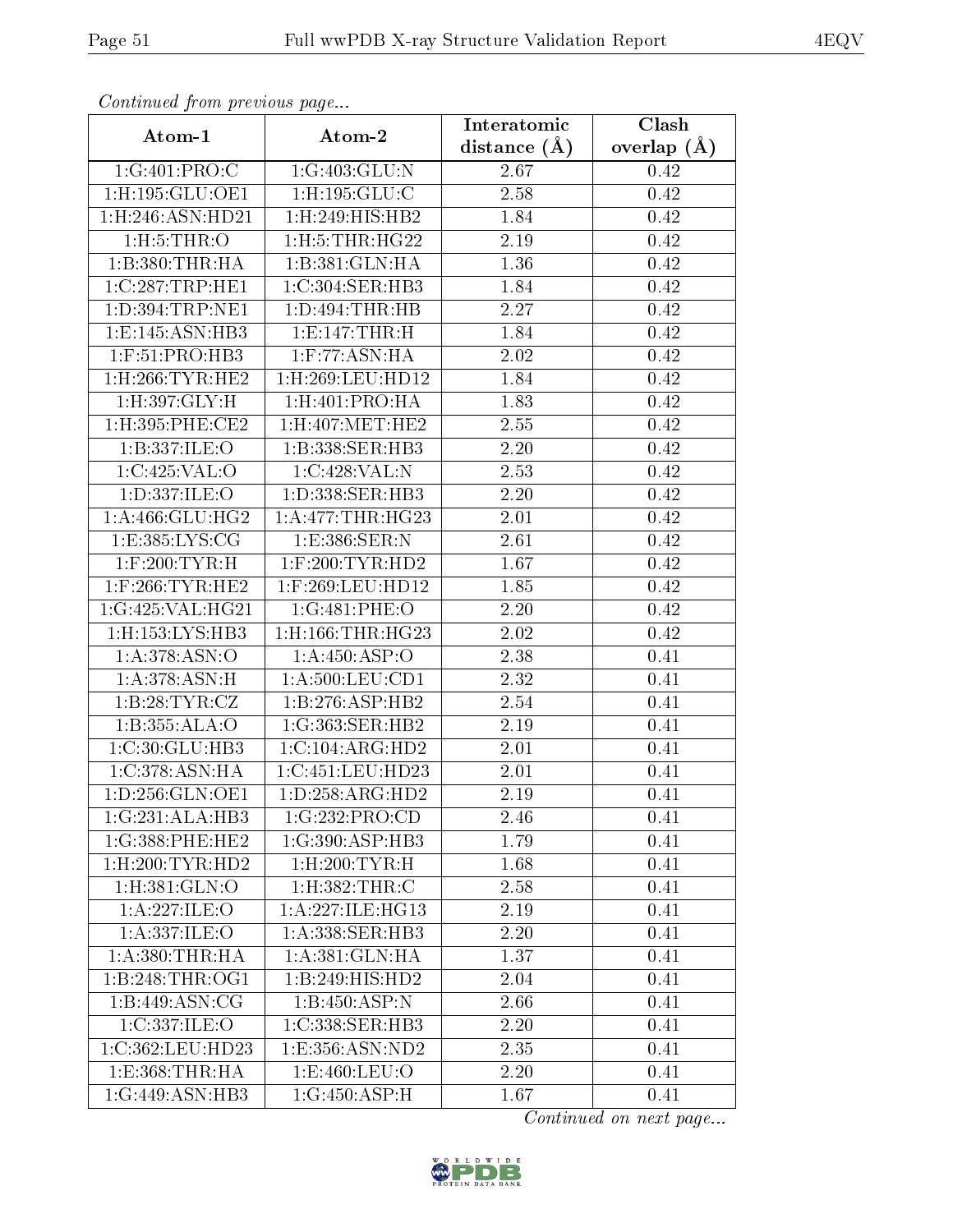*Continued from previous page...*

| Atom-1 | Atom-2 | Interatomic distance (Å) | Clash overlap (Å) |
|---|---|---|---|
| 1:G:401:PRO:C | 1:G:403:GLU:N | 2.67 | 0.42 |
| 1:H:195:GLU:OE1 | 1:H:195:GLU:C | 2.58 | 0.42 |
| 1:H:246:ASN:HD21 | 1:H:249:HIS:HB2 | 1.84 | 0.42 |
| 1:H:5:THR:O | 1:H:5:THR:HG22 | 2.19 | 0.42 |
| 1:B:380:THR:HA | 1:B:381:GLN:HA | 1.36 | 0.42 |
| 1:C:287:TRP:HE1 | 1:C:304:SER:HB3 | 1.84 | 0.42 |
| 1:D:394:TRP:NE1 | 1:D:494:THR:HB | 2.27 | 0.42 |
| 1:E:145:ASN:HB3 | 1:E:147:THR:H | 1.84 | 0.42 |
| 1:F:51:PRO:HB3 | 1:F:77:ASN:HA | 2.02 | 0.42 |
| 1:H:266:TYR:HE2 | 1:H:269:LEU:HD12 | 1.84 | 0.42 |
| 1:H:397:GLY:H | 1:H:401:PRO:HA | 1.83 | 0.42 |
| 1:H:395:PHE:CE2 | 1:H:407:MET:HE2 | 2.55 | 0.42 |
| 1:B:337:ILE:O | 1:B:338:SER:HB3 | 2.20 | 0.42 |
| 1:C:425:VAL:O | 1:C:428:VAL:N | 2.53 | 0.42 |
| 1:D:337:ILE:O | 1:D:338:SER:HB3 | 2.20 | 0.42 |
| 1:A:466:GLU:HG2 | 1:A:477:THR:HG23 | 2.01 | 0.42 |
| 1:E:385:LYS:CG | 1:E:386:SER:N | 2.61 | 0.42 |
| 1:F:200:TYR:H | 1:F:200:TYR:HD2 | 1.67 | 0.42 |
| 1:F:266:TYR:HE2 | 1:F:269:LEU:HD12 | 1.85 | 0.42 |
| 1:G:425:VAL:HG21 | 1:G:481:PHE:O | 2.20 | 0.42 |
| 1:H:153:LYS:HB3 | 1:H:166:THR:HG23 | 2.02 | 0.42 |
| 1:A:378:ASN:O | 1:A:450:ASP:O | 2.38 | 0.41 |
| 1:A:378:ASN:H | 1:A:500:LEU:CD1 | 2.32 | 0.41 |
| 1:B:28:TYR:CZ | 1:B:276:ASP:HB2 | 2.54 | 0.41 |
| 1:B:355:ALA:O | 1:G:363:SER:HB2 | 2.19 | 0.41 |
| 1:C:30:GLU:HB3 | 1:C:104:ARG:HD2 | 2.01 | 0.41 |
| 1:C:378:ASN:HA | 1:C:451:LEU:HD23 | 2.01 | 0.41 |
| 1:D:256:GLN:OE1 | 1:D:258:ARG:HD2 | 2.19 | 0.41 |
| 1:G:231:ALA:HB3 | 1:G:232:PRO:CD | 2.46 | 0.41 |
| 1:G:388:PHE:HE2 | 1:G:390:ASP:HB3 | 1.79 | 0.41 |
| 1:H:200:TYR:HD2 | 1:H:200:TYR:H | 1.68 | 0.41 |
| 1:H:381:GLN:O | 1:H:382:THR:C | 2.58 | 0.41 |
| 1:A:227:ILE:O | 1:A:227:ILE:HG13 | 2.19 | 0.41 |
| 1:A:337:ILE:O | 1:A:338:SER:HB3 | 2.20 | 0.41 |
| 1:A:380:THR:HA | 1:A:381:GLN:HA | 1.37 | 0.41 |
| 1:B:248:THR:OG1 | 1:B:249:HIS:HD2 | 2.04 | 0.41 |
| 1:B:449:ASN:CG | 1:B:450:ASP:N | 2.66 | 0.41 |
| 1:C:337:ILE:O | 1:C:338:SER:HB3 | 2.20 | 0.41 |
| 1:C:362:LEU:HD23 | 1:E:356:ASN:ND2 | 2.35 | 0.41 |
| 1:E:368:THR:HA | 1:E:460:LEU:O | 2.20 | 0.41 |
| 1:G:449:ASN:HB3 | 1:G:450:ASP:H | 1.67 | 0.41 |

*Continued on next page...*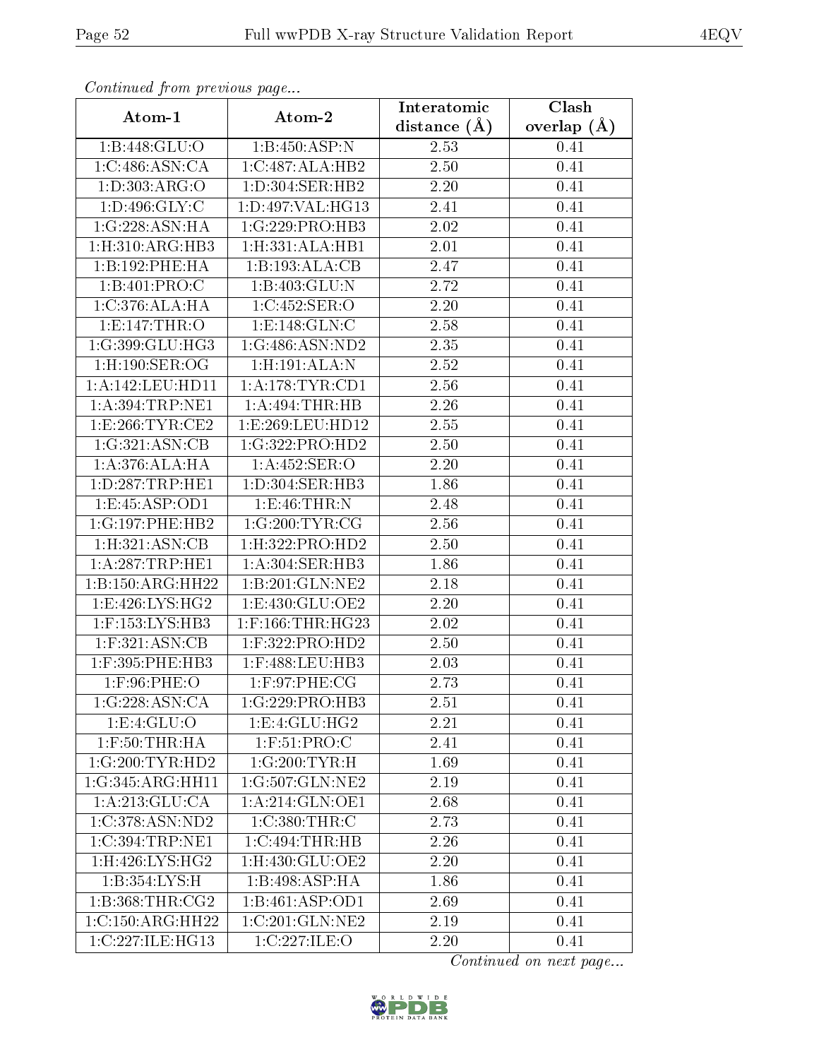*Continued from previous page...*

| Atom-1 | Atom-2 | Interatomic distance (Å) | Clash overlap (Å) |
|---|---|---|---|
| 1:B:448:GLU:O | 1:B:450:ASP:N | 2.53 | 0.41 |
| 1:C:486:ASN:CA | 1:C:487:ALA:HB2 | 2.50 | 0.41 |
| 1:D:303:ARG:O | 1:D:304:SER:HB2 | 2.20 | 0.41 |
| 1:D:496:GLY:C | 1:D:497:VAL:HG13 | 2.41 | 0.41 |
| 1:G:228:ASN:HA | 1:G:229:PRO:HB3 | 2.02 | 0.41 |
| 1:H:310:ARG:HB3 | 1:H:331:ALA:HB1 | 2.01 | 0.41 |
| 1:B:192:PHE:HA | 1:B:193:ALA:CB | 2.47 | 0.41 |
| 1:B:401:PRO:C | 1:B:403:GLU:N | 2.72 | 0.41 |
| 1:C:376:ALA:HA | 1:C:452:SER:O | 2.20 | 0.41 |
| 1:E:147:THR:O | 1:E:148:GLN:C | 2.58 | 0.41 |
| 1:G:399:GLU:HG3 | 1:G:486:ASN:ND2 | 2.35 | 0.41 |
| 1:H:190:SER:OG | 1:H:191:ALA:N | 2.52 | 0.41 |
| 1:A:142:LEU:HD11 | 1:A:178:TYR:CD1 | 2.56 | 0.41 |
| 1:A:394:TRP:NE1 | 1:A:494:THR:HB | 2.26 | 0.41 |
| 1:E:266:TYR:CE2 | 1:E:269:LEU:HD12 | 2.55 | 0.41 |
| 1:G:321:ASN:CB | 1:G:322:PRO:HD2 | 2.50 | 0.41 |
| 1:A:376:ALA:HA | 1:A:452:SER:O | 2.20 | 0.41 |
| 1:D:287:TRP:HE1 | 1:D:304:SER:HB3 | 1.86 | 0.41 |
| 1:E:45:ASP:OD1 | 1:E:46:THR:N | 2.48 | 0.41 |
| 1:G:197:PHE:HB2 | 1:G:200:TYR:CG | 2.56 | 0.41 |
| 1:H:321:ASN:CB | 1:H:322:PRO:HD2 | 2.50 | 0.41 |
| 1:A:287:TRP:HE1 | 1:A:304:SER:HB3 | 1.86 | 0.41 |
| 1:B:150:ARG:HH22 | 1:B:201:GLN:NE2 | 2.18 | 0.41 |
| 1:E:426:LYS:HG2 | 1:E:430:GLU:OE2 | 2.20 | 0.41 |
| 1:F:153:LYS:HB3 | 1:F:166:THR:HG23 | 2.02 | 0.41 |
| 1:F:321:ASN:CB | 1:F:322:PRO:HD2 | 2.50 | 0.41 |
| 1:F:395:PHE:HB3 | 1:F:488:LEU:HB3 | 2.03 | 0.41 |
| 1:F:96:PHE:O | 1:F:97:PHE:CG | 2.73 | 0.41 |
| 1:G:228:ASN:CA | 1:G:229:PRO:HB3 | 2.51 | 0.41 |
| 1:E:4:GLU:O | 1:E:4:GLU:HG2 | 2.21 | 0.41 |
| 1:F:50:THR:HA | 1:F:51:PRO:C | 2.41 | 0.41 |
| 1:G:200:TYR:HD2 | 1:G:200:TYR:H | 1.69 | 0.41 |
| 1:G:345:ARG:HH11 | 1:G:507:GLN:NE2 | 2.19 | 0.41 |
| 1:A:213:GLU:CA | 1:A:214:GLN:OE1 | 2.68 | 0.41 |
| 1:C:378:ASN:ND2 | 1:C:380:THR:C | 2.73 | 0.41 |
| 1:C:394:TRP:NE1 | 1:C:494:THR:HB | 2.26 | 0.41 |
| 1:H:426:LYS:HG2 | 1:H:430:GLU:OE2 | 2.20 | 0.41 |
| 1:B:354:LYS:H | 1:B:498:ASP:HA | 1.86 | 0.41 |
| 1:B:368:THR:CG2 | 1:B:461:ASP:OD1 | 2.69 | 0.41 |
| 1:C:150:ARG:HH22 | 1:C:201:GLN:NE2 | 2.19 | 0.41 |
| 1:C:227:ILE:HG13 | 1:C:227:ILE:O | 2.20 | 0.41 |

*Continued on next page...*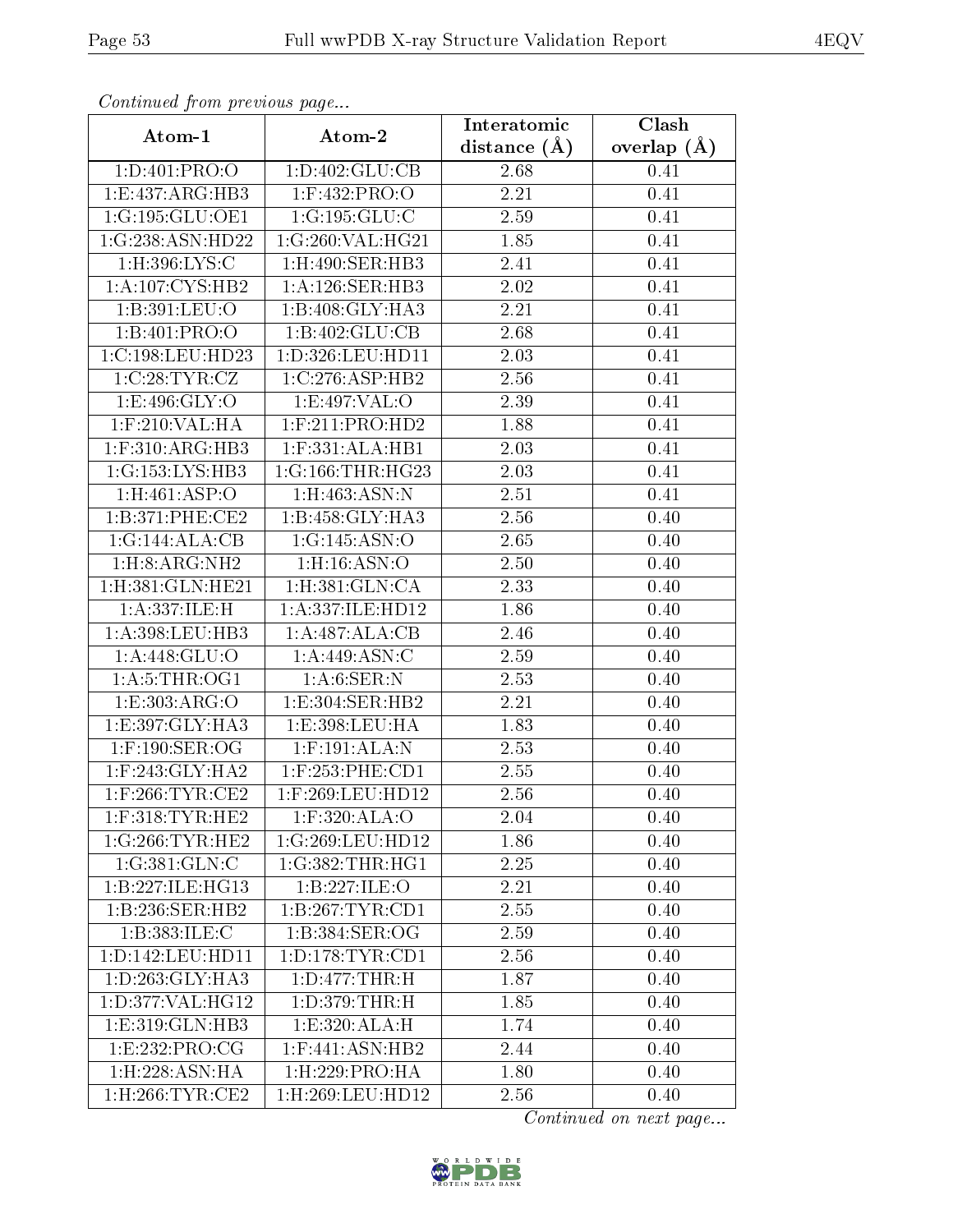*Continued from previous page...*

| Atom-1 | Atom-2 | Interatomic distance (Å) | Clash overlap (Å) |
|---|---|---|---|
| 1:D:401:PRO:O | 1:D:402:GLU:CB | 2.68 | 0.41 |
| 1:E:437:ARG:HB3 | 1:F:432:PRO:O | 2.21 | 0.41 |
| 1:G:195:GLU:OE1 | 1:G:195:GLU:C | 2.59 | 0.41 |
| 1:G:238:ASN:HD22 | 1:G:260:VAL:HG21 | 1.85 | 0.41 |
| 1:H:396:LYS:C | 1:H:490:SER:HB3 | 2.41 | 0.41 |
| 1:A:107:CYS:HB2 | 1:A:126:SER:HB3 | 2.02 | 0.41 |
| 1:B:391:LEU:O | 1:B:408:GLY:HA3 | 2.21 | 0.41 |
| 1:B:401:PRO:O | 1:B:402:GLU:CB | 2.68 | 0.41 |
| 1:C:198:LEU:HD23 | 1:D:326:LEU:HD11 | 2.03 | 0.41 |
| 1:C:28:TYR:CZ | 1:C:276:ASP:HB2 | 2.56 | 0.41 |
| 1:E:496:GLY:O | 1:E:497:VAL:O | 2.39 | 0.41 |
| 1:F:210:VAL:HA | 1:F:211:PRO:HD2 | 1.88 | 0.41 |
| 1:F:310:ARG:HB3 | 1:F:331:ALA:HB1 | 2.03 | 0.41 |
| 1:G:153:LYS:HB3 | 1:G:166:THR:HG23 | 2.03 | 0.41 |
| 1:H:461:ASP:O | 1:H:463:ASN:N | 2.51 | 0.41 |
| 1:B:371:PHE:CE2 | 1:B:458:GLY:HA3 | 2.56 | 0.40 |
| 1:G:144:ALA:CB | 1:G:145:ASN:O | 2.65 | 0.40 |
| 1:H:8:ARG:NH2 | 1:H:16:ASN:O | 2.50 | 0.40 |
| 1:H:381:GLN:HE21 | 1:H:381:GLN:CA | 2.33 | 0.40 |
| 1:A:337:ILE:H | 1:A:337:ILE:HD12 | 1.86 | 0.40 |
| 1:A:398:LEU:HB3 | 1:A:487:ALA:CB | 2.46 | 0.40 |
| 1:A:448:GLU:O | 1:A:449:ASN:C | 2.59 | 0.40 |
| 1:A:5:THR:OG1 | 1:A:6:SER:N | 2.53 | 0.40 |
| 1:E:303:ARG:O | 1:E:304:SER:HB2 | 2.21 | 0.40 |
| 1:E:397:GLY:HA3 | 1:E:398:LEU:HA | 1.83 | 0.40 |
| 1:F:190:SER:OG | 1:F:191:ALA:N | 2.53 | 0.40 |
| 1:F:243:GLY:HA2 | 1:F:253:PHE:CD1 | 2.55 | 0.40 |
| 1:F:266:TYR:CE2 | 1:F:269:LEU:HD12 | 2.56 | 0.40 |
| 1:F:318:TYR:HE2 | 1:F:320:ALA:O | 2.04 | 0.40 |
| 1:G:266:TYR:HE2 | 1:G:269:LEU:HD12 | 1.86 | 0.40 |
| 1:G:381:GLN:C | 1:G:382:THR:HG1 | 2.25 | 0.40 |
| 1:B:227:ILE:HG13 | 1:B:227:ILE:O | 2.21 | 0.40 |
| 1:B:236:SER:HB2 | 1:B:267:TYR:CD1 | 2.55 | 0.40 |
| 1:B:383:ILE:C | 1:B:384:SER:OG | 2.59 | 0.40 |
| 1:D:142:LEU:HD11 | 1:D:178:TYR:CD1 | 2.56 | 0.40 |
| 1:D:263:GLY:HA3 | 1:D:477:THR:H | 1.87 | 0.40 |
| 1:D:377:VAL:HG12 | 1:D:379:THR:H | 1.85 | 0.40 |
| 1:E:319:GLN:HB3 | 1:E:320:ALA:H | 1.74 | 0.40 |
| 1:E:232:PRO:CG | 1:F:441:ASN:HB2 | 2.44 | 0.40 |
| 1:H:228:ASN:HA | 1:H:229:PRO:HA | 1.80 | 0.40 |
| 1:H:266:TYR:CE2 | 1:H:269:LEU:HD12 | 2.56 | 0.40 |

*Continued on next page...*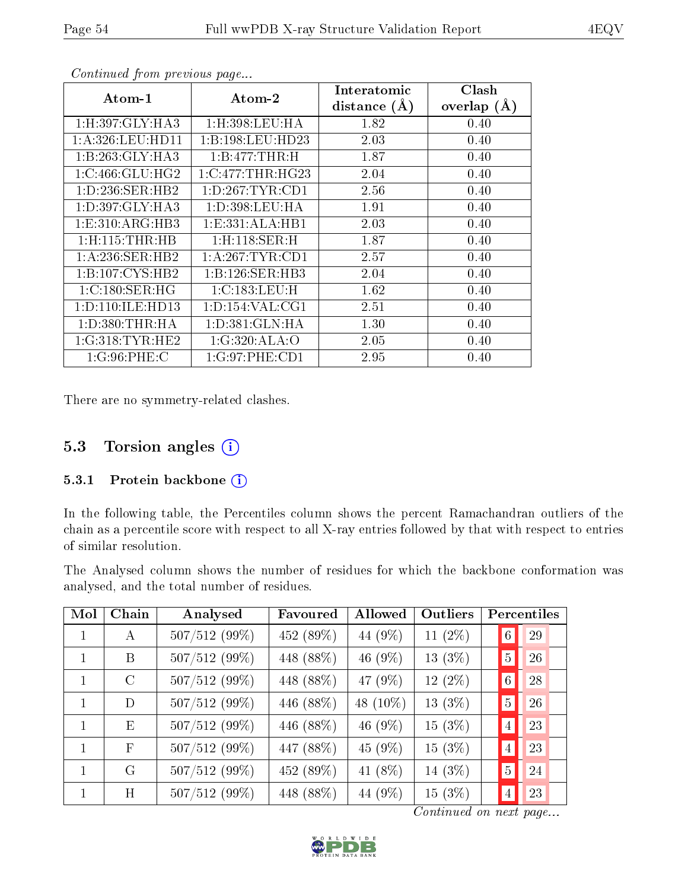*Continued from previous page...*

| Atom-1 | Atom-2 | Interatomic distance (Å) | Clash overlap (Å) |
|---|---|---|---|
| 1:H:397:GLY:HA3 | 1:H:398:LEU:HA | 1.82 | 0.40 |
| 1:A:326:LEU:HD11 | 1:B:198:LEU:HD23 | 2.03 | 0.40 |
| 1:B:263:GLY:HA3 | 1:B:477:THR:H | 1.87 | 0.40 |
| 1:C:466:GLU:HG2 | 1:C:477:THR:HG23 | 2.04 | 0.40 |
| 1:D:236:SER:HB2 | 1:D:267:TYR:CD1 | 2.56 | 0.40 |
| 1:D:397:GLY:HA3 | 1:D:398:LEU:HA | 1.91 | 0.40 |
| 1:E:310:ARG:HB3 | 1:E:331:ALA:HB1 | 2.03 | 0.40 |
| 1:H:115:THR:HB | 1:H:118:SER:H | 1.87 | 0.40 |
| 1:A:236:SER:HB2 | 1:A:267:TYR:CD1 | 2.57 | 0.40 |
| 1:B:107:CYS:HB2 | 1:B:126:SER:HB3 | 2.04 | 0.40 |
| 1:C:180:SER:HG | 1:C:183:LEU:H | 1.62 | 0.40 |
| 1:D:110:ILE:HD13 | 1:D:154:VAL:CG1 | 2.51 | 0.40 |
| 1:D:380:THR:HA | 1:D:381:GLN:HA | 1.30 | 0.40 |
| 1:G:318:TYR:HE2 | 1:G:320:ALA:O | 2.05 | 0.40 |
| 1:G:96:PHE:C | 1:G:97:PHE:CD1 | 2.95 | 0.40 |

There are no symmetry-related clashes.

## 5.3 Torsion angles

### 5.3.1 Protein backbone

In the following table, the Percentiles column shows the percent Ramachandran outliers of the chain as a percentile score with respect to all X-ray entries followed by that with respect to entries of similar resolution.

The Analysed column shows the number of residues for which the backbone conformation was analysed, and the total number of residues.

| Mol | Chain | Analysed | Favoured | Allowed | Outliers | Percentiles | |
|---|---|---|---|---|---|---|---|
| 1 | A | 507/512 (99%) | 452 (89%) | 44 (9%) | 11 (2%) | 6 | 29 |
| 1 | B | 507/512 (99%) | 448 (88%) | 46 (9%) | 13 (3%) | 5 | 26 |
| 1 | C | 507/512 (99%) | 448 (88%) | 47 (9%) | 12 (2%) | 6 | 28 |
| 1 | D | 507/512 (99%) | 446 (88%) | 48 (10%) | 13 (3%) | 5 | 26 |
| 1 | E | 507/512 (99%) | 446 (88%) | 46 (9%) | 15 (3%) | 4 | 23 |
| 1 | F | 507/512 (99%) | 447 (88%) | 45 (9%) | 15 (3%) | 4 | 23 |
| 1 | G | 507/512 (99%) | 452 (89%) | 41 (8%) | 14 (3%) | 5 | 24 |
| 1 | H | 507/512 (99%) | 448 (88%) | 44 (9%) | 15 (3%) | 4 | 23 |

*Continued on next page...*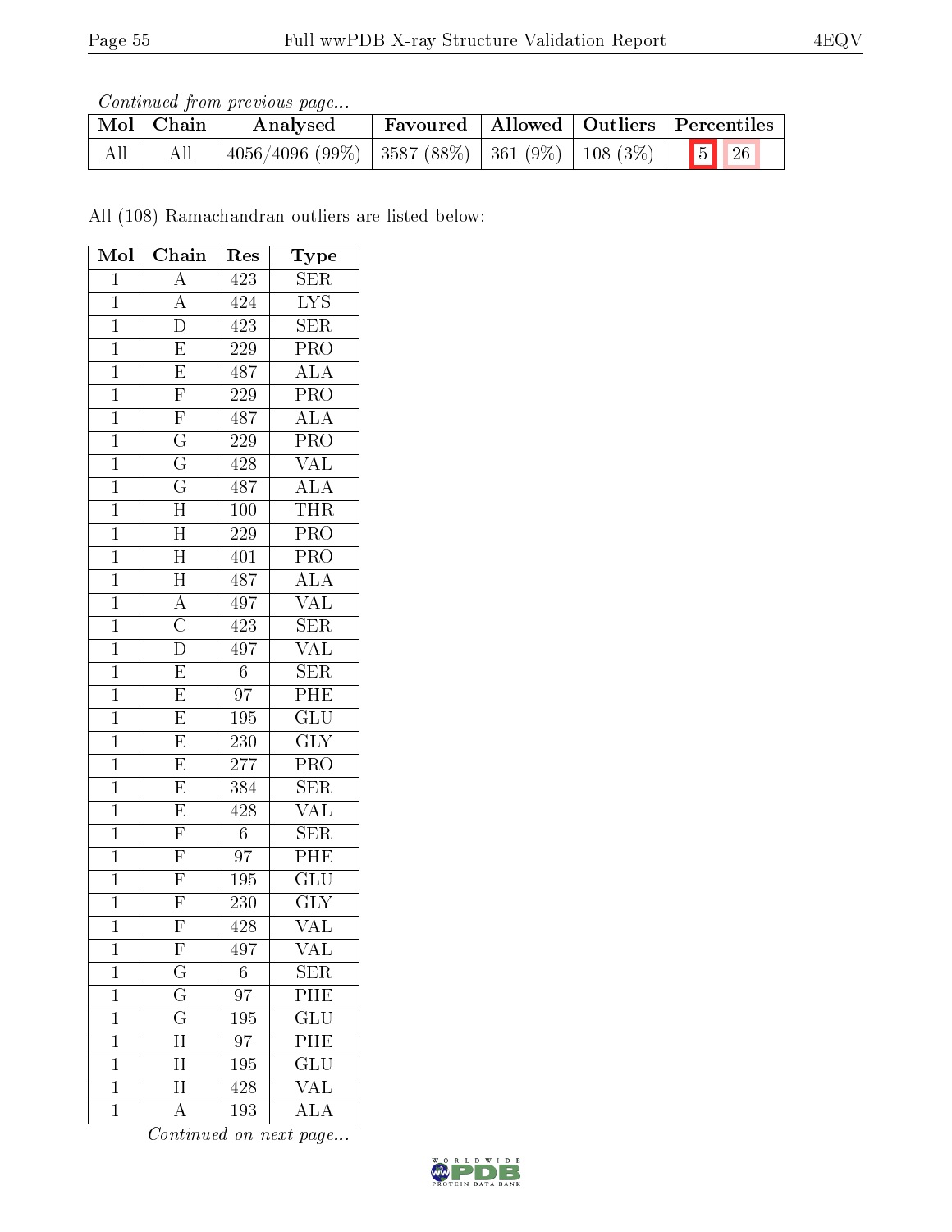*Continued from previous page...*

| Mol | Chain | Analysed | Favoured | Allowed | Outliers | Percentiles | |
|---|---|---|---|---|---|---|---|
| All | All | 4056/4096 (99%) | 3587 (88%) | 361 (9%) | 108 (3%) | 5 | 26 |

All (108) Ramachandran outliers are listed below:

| Mol | Chain | Res | Type |
|---|---|---|---|
| 1 | A | 423 | SER |
| 1 | A | 424 | LYS |
| 1 | D | 423 | SER |
| 1 | E | 229 | PRO |
| 1 | E | 487 | ALA |
| 1 | F | 229 | PRO |
| 1 | F | 487 | ALA |
| 1 | G | 229 | PRO |
| 1 | G | 428 | VAL |
| 1 | G | 487 | ALA |
| 1 | H | 100 | THR |
| 1 | H | 229 | PRO |
| 1 | H | 401 | PRO |
| 1 | H | 487 | ALA |
| 1 | A | 497 | VAL |
| 1 | C | 423 | SER |
| 1 | D | 497 | VAL |
| 1 | E | 6 | SER |
| 1 | E | 97 | PHE |
| 1 | E | 195 | GLU |
| 1 | E | 230 | GLY |
| 1 | E | 277 | PRO |
| 1 | E | 384 | SER |
| 1 | E | 428 | VAL |
| 1 | F | 6 | SER |
| 1 | F | 97 | PHE |
| 1 | F | 195 | GLU |
| 1 | F | 230 | GLY |
| 1 | F | 428 | VAL |
| 1 | F | 497 | VAL |
| 1 | G | 6 | SER |
| 1 | G | 97 | PHE |
| 1 | G | 195 | GLU |
| 1 | H | 97 | PHE |
| 1 | H | 195 | GLU |
| 1 | H | 428 | VAL |
| 1 | A | 193 | ALA |

*Continued on next page...*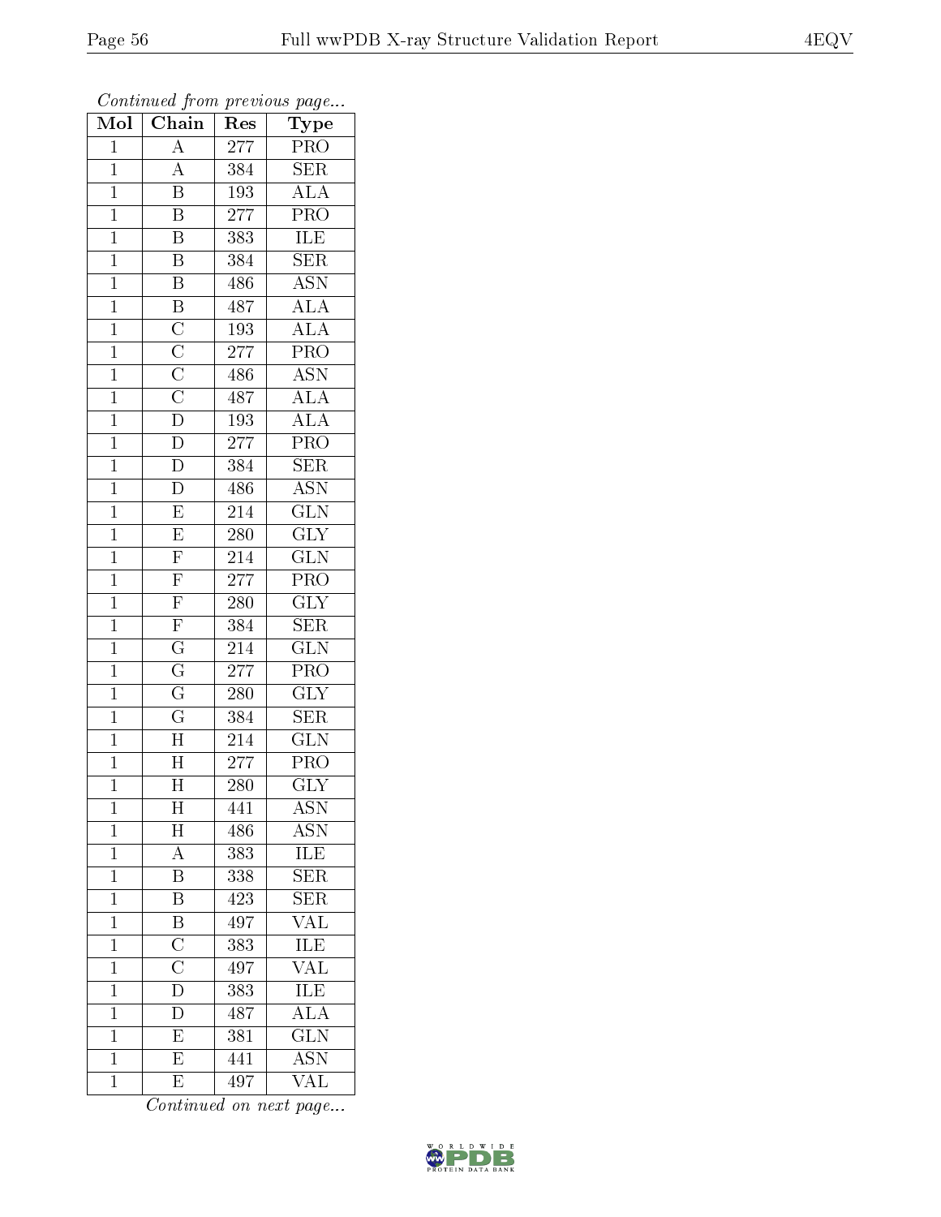*Continued from previous page...*

| Mol | Chain | Res | Type |
|---|---|---|---|
| 1 | A | 277 | PRO |
| 1 | A | 384 | SER |
| 1 | B | 193 | ALA |
| 1 | B | 277 | PRO |
| 1 | B | 383 | ILE |
| 1 | B | 384 | SER |
| 1 | B | 486 | ASN |
| 1 | B | 487 | ALA |
| 1 | C | 193 | ALA |
| 1 | C | 277 | PRO |
| 1 | C | 486 | ASN |
| 1 | C | 487 | ALA |
| 1 | D | 193 | ALA |
| 1 | D | 277 | PRO |
| 1 | D | 384 | SER |
| 1 | D | 486 | ASN |
| 1 | E | 214 | GLN |
| 1 | E | 280 | GLY |
| 1 | F | 214 | GLN |
| 1 | F | 277 | PRO |
| 1 | F | 280 | GLY |
| 1 | F | 384 | SER |
| 1 | G | 214 | GLN |
| 1 | G | 277 | PRO |
| 1 | G | 280 | GLY |
| 1 | G | 384 | SER |
| 1 | H | 214 | GLN |
| 1 | H | 277 | PRO |
| 1 | H | 280 | GLY |
| 1 | H | 441 | ASN |
| 1 | H | 486 | ASN |
| 1 | A | 383 | ILE |
| 1 | B | 338 | SER |
| 1 | B | 423 | SER |
| 1 | B | 497 | VAL |
| 1 | C | 383 | ILE |
| 1 | C | 497 | VAL |
| 1 | D | 383 | ILE |
| 1 | D | 487 | ALA |
| 1 | E | 381 | GLN |
| 1 | E | 441 | ASN |
| 1 | E | 497 | VAL |

*Continued on next page...*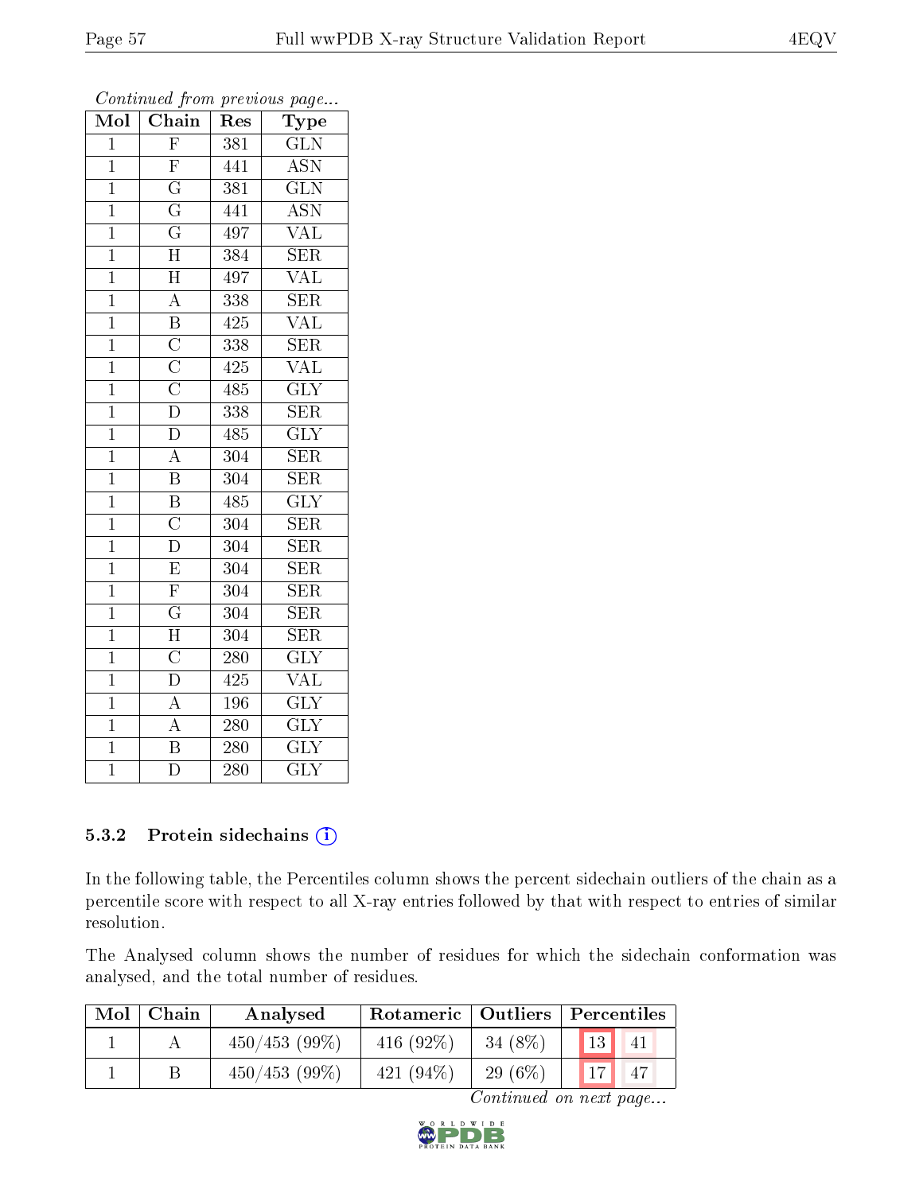*Continued from previous page...*

| Mol | Chain | Res | Type |
|---|---|---|---|
| 1 | F | 381 | GLN |
| 1 | F | 441 | ASN |
| 1 | G | 381 | GLN |
| 1 | G | 441 | ASN |
| 1 | G | 497 | VAL |
| 1 | H | 384 | SER |
| 1 | H | 497 | VAL |
| 1 | A | 338 | SER |
| 1 | B | 425 | VAL |
| 1 | C | 338 | SER |
| 1 | C | 425 | VAL |
| 1 | C | 485 | GLY |
| 1 | D | 338 | SER |
| 1 | D | 485 | GLY |
| 1 | A | 304 | SER |
| 1 | B | 304 | SER |
| 1 | B | 485 | GLY |
| 1 | C | 304 | SER |
| 1 | D | 304 | SER |
| 1 | E | 304 | SER |
| 1 | F | 304 | SER |
| 1 | G | 304 | SER |
| 1 | H | 304 | SER |
| 1 | C | 280 | GLY |
| 1 | D | 425 | VAL |
| 1 | A | 196 | GLY |
| 1 | A | 280 | GLY |
| 1 | B | 280 | GLY |
| 1 | D | 280 | GLY |

### 5.3.2 Protein sidechains

In the following table, the Percentiles column shows the percent sidechain outliers of the chain as a percentile score with respect to all X-ray entries followed by that with respect to entries of similar resolution.

The Analysed column shows the number of residues for which the sidechain conformation was analysed, and the total number of residues.

| Mol | Chain | Analysed | Rotameric | Outliers | Percentiles | |
|---|---|---|---|---|---|---|
| 1 | A | 450/453 (99%) | 416 (92%) | 34 (8%) | 13 | 41 |
| 1 | B | 450/453 (99%) | 421 (94%) | 29 (6%) | 17 | 47 |

*Continued on next page...*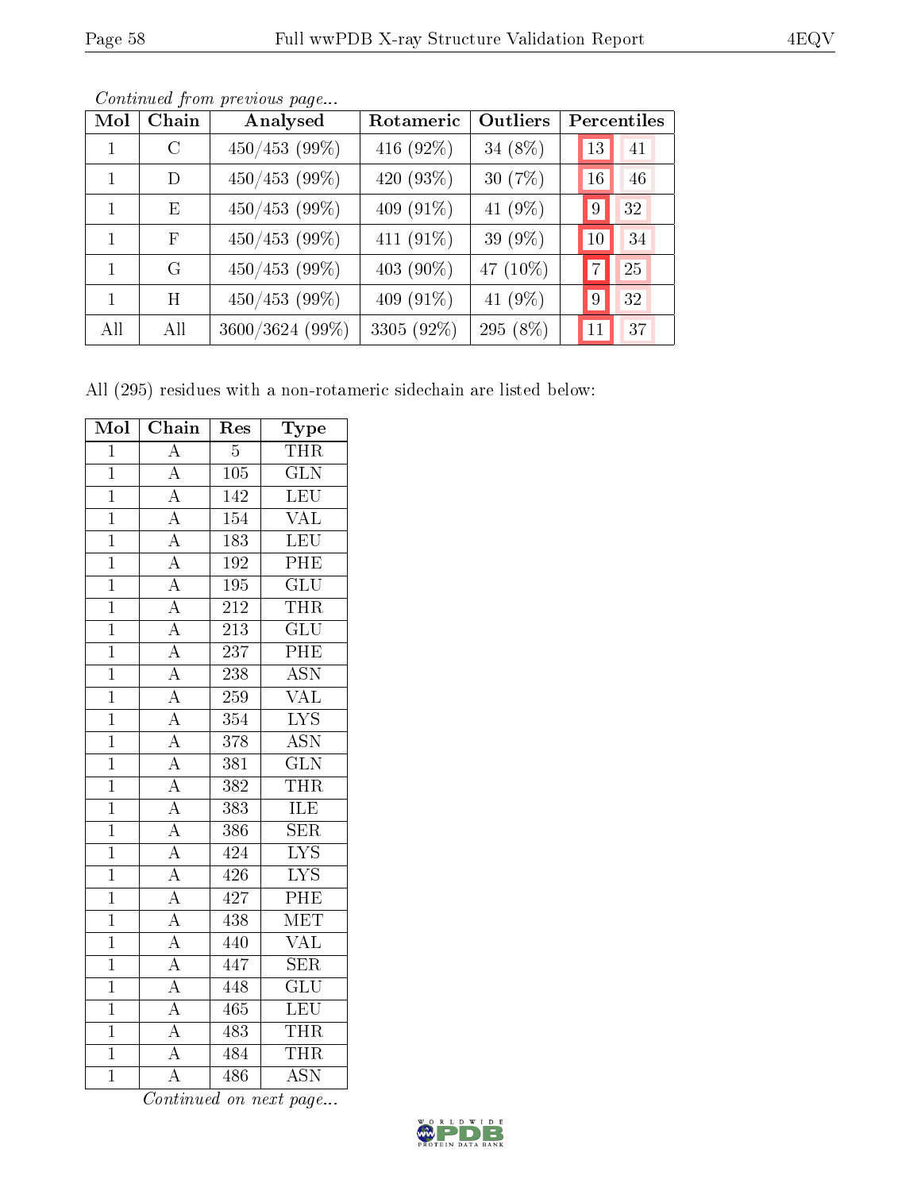*Continued from previous page...*

| Mol | Chain | Analysed | Rotameric | Outliers | Percentiles | |
|---|---|---|---|---|---|---|
| 1 | C | 450/453 (99%) | 416 (92%) | 34 (8%) | 13 | 41 |
| 1 | D | 450/453 (99%) | 420 (93%) | 30 (7%) | 16 | 46 |
| 1 | E | 450/453 (99%) | 409 (91%) | 41 (9%) | 9 | 32 |
| 1 | F | 450/453 (99%) | 411 (91%) | 39 (9%) | 10 | 34 |
| 1 | G | 450/453 (99%) | 403 (90%) | 47 (10%) | 7 | 25 |
| 1 | H | 450/453 (99%) | 409 (91%) | 41 (9%) | 9 | 32 |
| All | All | 3600/3624 (99%) | 3305 (92%) | 295 (8%) | 11 | 37 |

All (295) residues with a non-rotameric sidechain are listed below:

| Mol | Chain | Res | Type |
|---|---|---|---|
| 1 | A | 5 | THR |
| 1 | A | 105 | GLN |
| 1 | A | 142 | LEU |
| 1 | A | 154 | VAL |
| 1 | A | 183 | LEU |
| 1 | A | 192 | PHE |
| 1 | A | 195 | GLU |
| 1 | A | 212 | THR |
| 1 | A | 213 | GLU |
| 1 | A | 237 | PHE |
| 1 | A | 238 | ASN |
| 1 | A | 259 | VAL |
| 1 | A | 354 | LYS |
| 1 | A | 378 | ASN |
| 1 | A | 381 | GLN |
| 1 | A | 382 | THR |
| 1 | A | 383 | ILE |
| 1 | A | 386 | SER |
| 1 | A | 424 | LYS |
| 1 | A | 426 | LYS |
| 1 | A | 427 | PHE |
| 1 | A | 438 | MET |
| 1 | A | 440 | VAL |
| 1 | A | 447 | SER |
| 1 | A | 448 | GLU |
| 1 | A | 465 | LEU |
| 1 | A | 483 | THR |
| 1 | A | 484 | THR |
| 1 | A | 486 | ASN |

*Continued on next page...*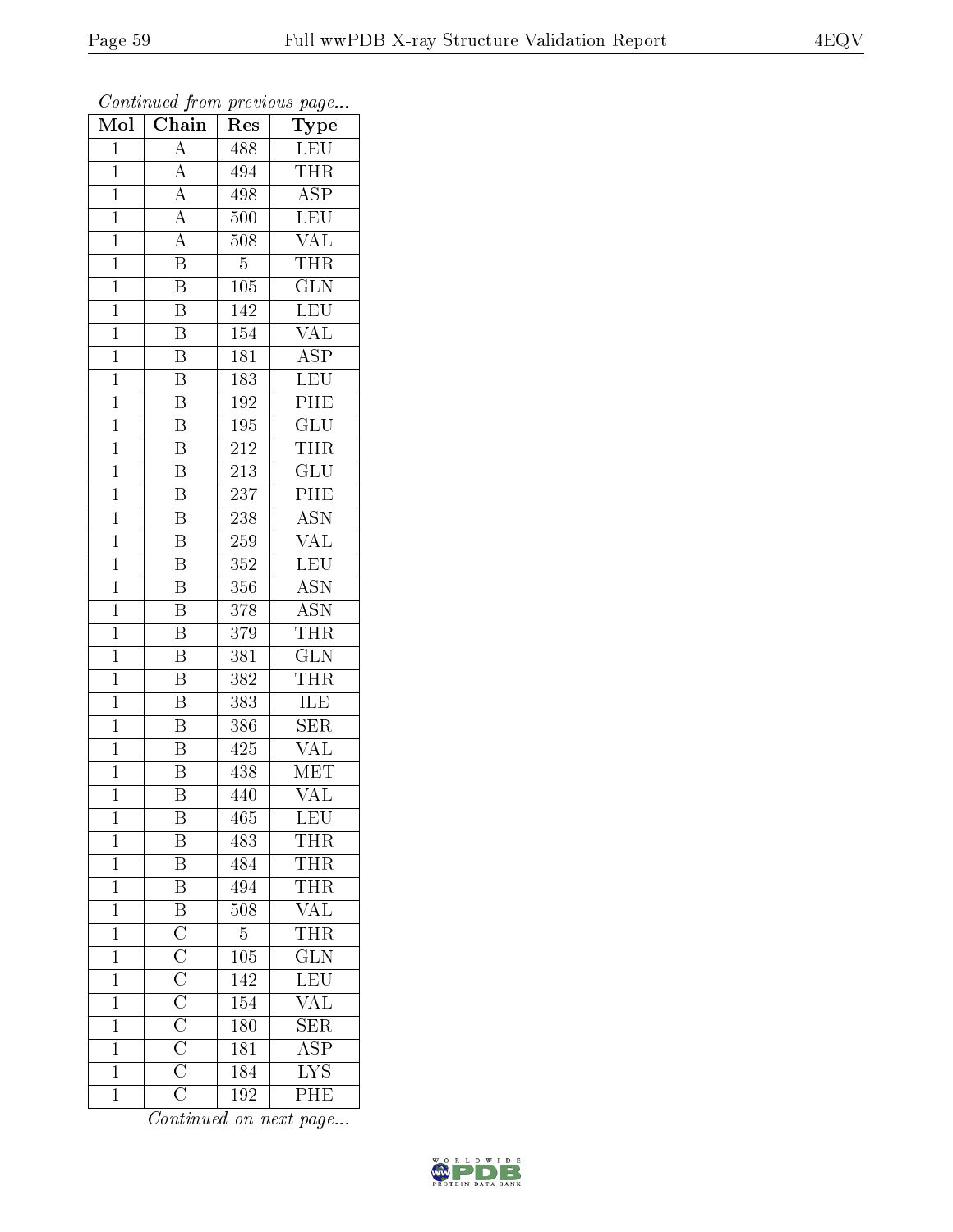*Continued from previous page...*

| Mol | Chain | Res | Type |
| --- | --- | --- | --- |
| 1 | A | 488 | LEU |
| 1 | A | 494 | THR |
| 1 | A | 498 | ASP |
| 1 | A | 500 | LEU |
| 1 | A | 508 | VAL |
| 1 | B | 5 | THR |
| 1 | B | 105 | GLN |
| 1 | B | 142 | LEU |
| 1 | B | 154 | VAL |
| 1 | B | 181 | ASP |
| 1 | B | 183 | LEU |
| 1 | B | 192 | PHE |
| 1 | B | 195 | GLU |
| 1 | B | 212 | THR |
| 1 | B | 213 | GLU |
| 1 | B | 237 | PHE |
| 1 | B | 238 | ASN |
| 1 | B | 259 | VAL |
| 1 | B | 352 | LEU |
| 1 | B | 356 | ASN |
| 1 | B | 378 | ASN |
| 1 | B | 379 | THR |
| 1 | B | 381 | GLN |
| 1 | B | 382 | THR |
| 1 | B | 383 | ILE |
| 1 | B | 386 | SER |
| 1 | B | 425 | VAL |
| 1 | B | 438 | MET |
| 1 | B | 440 | VAL |
| 1 | B | 465 | LEU |
| 1 | B | 483 | THR |
| 1 | B | 484 | THR |
| 1 | B | 494 | THR |
| 1 | B | 508 | VAL |
| 1 | C | 5 | THR |
| 1 | C | 105 | GLN |
| 1 | C | 142 | LEU |
| 1 | C | 154 | VAL |
| 1 | C | 180 | SER |
| 1 | C | 181 | ASP |
| 1 | C | 184 | LYS |
| 1 | C | 192 | PHE |

*Continued on next page...*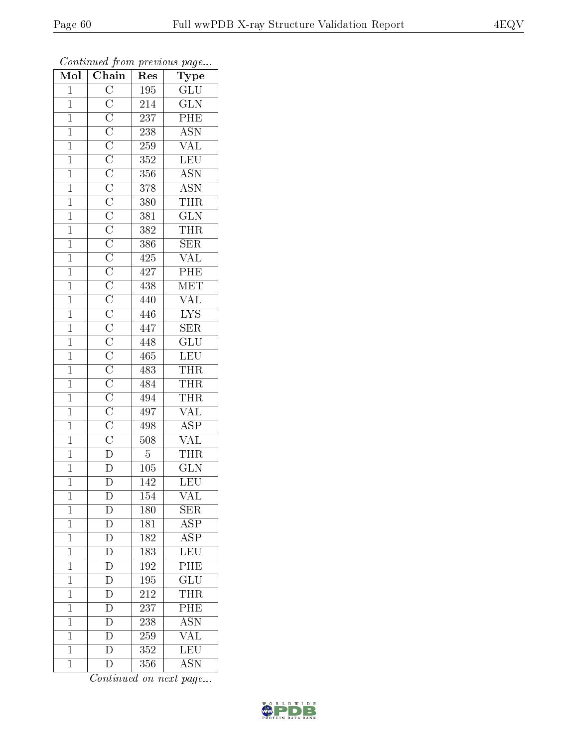*Continued from previous page...*

| Mol | Chain | Res | Type |
|---|---|---|---|
| 1 | C | 195 | GLU |
| 1 | C | 214 | GLN |
| 1 | C | 237 | PHE |
| 1 | C | 238 | ASN |
| 1 | C | 259 | VAL |
| 1 | C | 352 | LEU |
| 1 | C | 356 | ASN |
| 1 | C | 378 | ASN |
| 1 | C | 380 | THR |
| 1 | C | 381 | GLN |
| 1 | C | 382 | THR |
| 1 | C | 386 | SER |
| 1 | C | 425 | VAL |
| 1 | C | 427 | PHE |
| 1 | C | 438 | MET |
| 1 | C | 440 | VAL |
| 1 | C | 446 | LYS |
| 1 | C | 447 | SER |
| 1 | C | 448 | GLU |
| 1 | C | 465 | LEU |
| 1 | C | 483 | THR |
| 1 | C | 484 | THR |
| 1 | C | 494 | THR |
| 1 | C | 497 | VAL |
| 1 | C | 498 | ASP |
| 1 | C | 508 | VAL |
| 1 | D | 5 | THR |
| 1 | D | 105 | GLN |
| 1 | D | 142 | LEU |
| 1 | D | 154 | VAL |
| 1 | D | 180 | SER |
| 1 | D | 181 | ASP |
| 1 | D | 182 | ASP |
| 1 | D | 183 | LEU |
| 1 | D | 192 | PHE |
| 1 | D | 195 | GLU |
| 1 | D | 212 | THR |
| 1 | D | 237 | PHE |
| 1 | D | 238 | ASN |
| 1 | D | 259 | VAL |
| 1 | D | 352 | LEU |
| 1 | D | 356 | ASN |

*Continued on next page...*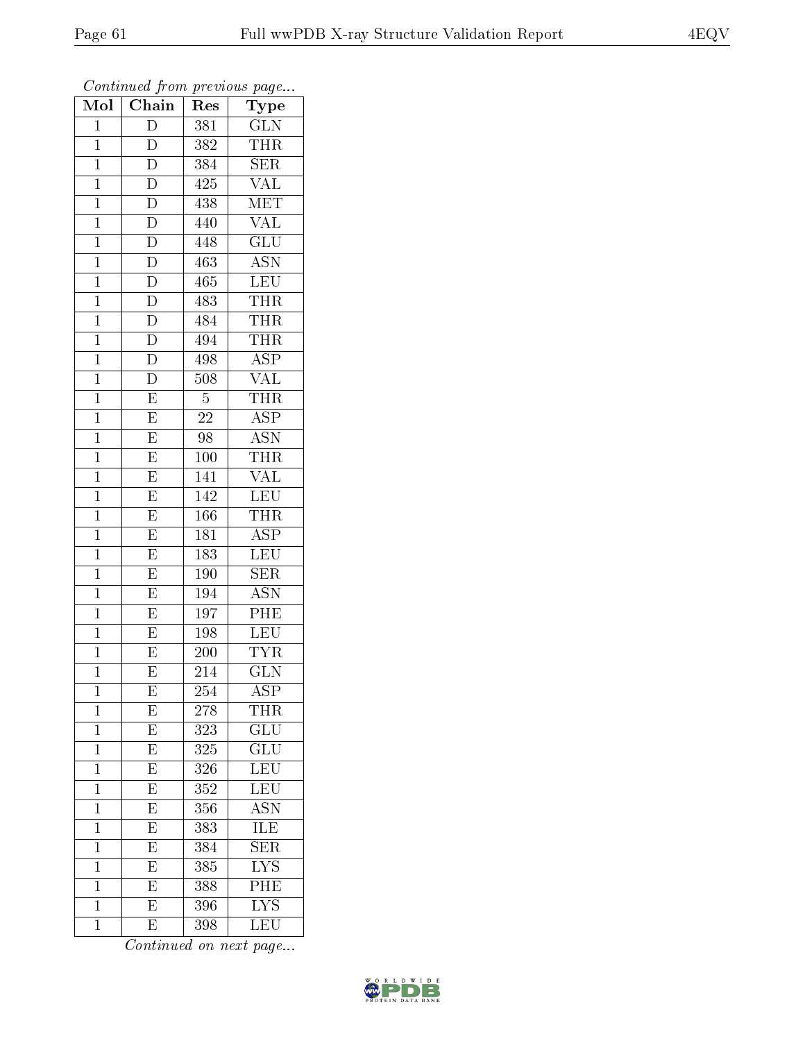*Continued from previous page...*

| Mol | Chain | Res | Type |
|---|---|---|---|
| 1 | D | 381 | GLN |
| 1 | D | 382 | THR |
| 1 | D | 384 | SER |
| 1 | D | 425 | VAL |
| 1 | D | 438 | MET |
| 1 | D | 440 | VAL |
| 1 | D | 448 | GLU |
| 1 | D | 463 | ASN |
| 1 | D | 465 | LEU |
| 1 | D | 483 | THR |
| 1 | D | 484 | THR |
| 1 | D | 494 | THR |
| 1 | D | 498 | ASP |
| 1 | D | 508 | VAL |
| 1 | E | 5 | THR |
| 1 | E | 22 | ASP |
| 1 | E | 98 | ASN |
| 1 | E | 100 | THR |
| 1 | E | 141 | VAL |
| 1 | E | 142 | LEU |
| 1 | E | 166 | THR |
| 1 | E | 181 | ASP |
| 1 | E | 183 | LEU |
| 1 | E | 190 | SER |
| 1 | E | 194 | ASN |
| 1 | E | 197 | PHE |
| 1 | E | 198 | LEU |
| 1 | E | 200 | TYR |
| 1 | E | 214 | GLN |
| 1 | E | 254 | ASP |
| 1 | E | 278 | THR |
| 1 | E | 323 | GLU |
| 1 | E | 325 | GLU |
| 1 | E | 326 | LEU |
| 1 | E | 352 | LEU |
| 1 | E | 356 | ASN |
| 1 | E | 383 | ILE |
| 1 | E | 384 | SER |
| 1 | E | 385 | LYS |
| 1 | E | 388 | PHE |
| 1 | E | 396 | LYS |
| 1 | E | 398 | LEU |

*Continued on next page...*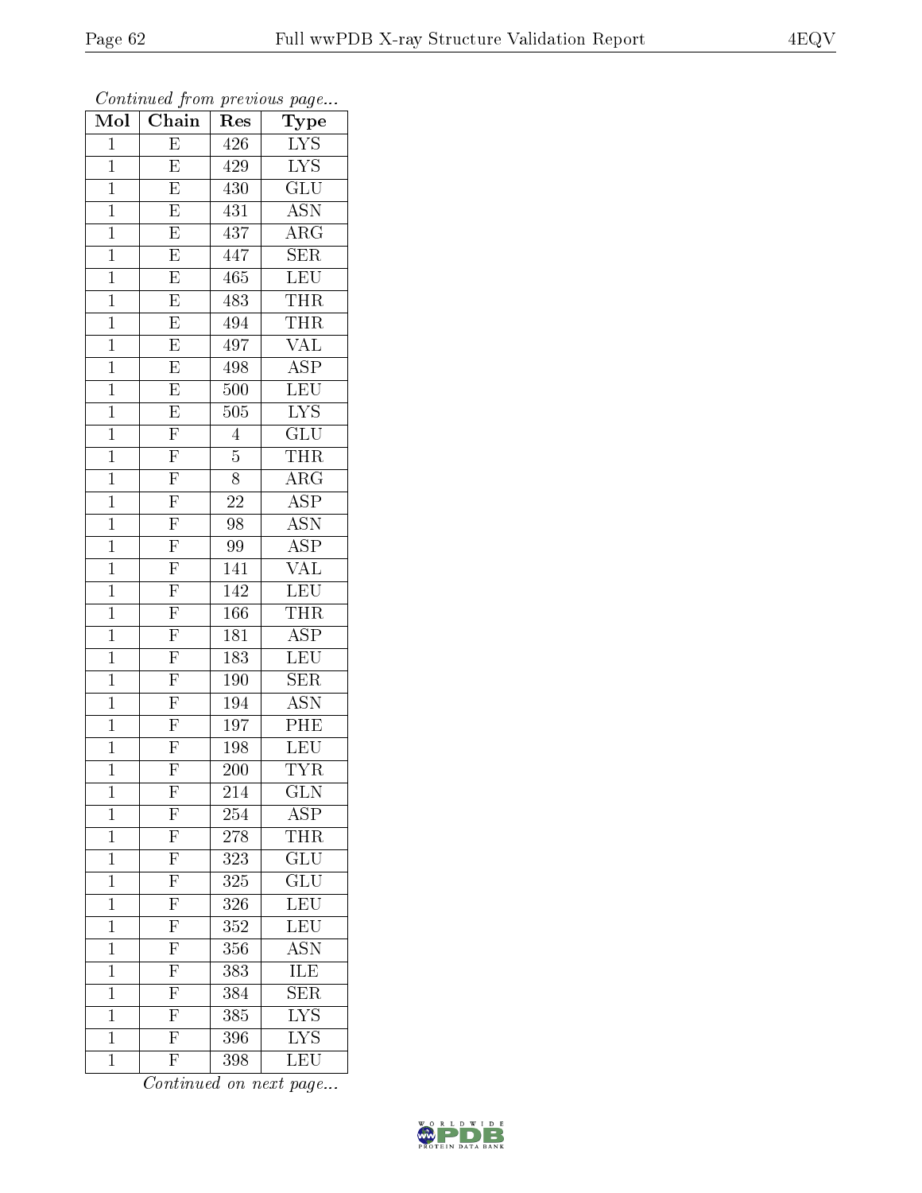*Continued from previous page...*

| Mol | Chain | Res | Type |
|---|---|---|---|
| 1 | E | 426 | LYS |
| 1 | E | 429 | LYS |
| 1 | E | 430 | GLU |
| 1 | E | 431 | ASN |
| 1 | E | 437 | ARG |
| 1 | E | 447 | SER |
| 1 | E | 465 | LEU |
| 1 | E | 483 | THR |
| 1 | E | 494 | THR |
| 1 | E | 497 | VAL |
| 1 | E | 498 | ASP |
| 1 | E | 500 | LEU |
| 1 | E | 505 | LYS |
| 1 | F | 4 | GLU |
| 1 | F | 5 | THR |
| 1 | F | 8 | ARG |
| 1 | F | 22 | ASP |
| 1 | F | 98 | ASN |
| 1 | F | 99 | ASP |
| 1 | F | 141 | VAL |
| 1 | F | 142 | LEU |
| 1 | F | 166 | THR |
| 1 | F | 181 | ASP |
| 1 | F | 183 | LEU |
| 1 | F | 190 | SER |
| 1 | F | 194 | ASN |
| 1 | F | 197 | PHE |
| 1 | F | 198 | LEU |
| 1 | F | 200 | TYR |
| 1 | F | 214 | GLN |
| 1 | F | 254 | ASP |
| 1 | F | 278 | THR |
| 1 | F | 323 | GLU |
| 1 | F | 325 | GLU |
| 1 | F | 326 | LEU |
| 1 | F | 352 | LEU |
| 1 | F | 356 | ASN |
| 1 | F | 383 | ILE |
| 1 | F | 384 | SER |
| 1 | F | 385 | LYS |
| 1 | F | 396 | LYS |
| 1 | F | 398 | LEU |

*Continued on next page...*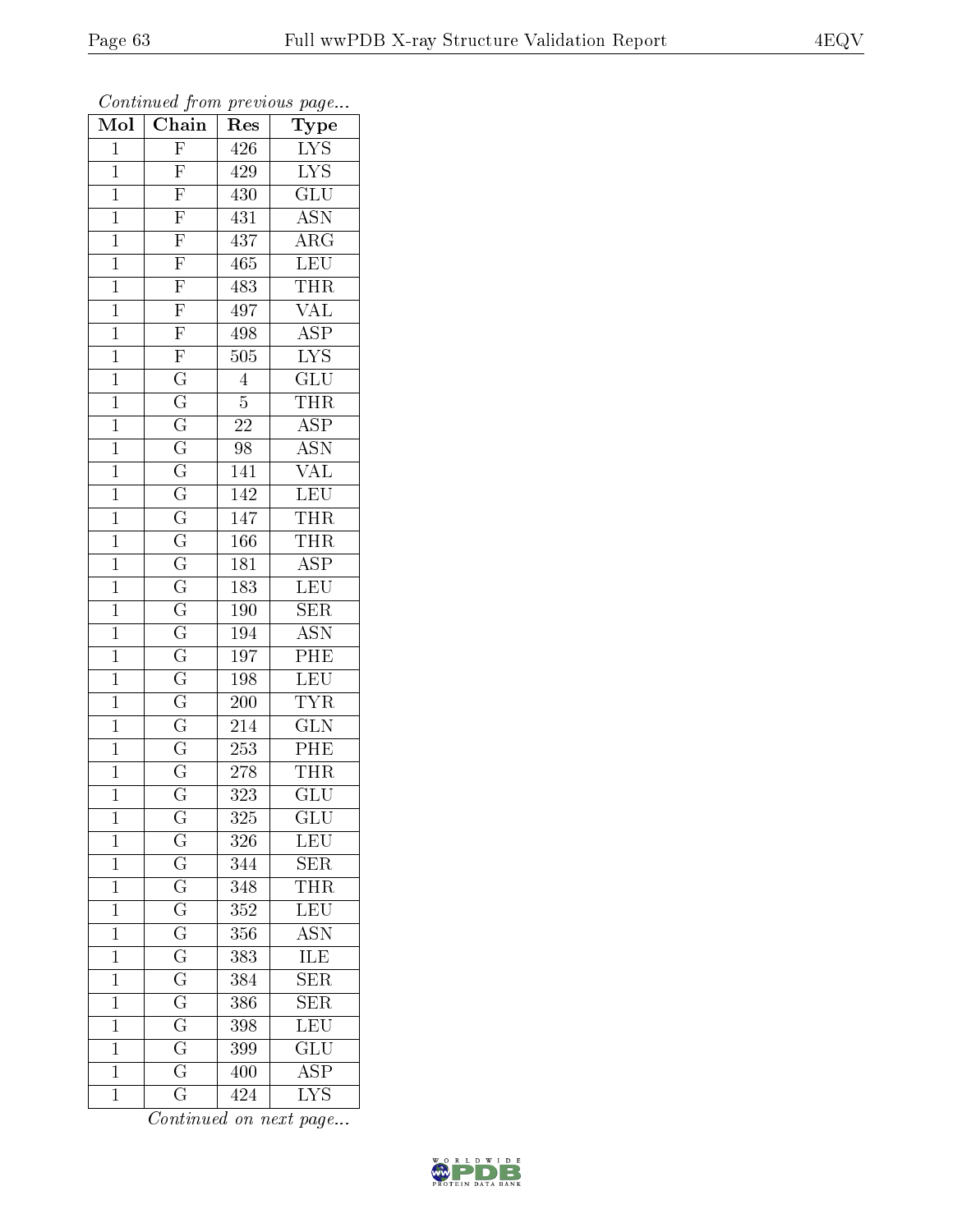*Continued from previous page...*

| Mol | Chain | Res | Type |
|---|---|---|---|
| 1 | F | 426 | LYS |
| 1 | F | 429 | LYS |
| 1 | F | 430 | GLU |
| 1 | F | 431 | ASN |
| 1 | F | 437 | ARG |
| 1 | F | 465 | LEU |
| 1 | F | 483 | THR |
| 1 | F | 497 | VAL |
| 1 | F | 498 | ASP |
| 1 | F | 505 | LYS |
| 1 | G | 4 | GLU |
| 1 | G | 5 | THR |
| 1 | G | 22 | ASP |
| 1 | G | 98 | ASN |
| 1 | G | 141 | VAL |
| 1 | G | 142 | LEU |
| 1 | G | 147 | THR |
| 1 | G | 166 | THR |
| 1 | G | 181 | ASP |
| 1 | G | 183 | LEU |
| 1 | G | 190 | SER |
| 1 | G | 194 | ASN |
| 1 | G | 197 | PHE |
| 1 | G | 198 | LEU |
| 1 | G | 200 | TYR |
| 1 | G | 214 | GLN |
| 1 | G | 253 | PHE |
| 1 | G | 278 | THR |
| 1 | G | 323 | GLU |
| 1 | G | 325 | GLU |
| 1 | G | 326 | LEU |
| 1 | G | 344 | SER |
| 1 | G | 348 | THR |
| 1 | G | 352 | LEU |
| 1 | G | 356 | ASN |
| 1 | G | 383 | ILE |
| 1 | G | 384 | SER |
| 1 | G | 386 | SER |
| 1 | G | 398 | LEU |
| 1 | G | 399 | GLU |
| 1 | G | 400 | ASP |
| 1 | G | 424 | LYS |

*Continued on next page...*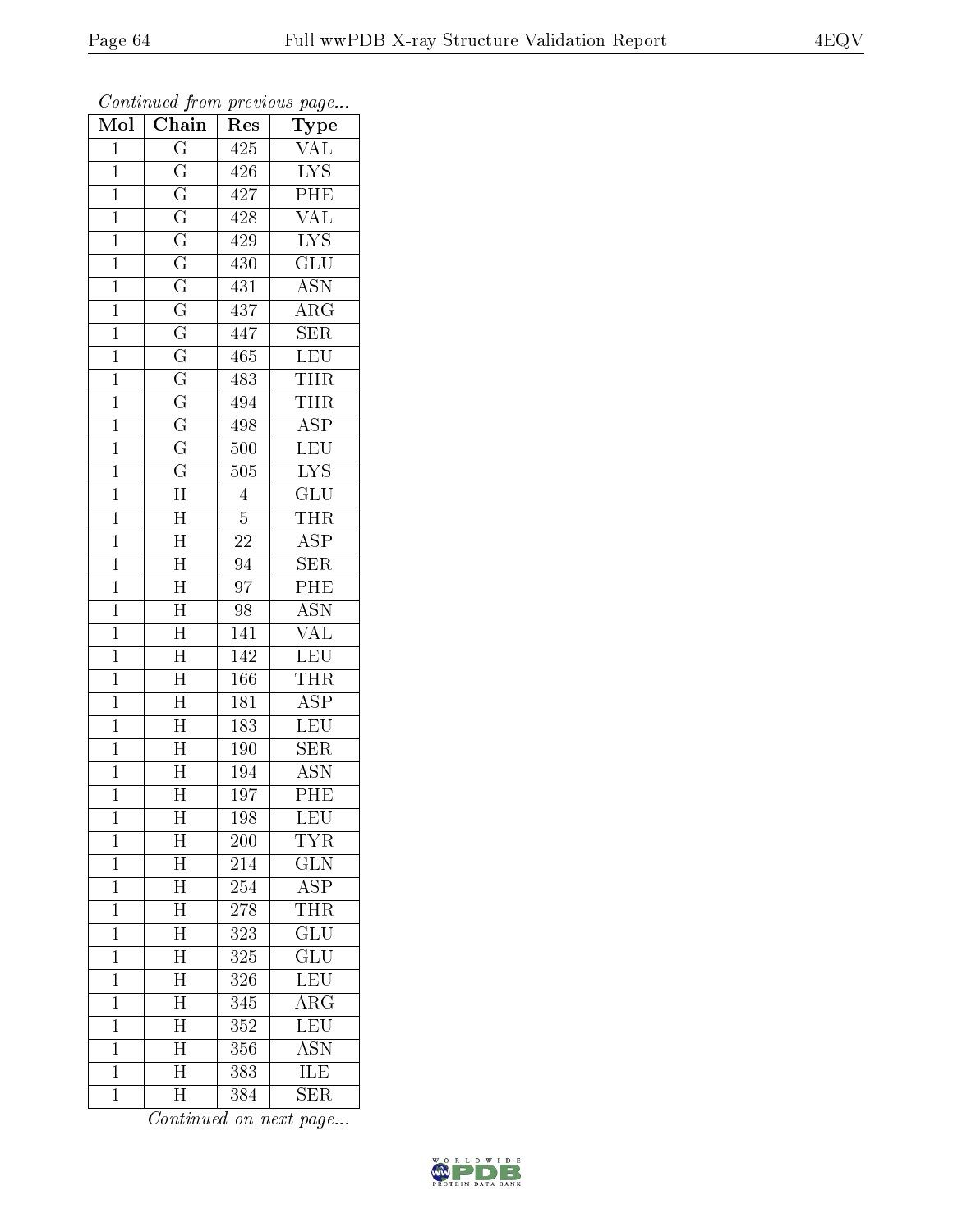*Continued from previous page...*

| Mol | Chain | Res | Type |
|---|---|---|---|
| 1 | G | 425 | VAL |
| 1 | G | 426 | LYS |
| 1 | G | 427 | PHE |
| 1 | G | 428 | VAL |
| 1 | G | 429 | LYS |
| 1 | G | 430 | GLU |
| 1 | G | 431 | ASN |
| 1 | G | 437 | ARG |
| 1 | G | 447 | SER |
| 1 | G | 465 | LEU |
| 1 | G | 483 | THR |
| 1 | G | 494 | THR |
| 1 | G | 498 | ASP |
| 1 | G | 500 | LEU |
| 1 | G | 505 | LYS |
| 1 | H | 4 | GLU |
| 1 | H | 5 | THR |
| 1 | H | 22 | ASP |
| 1 | H | 94 | SER |
| 1 | H | 97 | PHE |
| 1 | H | 98 | ASN |
| 1 | H | 141 | VAL |
| 1 | H | 142 | LEU |
| 1 | H | 166 | THR |
| 1 | H | 181 | ASP |
| 1 | H | 183 | LEU |
| 1 | H | 190 | SER |
| 1 | H | 194 | ASN |
| 1 | H | 197 | PHE |
| 1 | H | 198 | LEU |
| 1 | H | 200 | TYR |
| 1 | H | 214 | GLN |
| 1 | H | 254 | ASP |
| 1 | H | 278 | THR |
| 1 | H | 323 | GLU |
| 1 | H | 325 | GLU |
| 1 | H | 326 | LEU |
| 1 | H | 345 | ARG |
| 1 | H | 352 | LEU |
| 1 | H | 356 | ASN |
| 1 | H | 383 | ILE |
| 1 | H | 384 | SER |

*Continued on next page...*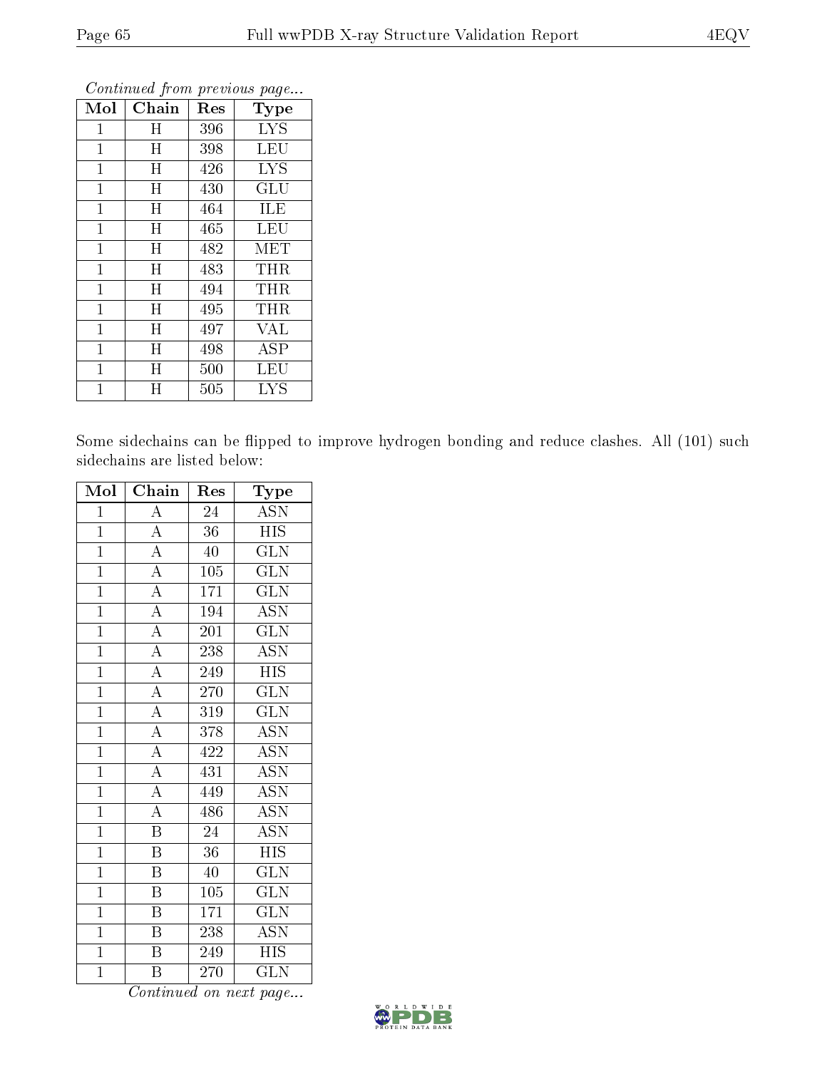*Continued from previous page...*

| Mol | Chain | Res | Type |
|---|---|---|---|
| 1 | H | 396 | LYS |
| 1 | H | 398 | LEU |
| 1 | H | 426 | LYS |
| 1 | H | 430 | GLU |
| 1 | H | 464 | ILE |
| 1 | H | 465 | LEU |
| 1 | H | 482 | MET |
| 1 | H | 483 | THR |
| 1 | H | 494 | THR |
| 1 | H | 495 | THR |
| 1 | H | 497 | VAL |
| 1 | H | 498 | ASP |
| 1 | H | 500 | LEU |
| 1 | H | 505 | LYS |

Some sidechains can be flipped to improve hydrogen bonding and reduce clashes. All (101) such sidechains are listed below:

| Mol | Chain | Res | Type |
|---|---|---|---|
| 1 | A | 24 | ASN |
| 1 | A | 36 | HIS |
| 1 | A | 40 | GLN |
| 1 | A | 105 | GLN |
| 1 | A | 171 | GLN |
| 1 | A | 194 | ASN |
| 1 | A | 201 | GLN |
| 1 | A | 238 | ASN |
| 1 | A | 249 | HIS |
| 1 | A | 270 | GLN |
| 1 | A | 319 | GLN |
| 1 | A | 378 | ASN |
| 1 | A | 422 | ASN |
| 1 | A | 431 | ASN |
| 1 | A | 449 | ASN |
| 1 | A | 486 | ASN |
| 1 | B | 24 | ASN |
| 1 | B | 36 | HIS |
| 1 | B | 40 | GLN |
| 1 | B | 105 | GLN |
| 1 | B | 171 | GLN |
| 1 | B | 238 | ASN |
| 1 | B | 249 | HIS |
| 1 | B | 270 | GLN |

*Continued on next page...*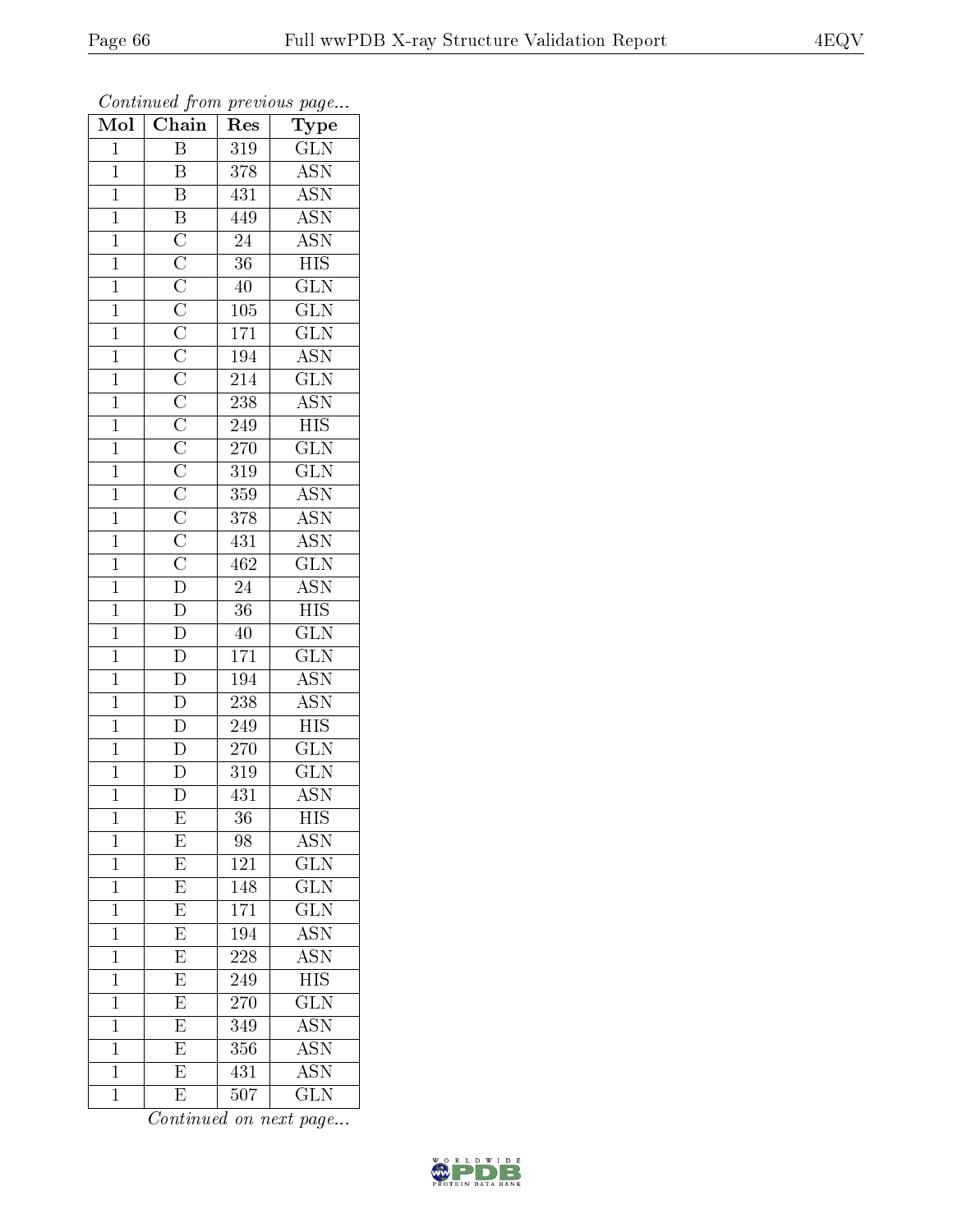*Continued from previous page...*

| Mol | Chain | Res | Type |
|---|---|---|---|
| 1 | B | 319 | GLN |
| 1 | B | 378 | ASN |
| 1 | B | 431 | ASN |
| 1 | B | 449 | ASN |
| 1 | C | 24 | ASN |
| 1 | C | 36 | HIS |
| 1 | C | 40 | GLN |
| 1 | C | 105 | GLN |
| 1 | C | 171 | GLN |
| 1 | C | 194 | ASN |
| 1 | C | 214 | GLN |
| 1 | C | 238 | ASN |
| 1 | C | 249 | HIS |
| 1 | C | 270 | GLN |
| 1 | C | 319 | GLN |
| 1 | C | 359 | ASN |
| 1 | C | 378 | ASN |
| 1 | C | 431 | ASN |
| 1 | C | 462 | GLN |
| 1 | D | 24 | ASN |
| 1 | D | 36 | HIS |
| 1 | D | 40 | GLN |
| 1 | D | 171 | GLN |
| 1 | D | 194 | ASN |
| 1 | D | 238 | ASN |
| 1 | D | 249 | HIS |
| 1 | D | 270 | GLN |
| 1 | D | 319 | GLN |
| 1 | D | 431 | ASN |
| 1 | E | 36 | HIS |
| 1 | E | 98 | ASN |
| 1 | E | 121 | GLN |
| 1 | E | 148 | GLN |
| 1 | E | 171 | GLN |
| 1 | E | 194 | ASN |
| 1 | E | 228 | ASN |
| 1 | E | 249 | HIS |
| 1 | E | 270 | GLN |
| 1 | E | 349 | ASN |
| 1 | E | 356 | ASN |
| 1 | E | 431 | ASN |
| 1 | E | 507 | GLN |

*Continued on next page...*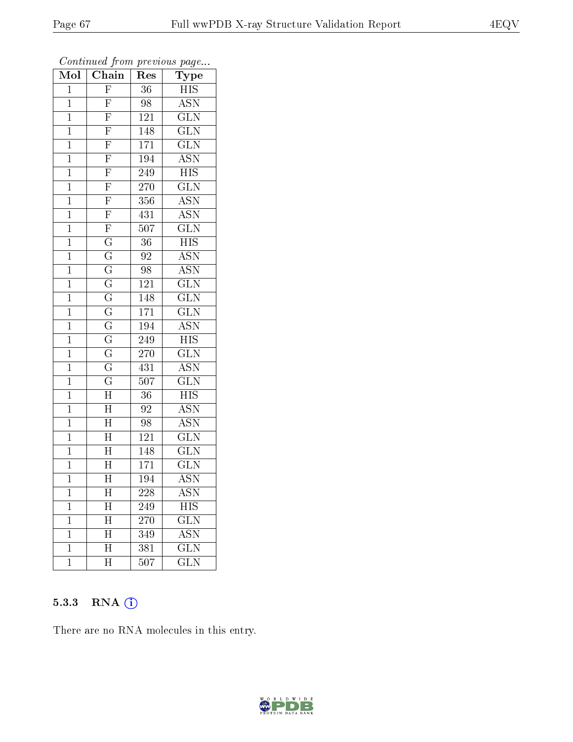*Continued from previous page...*

| Mol | Chain | Res | Type |
|---|---|---|---|
| 1 | F | 36 | HIS |
| 1 | F | 98 | ASN |
| 1 | F | 121 | GLN |
| 1 | F | 148 | GLN |
| 1 | F | 171 | GLN |
| 1 | F | 194 | ASN |
| 1 | F | 249 | HIS |
| 1 | F | 270 | GLN |
| 1 | F | 356 | ASN |
| 1 | F | 431 | ASN |
| 1 | F | 507 | GLN |
| 1 | G | 36 | HIS |
| 1 | G | 92 | ASN |
| 1 | G | 98 | ASN |
| 1 | G | 121 | GLN |
| 1 | G | 148 | GLN |
| 1 | G | 171 | GLN |
| 1 | G | 194 | ASN |
| 1 | G | 249 | HIS |
| 1 | G | 270 | GLN |
| 1 | G | 431 | ASN |
| 1 | G | 507 | GLN |
| 1 | H | 36 | HIS |
| 1 | H | 92 | ASN |
| 1 | H | 98 | ASN |
| 1 | H | 121 | GLN |
| 1 | H | 148 | GLN |
| 1 | H | 171 | GLN |
| 1 | H | 194 | ASN |
| 1 | H | 228 | ASN |
| 1 | H | 249 | HIS |
| 1 | H | 270 | GLN |
| 1 | H | 349 | ASN |
| 1 | H | 381 | GLN |
| 1 | H | 507 | GLN |

### 5.3.3 RNA

There are no RNA molecules in this entry.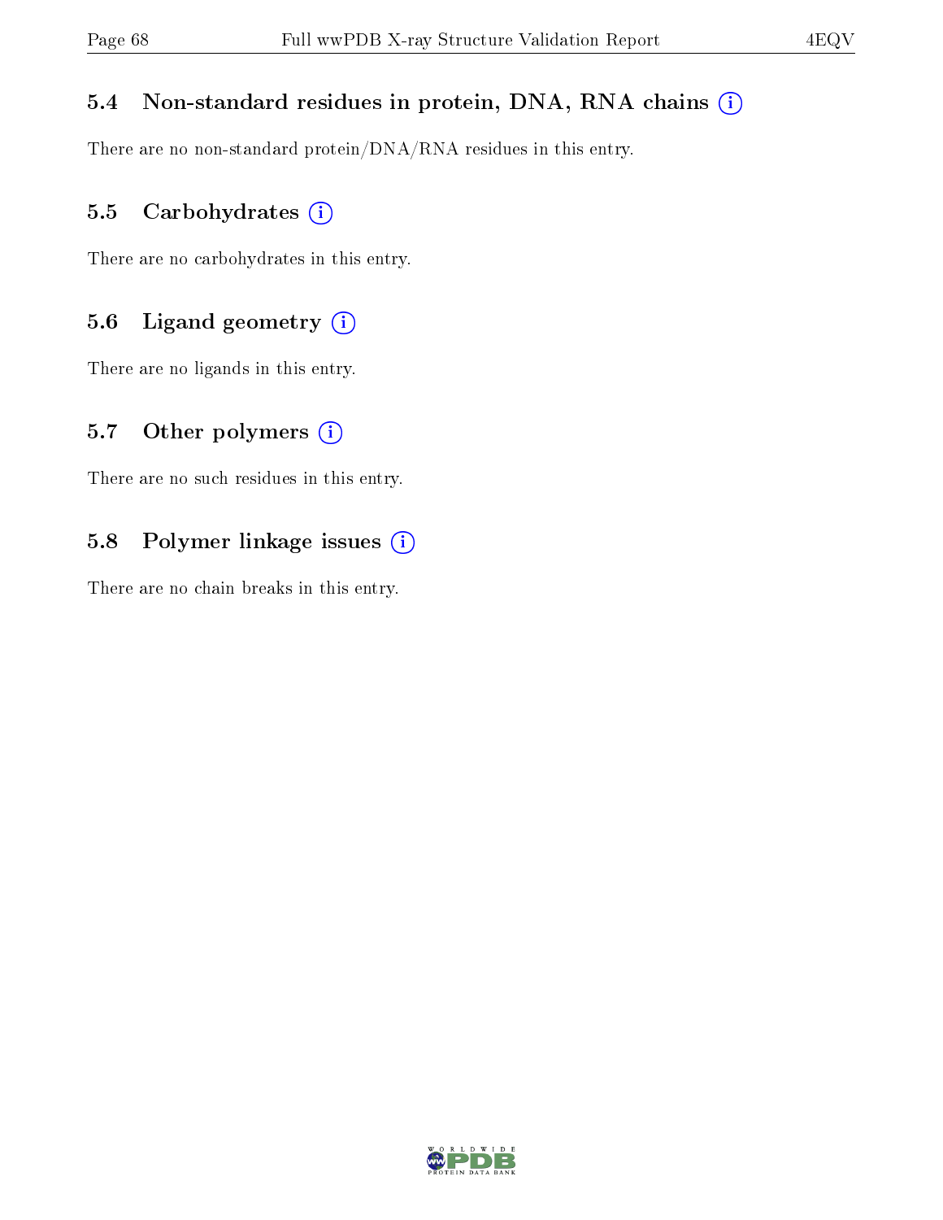### 5.4 Non-standard residues in protein, DNA, RNA chains

There are no non-standard protein/DNA/RNA residues in this entry.

### 5.5 Carbohydrates

There are no carbohydrates in this entry.

### 5.6 Ligand geometry

There are no ligands in this entry.

### 5.7 Other polymers

There are no such residues in this entry.

### 5.8 Polymer linkage issues

There are no chain breaks in this entry.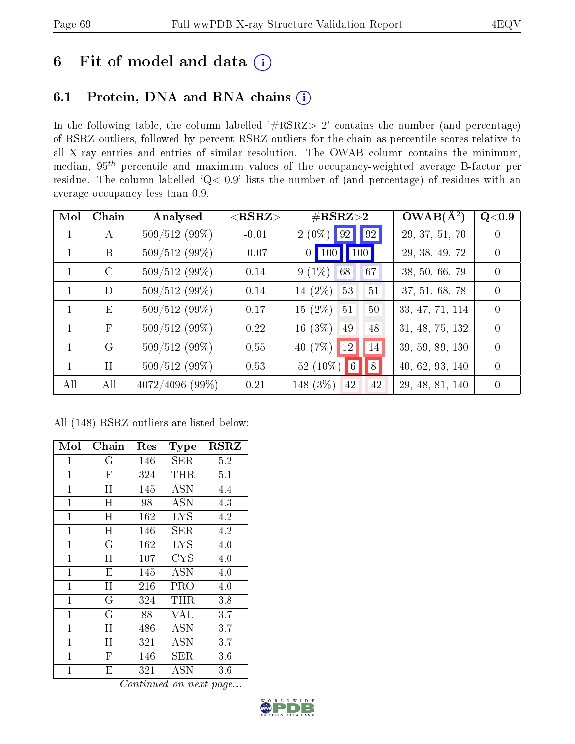# 6 Fit of model and data (i)

## 6.1 Protein, DNA and RNA chains (i)

In the following table, the column labelled '#RSRZ> 2' contains the number (and percentage) of RSRZ outliers, followed by percent RSRZ outliers for the chain as percentile scores relative to all X-ray entries and entries of similar resolution. The OWAB column contains the minimum, median, $95^{th}$ percentile and maximum values of the occupancy-weighted average B-factor per residue. The column labelled 'Q< 0.9' lists the number of (and percentage) of residues with an average occupancy less than 0.9.

| Mol | Chain | Analysed | <RSRZ> | #RSRZ>2 | | | OWAB(Å$^2$) | Q<0.9 |
|---|---|---|---|---|---|---|---|---|
| 1 | A | 509/512 (99%) | -0.01 | 2 (0%) | 92 | 92 | 29, 37, 51, 70 | 0 |
| 1 | B | 509/512 (99%) | -0.07 | 0 | 100 | 100 | 29, 38, 49, 72 | 0 |
| 1 | C | 509/512 (99%) | 0.14 | 9 (1%) | 68 | 67 | 38, 50, 66, 79 | 0 |
| 1 | D | 509/512 (99%) | 0.14 | 14 (2%) | 53 | 51 | 37, 51, 68, 78 | 0 |
| 1 | E | 509/512 (99%) | 0.17 | 15 (2%) | 51 | 50 | 33, 47, 71, 114 | 0 |
| 1 | F | 509/512 (99%) | 0.22 | 16 (3%) | 49 | 48 | 31, 48, 75, 132 | 0 |
| 1 | G | 509/512 (99%) | 0.55 | 40 (7%) | 12 | 14 | 39, 59, 89, 130 | 0 |
| 1 | H | 509/512 (99%) | 0.53 | 52 (10%) | 6 | 8 | 40, 62, 93, 140 | 0 |
| All | All | 4072/4096 (99%) | 0.21 | 148 (3%) | 42 | 42 | 29, 48, 81, 140 | 0 |

All (148) RSRZ outliers are listed below:

| Mol | Chain | Res | Type | RSRZ |
|---|---|---|---|---|
| 1 | G | 146 | SER | 5.2 |
| 1 | F | 324 | THR | 5.1 |
| 1 | H | 145 | ASN | 4.4 |
| 1 | H | 98 | ASN | 4.3 |
| 1 | H | 162 | LYS | 4.2 |
| 1 | H | 146 | SER | 4.2 |
| 1 | G | 162 | LYS | 4.0 |
| 1 | H | 107 | CYS | 4.0 |
| 1 | E | 145 | ASN | 4.0 |
| 1 | H | 216 | PRO | 4.0 |
| 1 | G | 324 | THR | 3.8 |
| 1 | G | 88 | VAL | 3.7 |
| 1 | H | 486 | ASN | 3.7 |
| 1 | H | 321 | ASN | 3.7 |
| 1 | F | 146 | SER | 3.6 |
| 1 | E | 321 | ASN | 3.6 |

*Continued on next page...*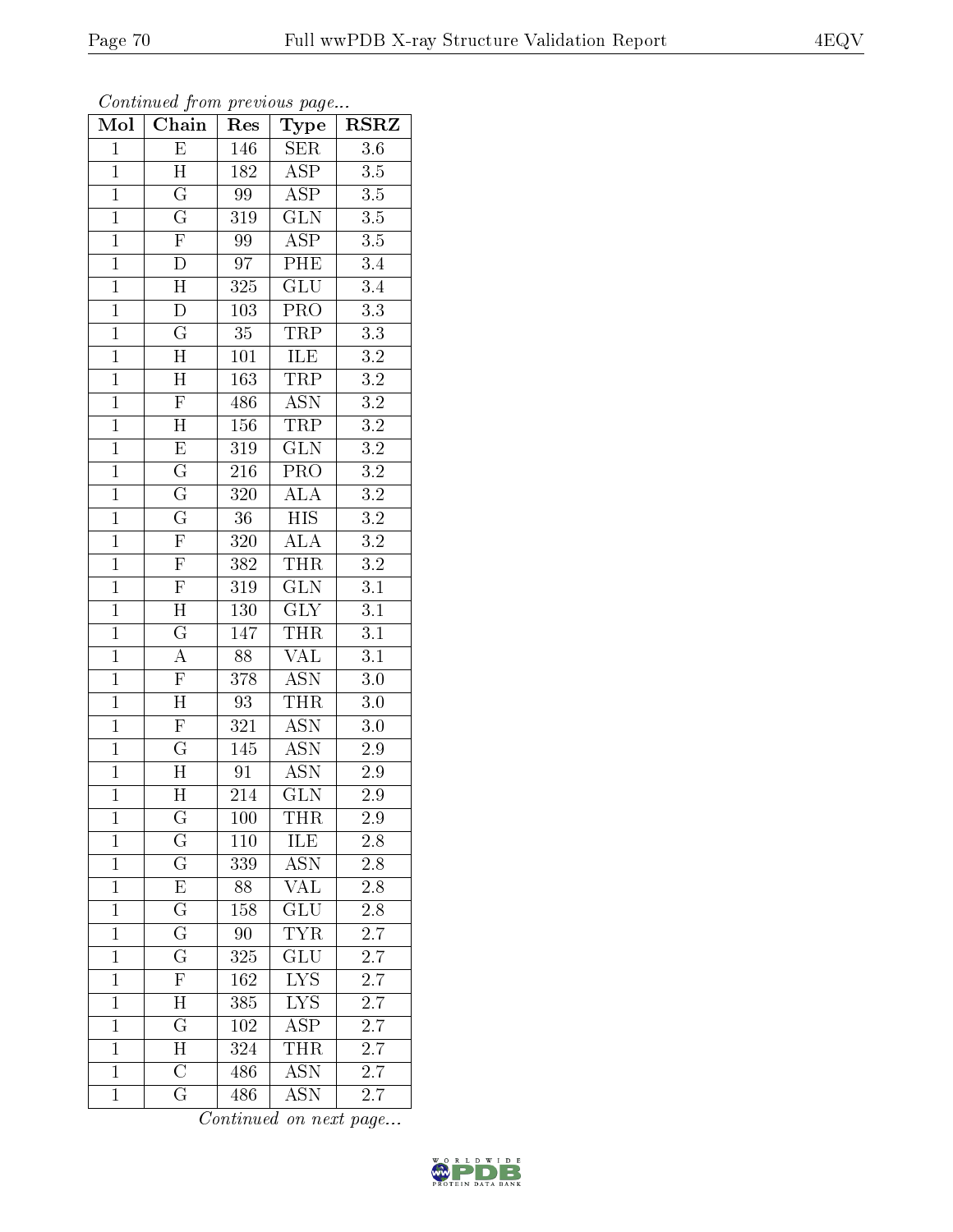*Continued from previous page...*

| Mol | Chain | Res | Type | RSRZ |
|---|---|---|---|---|
| 1 | E | 146 | SER | 3.6 |
| 1 | H | 182 | ASP | 3.5 |
| 1 | G | 99 | ASP | 3.5 |
| 1 | G | 319 | GLN | 3.5 |
| 1 | F | 99 | ASP | 3.5 |
| 1 | D | 97 | PHE | 3.4 |
| 1 | H | 325 | GLU | 3.4 |
| 1 | D | 103 | PRO | 3.3 |
| 1 | G | 35 | TRP | 3.3 |
| 1 | H | 101 | ILE | 3.2 |
| 1 | H | 163 | TRP | 3.2 |
| 1 | F | 486 | ASN | 3.2 |
| 1 | H | 156 | TRP | 3.2 |
| 1 | E | 319 | GLN | 3.2 |
| 1 | G | 216 | PRO | 3.2 |
| 1 | G | 320 | ALA | 3.2 |
| 1 | G | 36 | HIS | 3.2 |
| 1 | F | 320 | ALA | 3.2 |
| 1 | F | 382 | THR | 3.2 |
| 1 | F | 319 | GLN | 3.1 |
| 1 | H | 130 | GLY | 3.1 |
| 1 | G | 147 | THR | 3.1 |
| 1 | A | 88 | VAL | 3.1 |
| 1 | F | 378 | ASN | 3.0 |
| 1 | H | 93 | THR | 3.0 |
| 1 | F | 321 | ASN | 3.0 |
| 1 | G | 145 | ASN | 2.9 |
| 1 | H | 91 | ASN | 2.9 |
| 1 | H | 214 | GLN | 2.9 |
| 1 | G | 100 | THR | 2.9 |
| 1 | G | 110 | ILE | 2.8 |
| 1 | G | 339 | ASN | 2.8 |
| 1 | E | 88 | VAL | 2.8 |
| 1 | G | 158 | GLU | 2.8 |
| 1 | G | 90 | TYR | 2.7 |
| 1 | G | 325 | GLU | 2.7 |
| 1 | F | 162 | LYS | 2.7 |
| 1 | H | 385 | LYS | 2.7 |
| 1 | G | 102 | ASP | 2.7 |
| 1 | H | 324 | THR | 2.7 |
| 1 | C | 486 | ASN | 2.7 |
| 1 | G | 486 | ASN | 2.7 |

*Continued on next page...*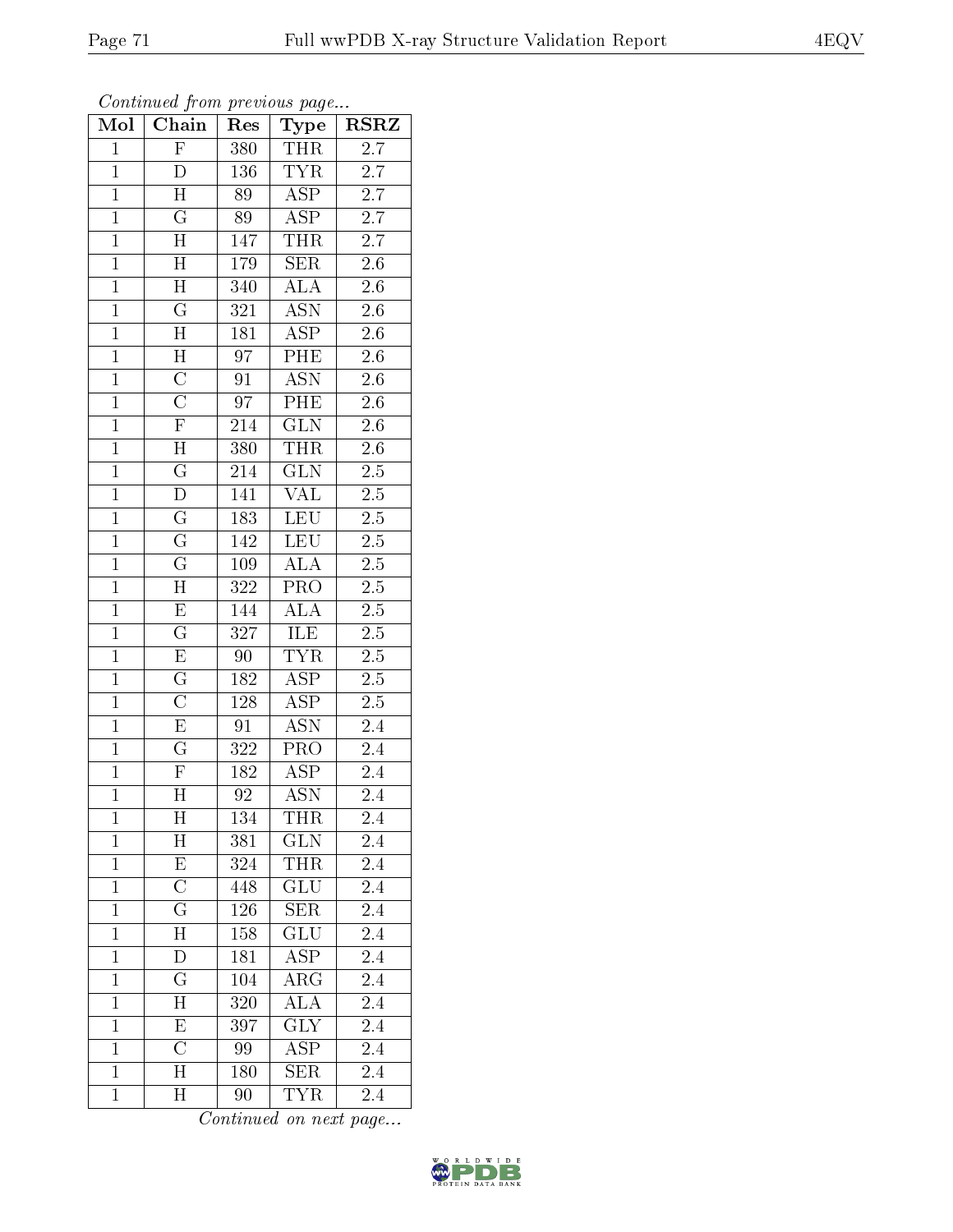*Continued from previous page...*

| Mol | Chain | Res | Type | RSRZ |
|---|---|---|---|---|
| 1 | F | 380 | THR | 2.7 |
| 1 | D | 136 | TYR | 2.7 |
| 1 | H | 89 | ASP | 2.7 |
| 1 | G | 89 | ASP | 2.7 |
| 1 | H | 147 | THR | 2.7 |
| 1 | H | 179 | SER | 2.6 |
| 1 | H | 340 | ALA | 2.6 |
| 1 | G | 321 | ASN | 2.6 |
| 1 | H | 181 | ASP | 2.6 |
| 1 | H | 97 | PHE | 2.6 |
| 1 | C | 91 | ASN | 2.6 |
| 1 | C | 97 | PHE | 2.6 |
| 1 | F | 214 | GLN | 2.6 |
| 1 | H | 380 | THR | 2.6 |
| 1 | G | 214 | GLN | 2.5 |
| 1 | D | 141 | VAL | 2.5 |
| 1 | G | 183 | LEU | 2.5 |
| 1 | G | 142 | LEU | 2.5 |
| 1 | G | 109 | ALA | 2.5 |
| 1 | H | 322 | PRO | 2.5 |
| 1 | E | 144 | ALA | 2.5 |
| 1 | G | 327 | ILE | 2.5 |
| 1 | E | 90 | TYR | 2.5 |
| 1 | G | 182 | ASP | 2.5 |
| 1 | C | 128 | ASP | 2.5 |
| 1 | E | 91 | ASN | 2.4 |
| 1 | G | 322 | PRO | 2.4 |
| 1 | F | 182 | ASP | 2.4 |
| 1 | H | 92 | ASN | 2.4 |
| 1 | H | 134 | THR | 2.4 |
| 1 | H | 381 | GLN | 2.4 |
| 1 | E | 324 | THR | 2.4 |
| 1 | C | 448 | GLU | 2.4 |
| 1 | G | 126 | SER | 2.4 |
| 1 | H | 158 | GLU | 2.4 |
| 1 | D | 181 | ASP | 2.4 |
| 1 | G | 104 | ARG | 2.4 |
| 1 | H | 320 | ALA | 2.4 |
| 1 | E | 397 | GLY | 2.4 |
| 1 | C | 99 | ASP | 2.4 |
| 1 | H | 180 | SER | 2.4 |
| 1 | H | 90 | TYR | 2.4 |

*Continued on next page...*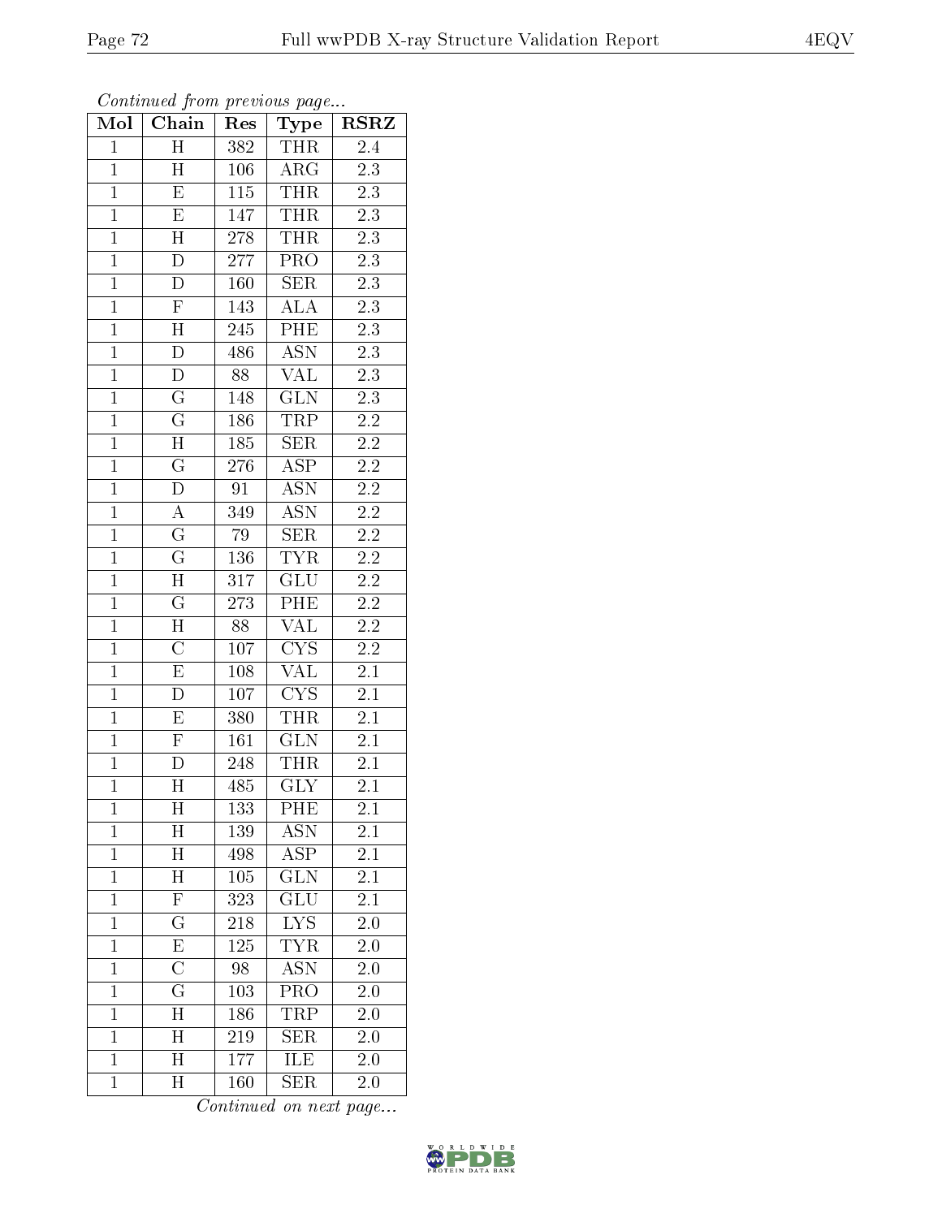*Continued from previous page...*

| Mol | Chain | Res | Type | RSRZ |
|---|---|---|---|---|
| 1 | H | 382 | THR | 2.4 |
| 1 | H | 106 | ARG | 2.3 |
| 1 | E | 115 | THR | 2.3 |
| 1 | E | 147 | THR | 2.3 |
| 1 | H | 278 | THR | 2.3 |
| 1 | D | 277 | PRO | 2.3 |
| 1 | D | 160 | SER | 2.3 |
| 1 | F | 143 | ALA | 2.3 |
| 1 | H | 245 | PHE | 2.3 |
| 1 | D | 486 | ASN | 2.3 |
| 1 | D | 88 | VAL | 2.3 |
| 1 | G | 148 | GLN | 2.3 |
| 1 | G | 186 | TRP | 2.2 |
| 1 | H | 185 | SER | 2.2 |
| 1 | G | 276 | ASP | 2.2 |
| 1 | D | 91 | ASN | 2.2 |
| 1 | A | 349 | ASN | 2.2 |
| 1 | G | 79 | SER | 2.2 |
| 1 | G | 136 | TYR | 2.2 |
| 1 | H | 317 | GLU | 2.2 |
| 1 | G | 273 | PHE | 2.2 |
| 1 | H | 88 | VAL | 2.2 |
| 1 | C | 107 | CYS | 2.2 |
| 1 | E | 108 | VAL | 2.1 |
| 1 | D | 107 | CYS | 2.1 |
| 1 | E | 380 | THR | 2.1 |
| 1 | F | 161 | GLN | 2.1 |
| 1 | D | 248 | THR | 2.1 |
| 1 | H | 485 | GLY | 2.1 |
| 1 | H | 133 | PHE | 2.1 |
| 1 | H | 139 | ASN | 2.1 |
| 1 | H | 498 | ASP | 2.1 |
| 1 | H | 105 | GLN | 2.1 |
| 1 | F | 323 | GLU | 2.1 |
| 1 | G | 218 | LYS | 2.0 |
| 1 | E | 125 | TYR | 2.0 |
| 1 | C | 98 | ASN | 2.0 |
| 1 | G | 103 | PRO | 2.0 |
| 1 | H | 186 | TRP | 2.0 |
| 1 | H | 219 | SER | 2.0 |
| 1 | H | 177 | ILE | 2.0 |
| 1 | H | 160 | SER | 2.0 |

*Continued on next page...*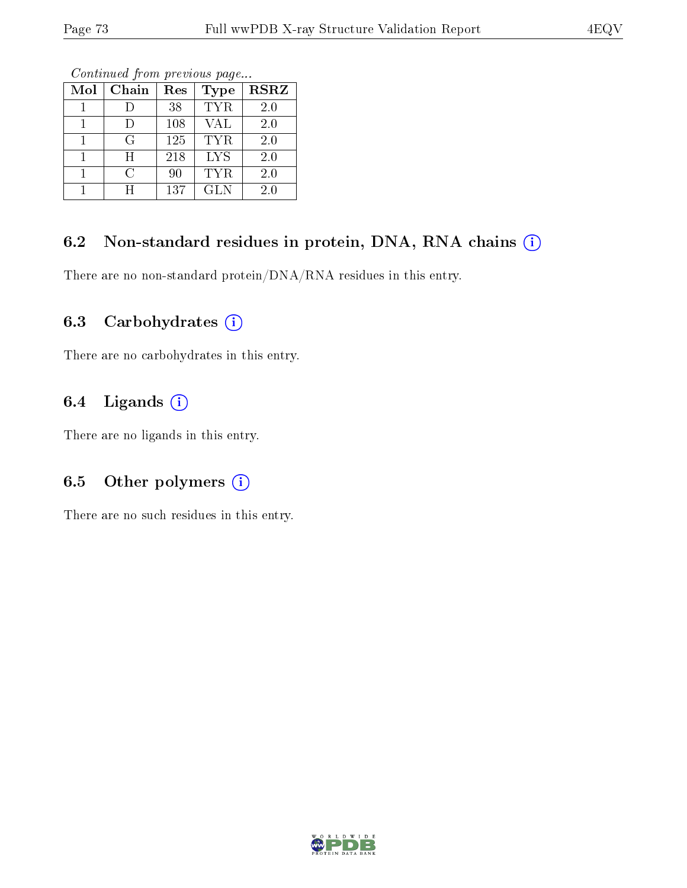*Continued from previous page...*

| Mol | Chain | Res | Type | RSRZ |
|---|---|---|---|---|
| 1 | D | 38 | TYR | 2.0 |
| 1 | D | 108 | VAL | 2.0 |
| 1 | G | 125 | TYR | 2.0 |
| 1 | H | 218 | LYS | 2.0 |
| 1 | C | 90 | TYR | 2.0 |
| 1 | H | 137 | GLN | 2.0 |

### 6.2 Non-standard residues in protein, DNA, RNA chains (i)

There are no non-standard protein/DNA/RNA residues in this entry.

### 6.3 Carbohydrates (i)

There are no carbohydrates in this entry.

### 6.4 Ligands (i)

There are no ligands in this entry.

### 6.5 Other polymers (i)

There are no such residues in this entry.